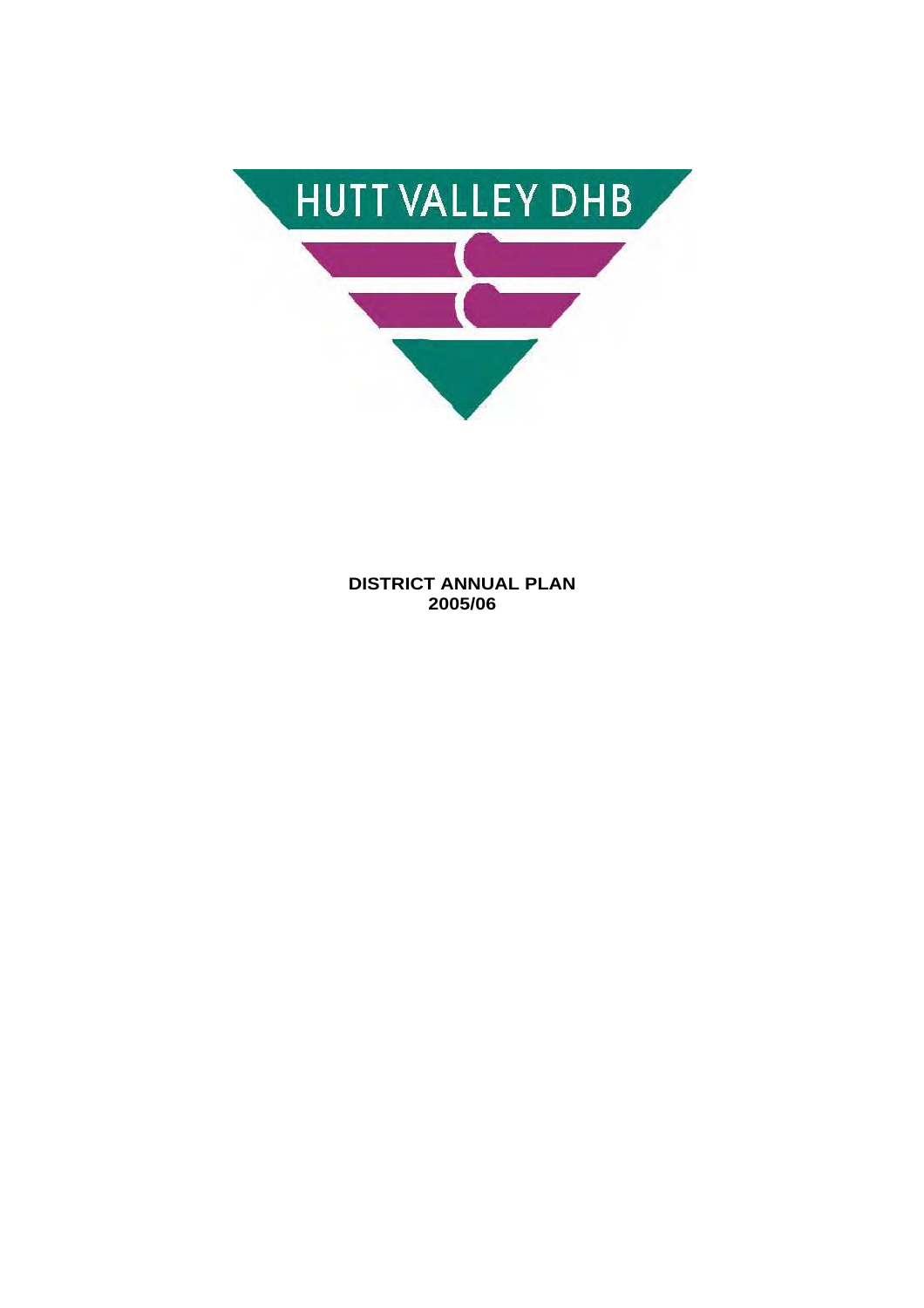HUTT VALLEY DHB

**DISTRICT ANNUAL PLAN**
**2005/06**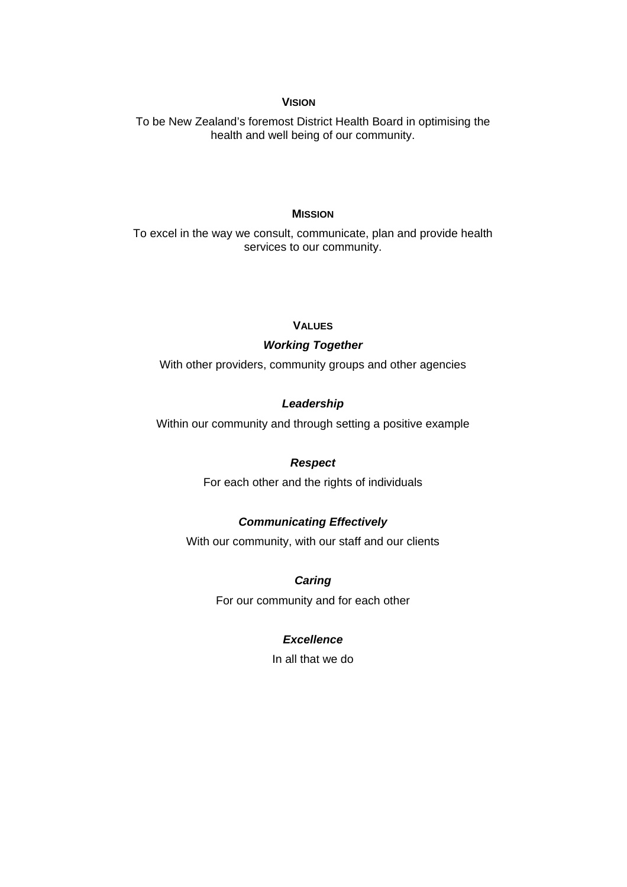## VISION

To be New Zealand's foremost District Health Board in optimising the health and well being of our community.

## MISSION

To excel in the way we consult, communicate, plan and provide health services to our community.

## VALUES

***Working Together***

With other providers, community groups and other agencies

***Leadership***

Within our community and through setting a positive example

***Respect***

For each other and the rights of individuals

***Communicating Effectively***

With our community, with our staff and our clients

***Caring***

For our community and for each other

***Excellence***

In all that we do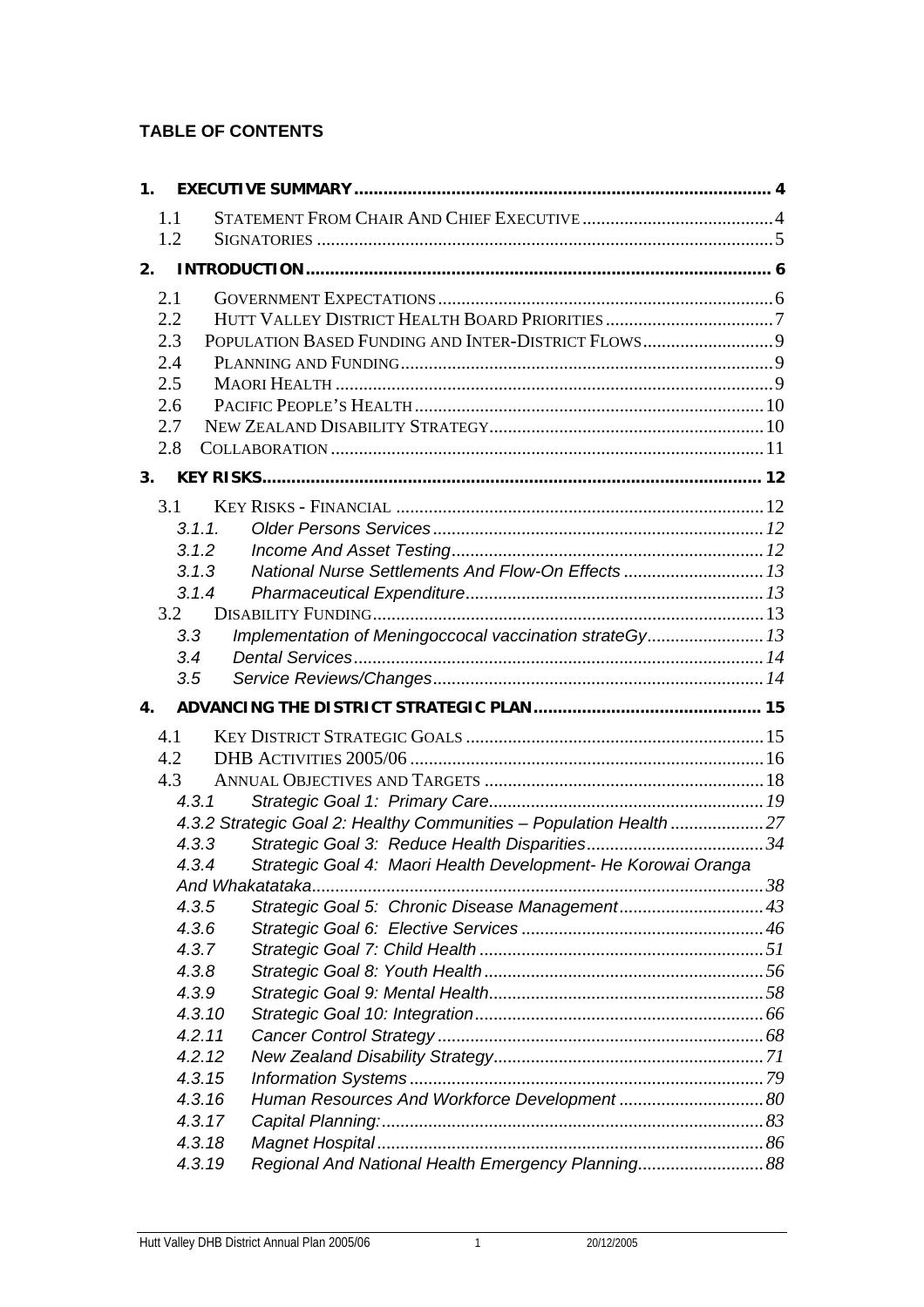**TABLE OF CONTENTS**

**1. EXECUTIVE SUMMARY .......... 4**

- 1.1 STATEMENT FROM CHAIR AND CHIEF EXECUTIVE .......... 4
- 1.2 SIGNATORIES .......... 5

**2. INTRODUCTION .......... 6**

- 2.1 GOVERNMENT EXPECTATIONS .......... 6
- 2.2 HUTT VALLEY DISTRICT HEALTH BOARD PRIORITIES .......... 7
- 2.3 POPULATION BASED FUNDING AND INTER-DISTRICT FLOWS .......... 9
- 2.4 PLANNING AND FUNDING .......... 9
- 2.5 MAORI HEALTH .......... 9
- 2.6 PACIFIC PEOPLE'S HEALTH .......... 10
- 2.7 NEW ZEALAND DISABILITY STRATEGY .......... 10
- 2.8 COLLABORATION .......... 11

**3. KEY RISKS .......... 12**

- 3.1 KEY RISKS - FINANCIAL .......... 12
  - *3.1.1. Older Persons Services .......... 12*
  - *3.1.2 Income And Asset Testing .......... 12*
  - *3.1.3 National Nurse Settlements And Flow-On Effects .......... 13*
  - *3.1.4 Pharmaceutical Expenditure .......... 13*
- 3.2 DISABILITY FUNDING .......... 13
  - *3.3 Implementation of Meningoccocal vaccination strateGy .......... 13*
  - *3.4 Dental Services .......... 14*
  - *3.5 Service Reviews/Changes .......... 14*

**4. ADVANCING THE DISTRICT STRATEGIC PLAN .......... 15**

- 4.1 KEY DISTRICT STRATEGIC GOALS .......... 15
- 4.2 DHB ACTIVITIES 2005/06 .......... 16
- 4.3 ANNUAL OBJECTIVES AND TARGETS .......... 18
  - *4.3.1 Strategic Goal 1: Primary Care .......... 19*
  - *4.3.2 Strategic Goal 2: Healthy Communities – Population Health .......... 27*
  - *4.3.3 Strategic Goal 3: Reduce Health Disparities .......... 34*
  - *4.3.4 Strategic Goal 4: Maori Health Development- He Korowai Oranga And Whakatataka .......... 38*
  - *4.3.5 Strategic Goal 5: Chronic Disease Management .......... 43*
  - *4.3.6 Strategic Goal 6: Elective Services .......... 46*
  - *4.3.7 Strategic Goal 7: Child Health .......... 51*
  - *4.3.8 Strategic Goal 8: Youth Health .......... 56*
  - *4.3.9 Strategic Goal 9: Mental Health .......... 58*
  - *4.3.10 Strategic Goal 10: Integration .......... 66*
  - *4.2.11 Cancer Control Strategy .......... 68*
  - *4.2.12 New Zealand Disability Strategy .......... 71*
  - *4.3.15 Information Systems .......... 79*
  - *4.3.16 Human Resources And Workforce Development .......... 80*
  - *4.3.17 Capital Planning: .......... 83*
  - *4.3.18 Magnet Hospital .......... 86*
  - *4.3.19 Regional And National Health Emergency Planning .......... 88*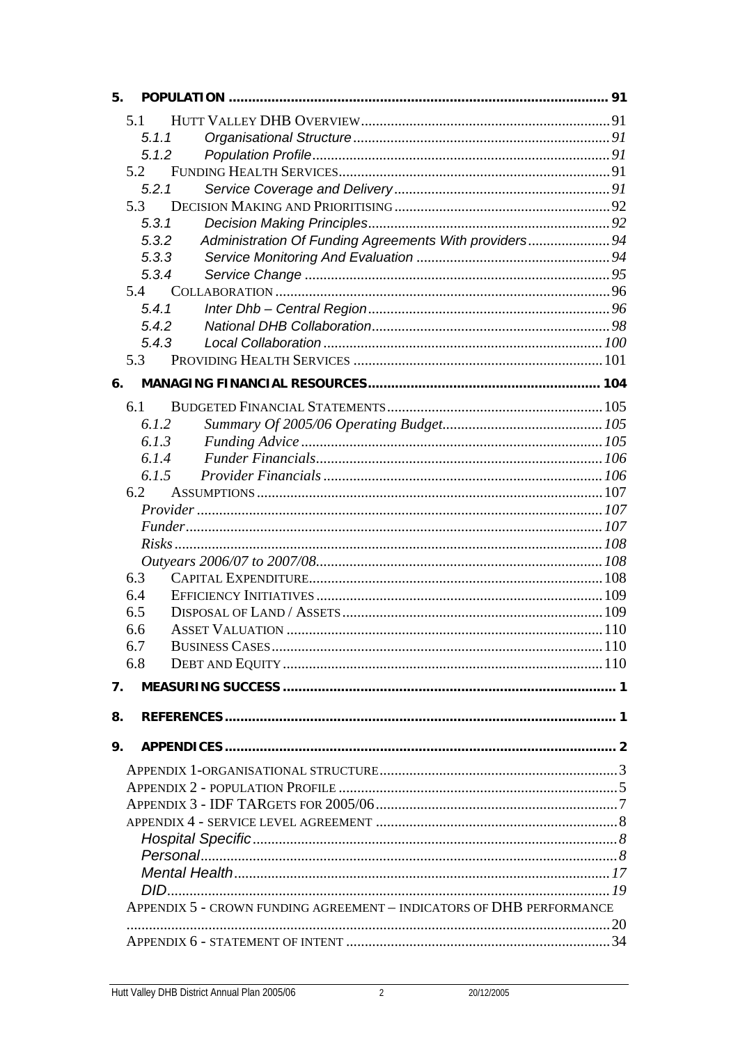**5. POPULATION .................................................................................................. 91**

- 5.1 HUTT VALLEY DHB OVERVIEW .................................................................. 91
  - *5.1.1 Organisational Structure .................................................................... 91*
  - *5.1.2 Population Profile ............................................................................... 91*
- 5.2 FUNDING HEALTH SERVICES ....................................................................... 91
  - *5.2.1 Service Coverage and Delivery .......................................................... 91*
- 5.3 DECISION MAKING AND PRIORITISING ......................................................... 92
  - *5.3.1 Decision Making Principles ................................................................ 92*
  - *5.3.2 Administration Of Funding Agreements With providers ...................... 94*
  - *5.3.3 Service Monitoring And Evaluation .................................................... 94*
  - *5.3.4 Service Change ................................................................................. 95*
- 5.4 COLLABORATION ........................................................................................ 96
  - *5.4.1 Inter Dhb – Central Region ................................................................ 96*
  - *5.4.2 National DHB Collaboration ............................................................... 98*
  - *5.4.3 Local Collaboration .......................................................................... 100*
- 5.3 PROVIDING HEALTH SERVICES .................................................................. 101

**6. MANAGING FINANCIAL RESOURCES ............................................................ 104**

- 6.1 BUDGETED FINANCIAL STATEMENTS ......................................................... 105
  - *6.1.2 Summary Of 2005/06 Operating Budget ........................................... 105*
  - *6.1.3 Funding Advice ................................................................................ 105*
  - *6.1.4 Funder Financials ............................................................................ 106*
  - *6.1.5 Provider Financials .......................................................................... 106*
- 6.2 ASSUMPTIONS ........................................................................................... 107
  - *Provider ............................................................................................... 107*
  - *Funder ................................................................................................. 107*
  - *Risks ................................................................................................... 108*
  - *Outyears 2006/07 to 2007/08 ................................................................ 108*
- 6.3 CAPITAL EXPENDITURE .............................................................................. 108
- 6.4 EFFICIENCY INITIATIVES ............................................................................ 109
- 6.5 DISPOSAL OF LAND / ASSETS ..................................................................... 109
- 6.6 ASSET VALUATION .................................................................................... 110
- 6.7 BUSINESS CASES ........................................................................................ 110
- 6.8 DEBT AND EQUITY ..................................................................................... 110

**7. MEASURING SUCCESS ...................................................................................... 1**

**8. REFERENCES ..................................................................................................... 1**

**9. APPENDICES ...................................................................................................... 2**

- APPENDIX 1-ORGANISATIONAL STRUCTURE .................................................................. 3
- APPENDIX 2 - POPULATION PROFILE ............................................................................ 5
- APPENDIX 3 - IDF TARGETS FOR 2005/06 ..................................................................... 7
- APPENDIX 4 - SERVICE LEVEL AGREEMENT ................................................................... 8
  - *Hospital Specific ..................................................................................... 8*
  - *Personal .................................................................................................. 8*
  - *Mental Health ........................................................................................ 17*
  - *DID ........................................................................................................ 19*
- APPENDIX 5 - CROWN FUNDING AGREEMENT – INDICATORS OF DHB PERFORMANCE ........... 20
- APPENDIX 6 - STATEMENT OF INTENT ........................................................................ 34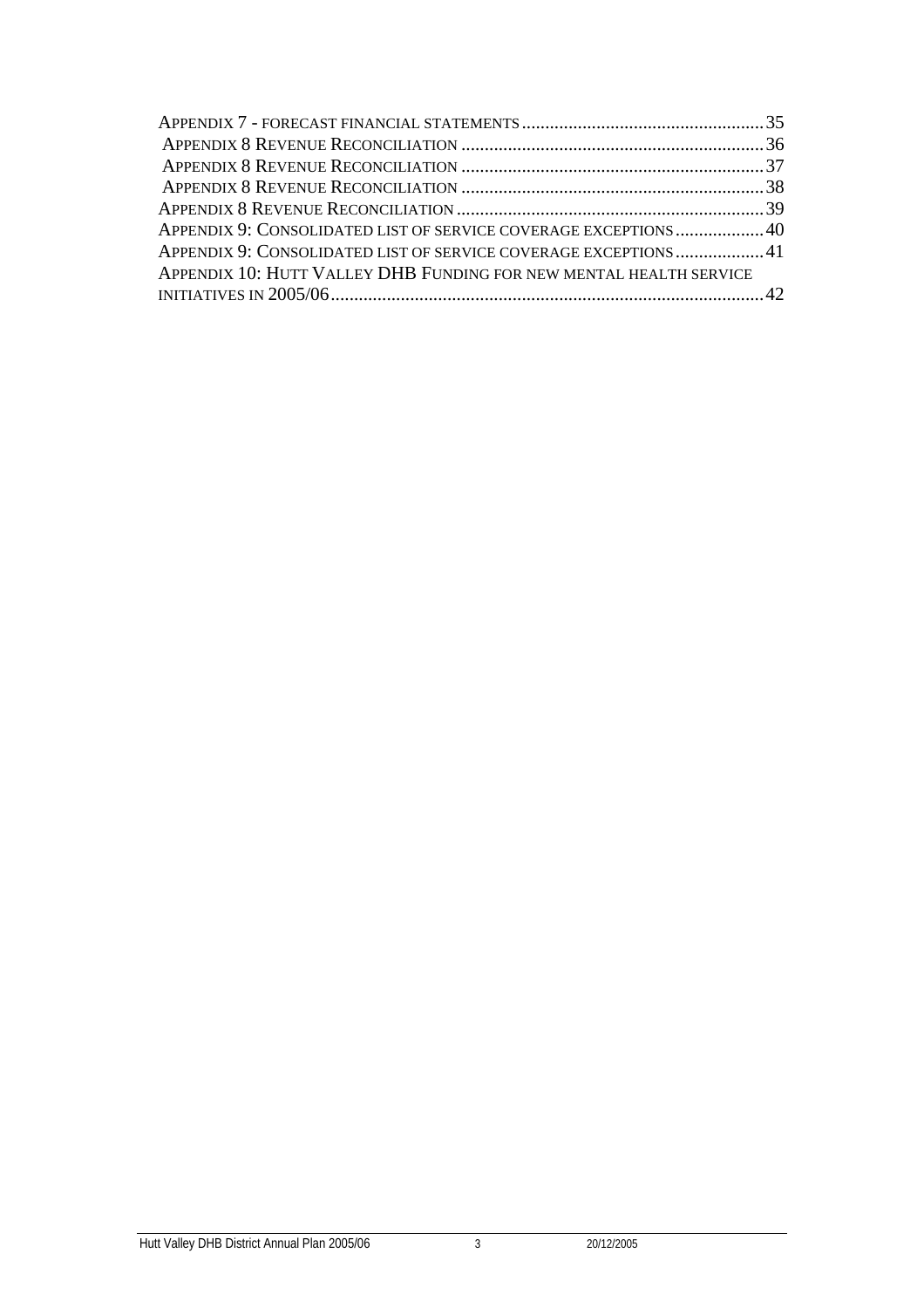APPENDIX 7 - FORECAST FINANCIAL STATEMENTS ........................................................ 35
APPENDIX 8 REVENUE RECONCILIATION ................................................................. 36
APPENDIX 8 REVENUE RECONCILIATION ................................................................. 37
APPENDIX 8 REVENUE RECONCILIATION ................................................................. 38
APPENDIX 8 REVENUE RECONCILIATION ................................................................. 39
APPENDIX 9: CONSOLIDATED LIST OF SERVICE COVERAGE EXCEPTIONS .................. 40
APPENDIX 9: CONSOLIDATED LIST OF SERVICE COVERAGE EXCEPTIONS .................. 41
APPENDIX 10: HUTT VALLEY DHB FUNDING FOR NEW MENTAL HEALTH SERVICE INITIATIVES IN 2005/06 ........................................................................................ 42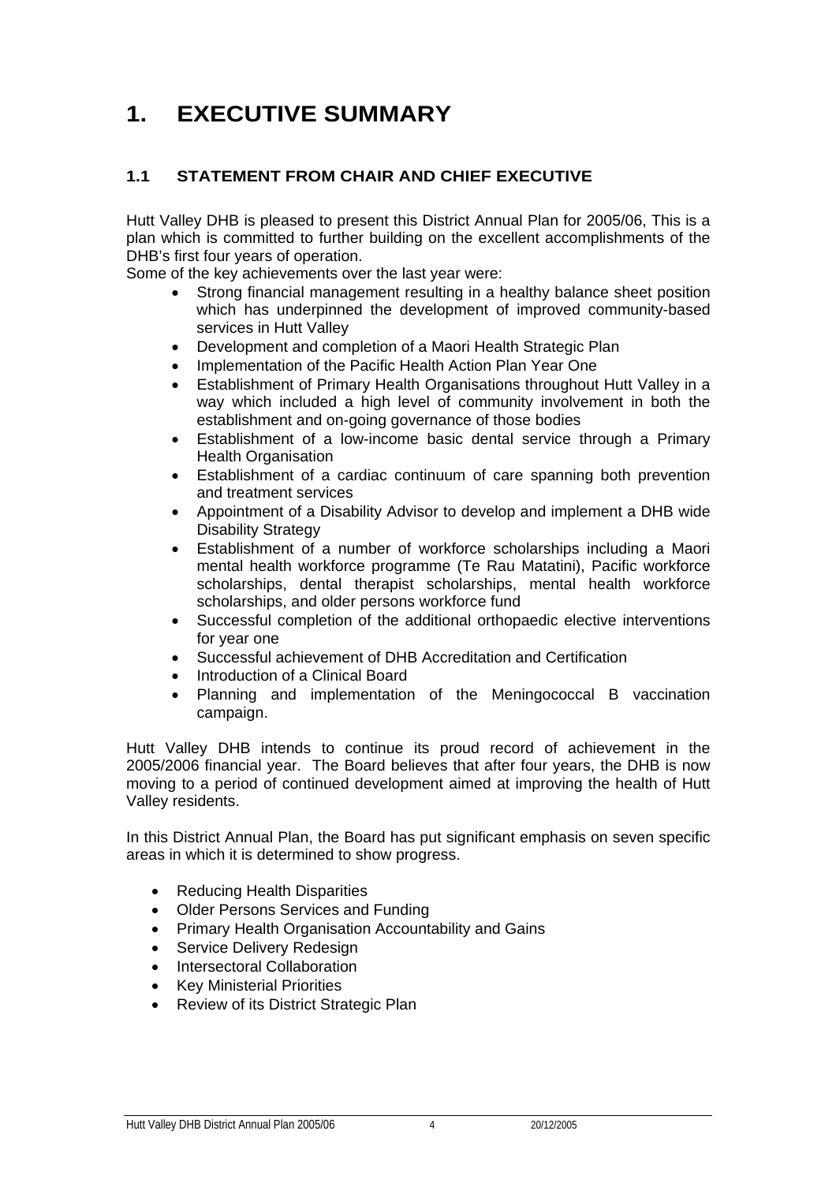# 1. EXECUTIVE SUMMARY

## 1.1 STATEMENT FROM CHAIR AND CHIEF EXECUTIVE

Hutt Valley DHB is pleased to present this District Annual Plan for 2005/06, This is a plan which is committed to further building on the excellent accomplishments of the DHB's first four years of operation.

Some of the key achievements over the last year were:

- Strong financial management resulting in a healthy balance sheet position which has underpinned the development of improved community-based services in Hutt Valley
- Development and completion of a Maori Health Strategic Plan
- Implementation of the Pacific Health Action Plan Year One
- Establishment of Primary Health Organisations throughout Hutt Valley in a way which included a high level of community involvement in both the establishment and on-going governance of those bodies
- Establishment of a low-income basic dental service through a Primary Health Organisation
- Establishment of a cardiac continuum of care spanning both prevention and treatment services
- Appointment of a Disability Advisor to develop and implement a DHB wide Disability Strategy
- Establishment of a number of workforce scholarships including a Maori mental health workforce programme (Te Rau Matatini), Pacific workforce scholarships, dental therapist scholarships, mental health workforce scholarships, and older persons workforce fund
- Successful completion of the additional orthopaedic elective interventions for year one
- Successful achievement of DHB Accreditation and Certification
- Introduction of a Clinical Board
- Planning and implementation of the Meningococcal B vaccination campaign.

Hutt Valley DHB intends to continue its proud record of achievement in the 2005/2006 financial year. The Board believes that after four years, the DHB is now moving to a period of continued development aimed at improving the health of Hutt Valley residents.

In this District Annual Plan, the Board has put significant emphasis on seven specific areas in which it is determined to show progress.

- Reducing Health Disparities
- Older Persons Services and Funding
- Primary Health Organisation Accountability and Gains
- Service Delivery Redesign
- Intersectoral Collaboration
- Key Ministerial Priorities
- Review of its District Strategic Plan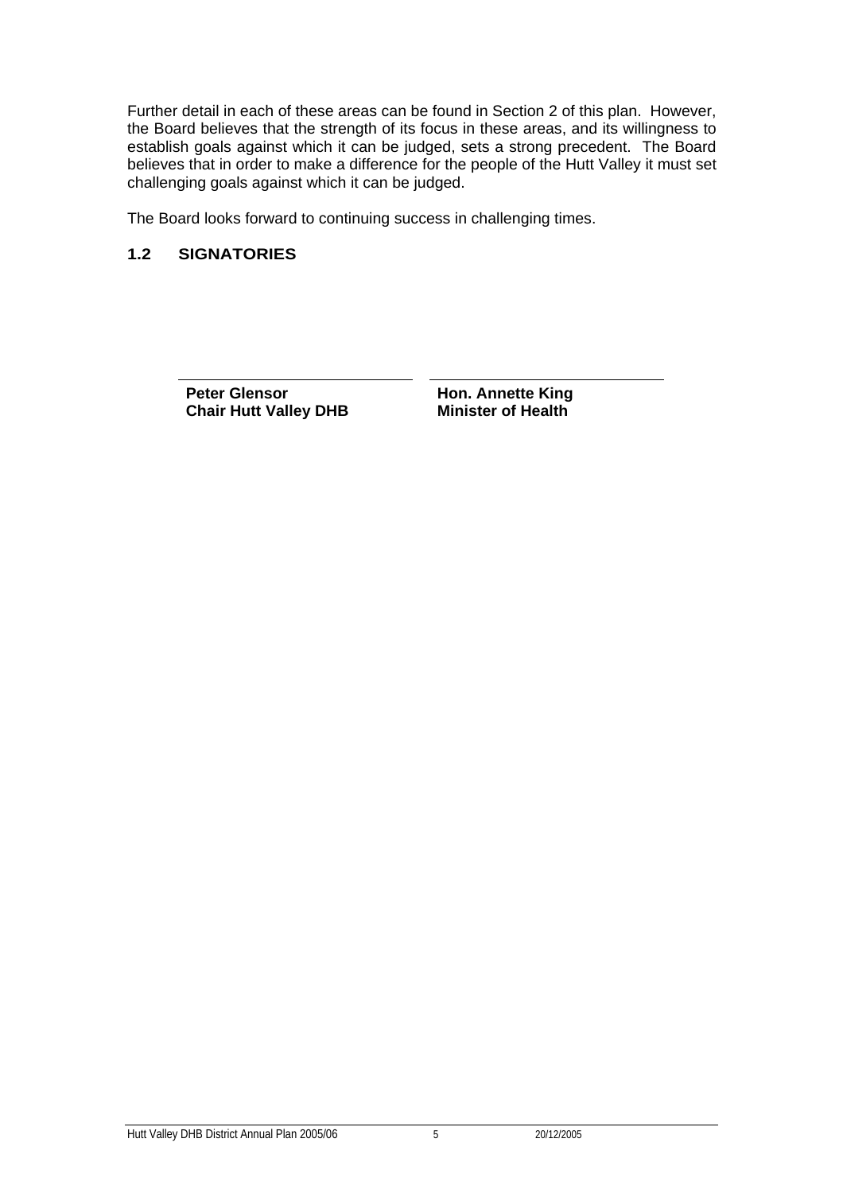Further detail in each of these areas can be found in Section 2 of this plan. However, the Board believes that the strength of its focus in these areas, and its willingness to establish goals against which it can be judged, sets a strong precedent. The Board believes that in order to make a difference for the people of the Hutt Valley it must set challenging goals against which it can be judged.

The Board looks forward to continuing success in challenging times.

## 1.2 SIGNATORIES

| **Peter Glensor**<br>**Chair Hutt Valley DHB** | **Hon. Annette King**<br>**Minister of Health** |
|---|---|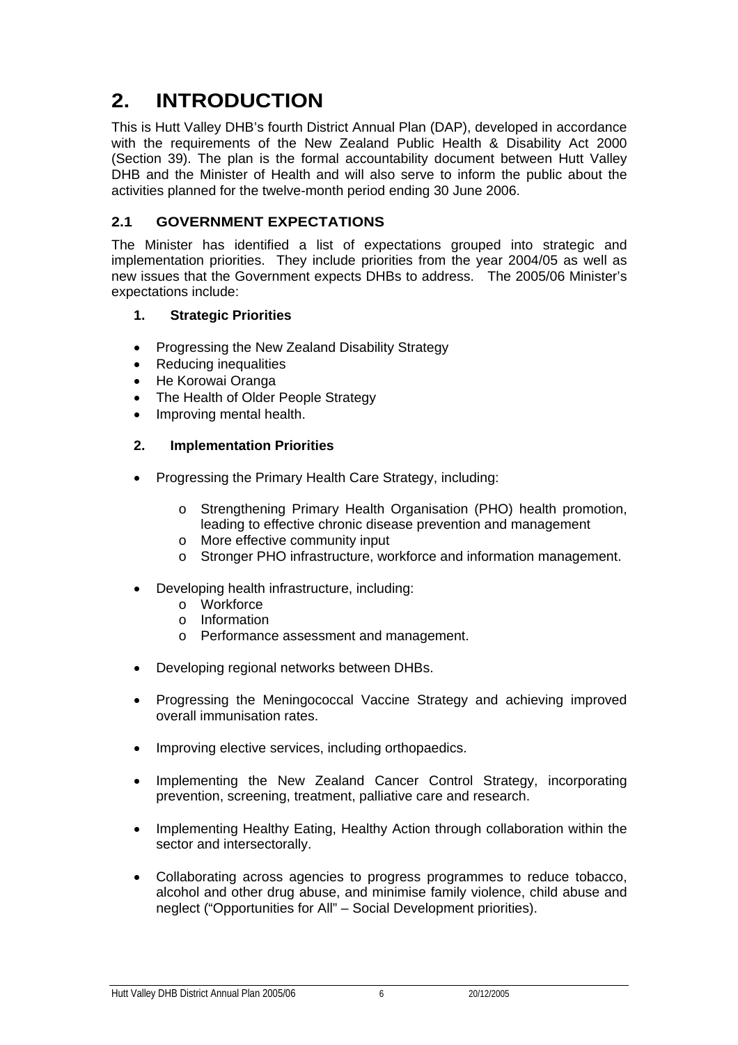# 2. INTRODUCTION

This is Hutt Valley DHB's fourth District Annual Plan (DAP), developed in accordance with the requirements of the New Zealand Public Health & Disability Act 2000 (Section 39). The plan is the formal accountability document between Hutt Valley DHB and the Minister of Health and will also serve to inform the public about the activities planned for the twelve-month period ending 30 June 2006.

## 2.1 GOVERNMENT EXPECTATIONS

The Minister has identified a list of expectations grouped into strategic and implementation priorities. They include priorities from the year 2004/05 as well as new issues that the Government expects DHBs to address. The 2005/06 Minister's expectations include:

### 1. Strategic Priorities

- Progressing the New Zealand Disability Strategy
- Reducing inequalities
- He Korowai Oranga
- The Health of Older People Strategy
- Improving mental health.

### 2. Implementation Priorities

- Progressing the Primary Health Care Strategy, including:
  - Strengthening Primary Health Organisation (PHO) health promotion, leading to effective chronic disease prevention and management
  - More effective community input
  - Stronger PHO infrastructure, workforce and information management.
- Developing health infrastructure, including:
  - Workforce
  - Information
  - Performance assessment and management.
- Developing regional networks between DHBs.
- Progressing the Meningococcal Vaccine Strategy and achieving improved overall immunisation rates.
- Improving elective services, including orthopaedics.
- Implementing the New Zealand Cancer Control Strategy, incorporating prevention, screening, treatment, palliative care and research.
- Implementing Healthy Eating, Healthy Action through collaboration within the sector and intersectorally.
- Collaborating across agencies to progress programmes to reduce tobacco, alcohol and other drug abuse, and minimise family violence, child abuse and neglect ("Opportunities for All" – Social Development priorities).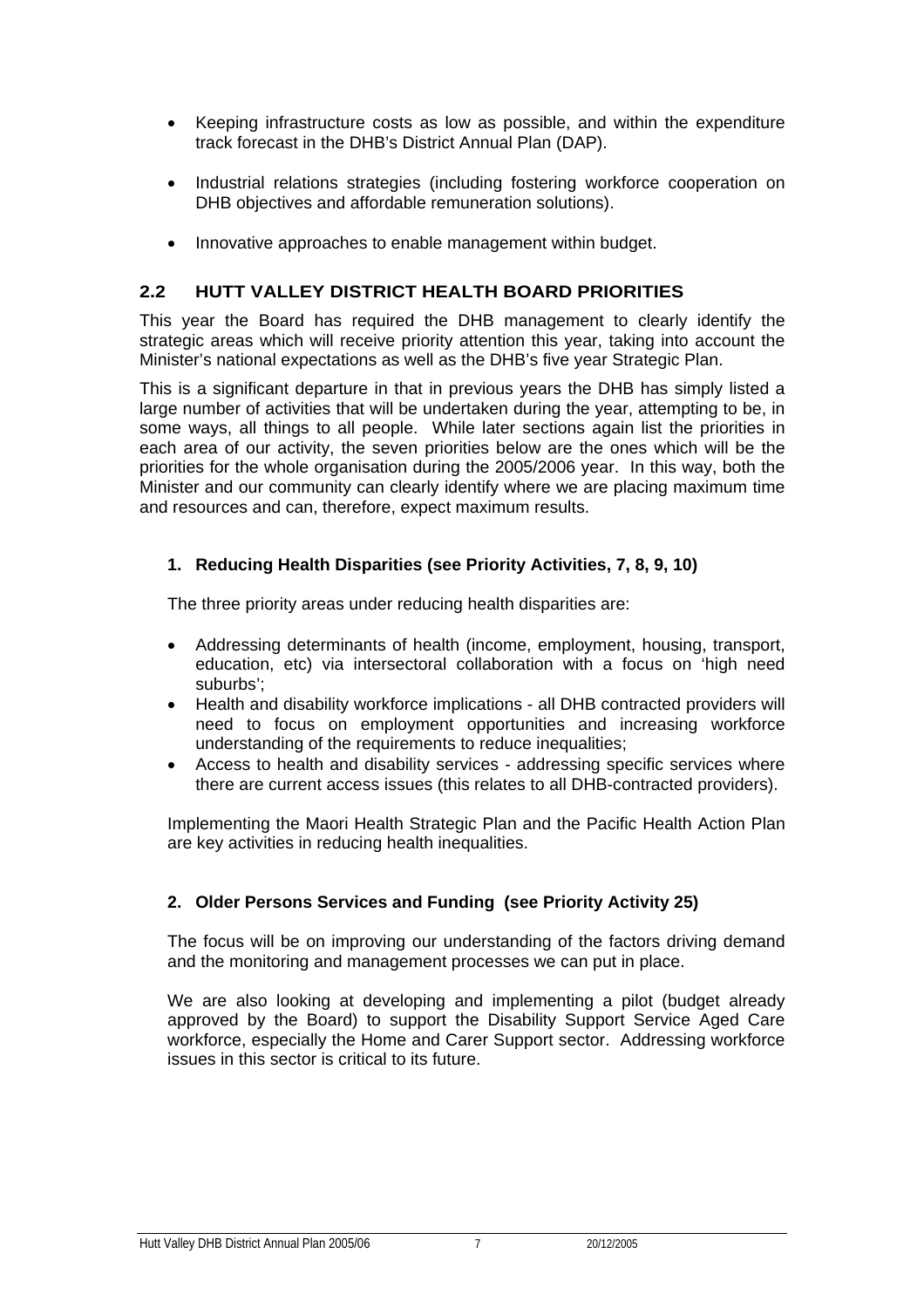- Keeping infrastructure costs as low as possible, and within the expenditure track forecast in the DHB's District Annual Plan (DAP).
- Industrial relations strategies (including fostering workforce cooperation on DHB objectives and affordable remuneration solutions).
- Innovative approaches to enable management within budget.

## 2.2 HUTT VALLEY DISTRICT HEALTH BOARD PRIORITIES

This year the Board has required the DHB management to clearly identify the strategic areas which will receive priority attention this year, taking into account the Minister's national expectations as well as the DHB's five year Strategic Plan.

This is a significant departure in that in previous years the DHB has simply listed a large number of activities that will be undertaken during the year, attempting to be, in some ways, all things to all people. While later sections again list the priorities in each area of our activity, the seven priorities below are the ones which will be the priorities for the whole organisation during the 2005/2006 year. In this way, both the Minister and our community can clearly identify where we are placing maximum time and resources and can, therefore, expect maximum results.

### 1. Reducing Health Disparities (see Priority Activities, 7, 8, 9, 10)

The three priority areas under reducing health disparities are:

- Addressing determinants of health (income, employment, housing, transport, education, etc) via intersectoral collaboration with a focus on 'high need suburbs';
- Health and disability workforce implications - all DHB contracted providers will need to focus on employment opportunities and increasing workforce understanding of the requirements to reduce inequalities;
- Access to health and disability services - addressing specific services where there are current access issues (this relates to all DHB-contracted providers).

Implementing the Maori Health Strategic Plan and the Pacific Health Action Plan are key activities in reducing health inequalities.

### 2. Older Persons Services and Funding (see Priority Activity 25)

The focus will be on improving our understanding of the factors driving demand and the monitoring and management processes we can put in place.

We are also looking at developing and implementing a pilot (budget already approved by the Board) to support the Disability Support Service Aged Care workforce, especially the Home and Carer Support sector. Addressing workforce issues in this sector is critical to its future.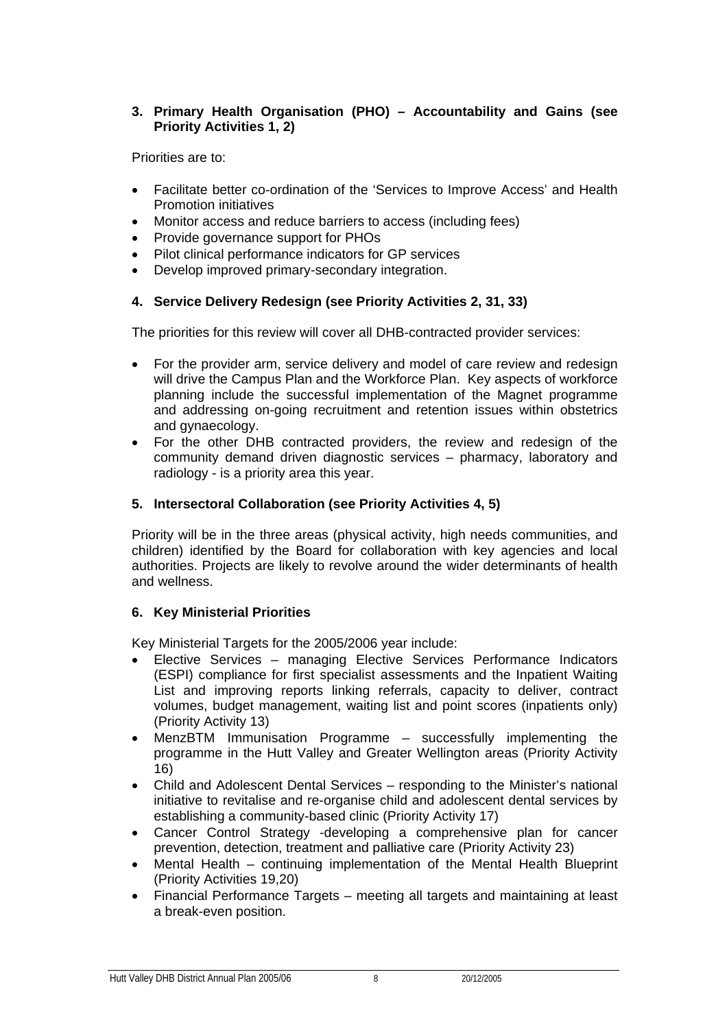### 3. Primary Health Organisation (PHO) – Accountability and Gains (see Priority Activities 1, 2)

Priorities are to:

- Facilitate better co-ordination of the 'Services to Improve Access' and Health Promotion initiatives
- Monitor access and reduce barriers to access (including fees)
- Provide governance support for PHOs
- Pilot clinical performance indicators for GP services
- Develop improved primary-secondary integration.

### 4. Service Delivery Redesign (see Priority Activities 2, 31, 33)

The priorities for this review will cover all DHB-contracted provider services:

- For the provider arm, service delivery and model of care review and redesign will drive the Campus Plan and the Workforce Plan. Key aspects of workforce planning include the successful implementation of the Magnet programme and addressing on-going recruitment and retention issues within obstetrics and gynaecology.
- For the other DHB contracted providers, the review and redesign of the community demand driven diagnostic services – pharmacy, laboratory and radiology - is a priority area this year.

### 5. Intersectoral Collaboration (see Priority Activities 4, 5)

Priority will be in the three areas (physical activity, high needs communities, and children) identified by the Board for collaboration with key agencies and local authorities. Projects are likely to revolve around the wider determinants of health and wellness.

### 6. Key Ministerial Priorities

Key Ministerial Targets for the 2005/2006 year include:

- Elective Services – managing Elective Services Performance Indicators (ESPI) compliance for first specialist assessments and the Inpatient Waiting List and improving reports linking referrals, capacity to deliver, contract volumes, budget management, waiting list and point scores (inpatients only) (Priority Activity 13)
- MenzBTM Immunisation Programme – successfully implementing the programme in the Hutt Valley and Greater Wellington areas (Priority Activity 16)
- Child and Adolescent Dental Services – responding to the Minister's national initiative to revitalise and re-organise child and adolescent dental services by establishing a community-based clinic (Priority Activity 17)
- Cancer Control Strategy -developing a comprehensive plan for cancer prevention, detection, treatment and palliative care (Priority Activity 23)
- Mental Health – continuing implementation of the Mental Health Blueprint (Priority Activities 19,20)
- Financial Performance Targets – meeting all targets and maintaining at least a break-even position.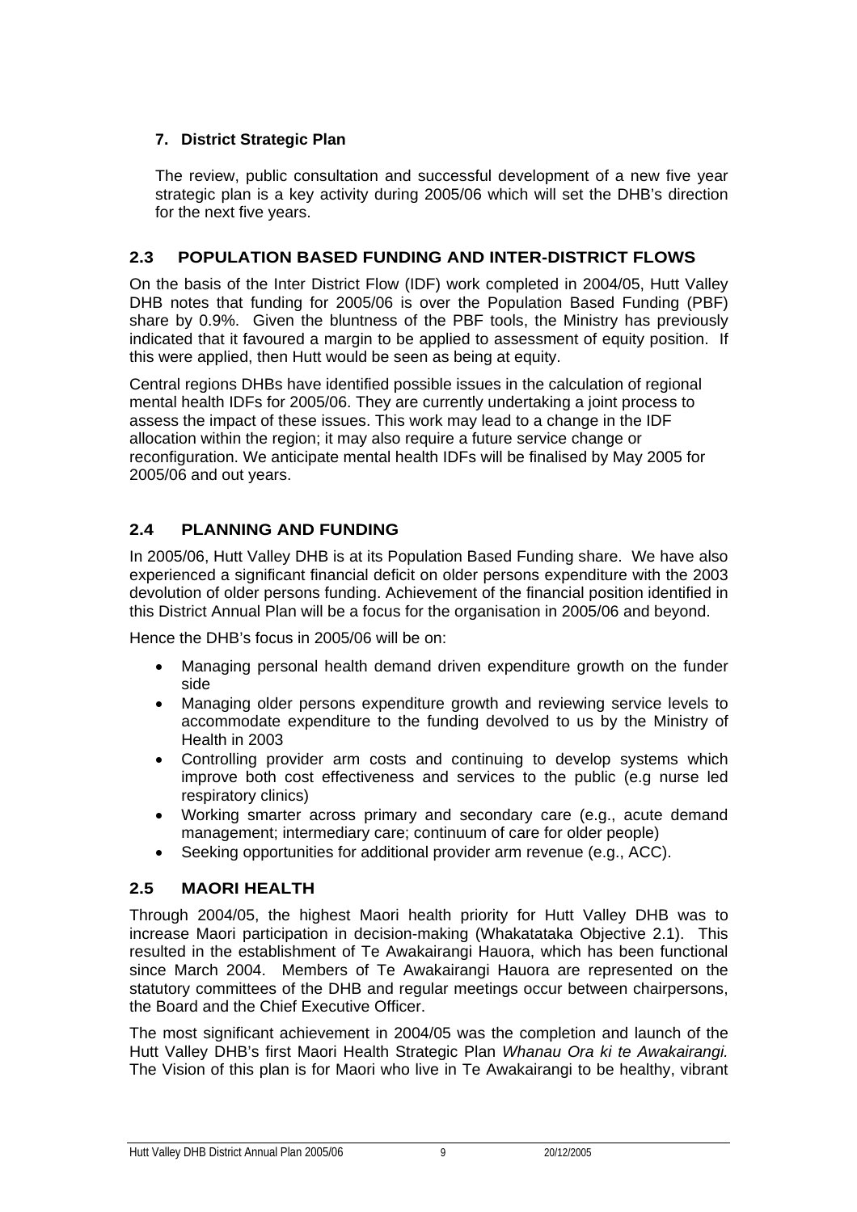### 7. District Strategic Plan

The review, public consultation and successful development of a new five year strategic plan is a key activity during 2005/06 which will set the DHB's direction for the next five years.

## 2.3 POPULATION BASED FUNDING AND INTER-DISTRICT FLOWS

On the basis of the Inter District Flow (IDF) work completed in 2004/05, Hutt Valley DHB notes that funding for 2005/06 is over the Population Based Funding (PBF) share by 0.9%. Given the bluntness of the PBF tools, the Ministry has previously indicated that it favoured a margin to be applied to assessment of equity position. If this were applied, then Hutt would be seen as being at equity.

Central regions DHBs have identified possible issues in the calculation of regional mental health IDFs for 2005/06. They are currently undertaking a joint process to assess the impact of these issues. This work may lead to a change in the IDF allocation within the region; it may also require a future service change or reconfiguration. We anticipate mental health IDFs will be finalised by May 2005 for 2005/06 and out years.

## 2.4 PLANNING AND FUNDING

In 2005/06, Hutt Valley DHB is at its Population Based Funding share. We have also experienced a significant financial deficit on older persons expenditure with the 2003 devolution of older persons funding. Achievement of the financial position identified in this District Annual Plan will be a focus for the organisation in 2005/06 and beyond.

Hence the DHB's focus in 2005/06 will be on:

- Managing personal health demand driven expenditure growth on the funder side
- Managing older persons expenditure growth and reviewing service levels to accommodate expenditure to the funding devolved to us by the Ministry of Health in 2003
- Controlling provider arm costs and continuing to develop systems which improve both cost effectiveness and services to the public (e.g nurse led respiratory clinics)
- Working smarter across primary and secondary care (e.g., acute demand management; intermediary care; continuum of care for older people)
- Seeking opportunities for additional provider arm revenue (e.g., ACC).

## 2.5 MAORI HEALTH

Through 2004/05, the highest Maori health priority for Hutt Valley DHB was to increase Maori participation in decision-making (Whakatataka Objective 2.1). This resulted in the establishment of Te Awakairangi Hauora, which has been functional since March 2004. Members of Te Awakairangi Hauora are represented on the statutory committees of the DHB and regular meetings occur between chairpersons, the Board and the Chief Executive Officer.

The most significant achievement in 2004/05 was the completion and launch of the Hutt Valley DHB's first Maori Health Strategic Plan *Whanau Ora ki te Awakairangi.* The Vision of this plan is for Maori who live in Te Awakairangi to be healthy, vibrant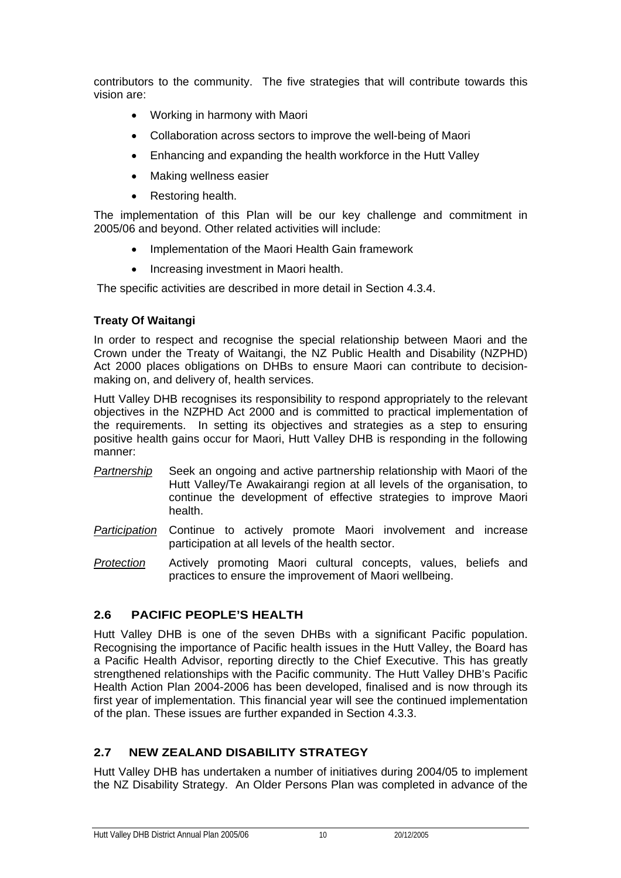contributors to the community. The five strategies that will contribute towards this vision are:

- Working in harmony with Maori
- Collaboration across sectors to improve the well-being of Maori
- Enhancing and expanding the health workforce in the Hutt Valley
- Making wellness easier
- Restoring health.

The implementation of this Plan will be our key challenge and commitment in 2005/06 and beyond. Other related activities will include:

- Implementation of the Maori Health Gain framework
- Increasing investment in Maori health.

The specific activities are described in more detail in Section 4.3.4.

**Treaty Of Waitangi**

In order to respect and recognise the special relationship between Maori and the Crown under the Treaty of Waitangi, the NZ Public Health and Disability (NZPHD) Act 2000 places obligations on DHBs to ensure Maori can contribute to decision-making on, and delivery of, health services.

Hutt Valley DHB recognises its responsibility to respond appropriately to the relevant objectives in the NZPHD Act 2000 and is committed to practical implementation of the requirements. In setting its objectives and strategies as a step to ensuring positive health gains occur for Maori, Hutt Valley DHB is responding in the following manner:

*Partnership* Seek an ongoing and active partnership relationship with Maori of the Hutt Valley/Te Awakairangi region at all levels of the organisation, to continue the development of effective strategies to improve Maori health.

*Participation* Continue to actively promote Maori involvement and increase participation at all levels of the health sector.

*Protection* Actively promoting Maori cultural concepts, values, beliefs and practices to ensure the improvement of Maori wellbeing.

## 2.6 PACIFIC PEOPLE'S HEALTH

Hutt Valley DHB is one of the seven DHBs with a significant Pacific population. Recognising the importance of Pacific health issues in the Hutt Valley, the Board has a Pacific Health Advisor, reporting directly to the Chief Executive. This has greatly strengthened relationships with the Pacific community. The Hutt Valley DHB's Pacific Health Action Plan 2004-2006 has been developed, finalised and is now through its first year of implementation. This financial year will see the continued implementation of the plan. These issues are further expanded in Section 4.3.3.

## 2.7 NEW ZEALAND DISABILITY STRATEGY

Hutt Valley DHB has undertaken a number of initiatives during 2004/05 to implement the NZ Disability Strategy. An Older Persons Plan was completed in advance of the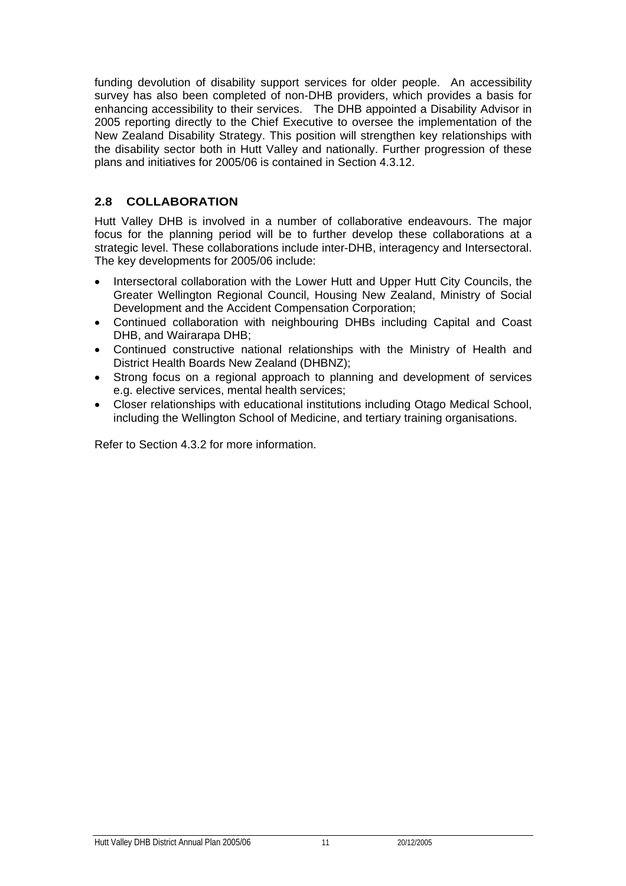funding devolution of disability support services for older people. An accessibility survey has also been completed of non-DHB providers, which provides a basis for enhancing accessibility to their services. The DHB appointed a Disability Advisor in 2005 reporting directly to the Chief Executive to oversee the implementation of the New Zealand Disability Strategy. This position will strengthen key relationships with the disability sector both in Hutt Valley and nationally. Further progression of these plans and initiatives for 2005/06 is contained in Section 4.3.12.

## 2.8 COLLABORATION

Hutt Valley DHB is involved in a number of collaborative endeavours. The major focus for the planning period will be to further develop these collaborations at a strategic level. These collaborations include inter-DHB, interagency and Intersectoral. The key developments for 2005/06 include:

- Intersectoral collaboration with the Lower Hutt and Upper Hutt City Councils, the Greater Wellington Regional Council, Housing New Zealand, Ministry of Social Development and the Accident Compensation Corporation;
- Continued collaboration with neighbouring DHBs including Capital and Coast DHB, and Wairarapa DHB;
- Continued constructive national relationships with the Ministry of Health and District Health Boards New Zealand (DHBNZ);
- Strong focus on a regional approach to planning and development of services e.g. elective services, mental health services;
- Closer relationships with educational institutions including Otago Medical School, including the Wellington School of Medicine, and tertiary training organisations.

Refer to Section 4.3.2 for more information.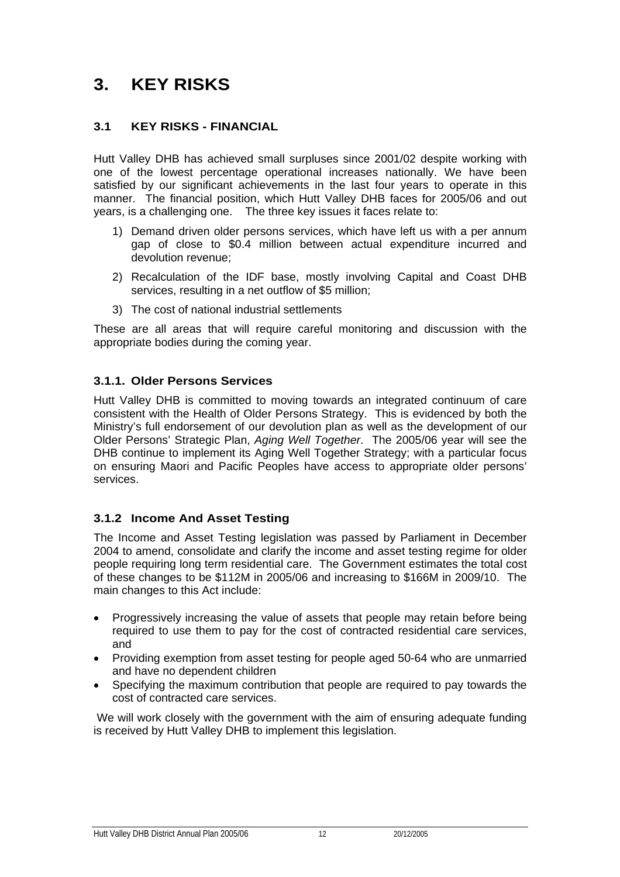# 3. KEY RISKS

## 3.1 KEY RISKS - FINANCIAL

Hutt Valley DHB has achieved small surpluses since 2001/02 despite working with one of the lowest percentage operational increases nationally. We have been satisfied by our significant achievements in the last four years to operate in this manner. The financial position, which Hutt Valley DHB faces for 2005/06 and out years, is a challenging one. The three key issues it faces relate to:

1) Demand driven older persons services, which have left us with a per annum gap of close to $0.4 million between actual expenditure incurred and devolution revenue;
2) Recalculation of the IDF base, mostly involving Capital and Coast DHB services, resulting in a net outflow of $5 million;
3) The cost of national industrial settlements

These are all areas that will require careful monitoring and discussion with the appropriate bodies during the coming year.

### 3.1.1. Older Persons Services

Hutt Valley DHB is committed to moving towards an integrated continuum of care consistent with the Health of Older Persons Strategy. This is evidenced by both the Ministry's full endorsement of our devolution plan as well as the development of our Older Persons' Strategic Plan, *Aging Well Together*. The 2005/06 year will see the DHB continue to implement its Aging Well Together Strategy; with a particular focus on ensuring Maori and Pacific Peoples have access to appropriate older persons' services.

### 3.1.2 Income And Asset Testing

The Income and Asset Testing legislation was passed by Parliament in December 2004 to amend, consolidate and clarify the income and asset testing regime for older people requiring long term residential care. The Government estimates the total cost of these changes to be $112M in 2005/06 and increasing to $166M in 2009/10. The main changes to this Act include:

- Progressively increasing the value of assets that people may retain before being required to use them to pay for the cost of contracted residential care services, and
- Providing exemption from asset testing for people aged 50-64 who are unmarried and have no dependent children
- Specifying the maximum contribution that people are required to pay towards the cost of contracted care services.

We will work closely with the government with the aim of ensuring adequate funding is received by Hutt Valley DHB to implement this legislation.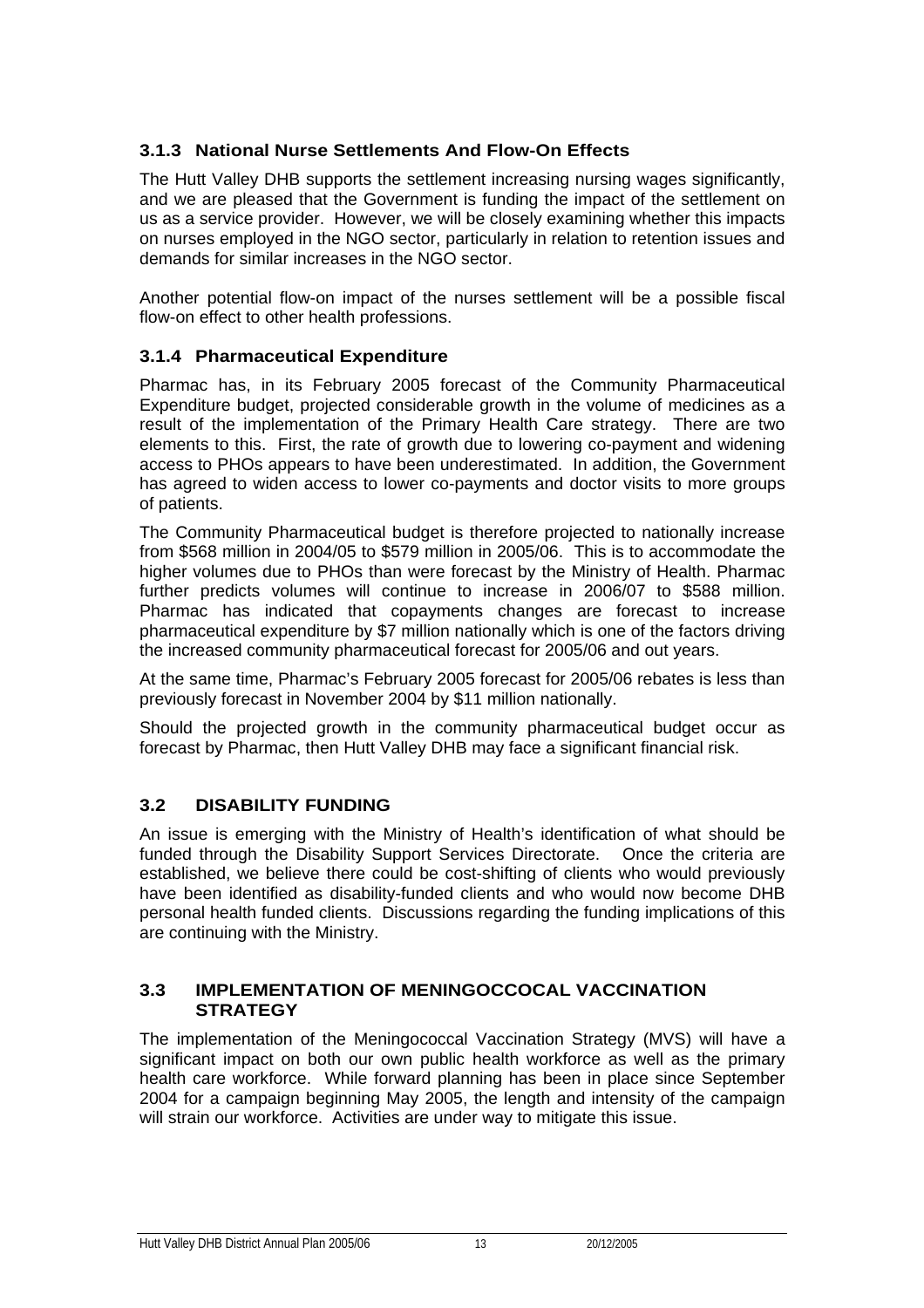### 3.1.3 National Nurse Settlements And Flow-On Effects

The Hutt Valley DHB supports the settlement increasing nursing wages significantly, and we are pleased that the Government is funding the impact of the settlement on us as a service provider. However, we will be closely examining whether this impacts on nurses employed in the NGO sector, particularly in relation to retention issues and demands for similar increases in the NGO sector.

Another potential flow-on impact of the nurses settlement will be a possible fiscal flow-on effect to other health professions.

### 3.1.4 Pharmaceutical Expenditure

Pharmac has, in its February 2005 forecast of the Community Pharmaceutical Expenditure budget, projected considerable growth in the volume of medicines as a result of the implementation of the Primary Health Care strategy. There are two elements to this. First, the rate of growth due to lowering co-payment and widening access to PHOs appears to have been underestimated. In addition, the Government has agreed to widen access to lower co-payments and doctor visits to more groups of patients.

The Community Pharmaceutical budget is therefore projected to nationally increase from $568 million in 2004/05 to $579 million in 2005/06. This is to accommodate the higher volumes due to PHOs than were forecast by the Ministry of Health. Pharmac further predicts volumes will continue to increase in 2006/07 to $588 million. Pharmac has indicated that copayments changes are forecast to increase pharmaceutical expenditure by $7 million nationally which is one of the factors driving the increased community pharmaceutical forecast for 2005/06 and out years.

At the same time, Pharmac's February 2005 forecast for 2005/06 rebates is less than previously forecast in November 2004 by $11 million nationally.

Should the projected growth in the community pharmaceutical budget occur as forecast by Pharmac, then Hutt Valley DHB may face a significant financial risk.

## 3.2 DISABILITY FUNDING

An issue is emerging with the Ministry of Health's identification of what should be funded through the Disability Support Services Directorate. Once the criteria are established, we believe there could be cost-shifting of clients who would previously have been identified as disability-funded clients and who would now become DHB personal health funded clients. Discussions regarding the funding implications of this are continuing with the Ministry.

## 3.3 IMPLEMENTATION OF MENINGOCCOCAL VACCINATION STRATEGY

The implementation of the Meningococcal Vaccination Strategy (MVS) will have a significant impact on both our own public health workforce as well as the primary health care workforce. While forward planning has been in place since September 2004 for a campaign beginning May 2005, the length and intensity of the campaign will strain our workforce. Activities are under way to mitigate this issue.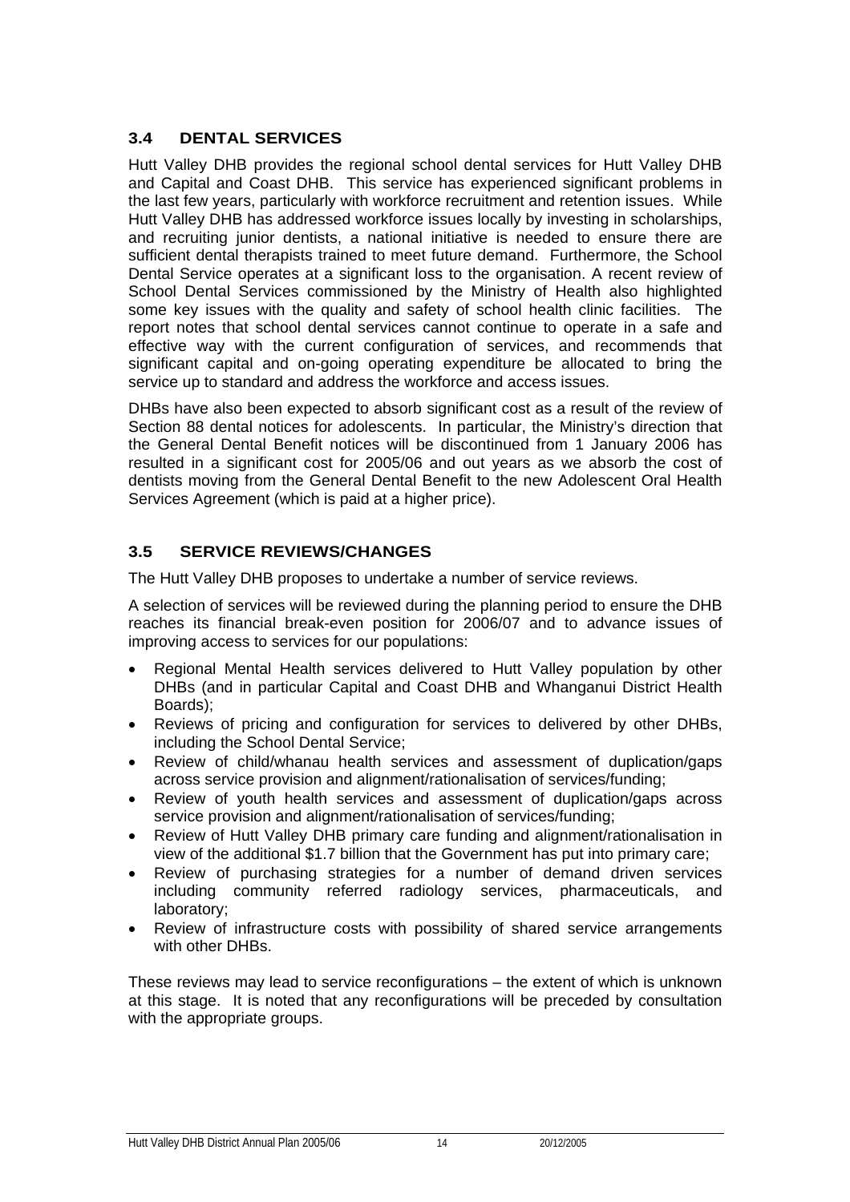## 3.4 DENTAL SERVICES

Hutt Valley DHB provides the regional school dental services for Hutt Valley DHB and Capital and Coast DHB. This service has experienced significant problems in the last few years, particularly with workforce recruitment and retention issues. While Hutt Valley DHB has addressed workforce issues locally by investing in scholarships, and recruiting junior dentists, a national initiative is needed to ensure there are sufficient dental therapists trained to meet future demand. Furthermore, the School Dental Service operates at a significant loss to the organisation. A recent review of School Dental Services commissioned by the Ministry of Health also highlighted some key issues with the quality and safety of school health clinic facilities. The report notes that school dental services cannot continue to operate in a safe and effective way with the current configuration of services, and recommends that significant capital and on-going operating expenditure be allocated to bring the service up to standard and address the workforce and access issues.

DHBs have also been expected to absorb significant cost as a result of the review of Section 88 dental notices for adolescents. In particular, the Ministry's direction that the General Dental Benefit notices will be discontinued from 1 January 2006 has resulted in a significant cost for 2005/06 and out years as we absorb the cost of dentists moving from the General Dental Benefit to the new Adolescent Oral Health Services Agreement (which is paid at a higher price).

## 3.5 SERVICE REVIEWS/CHANGES

The Hutt Valley DHB proposes to undertake a number of service reviews.

A selection of services will be reviewed during the planning period to ensure the DHB reaches its financial break-even position for 2006/07 and to advance issues of improving access to services for our populations:

- Regional Mental Health services delivered to Hutt Valley population by other DHBs (and in particular Capital and Coast DHB and Whanganui District Health Boards);
- Reviews of pricing and configuration for services to delivered by other DHBs, including the School Dental Service;
- Review of child/whanau health services and assessment of duplication/gaps across service provision and alignment/rationalisation of services/funding;
- Review of youth health services and assessment of duplication/gaps across service provision and alignment/rationalisation of services/funding;
- Review of Hutt Valley DHB primary care funding and alignment/rationalisation in view of the additional $1.7 billion that the Government has put into primary care;
- Review of purchasing strategies for a number of demand driven services including community referred radiology services, pharmaceuticals, and laboratory;
- Review of infrastructure costs with possibility of shared service arrangements with other DHBs.

These reviews may lead to service reconfigurations – the extent of which is unknown at this stage. It is noted that any reconfigurations will be preceded by consultation with the appropriate groups.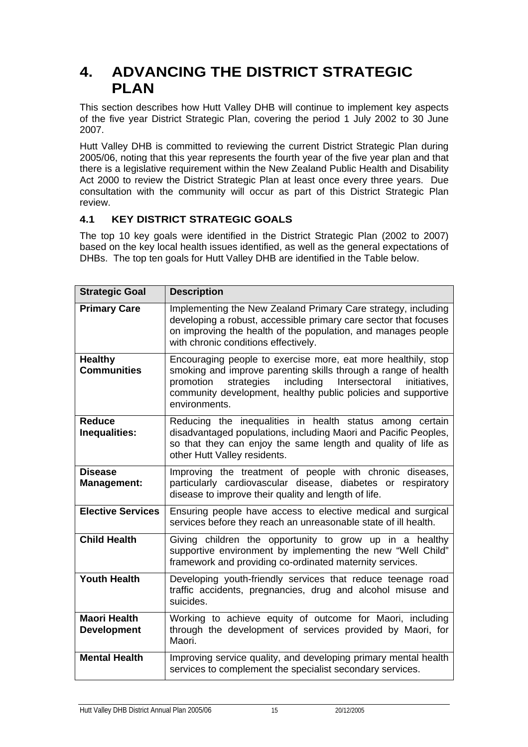# 4. ADVANCING THE DISTRICT STRATEGIC PLAN

This section describes how Hutt Valley DHB will continue to implement key aspects of the five year District Strategic Plan, covering the period 1 July 2002 to 30 June 2007.

Hutt Valley DHB is committed to reviewing the current District Strategic Plan during 2005/06, noting that this year represents the fourth year of the five year plan and that there is a legislative requirement within the New Zealand Public Health and Disability Act 2000 to review the District Strategic Plan at least once every three years. Due consultation with the community will occur as part of this District Strategic Plan review.

## 4.1 KEY DISTRICT STRATEGIC GOALS

The top 10 key goals were identified in the District Strategic Plan (2002 to 2007) based on the key local health issues identified, as well as the general expectations of DHBs. The top ten goals for Hutt Valley DHB are identified in the Table below.

| Strategic Goal | Description |
|---|---|
| **Primary Care** | Implementing the New Zealand Primary Care strategy, including developing a robust, accessible primary care sector that focuses on improving the health of the population, and manages people with chronic conditions effectively. |
| **Healthy Communities** | Encouraging people to exercise more, eat more healthily, stop smoking and improve parenting skills through a range of health promotion strategies including Intersectoral initiatives, community development, healthy public policies and supportive environments. |
| **Reduce Inequalities:** | Reducing the inequalities in health status among certain disadvantaged populations, including Maori and Pacific Peoples, so that they can enjoy the same length and quality of life as other Hutt Valley residents. |
| **Disease Management:** | Improving the treatment of people with chronic diseases, particularly cardiovascular disease, diabetes or respiratory disease to improve their quality and length of life. |
| **Elective Services** | Ensuring people have access to elective medical and surgical services before they reach an unreasonable state of ill health. |
| **Child Health** | Giving children the opportunity to grow up in a healthy supportive environment by implementing the new "Well Child" framework and providing co-ordinated maternity services. |
| **Youth Health** | Developing youth-friendly services that reduce teenage road traffic accidents, pregnancies, drug and alcohol misuse and suicides. |
| **Maori Health Development** | Working to achieve equity of outcome for Maori, including through the development of services provided by Maori, for Maori. |
| **Mental Health** | Improving service quality, and developing primary mental health services to complement the specialist secondary services. |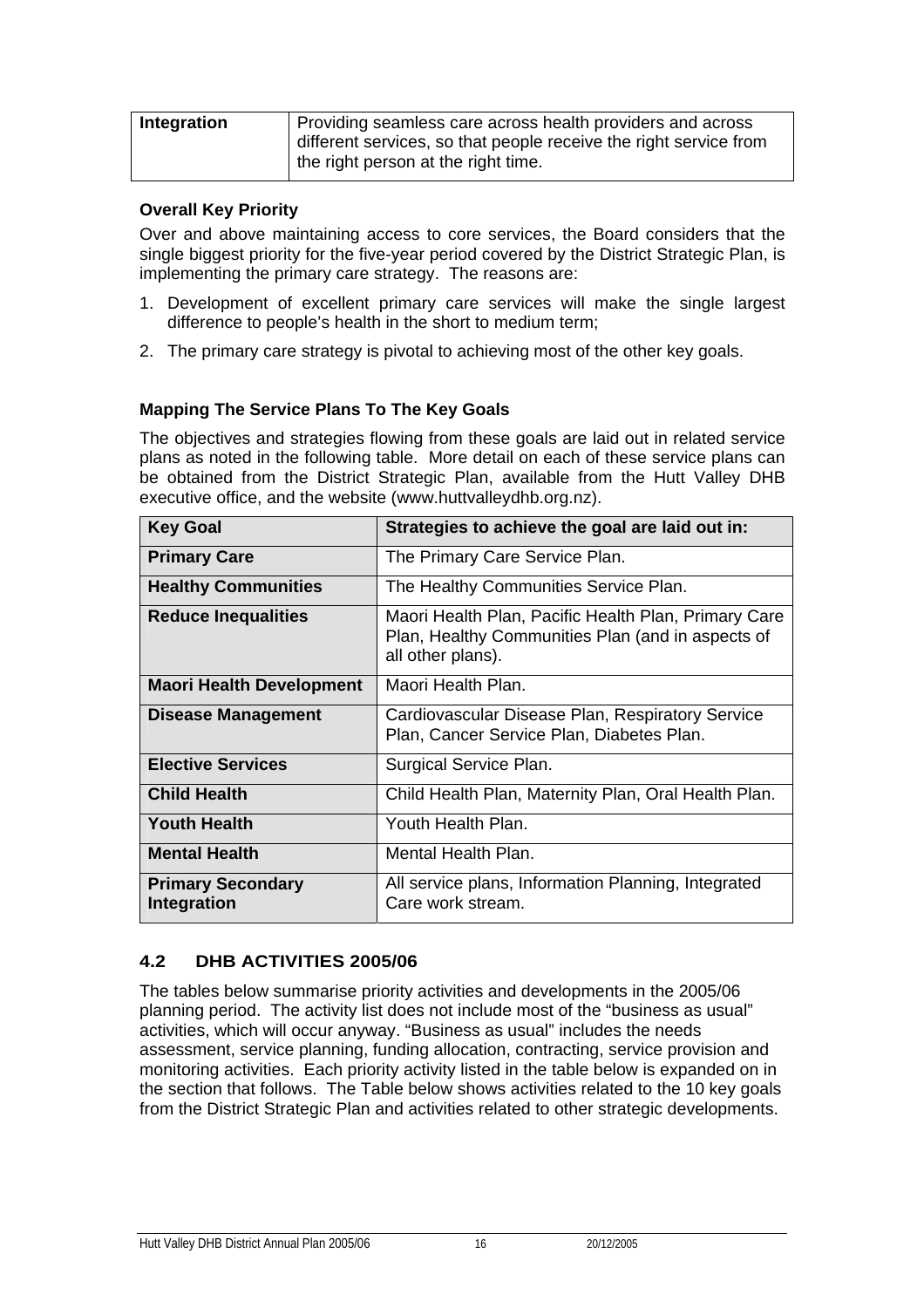| Integration | Providing seamless care across health providers and across different services, so that people receive the right service from the right person at the right time. |
|---|---|

**Overall Key Priority**

Over and above maintaining access to core services, the Board considers that the single biggest priority for the five-year period covered by the District Strategic Plan, is implementing the primary care strategy. The reasons are:

1. Development of excellent primary care services will make the single largest difference to people's health in the short to medium term;
2. The primary care strategy is pivotal to achieving most of the other key goals.

**Mapping The Service Plans To The Key Goals**

The objectives and strategies flowing from these goals are laid out in related service plans as noted in the following table. More detail on each of these service plans can be obtained from the District Strategic Plan, available from the Hutt Valley DHB executive office, and the website (www.huttvalleydhb.org.nz).

| Key Goal | Strategies to achieve the goal are laid out in: |
|---|---|
| **Primary Care** | The Primary Care Service Plan. |
| **Healthy Communities** | The Healthy Communities Service Plan. |
| **Reduce Inequalities** | Maori Health Plan, Pacific Health Plan, Primary Care Plan, Healthy Communities Plan (and in aspects of all other plans). |
| **Maori Health Development** | Maori Health Plan. |
| **Disease Management** | Cardiovascular Disease Plan, Respiratory Service Plan, Cancer Service Plan, Diabetes Plan. |
| **Elective Services** | Surgical Service Plan. |
| **Child Health** | Child Health Plan, Maternity Plan, Oral Health Plan. |
| **Youth Health** | Youth Health Plan. |
| **Mental Health** | Mental Health Plan. |
| **Primary Secondary Integration** | All service plans, Information Planning, Integrated Care work stream. |

## 4.2 DHB ACTIVITIES 2005/06

The tables below summarise priority activities and developments in the 2005/06 planning period. The activity list does not include most of the "business as usual" activities, which will occur anyway. "Business as usual" includes the needs assessment, service planning, funding allocation, contracting, service provision and monitoring activities. Each priority activity listed in the table below is expanded on in the section that follows. The Table below shows activities related to the 10 key goals from the District Strategic Plan and activities related to other strategic developments.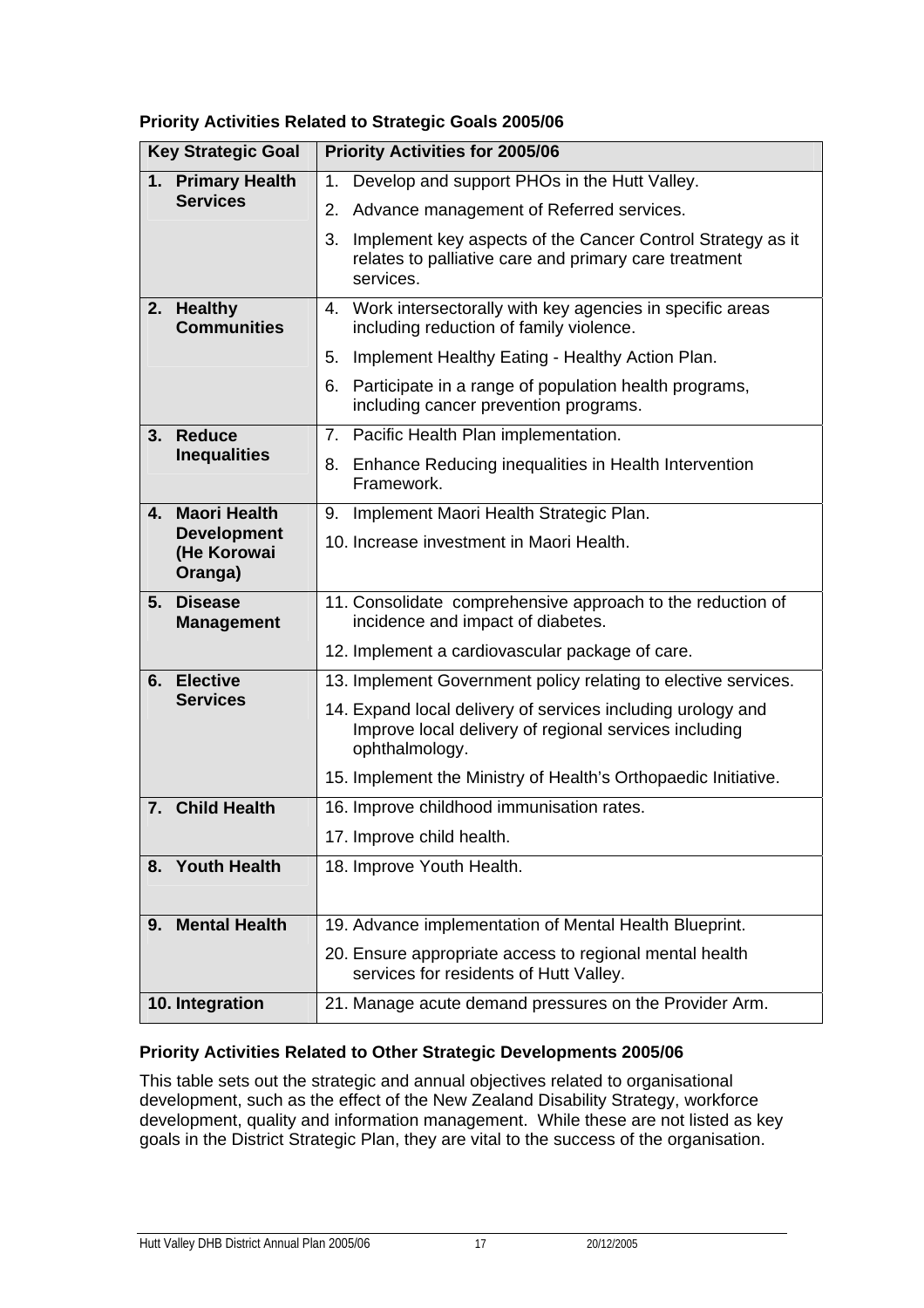### Priority Activities Related to Strategic Goals 2005/06

| Key Strategic Goal | Priority Activities for 2005/06 |
|---|---|
| **1. Primary Health Services** | 1. Develop and support PHOs in the Hutt Valley.<br>2. Advance management of Referred services.<br>3. Implement key aspects of the Cancer Control Strategy as it relates to palliative care and primary care treatment services. |
| **2. Healthy Communities** | 4. Work intersectorally with key agencies in specific areas including reduction of family violence.<br>5. Implement Healthy Eating - Healthy Action Plan.<br>6. Participate in a range of population health programs, including cancer prevention programs. |
| **3. Reduce Inequalities** | 7. Pacific Health Plan implementation.<br>8. Enhance Reducing inequalities in Health Intervention Framework. |
| **4. Maori Health Development (He Korowai Oranga)** | 9. Implement Maori Health Strategic Plan.<br>10. Increase investment in Maori Health. |
| **5. Disease Management** | 11. Consolidate comprehensive approach to the reduction of incidence and impact of diabetes.<br>12. Implement a cardiovascular package of care. |
| **6. Elective Services** | 13. Implement Government policy relating to elective services.<br>14. Expand local delivery of services including urology and Improve local delivery of regional services including ophthalmology.<br>15. Implement the Ministry of Health's Orthopaedic Initiative. |
| **7. Child Health** | 16. Improve childhood immunisation rates.<br>17. Improve child health. |
| **8. Youth Health** | 18. Improve Youth Health. |
| **9. Mental Health** | 19. Advance implementation of Mental Health Blueprint.<br>20. Ensure appropriate access to regional mental health services for residents of Hutt Valley. |
| **10. Integration** | 21. Manage acute demand pressures on the Provider Arm. |

### Priority Activities Related to Other Strategic Developments 2005/06

This table sets out the strategic and annual objectives related to organisational development, such as the effect of the New Zealand Disability Strategy, workforce development, quality and information management. While these are not listed as key goals in the District Strategic Plan, they are vital to the success of the organisation.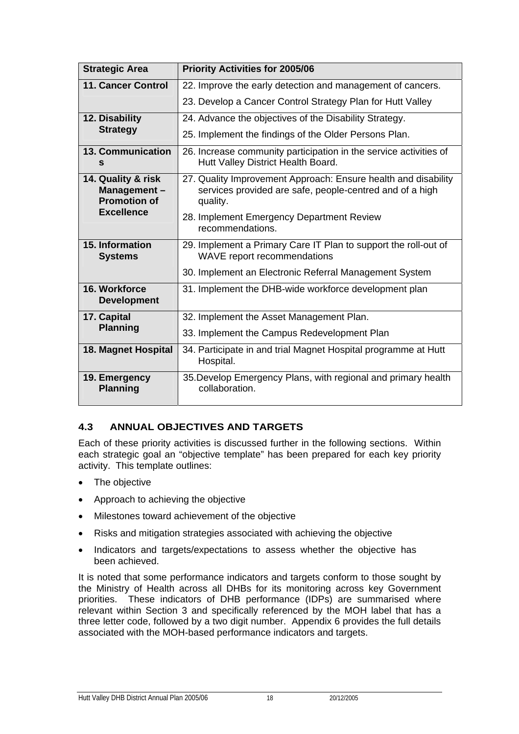| Strategic Area | Priority Activities for 2005/06 |
|---|---|
| **11. Cancer Control** | 22. Improve the early detection and management of cancers. |
| | 23. Develop a Cancer Control Strategy Plan for Hutt Valley |
| **12. Disability Strategy** | 24. Advance the objectives of the Disability Strategy. |
| | 25. Implement the findings of the Older Persons Plan. |
| **13. Communications** | 26. Increase community participation in the service activities of Hutt Valley District Health Board. |
| **14. Quality & risk Management – Promotion of Excellence** | 27. Quality Improvement Approach: Ensure health and disability services provided are safe, people-centred and of a high quality. |
| | 28. Implement Emergency Department Review recommendations. |
| **15. Information Systems** | 29. Implement a Primary Care IT Plan to support the roll-out of WAVE report recommendations |
| | 30. Implement an Electronic Referral Management System |
| **16. Workforce Development** | 31. Implement the DHB-wide workforce development plan |
| **17. Capital Planning** | 32. Implement the Asset Management Plan. |
| | 33. Implement the Campus Redevelopment Plan |
| **18. Magnet Hospital** | 34. Participate in and trial Magnet Hospital programme at Hutt Hospital. |
| **19. Emergency Planning** | 35. Develop Emergency Plans, with regional and primary health collaboration. |

### 4.3 ANNUAL OBJECTIVES AND TARGETS

Each of these priority activities is discussed further in the following sections. Within each strategic goal an "objective template" has been prepared for each key priority activity. This template outlines:

- The objective
- Approach to achieving the objective
- Milestones toward achievement of the objective
- Risks and mitigation strategies associated with achieving the objective
- Indicators and targets/expectations to assess whether the objective has been achieved.

It is noted that some performance indicators and targets conform to those sought by the Ministry of Health across all DHBs for its monitoring across key Government priorities. These indicators of DHB performance (IDPs) are summarised where relevant within Section 3 and specifically referenced by the MOH label that has a three letter code, followed by a two digit number. Appendix 6 provides the full details associated with the MOH-based performance indicators and targets.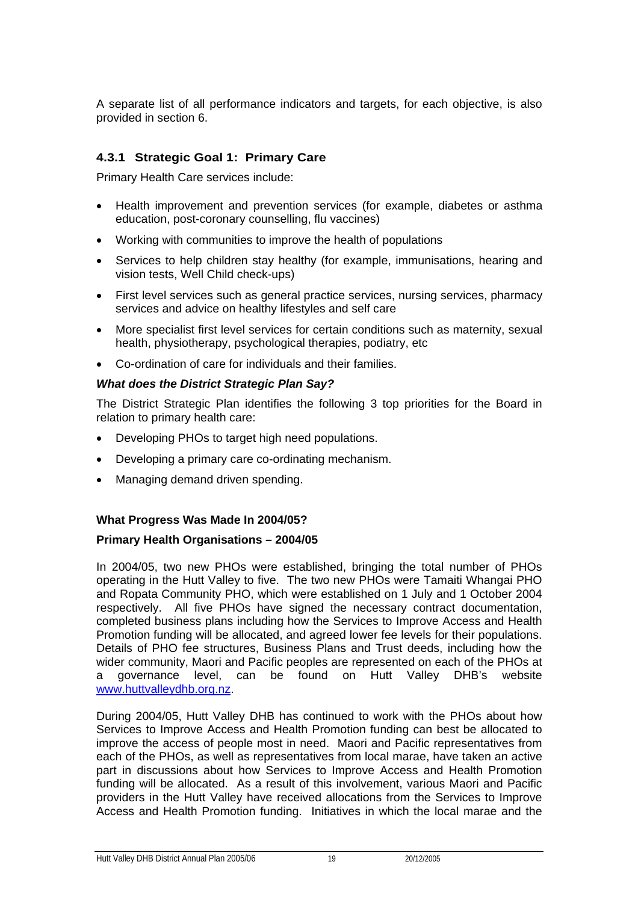A separate list of all performance indicators and targets, for each objective, is also provided in section 6.

### 4.3.1 Strategic Goal 1: Primary Care

Primary Health Care services include:

- Health improvement and prevention services (for example, diabetes or asthma education, post-coronary counselling, flu vaccines)
- Working with communities to improve the health of populations
- Services to help children stay healthy (for example, immunisations, hearing and vision tests, Well Child check-ups)
- First level services such as general practice services, nursing services, pharmacy services and advice on healthy lifestyles and self care
- More specialist first level services for certain conditions such as maternity, sexual health, physiotherapy, psychological therapies, podiatry, etc
- Co-ordination of care for individuals and their families.

***What does the District Strategic Plan Say?***

The District Strategic Plan identifies the following 3 top priorities for the Board in relation to primary health care:

- Developing PHOs to target high need populations.
- Developing a primary care co-ordinating mechanism.
- Managing demand driven spending.

**What Progress Was Made In 2004/05?**

**Primary Health Organisations – 2004/05**

In 2004/05, two new PHOs were established, bringing the total number of PHOs operating in the Hutt Valley to five. The two new PHOs were Tamaiti Whangai PHO and Ropata Community PHO, which were established on 1 July and 1 October 2004 respectively. All five PHOs have signed the necessary contract documentation, completed business plans including how the Services to Improve Access and Health Promotion funding will be allocated, and agreed lower fee levels for their populations. Details of PHO fee structures, Business Plans and Trust deeds, including how the wider community, Maori and Pacific peoples are represented on each of the PHOs at a governance level, can be found on Hutt Valley DHB's website www.huttvalleydhb.org.nz.

During 2004/05, Hutt Valley DHB has continued to work with the PHOs about how Services to Improve Access and Health Promotion funding can best be allocated to improve the access of people most in need. Maori and Pacific representatives from each of the PHOs, as well as representatives from local marae, have taken an active part in discussions about how Services to Improve Access and Health Promotion funding will be allocated. As a result of this involvement, various Maori and Pacific providers in the Hutt Valley have received allocations from the Services to Improve Access and Health Promotion funding. Initiatives in which the local marae and the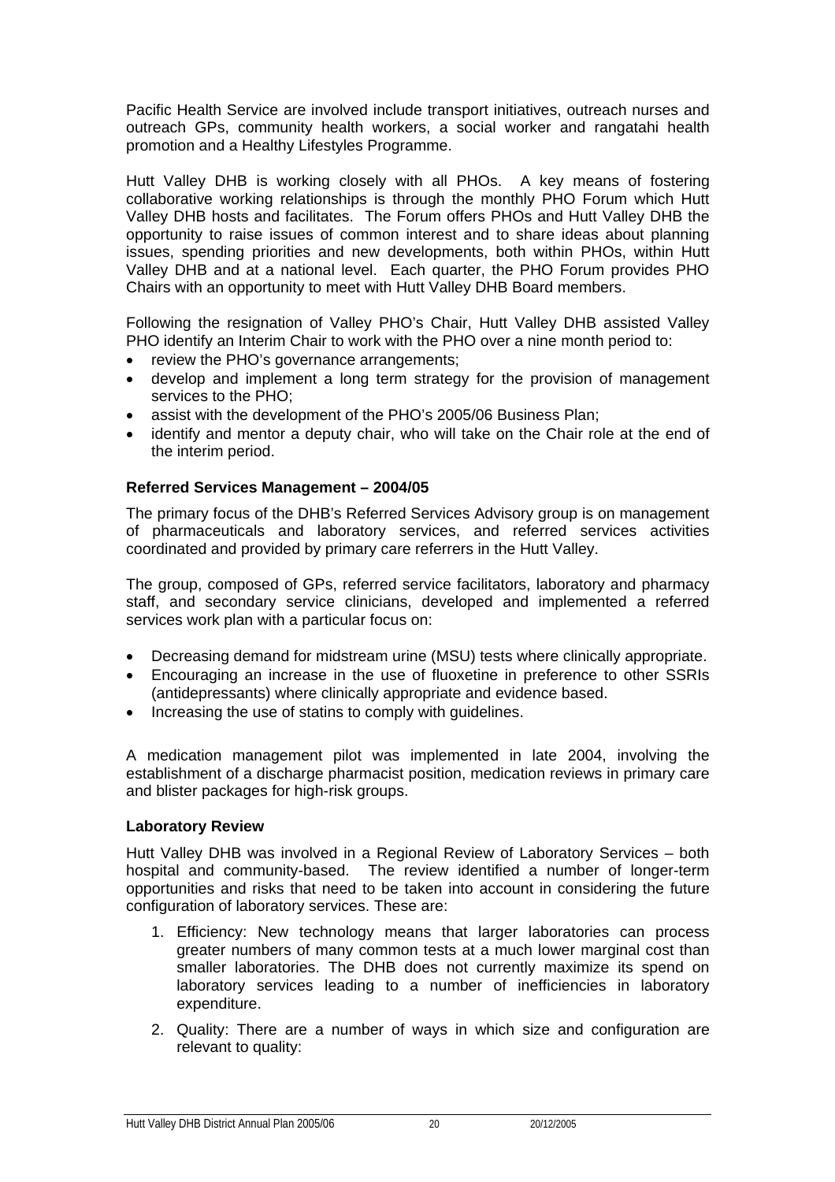Pacific Health Service are involved include transport initiatives, outreach nurses and outreach GPs, community health workers, a social worker and rangatahi health promotion and a Healthy Lifestyles Programme.

Hutt Valley DHB is working closely with all PHOs. A key means of fostering collaborative working relationships is through the monthly PHO Forum which Hutt Valley DHB hosts and facilitates. The Forum offers PHOs and Hutt Valley DHB the opportunity to raise issues of common interest and to share ideas about planning issues, spending priorities and new developments, both within PHOs, within Hutt Valley DHB and at a national level. Each quarter, the PHO Forum provides PHO Chairs with an opportunity to meet with Hutt Valley DHB Board members.

Following the resignation of Valley PHO's Chair, Hutt Valley DHB assisted Valley PHO identify an Interim Chair to work with the PHO over a nine month period to:

- review the PHO's governance arrangements;
- develop and implement a long term strategy for the provision of management services to the PHO;
- assist with the development of the PHO's 2005/06 Business Plan;
- identify and mentor a deputy chair, who will take on the Chair role at the end of the interim period.

**Referred Services Management – 2004/05**

The primary focus of the DHB's Referred Services Advisory group is on management of pharmaceuticals and laboratory services, and referred services activities coordinated and provided by primary care referrers in the Hutt Valley.

The group, composed of GPs, referred service facilitators, laboratory and pharmacy staff, and secondary service clinicians, developed and implemented a referred services work plan with a particular focus on:

- Decreasing demand for midstream urine (MSU) tests where clinically appropriate.
- Encouraging an increase in the use of fluoxetine in preference to other SSRIs (antidepressants) where clinically appropriate and evidence based.
- Increasing the use of statins to comply with guidelines.

A medication management pilot was implemented in late 2004, involving the establishment of a discharge pharmacist position, medication reviews in primary care and blister packages for high-risk groups.

**Laboratory Review**

Hutt Valley DHB was involved in a Regional Review of Laboratory Services – both hospital and community-based. The review identified a number of longer-term opportunities and risks that need to be taken into account in considering the future configuration of laboratory services. These are:

1. Efficiency: New technology means that larger laboratories can process greater numbers of many common tests at a much lower marginal cost than smaller laboratories. The DHB does not currently maximize its spend on laboratory services leading to a number of inefficiencies in laboratory expenditure.

2. Quality: There are a number of ways in which size and configuration are relevant to quality: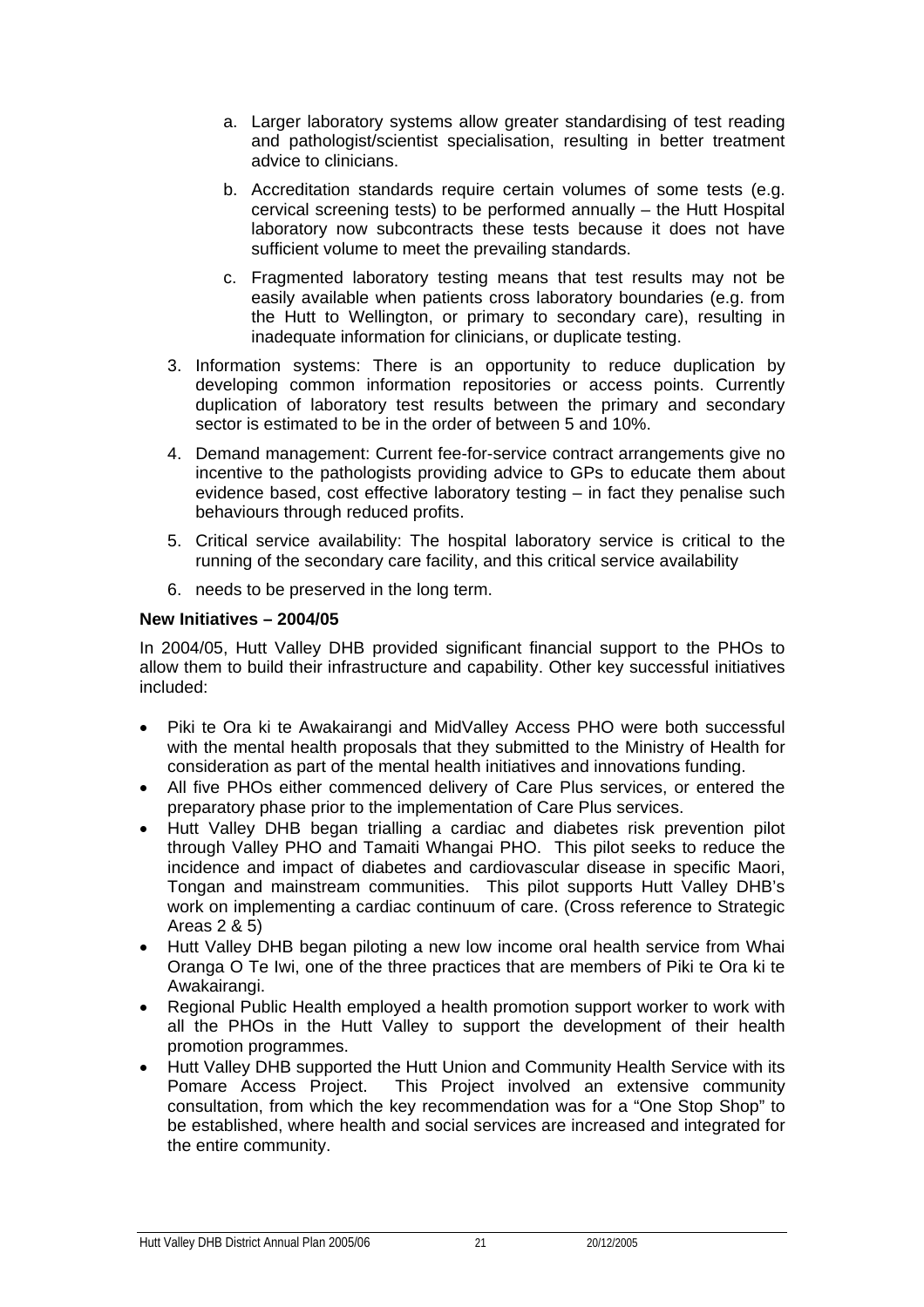a. Larger laboratory systems allow greater standardising of test reading and pathologist/scientist specialisation, resulting in better treatment advice to clinicians.

   b. Accreditation standards require certain volumes of some tests (e.g. cervical screening tests) to be performed annually – the Hutt Hospital laboratory now subcontracts these tests because it does not have sufficient volume to meet the prevailing standards.

   c. Fragmented laboratory testing means that test results may not be easily available when patients cross laboratory boundaries (e.g. from the Hutt to Wellington, or primary to secondary care), resulting in inadequate information for clinicians, or duplicate testing.

3. Information systems: There is an opportunity to reduce duplication by developing common information repositories or access points. Currently duplication of laboratory test results between the primary and secondary sector is estimated to be in the order of between 5 and 10%.

4. Demand management: Current fee-for-service contract arrangements give no incentive to the pathologists providing advice to GPs to educate them about evidence based, cost effective laboratory testing – in fact they penalise such behaviours through reduced profits.

5. Critical service availability: The hospital laboratory service is critical to the running of the secondary care facility, and this critical service availability

6. needs to be preserved in the long term.

**New Initiatives – 2004/05**

In 2004/05, Hutt Valley DHB provided significant financial support to the PHOs to allow them to build their infrastructure and capability. Other key successful initiatives included:

- Piki te Ora ki te Awakairangi and MidValley Access PHO were both successful with the mental health proposals that they submitted to the Ministry of Health for consideration as part of the mental health initiatives and innovations funding.
- All five PHOs either commenced delivery of Care Plus services, or entered the preparatory phase prior to the implementation of Care Plus services.
- Hutt Valley DHB began trialling a cardiac and diabetes risk prevention pilot through Valley PHO and Tamaiti Whangai PHO. This pilot seeks to reduce the incidence and impact of diabetes and cardiovascular disease in specific Maori, Tongan and mainstream communities. This pilot supports Hutt Valley DHB's work on implementing a cardiac continuum of care. (Cross reference to Strategic Areas 2 & 5)
- Hutt Valley DHB began piloting a new low income oral health service from Whai Oranga O Te Iwi, one of the three practices that are members of Piki te Ora ki te Awakairangi.
- Regional Public Health employed a health promotion support worker to work with all the PHOs in the Hutt Valley to support the development of their health promotion programmes.
- Hutt Valley DHB supported the Hutt Union and Community Health Service with its Pomare Access Project. This Project involved an extensive community consultation, from which the key recommendation was for a "One Stop Shop" to be established, where health and social services are increased and integrated for the entire community.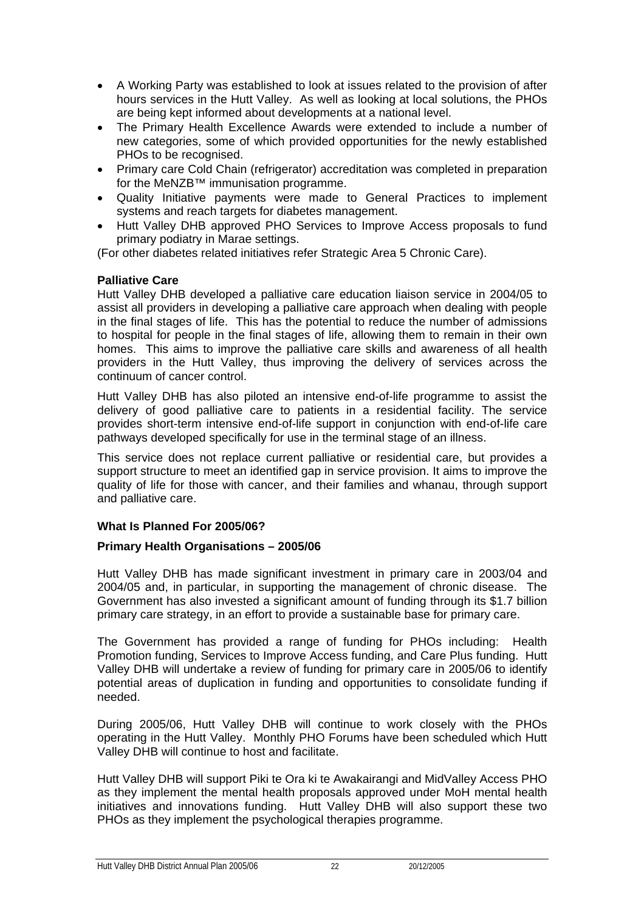- A Working Party was established to look at issues related to the provision of after hours services in the Hutt Valley. As well as looking at local solutions, the PHOs are being kept informed about developments at a national level.
- The Primary Health Excellence Awards were extended to include a number of new categories, some of which provided opportunities for the newly established PHOs to be recognised.
- Primary care Cold Chain (refrigerator) accreditation was completed in preparation for the MeNZB™ immunisation programme.
- Quality Initiative payments were made to General Practices to implement systems and reach targets for diabetes management.
- Hutt Valley DHB approved PHO Services to Improve Access proposals to fund primary podiatry in Marae settings.

(For other diabetes related initiatives refer Strategic Area 5 Chronic Care).

**Palliative Care**

Hutt Valley DHB developed a palliative care education liaison service in 2004/05 to assist all providers in developing a palliative care approach when dealing with people in the final stages of life. This has the potential to reduce the number of admissions to hospital for people in the final stages of life, allowing them to remain in their own homes. This aims to improve the palliative care skills and awareness of all health providers in the Hutt Valley, thus improving the delivery of services across the continuum of cancer control.

Hutt Valley DHB has also piloted an intensive end-of-life programme to assist the delivery of good palliative care to patients in a residential facility. The service provides short-term intensive end-of-life support in conjunction with end-of-life care pathways developed specifically for use in the terminal stage of an illness.

This service does not replace current palliative or residential care, but provides a support structure to meet an identified gap in service provision. It aims to improve the quality of life for those with cancer, and their families and whanau, through support and palliative care.

**What Is Planned For 2005/06?**

**Primary Health Organisations – 2005/06**

Hutt Valley DHB has made significant investment in primary care in 2003/04 and 2004/05 and, in particular, in supporting the management of chronic disease. The Government has also invested a significant amount of funding through its $1.7 billion primary care strategy, in an effort to provide a sustainable base for primary care.

The Government has provided a range of funding for PHOs including: Health Promotion funding, Services to Improve Access funding, and Care Plus funding. Hutt Valley DHB will undertake a review of funding for primary care in 2005/06 to identify potential areas of duplication in funding and opportunities to consolidate funding if needed.

During 2005/06, Hutt Valley DHB will continue to work closely with the PHOs operating in the Hutt Valley. Monthly PHO Forums have been scheduled which Hutt Valley DHB will continue to host and facilitate.

Hutt Valley DHB will support Piki te Ora ki te Awakairangi and MidValley Access PHO as they implement the mental health proposals approved under MoH mental health initiatives and innovations funding. Hutt Valley DHB will also support these two PHOs as they implement the psychological therapies programme.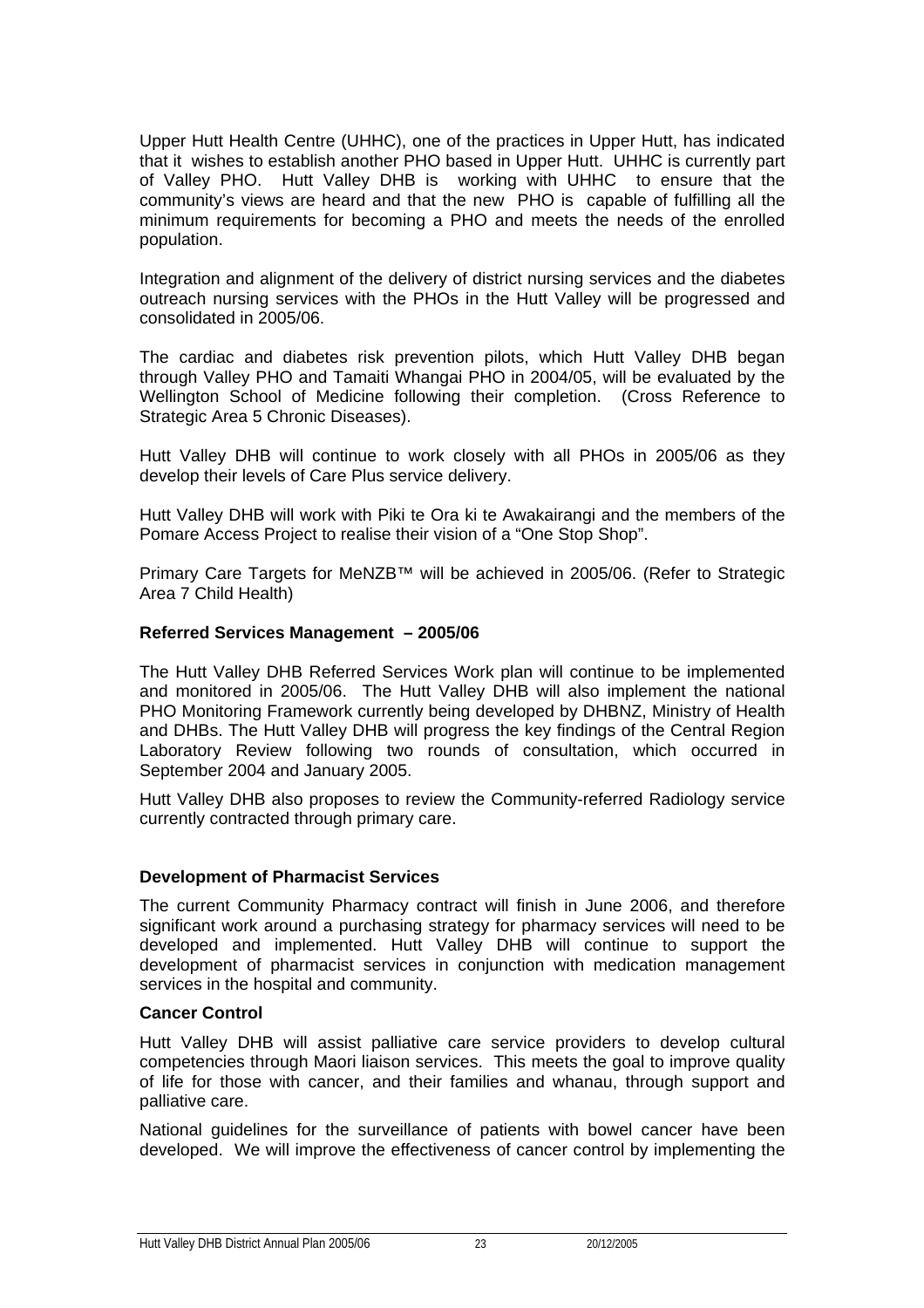Upper Hutt Health Centre (UHHC), one of the practices in Upper Hutt, has indicated that it wishes to establish another PHO based in Upper Hutt. UHHC is currently part of Valley PHO. Hutt Valley DHB is working with UHHC to ensure that the community's views are heard and that the new PHO is capable of fulfilling all the minimum requirements for becoming a PHO and meets the needs of the enrolled population.

Integration and alignment of the delivery of district nursing services and the diabetes outreach nursing services with the PHOs in the Hutt Valley will be progressed and consolidated in 2005/06.

The cardiac and diabetes risk prevention pilots, which Hutt Valley DHB began through Valley PHO and Tamaiti Whangai PHO in 2004/05, will be evaluated by the Wellington School of Medicine following their completion. (Cross Reference to Strategic Area 5 Chronic Diseases).

Hutt Valley DHB will continue to work closely with all PHOs in 2005/06 as they develop their levels of Care Plus service delivery.

Hutt Valley DHB will work with Piki te Ora ki te Awakairangi and the members of the Pomare Access Project to realise their vision of a "One Stop Shop".

Primary Care Targets for MeNZB™ will be achieved in 2005/06. (Refer to Strategic Area 7 Child Health)

**Referred Services Management – 2005/06**

The Hutt Valley DHB Referred Services Work plan will continue to be implemented and monitored in 2005/06. The Hutt Valley DHB will also implement the national PHO Monitoring Framework currently being developed by DHBNZ, Ministry of Health and DHBs. The Hutt Valley DHB will progress the key findings of the Central Region Laboratory Review following two rounds of consultation, which occurred in September 2004 and January 2005.

Hutt Valley DHB also proposes to review the Community-referred Radiology service currently contracted through primary care.

**Development of Pharmacist Services**

The current Community Pharmacy contract will finish in June 2006, and therefore significant work around a purchasing strategy for pharmacy services will need to be developed and implemented. Hutt Valley DHB will continue to support the development of pharmacist services in conjunction with medication management services in the hospital and community.

**Cancer Control**

Hutt Valley DHB will assist palliative care service providers to develop cultural competencies through Maori liaison services. This meets the goal to improve quality of life for those with cancer, and their families and whanau, through support and palliative care.

National guidelines for the surveillance of patients with bowel cancer have been developed. We will improve the effectiveness of cancer control by implementing the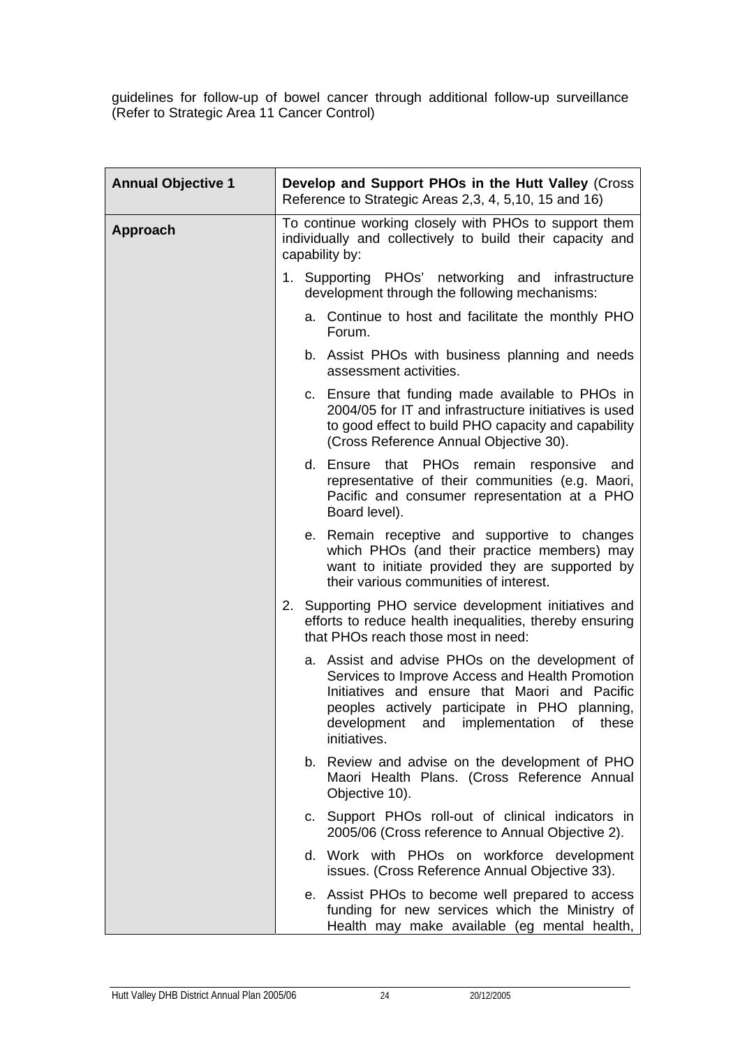guidelines for follow-up of bowel cancer through additional follow-up surveillance (Refer to Strategic Area 11 Cancer Control)

| **Annual Objective 1** | **Develop and Support PHOs in the Hutt Valley** (Cross Reference to Strategic Areas 2,3, 4, 5,10, 15 and 16) |
|---|---|
| **Approach** | To continue working closely with PHOs to support them individually and collectively to build their capacity and capability by:<br><br>1. Supporting PHOs' networking and infrastructure development through the following mechanisms:<br>a. Continue to host and facilitate the monthly PHO Forum.<br>b. Assist PHOs with business planning and needs assessment activities.<br>c. Ensure that funding made available to PHOs in 2004/05 for IT and infrastructure initiatives is used to good effect to build PHO capacity and capability (Cross Reference Annual Objective 30).<br>d. Ensure that PHOs remain responsive and representative of their communities (e.g. Maori, Pacific and consumer representation at a PHO Board level).<br>e. Remain receptive and supportive to changes which PHOs (and their practice members) may want to initiate provided they are supported by their various communities of interest.<br><br>2. Supporting PHO service development initiatives and efforts to reduce health inequalities, thereby ensuring that PHOs reach those most in need:<br>a. Assist and advise PHOs on the development of Services to Improve Access and Health Promotion Initiatives and ensure that Maori and Pacific peoples actively participate in PHO planning, development and implementation of these initiatives.<br>b. Review and advise on the development of PHO Maori Health Plans. (Cross Reference Annual Objective 10).<br>c. Support PHOs roll-out of clinical indicators in 2005/06 (Cross reference to Annual Objective 2).<br>d. Work with PHOs on workforce development issues. (Cross Reference Annual Objective 33).<br>e. Assist PHOs to become well prepared to access funding for new services which the Ministry of Health may make available (eg mental health, |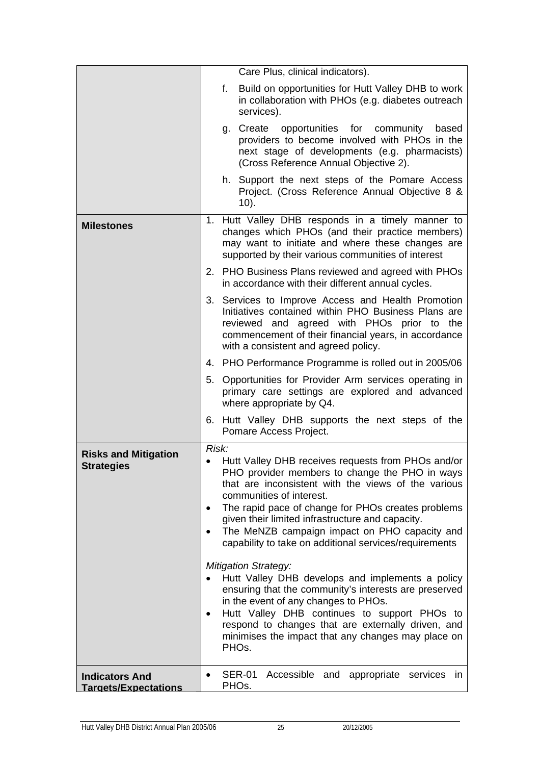| | |
|---|---|
| | Care Plus, clinical indicators).<br>f. Build on opportunities for Hutt Valley DHB to work in collaboration with PHOs (e.g. diabetes outreach services).<br>g. Create opportunities for community based providers to become involved with PHOs in the next stage of developments (e.g. pharmacists) (Cross Reference Annual Objective 2).<br>h. Support the next steps of the Pomare Access Project. (Cross Reference Annual Objective 8 & 10). |
| **Milestones** | 1. Hutt Valley DHB responds in a timely manner to changes which PHOs (and their practice members) may want to initiate and where these changes are supported by their various communities of interest<br>2. PHO Business Plans reviewed and agreed with PHOs in accordance with their different annual cycles.<br>3. Services to Improve Access and Health Promotion Initiatives contained within PHO Business Plans are reviewed and agreed with PHOs prior to the commencement of their financial years, in accordance with a consistent and agreed policy.<br>4. PHO Performance Programme is rolled out in 2005/06<br>5. Opportunities for Provider Arm services operating in primary care settings are explored and advanced where appropriate by Q4.<br>6. Hutt Valley DHB supports the next steps of the Pomare Access Project. |
| **Risks and Mitigation Strategies** | *Risk:*<br>• Hutt Valley DHB receives requests from PHOs and/or PHO provider members to change the PHO in ways that are inconsistent with the views of the various communities of interest.<br>• The rapid pace of change for PHOs creates problems given their limited infrastructure and capacity.<br>• The MeNZB campaign impact on PHO capacity and capability to take on additional services/requirements<br><br>*Mitigation Strategy:*<br>• Hutt Valley DHB develops and implements a policy ensuring that the community's interests are preserved in the event of any changes to PHOs.<br>• Hutt Valley DHB continues to support PHOs to respond to changes that are externally driven, and minimises the impact that any changes may place on PHOs. |
| **Indicators And Targets/Expectations** | • SER-01 Accessible and appropriate services in PHOs. |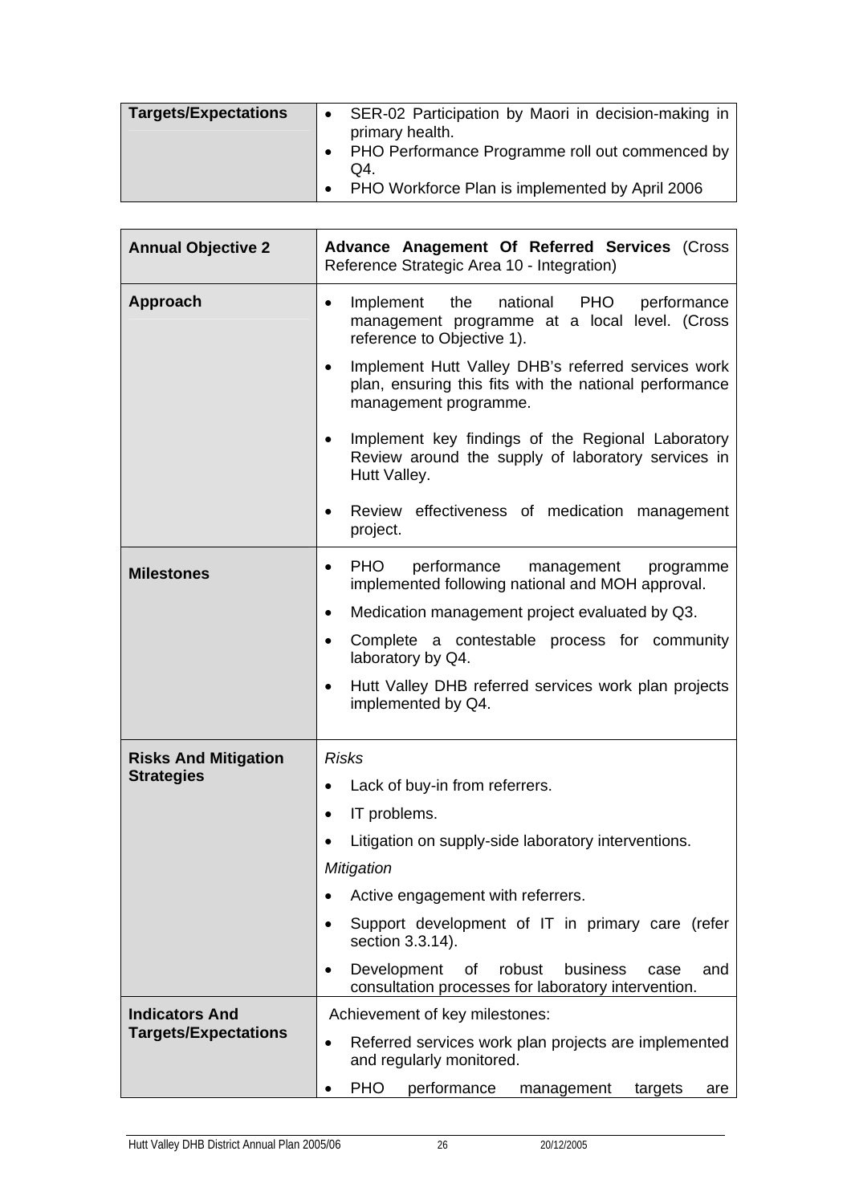| Targets/Expectations | • SER-02 Participation by Maori in decision-making in primary health.<br>• PHO Performance Programme roll out commenced by Q4.<br>• PHO Workforce Plan is implemented by April 2006 |
|---|---|

| Annual Objective 2 | **Advance Anagement Of Referred Services** (Cross Reference Strategic Area 10 - Integration) |
|---|---|
| **Approach** | • Implement the national PHO performance management programme at a local level. (Cross reference to Objective 1).<br>• Implement Hutt Valley DHB's referred services work plan, ensuring this fits with the national performance management programme.<br>• Implement key findings of the Regional Laboratory Review around the supply of laboratory services in Hutt Valley.<br>• Review effectiveness of medication management project. |
| **Milestones** | • PHO performance management programme implemented following national and MOH approval.<br>• Medication management project evaluated by Q3.<br>• Complete a contestable process for community laboratory by Q4.<br>• Hutt Valley DHB referred services work plan projects implemented by Q4. |
| **Risks And Mitigation Strategies** | *Risks*<br>• Lack of buy-in from referrers.<br>• IT problems.<br>• Litigation on supply-side laboratory interventions.<br>*Mitigation*<br>• Active engagement with referrers.<br>• Support development of IT in primary care (refer section 3.3.14).<br>• Development of robust business case and consultation processes for laboratory intervention. |
| **Indicators And Targets/Expectations** | Achievement of key milestones:<br>• Referred services work plan projects are implemented and regularly monitored.<br>• PHO performance management targets are |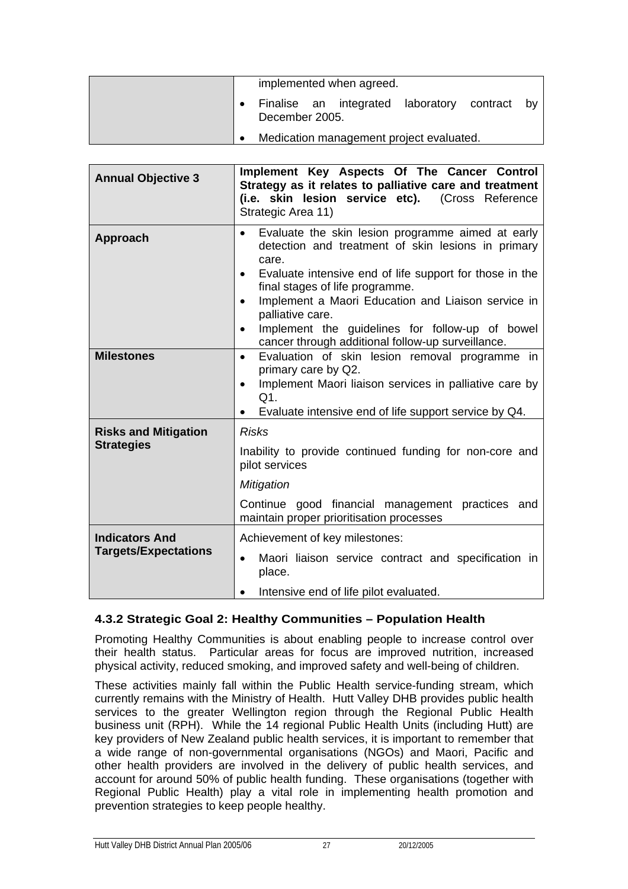| | |
|---|---|
| | implemented when agreed.<br>• Finalise an integrated laboratory contract by December 2005.<br>• Medication management project evaluated. |

| | |
|---|---|
| **Annual Objective 3** | **Implement Key Aspects Of The Cancer Control Strategy as it relates to palliative care and treatment (i.e. skin lesion service etc).** (Cross Reference Strategic Area 11) |
| **Approach** | • Evaluate the skin lesion programme aimed at early detection and treatment of skin lesions in primary care.<br>• Evaluate intensive end of life support for those in the final stages of life programme.<br>• Implement a Maori Education and Liaison service in palliative care.<br>• Implement the guidelines for follow-up of bowel cancer through additional follow-up surveillance. |
| **Milestones** | • Evaluation of skin lesion removal programme in primary care by Q2.<br>• Implement Maori liaison services in palliative care by Q1.<br>• Evaluate intensive end of life support service by Q4. |
| **Risks and Mitigation Strategies** | *Risks*<br>Inability to provide continued funding for non-core and pilot services<br>*Mitigation*<br>Continue good financial management practices and maintain proper prioritisation processes |
| **Indicators And Targets/Expectations** | Achievement of key milestones:<br>• Maori liaison service contract and specification in place.<br>• Intensive end of life pilot evaluated. |

### 4.3.2 Strategic Goal 2: Healthy Communities – Population Health

Promoting Healthy Communities is about enabling people to increase control over their health status. Particular areas for focus are improved nutrition, increased physical activity, reduced smoking, and improved safety and well-being of children.

These activities mainly fall within the Public Health service-funding stream, which currently remains with the Ministry of Health. Hutt Valley DHB provides public health services to the greater Wellington region through the Regional Public Health business unit (RPH). While the 14 regional Public Health Units (including Hutt) are key providers of New Zealand public health services, it is important to remember that a wide range of non-governmental organisations (NGOs) and Maori, Pacific and other health providers are involved in the delivery of public health services, and account for around 50% of public health funding. These organisations (together with Regional Public Health) play a vital role in implementing health promotion and prevention strategies to keep people healthy.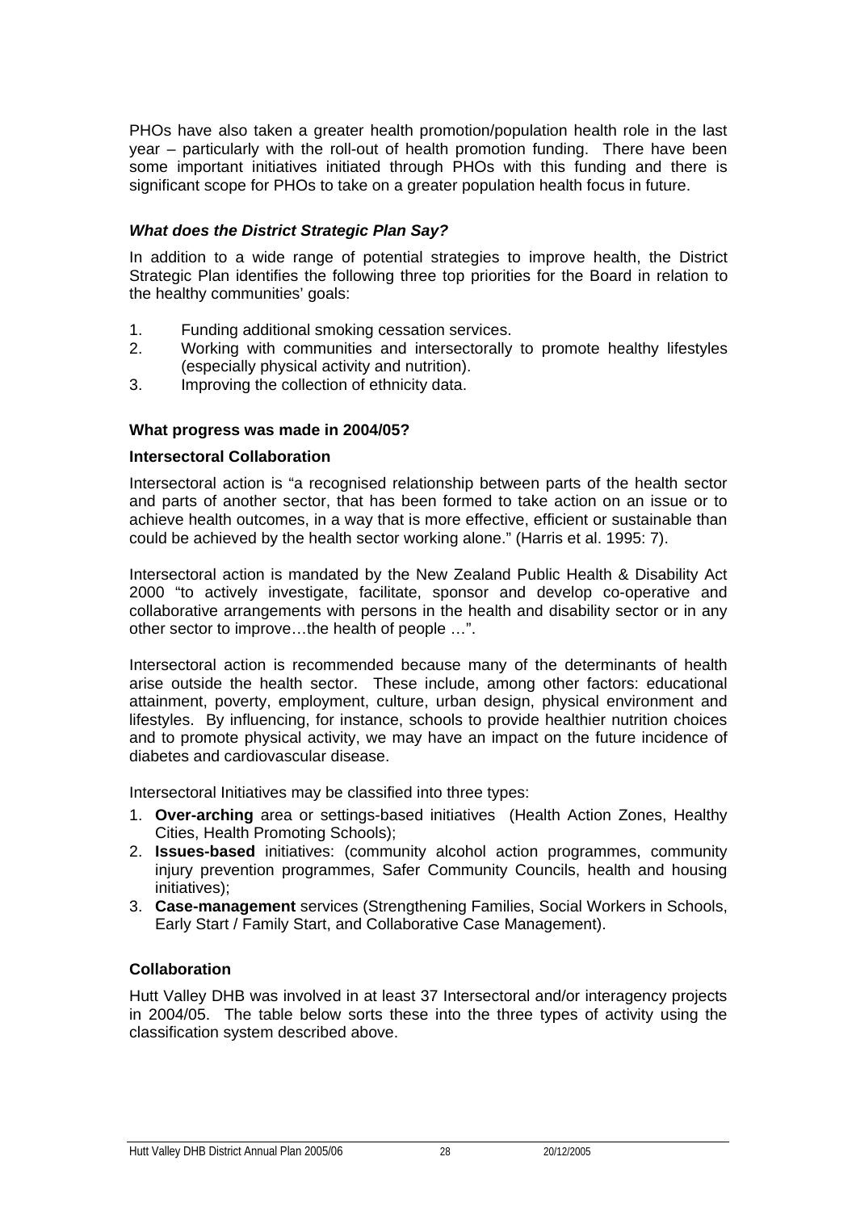PHOs have also taken a greater health promotion/population health role in the last year – particularly with the roll-out of health promotion funding. There have been some important initiatives initiated through PHOs with this funding and there is significant scope for PHOs to take on a greater population health focus in future.

### *What does the District Strategic Plan Say?*

In addition to a wide range of potential strategies to improve health, the District Strategic Plan identifies the following three top priorities for the Board in relation to the healthy communities' goals:

1. Funding additional smoking cessation services.
2. Working with communities and intersectorally to promote healthy lifestyles (especially physical activity and nutrition).
3. Improving the collection of ethnicity data.

### What progress was made in 2004/05?

#### Intersectoral Collaboration

Intersectoral action is "a recognised relationship between parts of the health sector and parts of another sector, that has been formed to take action on an issue or to achieve health outcomes, in a way that is more effective, efficient or sustainable than could be achieved by the health sector working alone." (Harris et al. 1995: 7).

Intersectoral action is mandated by the New Zealand Public Health & Disability Act 2000 "to actively investigate, facilitate, sponsor and develop co-operative and collaborative arrangements with persons in the health and disability sector or in any other sector to improve…the health of people …".

Intersectoral action is recommended because many of the determinants of health arise outside the health sector. These include, among other factors: educational attainment, poverty, employment, culture, urban design, physical environment and lifestyles. By influencing, for instance, schools to provide healthier nutrition choices and to promote physical activity, we may have an impact on the future incidence of diabetes and cardiovascular disease.

Intersectoral Initiatives may be classified into three types:

1. **Over-arching** area or settings-based initiatives (Health Action Zones, Healthy Cities, Health Promoting Schools);
2. **Issues-based** initiatives: (community alcohol action programmes, community injury prevention programmes, Safer Community Councils, health and housing initiatives);
3. **Case-management** services (Strengthening Families, Social Workers in Schools, Early Start / Family Start, and Collaborative Case Management).

#### Collaboration

Hutt Valley DHB was involved in at least 37 Intersectoral and/or interagency projects in 2004/05. The table below sorts these into the three types of activity using the classification system described above.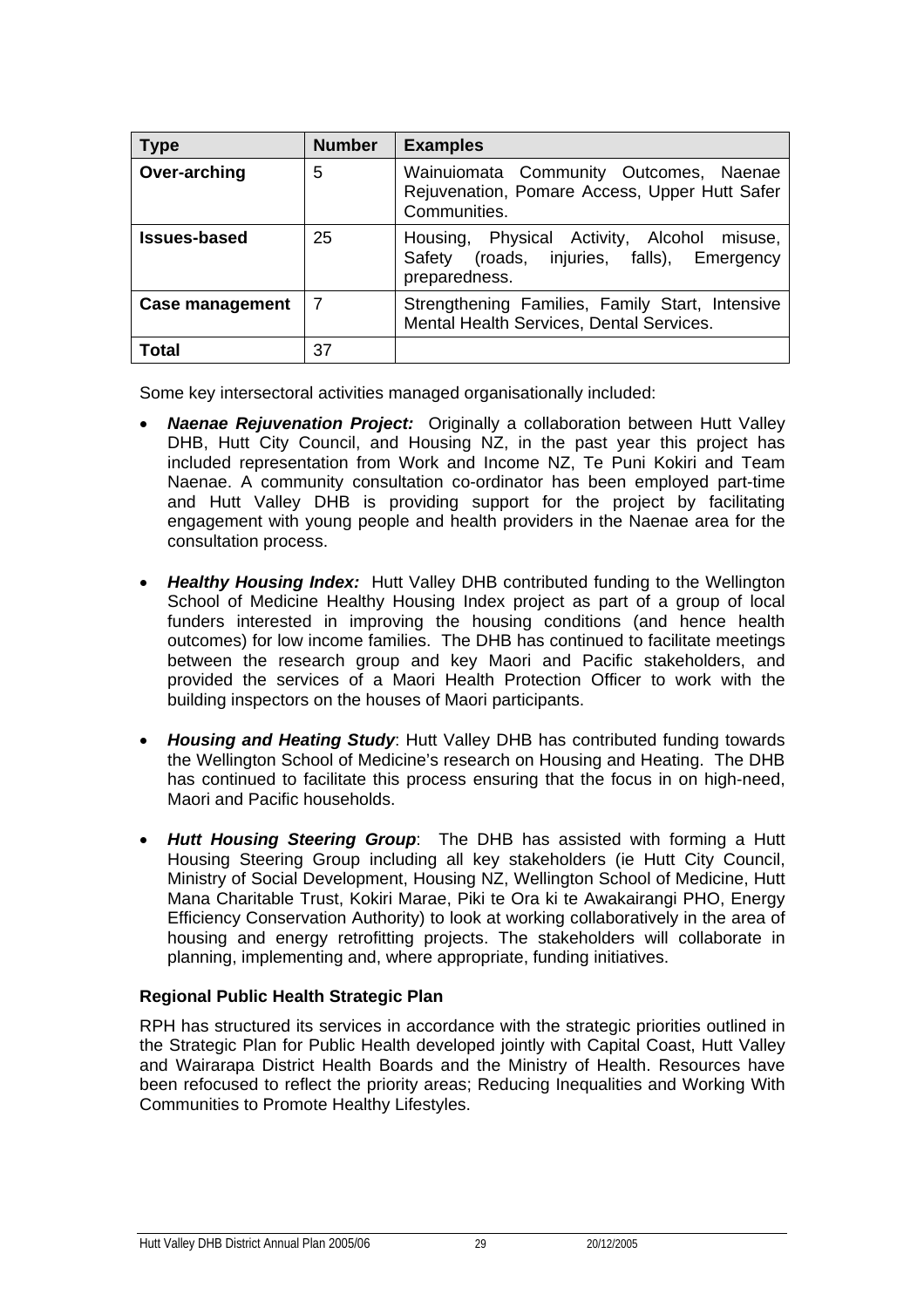| Type | Number | Examples |
|---|---|---|
| **Over-arching** | 5 | Wainuiomata Community Outcomes, Naenae Rejuvenation, Pomare Access, Upper Hutt Safer Communities. |
| **Issues-based** | 25 | Housing, Physical Activity, Alcohol misuse, Safety (roads, injuries, falls), Emergency preparedness. |
| **Case management** | 7 | Strengthening Families, Family Start, Intensive Mental Health Services, Dental Services. |
| **Total** | 37 | |

Some key intersectoral activities managed organisationally included:

- ***Naenae Rejuvenation Project:*** Originally a collaboration between Hutt Valley DHB, Hutt City Council, and Housing NZ, in the past year this project has included representation from Work and Income NZ, Te Puni Kokiri and Team Naenae. A community consultation co-ordinator has been employed part-time and Hutt Valley DHB is providing support for the project by facilitating engagement with young people and health providers in the Naenae area for the consultation process.

- ***Healthy Housing Index:*** Hutt Valley DHB contributed funding to the Wellington School of Medicine Healthy Housing Index project as part of a group of local funders interested in improving the housing conditions (and hence health outcomes) for low income families. The DHB has continued to facilitate meetings between the research group and key Maori and Pacific stakeholders, and provided the services of a Maori Health Protection Officer to work with the building inspectors on the houses of Maori participants.

- ***Housing and Heating Study***: Hutt Valley DHB has contributed funding towards the Wellington School of Medicine's research on Housing and Heating. The DHB has continued to facilitate this process ensuring that the focus in on high-need, Maori and Pacific households.

- ***Hutt Housing Steering Group***: The DHB has assisted with forming a Hutt Housing Steering Group including all key stakeholders (ie Hutt City Council, Ministry of Social Development, Housing NZ, Wellington School of Medicine, Hutt Mana Charitable Trust, Kokiri Marae, Piki te Ora ki te Awakairangi PHO, Energy Efficiency Conservation Authority) to look at working collaboratively in the area of housing and energy retrofitting projects. The stakeholders will collaborate in planning, implementing and, where appropriate, funding initiatives.

**Regional Public Health Strategic Plan**

RPH has structured its services in accordance with the strategic priorities outlined in the Strategic Plan for Public Health developed jointly with Capital Coast, Hutt Valley and Wairarapa District Health Boards and the Ministry of Health. Resources have been refocused to reflect the priority areas; Reducing Inequalities and Working With Communities to Promote Healthy Lifestyles.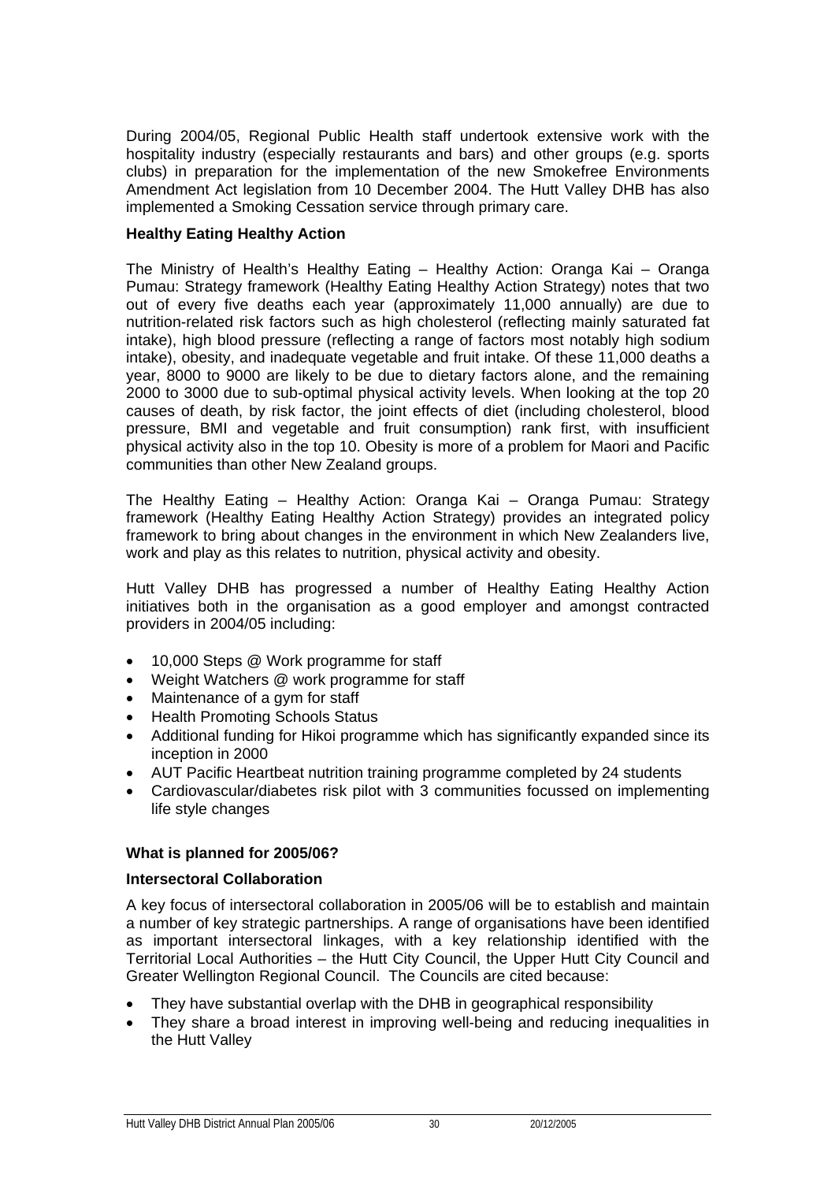During 2004/05, Regional Public Health staff undertook extensive work with the hospitality industry (especially restaurants and bars) and other groups (e.g. sports clubs) in preparation for the implementation of the new Smokefree Environments Amendment Act legislation from 10 December 2004. The Hutt Valley DHB has also implemented a Smoking Cessation service through primary care.

**Healthy Eating Healthy Action**

The Ministry of Health's Healthy Eating – Healthy Action: Oranga Kai – Oranga Pumau: Strategy framework (Healthy Eating Healthy Action Strategy) notes that two out of every five deaths each year (approximately 11,000 annually) are due to nutrition-related risk factors such as high cholesterol (reflecting mainly saturated fat intake), high blood pressure (reflecting a range of factors most notably high sodium intake), obesity, and inadequate vegetable and fruit intake. Of these 11,000 deaths a year, 8000 to 9000 are likely to be due to dietary factors alone, and the remaining 2000 to 3000 due to sub-optimal physical activity levels. When looking at the top 20 causes of death, by risk factor, the joint effects of diet (including cholesterol, blood pressure, BMI and vegetable and fruit consumption) rank first, with insufficient physical activity also in the top 10. Obesity is more of a problem for Maori and Pacific communities than other New Zealand groups.

The Healthy Eating – Healthy Action: Oranga Kai – Oranga Pumau: Strategy framework (Healthy Eating Healthy Action Strategy) provides an integrated policy framework to bring about changes in the environment in which New Zealanders live, work and play as this relates to nutrition, physical activity and obesity.

Hutt Valley DHB has progressed a number of Healthy Eating Healthy Action initiatives both in the organisation as a good employer and amongst contracted providers in 2004/05 including:

- 10,000 Steps @ Work programme for staff
- Weight Watchers @ work programme for staff
- Maintenance of a gym for staff
- Health Promoting Schools Status
- Additional funding for Hikoi programme which has significantly expanded since its inception in 2000
- AUT Pacific Heartbeat nutrition training programme completed by 24 students
- Cardiovascular/diabetes risk pilot with 3 communities focussed on implementing life style changes

**What is planned for 2005/06?**

**Intersectoral Collaboration**

A key focus of intersectoral collaboration in 2005/06 will be to establish and maintain a number of key strategic partnerships. A range of organisations have been identified as important intersectoral linkages, with a key relationship identified with the Territorial Local Authorities – the Hutt City Council, the Upper Hutt City Council and Greater Wellington Regional Council. The Councils are cited because:

- They have substantial overlap with the DHB in geographical responsibility
- They share a broad interest in improving well-being and reducing inequalities in the Hutt Valley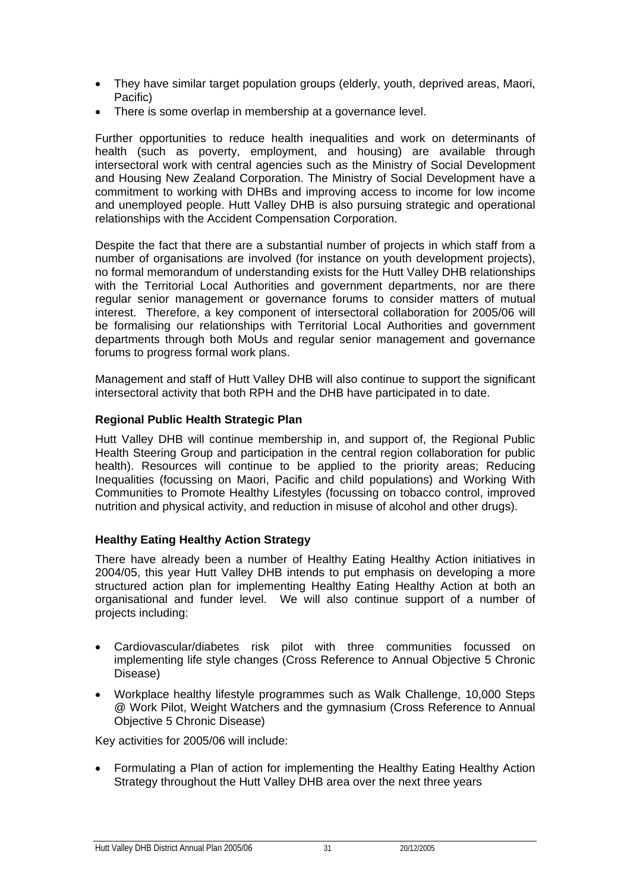- They have similar target population groups (elderly, youth, deprived areas, Maori, Pacific)
- There is some overlap in membership at a governance level.

Further opportunities to reduce health inequalities and work on determinants of health (such as poverty, employment, and housing) are available through intersectoral work with central agencies such as the Ministry of Social Development and Housing New Zealand Corporation. The Ministry of Social Development have a commitment to working with DHBs and improving access to income for low income and unemployed people. Hutt Valley DHB is also pursuing strategic and operational relationships with the Accident Compensation Corporation.

Despite the fact that there are a substantial number of projects in which staff from a number of organisations are involved (for instance on youth development projects), no formal memorandum of understanding exists for the Hutt Valley DHB relationships with the Territorial Local Authorities and government departments, nor are there regular senior management or governance forums to consider matters of mutual interest. Therefore, a key component of intersectoral collaboration for 2005/06 will be formalising our relationships with Territorial Local Authorities and government departments through both MoUs and regular senior management and governance forums to progress formal work plans.

Management and staff of Hutt Valley DHB will also continue to support the significant intersectoral activity that both RPH and the DHB have participated in to date.

**Regional Public Health Strategic Plan**

Hutt Valley DHB will continue membership in, and support of, the Regional Public Health Steering Group and participation in the central region collaboration for public health). Resources will continue to be applied to the priority areas; Reducing Inequalities (focussing on Maori, Pacific and child populations) and Working With Communities to Promote Healthy Lifestyles (focussing on tobacco control, improved nutrition and physical activity, and reduction in misuse of alcohol and other drugs).

**Healthy Eating Healthy Action Strategy**

There have already been a number of Healthy Eating Healthy Action initiatives in 2004/05, this year Hutt Valley DHB intends to put emphasis on developing a more structured action plan for implementing Healthy Eating Healthy Action at both an organisational and funder level. We will also continue support of a number of projects including:

- Cardiovascular/diabetes risk pilot with three communities focussed on implementing life style changes (Cross Reference to Annual Objective 5 Chronic Disease)
- Workplace healthy lifestyle programmes such as Walk Challenge, 10,000 Steps @ Work Pilot, Weight Watchers and the gymnasium (Cross Reference to Annual Objective 5 Chronic Disease)

Key activities for 2005/06 will include:

- Formulating a Plan of action for implementing the Healthy Eating Healthy Action Strategy throughout the Hutt Valley DHB area over the next three years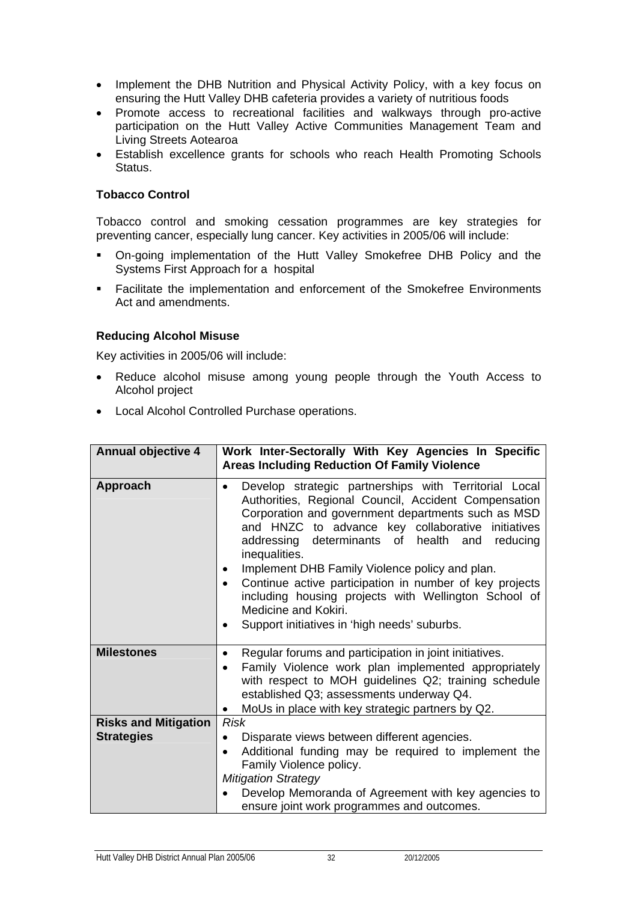- Implement the DHB Nutrition and Physical Activity Policy, with a key focus on ensuring the Hutt Valley DHB cafeteria provides a variety of nutritious foods
- Promote access to recreational facilities and walkways through pro-active participation on the Hutt Valley Active Communities Management Team and Living Streets Aotearoa
- Establish excellence grants for schools who reach Health Promoting Schools Status.

### Tobacco Control

Tobacco control and smoking cessation programmes are key strategies for preventing cancer, especially lung cancer. Key activities in 2005/06 will include:

- On-going implementation of the Hutt Valley Smokefree DHB Policy and the Systems First Approach for a hospital
- Facilitate the implementation and enforcement of the Smokefree Environments Act and amendments.

### Reducing Alcohol Misuse

Key activities in 2005/06 will include:

- Reduce alcohol misuse among young people through the Youth Access to Alcohol project
- Local Alcohol Controlled Purchase operations.

| **Annual objective 4** | **Work Inter-Sectorally With Key Agencies In Specific Areas Including Reduction Of Family Violence** |
|---|---|
| **Approach** | • Develop strategic partnerships with Territorial Local Authorities, Regional Council, Accident Compensation Corporation and government departments such as MSD and HNZC to advance key collaborative initiatives addressing determinants of health and reducing inequalities.<br>• Implement DHB Family Violence policy and plan.<br>• Continue active participation in number of key projects including housing projects with Wellington School of Medicine and Kokiri.<br>• Support initiatives in 'high needs' suburbs. |
| **Milestones** | • Regular forums and participation in joint initiatives.<br>• Family Violence work plan implemented appropriately with respect to MOH guidelines Q2; training schedule established Q3; assessments underway Q4.<br>• MoUs in place with key strategic partners by Q2. |
| **Risks and Mitigation Strategies** | *Risk*<br>• Disparate views between different agencies.<br>• Additional funding may be required to implement the Family Violence policy.<br>*Mitigation Strategy*<br>• Develop Memoranda of Agreement with key agencies to ensure joint work programmes and outcomes. |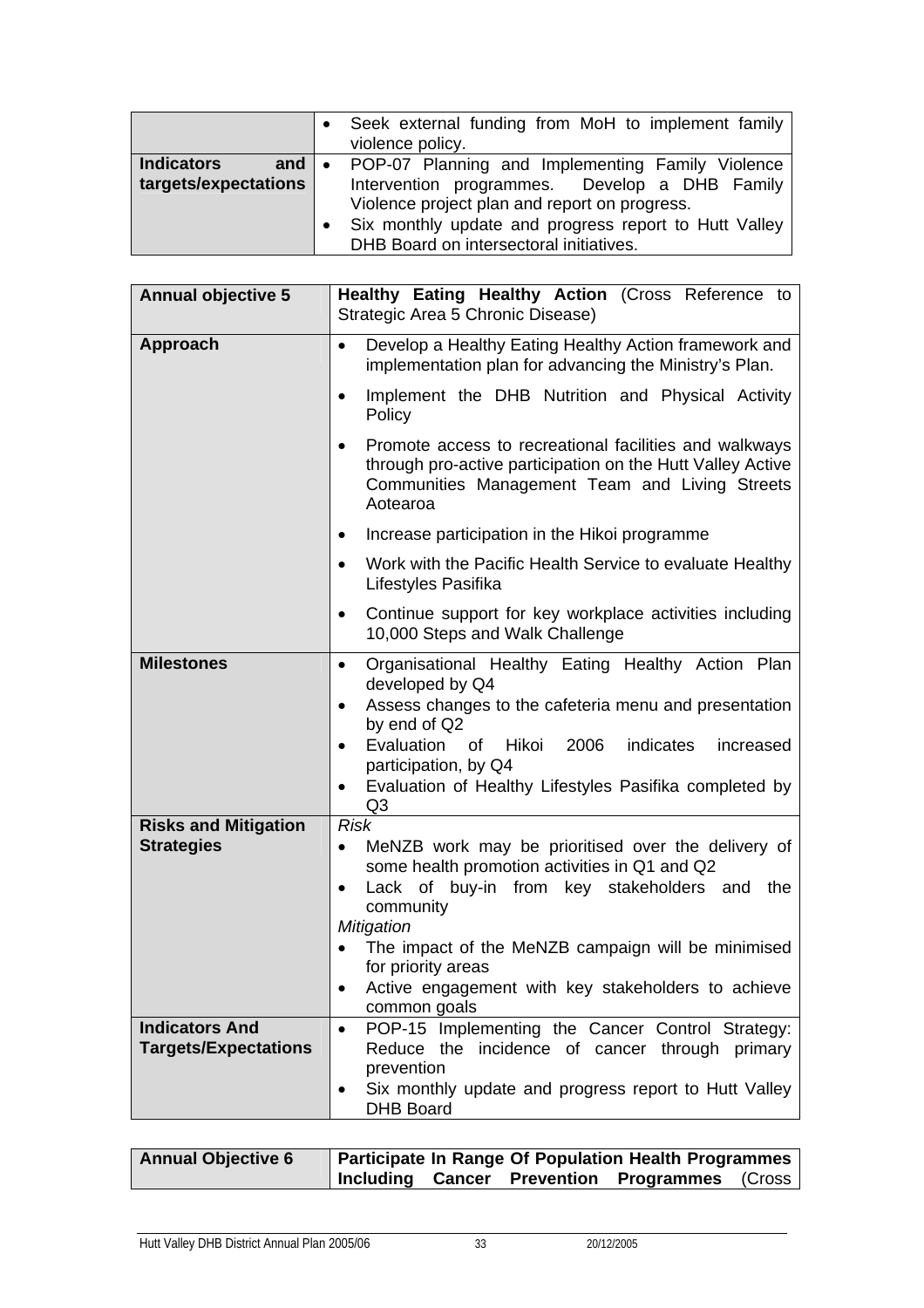| | |
|---|---|
| | • Seek external funding from MoH to implement family violence policy. |
| **Indicators and targets/expectations** | • POP-07 Planning and Implementing Family Violence Intervention programmes. Develop a DHB Family Violence project plan and report on progress.<br>• Six monthly update and progress report to Hutt Valley DHB Board on intersectoral initiatives. |

| **Annual objective 5** | **Healthy Eating Healthy Action** (Cross Reference to Strategic Area 5 Chronic Disease) |
|---|---|
| **Approach** | • Develop a Healthy Eating Healthy Action framework and implementation plan for advancing the Ministry's Plan.<br>• Implement the DHB Nutrition and Physical Activity Policy<br>• Promote access to recreational facilities and walkways through pro-active participation on the Hutt Valley Active Communities Management Team and Living Streets Aotearoa<br>• Increase participation in the Hikoi programme<br>• Work with the Pacific Health Service to evaluate Healthy Lifestyles Pasifika<br>• Continue support for key workplace activities including 10,000 Steps and Walk Challenge |
| **Milestones** | • Organisational Healthy Eating Healthy Action Plan developed by Q4<br>• Assess changes to the cafeteria menu and presentation by end of Q2<br>• Evaluation of Hikoi 2006 indicates increased participation, by Q4<br>• Evaluation of Healthy Lifestyles Pasifika completed by Q3 |
| **Risks and Mitigation Strategies** | *Risk*<br>• MeNZB work may be prioritised over the delivery of some health promotion activities in Q1 and Q2<br>• Lack of buy-in from key stakeholders and the community<br>*Mitigation*<br>• The impact of the MeNZB campaign will be minimised for priority areas<br>• Active engagement with key stakeholders to achieve common goals |
| **Indicators And Targets/Expectations** | • POP-15 Implementing the Cancer Control Strategy: Reduce the incidence of cancer through primary prevention<br>• Six monthly update and progress report to Hutt Valley DHB Board |

| **Annual Objective 6** | **Participate In Range Of Population Health Programmes Including Cancer Prevention Programmes** (Cross |
|---|---|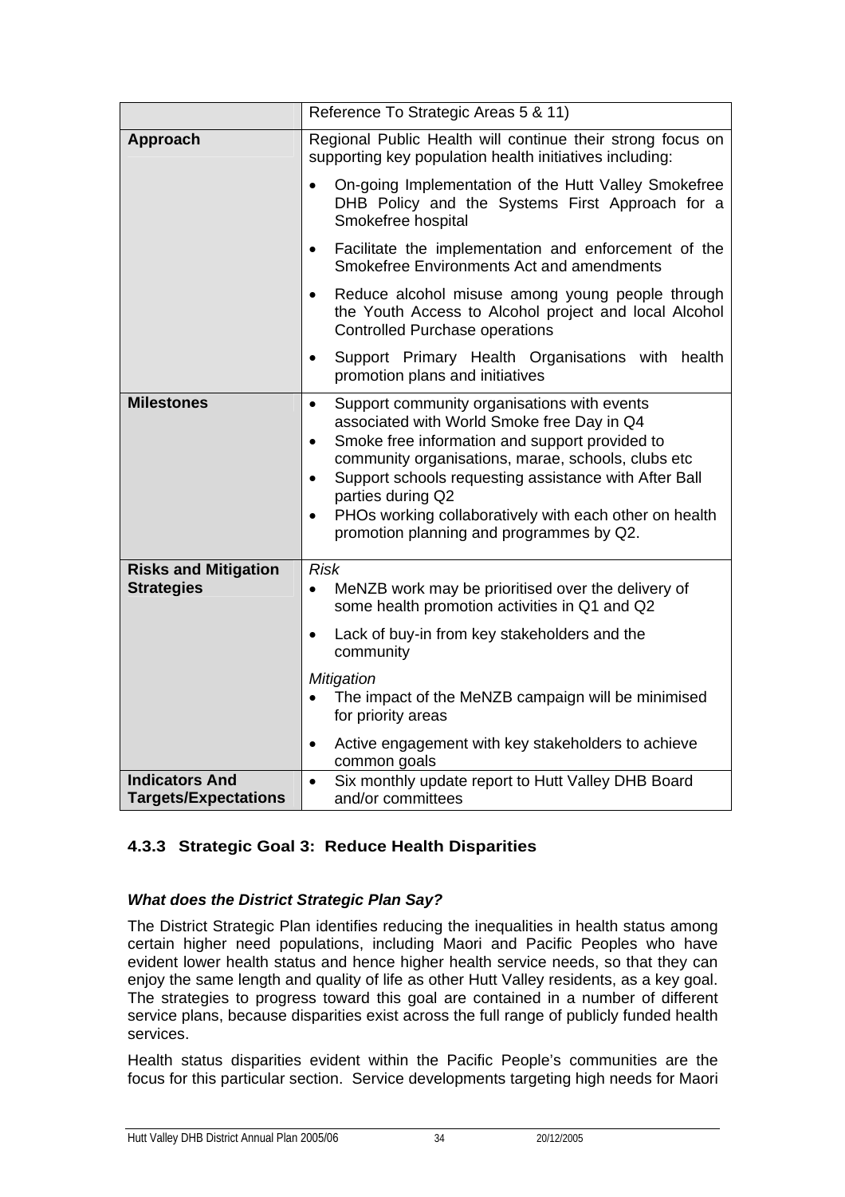| | |
|---|---|
| | Reference To Strategic Areas 5 & 11) |
| **Approach** | Regional Public Health will continue their strong focus on supporting key population health initiatives including:<br>• On-going Implementation of the Hutt Valley Smokefree DHB Policy and the Systems First Approach for a Smokefree hospital<br>• Facilitate the implementation and enforcement of the Smokefree Environments Act and amendments<br>• Reduce alcohol misuse among young people through the Youth Access to Alcohol project and local Alcohol Controlled Purchase operations<br>• Support Primary Health Organisations with health promotion plans and initiatives |
| **Milestones** | • Support community organisations with events associated with World Smoke free Day in Q4<br>• Smoke free information and support provided to community organisations, marae, schools, clubs etc<br>• Support schools requesting assistance with After Ball parties during Q2<br>• PHOs working collaboratively with each other on health promotion planning and programmes by Q2. |
| **Risks and Mitigation Strategies** | *Risk*<br>• MeNZB work may be prioritised over the delivery of some health promotion activities in Q1 and Q2<br>• Lack of buy-in from key stakeholders and the community<br>*Mitigation*<br>• The impact of the MeNZB campaign will be minimised for priority areas<br>• Active engagement with key stakeholders to achieve common goals |
| **Indicators And Targets/Expectations** | • Six monthly update report to Hutt Valley DHB Board and/or committees |

### 4.3.3 Strategic Goal 3: Reduce Health Disparities

***What does the District Strategic Plan Say?***

The District Strategic Plan identifies reducing the inequalities in health status among certain higher need populations, including Maori and Pacific Peoples who have evident lower health status and hence higher health service needs, so that they can enjoy the same length and quality of life as other Hutt Valley residents, as a key goal. The strategies to progress toward this goal are contained in a number of different service plans, because disparities exist across the full range of publicly funded health services.

Health status disparities evident within the Pacific People's communities are the focus for this particular section. Service developments targeting high needs for Maori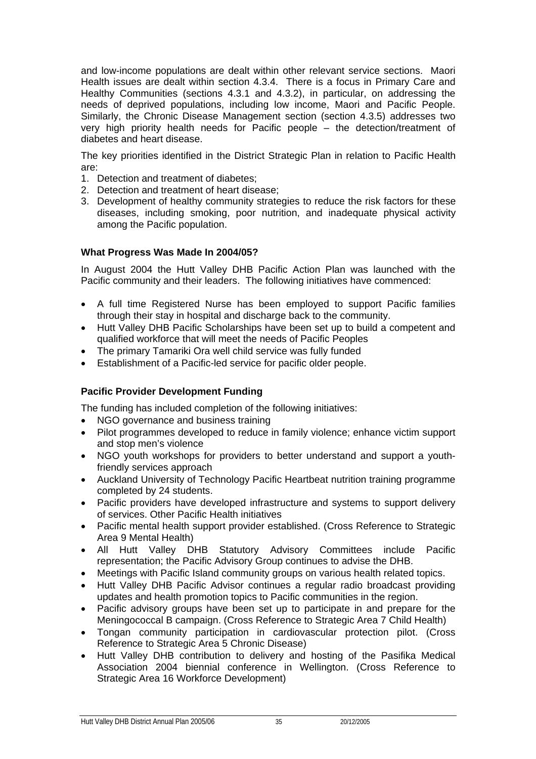and low-income populations are dealt within other relevant service sections. Maori Health issues are dealt within section 4.3.4. There is a focus in Primary Care and Healthy Communities (sections 4.3.1 and 4.3.2), in particular, on addressing the needs of deprived populations, including low income, Maori and Pacific People. Similarly, the Chronic Disease Management section (section 4.3.5) addresses two very high priority health needs for Pacific people – the detection/treatment of diabetes and heart disease.

The key priorities identified in the District Strategic Plan in relation to Pacific Health are:

1. Detection and treatment of diabetes;
2. Detection and treatment of heart disease;
3. Development of healthy community strategies to reduce the risk factors for these diseases, including smoking, poor nutrition, and inadequate physical activity among the Pacific population.

**What Progress Was Made In 2004/05?**

In August 2004 the Hutt Valley DHB Pacific Action Plan was launched with the Pacific community and their leaders. The following initiatives have commenced:

- A full time Registered Nurse has been employed to support Pacific families through their stay in hospital and discharge back to the community.
- Hutt Valley DHB Pacific Scholarships have been set up to build a competent and qualified workforce that will meet the needs of Pacific Peoples
- The primary Tamariki Ora well child service was fully funded
- Establishment of a Pacific-led service for pacific older people.

**Pacific Provider Development Funding**

The funding has included completion of the following initiatives:

- NGO governance and business training
- Pilot programmes developed to reduce in family violence; enhance victim support and stop men's violence
- NGO youth workshops for providers to better understand and support a youth-friendly services approach
- Auckland University of Technology Pacific Heartbeat nutrition training programme completed by 24 students.
- Pacific providers have developed infrastructure and systems to support delivery of services. Other Pacific Health initiatives
- Pacific mental health support provider established. (Cross Reference to Strategic Area 9 Mental Health)
- All Hutt Valley DHB Statutory Advisory Committees include Pacific representation; the Pacific Advisory Group continues to advise the DHB.
- Meetings with Pacific Island community groups on various health related topics.
- Hutt Valley DHB Pacific Advisor continues a regular radio broadcast providing updates and health promotion topics to Pacific communities in the region.
- Pacific advisory groups have been set up to participate in and prepare for the Meningococcal B campaign. (Cross Reference to Strategic Area 7 Child Health)
- Tongan community participation in cardiovascular protection pilot. (Cross Reference to Strategic Area 5 Chronic Disease)
- Hutt Valley DHB contribution to delivery and hosting of the Pasifika Medical Association 2004 biennial conference in Wellington. (Cross Reference to Strategic Area 16 Workforce Development)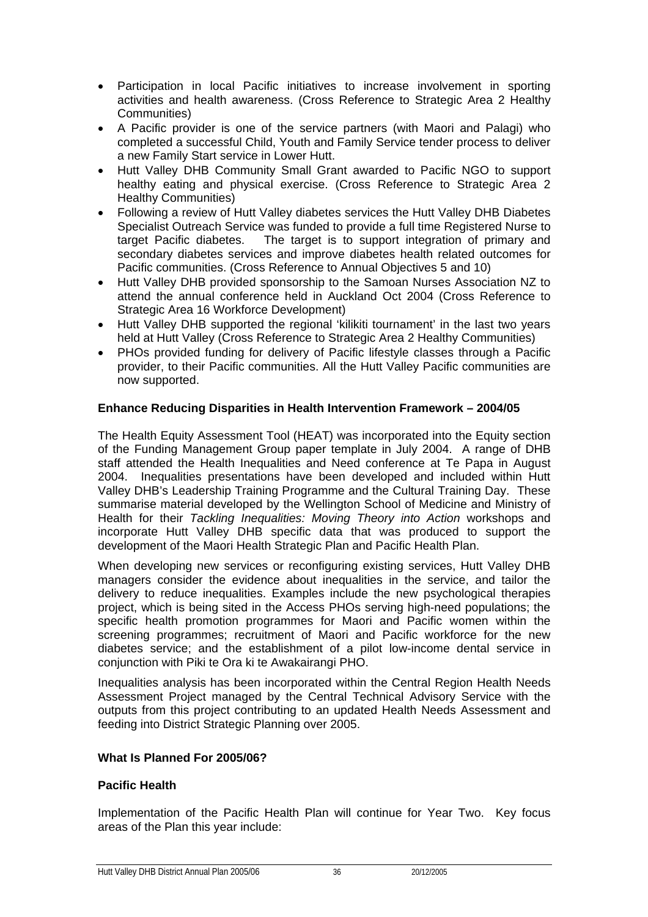- Participation in local Pacific initiatives to increase involvement in sporting activities and health awareness. (Cross Reference to Strategic Area 2 Healthy Communities)
- A Pacific provider is one of the service partners (with Maori and Palagi) who completed a successful Child, Youth and Family Service tender process to deliver a new Family Start service in Lower Hutt.
- Hutt Valley DHB Community Small Grant awarded to Pacific NGO to support healthy eating and physical exercise. (Cross Reference to Strategic Area 2 Healthy Communities)
- Following a review of Hutt Valley diabetes services the Hutt Valley DHB Diabetes Specialist Outreach Service was funded to provide a full time Registered Nurse to target Pacific diabetes. The target is to support integration of primary and secondary diabetes services and improve diabetes health related outcomes for Pacific communities. (Cross Reference to Annual Objectives 5 and 10)
- Hutt Valley DHB provided sponsorship to the Samoan Nurses Association NZ to attend the annual conference held in Auckland Oct 2004 (Cross Reference to Strategic Area 16 Workforce Development)
- Hutt Valley DHB supported the regional 'kilikiti tournament' in the last two years held at Hutt Valley (Cross Reference to Strategic Area 2 Healthy Communities)
- PHOs provided funding for delivery of Pacific lifestyle classes through a Pacific provider, to their Pacific communities. All the Hutt Valley Pacific communities are now supported.

**Enhance Reducing Disparities in Health Intervention Framework – 2004/05**

The Health Equity Assessment Tool (HEAT) was incorporated into the Equity section of the Funding Management Group paper template in July 2004. A range of DHB staff attended the Health Inequalities and Need conference at Te Papa in August 2004. Inequalities presentations have been developed and included within Hutt Valley DHB's Leadership Training Programme and the Cultural Training Day. These summarise material developed by the Wellington School of Medicine and Ministry of Health for their *Tackling Inequalities: Moving Theory into Action* workshops and incorporate Hutt Valley DHB specific data that was produced to support the development of the Maori Health Strategic Plan and Pacific Health Plan.

When developing new services or reconfiguring existing services, Hutt Valley DHB managers consider the evidence about inequalities in the service, and tailor the delivery to reduce inequalities. Examples include the new psychological therapies project, which is being sited in the Access PHOs serving high-need populations; the specific health promotion programmes for Maori and Pacific women within the screening programmes; recruitment of Maori and Pacific workforce for the new diabetes service; and the establishment of a pilot low-income dental service in conjunction with Piki te Ora ki te Awakairangi PHO.

Inequalities analysis has been incorporated within the Central Region Health Needs Assessment Project managed by the Central Technical Advisory Service with the outputs from this project contributing to an updated Health Needs Assessment and feeding into District Strategic Planning over 2005.

**What Is Planned For 2005/06?**

**Pacific Health**

Implementation of the Pacific Health Plan will continue for Year Two. Key focus areas of the Plan this year include: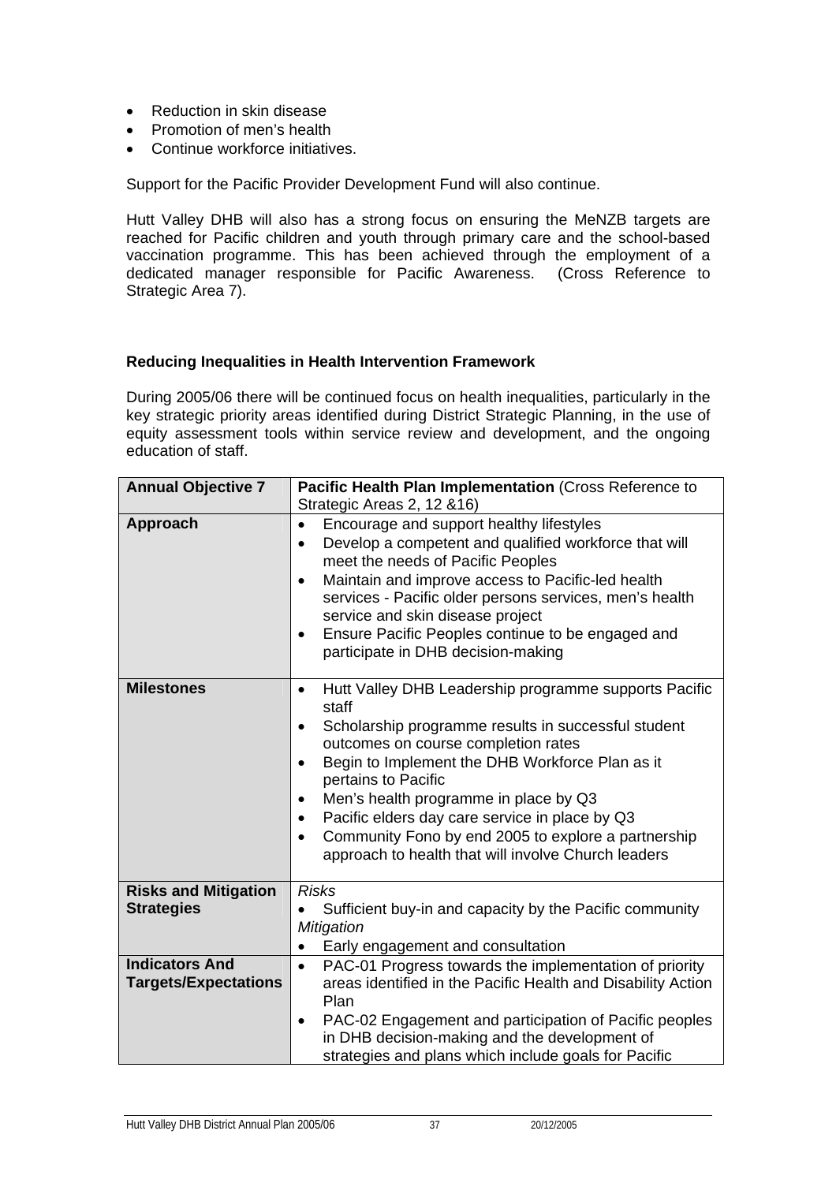- Reduction in skin disease
- Promotion of men's health
- Continue workforce initiatives.

Support for the Pacific Provider Development Fund will also continue.

Hutt Valley DHB will also has a strong focus on ensuring the MeNZB targets are reached for Pacific children and youth through primary care and the school-based vaccination programme. This has been achieved through the employment of a dedicated manager responsible for Pacific Awareness. (Cross Reference to Strategic Area 7).

**Reducing Inequalities in Health Intervention Framework**

During 2005/06 there will be continued focus on health inequalities, particularly in the key strategic priority areas identified during District Strategic Planning, in the use of equity assessment tools within service review and development, and the ongoing education of staff.

| **Annual Objective 7** | **Pacific Health Plan Implementation** (Cross Reference to Strategic Areas 2, 12 &16) |
|---|---|
| **Approach** | • Encourage and support healthy lifestyles<br>• Develop a competent and qualified workforce that will meet the needs of Pacific Peoples<br>• Maintain and improve access to Pacific-led health services - Pacific older persons services, men's health service and skin disease project<br>• Ensure Pacific Peoples continue to be engaged and participate in DHB decision-making |
| **Milestones** | • Hutt Valley DHB Leadership programme supports Pacific staff<br>• Scholarship programme results in successful student outcomes on course completion rates<br>• Begin to Implement the DHB Workforce Plan as it pertains to Pacific<br>• Men's health programme in place by Q3<br>• Pacific elders day care service in place by Q3<br>• Community Fono by end 2005 to explore a partnership approach to health that will involve Church leaders |
| **Risks and Mitigation Strategies** | *Risks*<br>• Sufficient buy-in and capacity by the Pacific community<br>*Mitigation*<br>• Early engagement and consultation |
| **Indicators And Targets/Expectations** | • PAC-01 Progress towards the implementation of priority areas identified in the Pacific Health and Disability Action Plan<br>• PAC-02 Engagement and participation of Pacific peoples in DHB decision-making and the development of strategies and plans which include goals for Pacific |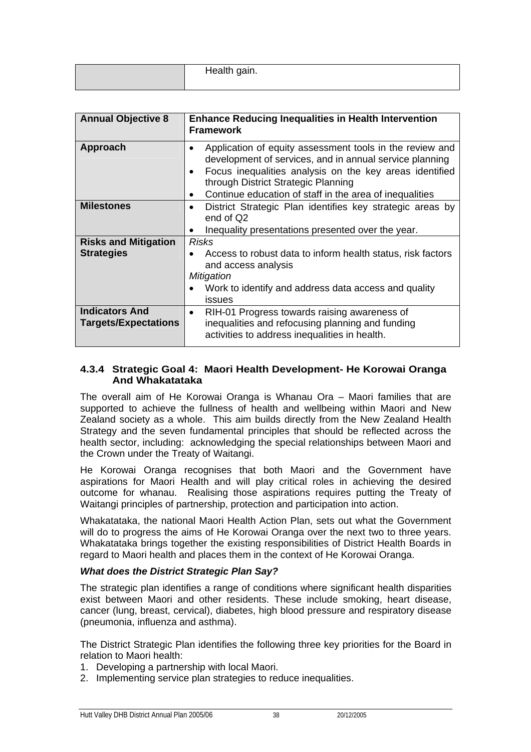| | Health gain. |
|---|---|

| Annual Objective 8 | Enhance Reducing Inequalities in Health Intervention Framework |
|---|---|
| **Approach** | • Application of equity assessment tools in the review and development of services, and in annual service planning<br>• Focus inequalities analysis on the key areas identified through District Strategic Planning<br>• Continue education of staff in the area of inequalities |
| **Milestones** | • District Strategic Plan identifies key strategic areas by end of Q2<br>• Inequality presentations presented over the year. |
| **Risks and Mitigation Strategies** | *Risks*<br>• Access to robust data to inform health status, risk factors and access analysis<br>*Mitigation*<br>• Work to identify and address data access and quality issues |
| **Indicators And Targets/Expectations** | • RIH-01 Progress towards raising awareness of inequalities and refocusing planning and funding activities to address inequalities in health. |

### 4.3.4 Strategic Goal 4: Maori Health Development- He Korowai Oranga And Whakatataka

The overall aim of He Korowai Oranga is Whanau Ora – Maori families that are supported to achieve the fullness of health and wellbeing within Maori and New Zealand society as a whole. This aim builds directly from the New Zealand Health Strategy and the seven fundamental principles that should be reflected across the health sector, including: acknowledging the special relationships between Maori and the Crown under the Treaty of Waitangi.

He Korowai Oranga recognises that both Maori and the Government have aspirations for Maori Health and will play critical roles in achieving the desired outcome for whanau. Realising those aspirations requires putting the Treaty of Waitangi principles of partnership, protection and participation into action.

Whakatataka, the national Maori Health Action Plan, sets out what the Government will do to progress the aims of He Korowai Oranga over the next two to three years. Whakatataka brings together the existing responsibilities of District Health Boards in regard to Maori health and places them in the context of He Korowai Oranga.

***What does the District Strategic Plan Say?***

The strategic plan identifies a range of conditions where significant health disparities exist between Maori and other residents. These include smoking, heart disease, cancer (lung, breast, cervical), diabetes, high blood pressure and respiratory disease (pneumonia, influenza and asthma).

The District Strategic Plan identifies the following three key priorities for the Board in relation to Maori health:

1. Developing a partnership with local Maori.
2. Implementing service plan strategies to reduce inequalities.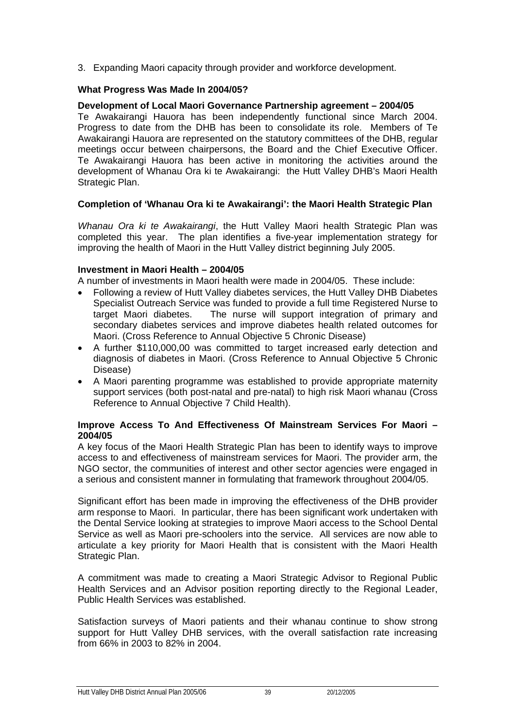3. Expanding Maori capacity through provider and workforce development.

**What Progress Was Made In 2004/05?**

**Development of Local Maori Governance Partnership agreement – 2004/05**

Te Awakairangi Hauora has been independently functional since March 2004. Progress to date from the DHB has been to consolidate its role. Members of Te Awakairangi Hauora are represented on the statutory committees of the DHB, regular meetings occur between chairpersons, the Board and the Chief Executive Officer. Te Awakairangi Hauora has been active in monitoring the activities around the development of Whanau Ora ki te Awakairangi: the Hutt Valley DHB's Maori Health Strategic Plan.

**Completion of 'Whanau Ora ki te Awakairangi': the Maori Health Strategic Plan**

*Whanau Ora ki te Awakairangi*, the Hutt Valley Maori health Strategic Plan was completed this year. The plan identifies a five-year implementation strategy for improving the health of Maori in the Hutt Valley district beginning July 2005.

**Investment in Maori Health – 2004/05**

A number of investments in Maori health were made in 2004/05. These include:

- Following a review of Hutt Valley diabetes services, the Hutt Valley DHB Diabetes Specialist Outreach Service was funded to provide a full time Registered Nurse to target Maori diabetes. The nurse will support integration of primary and secondary diabetes services and improve diabetes health related outcomes for Maori. (Cross Reference to Annual Objective 5 Chronic Disease)
- A further $110,000,00 was committed to target increased early detection and diagnosis of diabetes in Maori. (Cross Reference to Annual Objective 5 Chronic Disease)
- A Maori parenting programme was established to provide appropriate maternity support services (both post-natal and pre-natal) to high risk Maori whanau (Cross Reference to Annual Objective 7 Child Health).

**Improve Access To And Effectiveness Of Mainstream Services For Maori – 2004/05**

A key focus of the Maori Health Strategic Plan has been to identify ways to improve access to and effectiveness of mainstream services for Maori. The provider arm, the NGO sector, the communities of interest and other sector agencies were engaged in a serious and consistent manner in formulating that framework throughout 2004/05.

Significant effort has been made in improving the effectiveness of the DHB provider arm response to Maori. In particular, there has been significant work undertaken with the Dental Service looking at strategies to improve Maori access to the School Dental Service as well as Maori pre-schoolers into the service. All services are now able to articulate a key priority for Maori Health that is consistent with the Maori Health Strategic Plan.

A commitment was made to creating a Maori Strategic Advisor to Regional Public Health Services and an Advisor position reporting directly to the Regional Leader, Public Health Services was established.

Satisfaction surveys of Maori patients and their whanau continue to show strong support for Hutt Valley DHB services, with the overall satisfaction rate increasing from 66% in 2003 to 82% in 2004.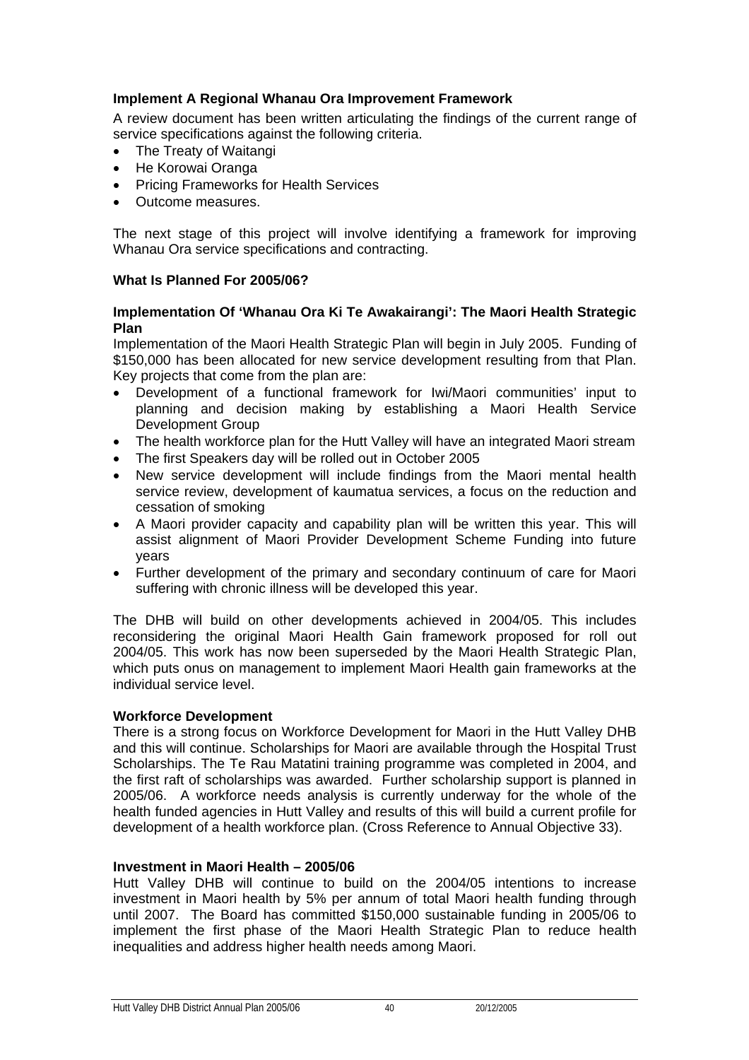### Implement A Regional Whanau Ora Improvement Framework

A review document has been written articulating the findings of the current range of service specifications against the following criteria.

- The Treaty of Waitangi
- He Korowai Oranga
- Pricing Frameworks for Health Services
- Outcome measures.

The next stage of this project will involve identifying a framework for improving Whanau Ora service specifications and contracting.

### What Is Planned For 2005/06?

### Implementation Of 'Whanau Ora Ki Te Awakairangi': The Maori Health Strategic Plan

Implementation of the Maori Health Strategic Plan will begin in July 2005. Funding of $150,000 has been allocated for new service development resulting from that Plan. Key projects that come from the plan are:

- Development of a functional framework for Iwi/Maori communities' input to planning and decision making by establishing a Maori Health Service Development Group
- The health workforce plan for the Hutt Valley will have an integrated Maori stream
- The first Speakers day will be rolled out in October 2005
- New service development will include findings from the Maori mental health service review, development of kaumatua services, a focus on the reduction and cessation of smoking
- A Maori provider capacity and capability plan will be written this year. This will assist alignment of Maori Provider Development Scheme Funding into future years
- Further development of the primary and secondary continuum of care for Maori suffering with chronic illness will be developed this year.

The DHB will build on other developments achieved in 2004/05. This includes reconsidering the original Maori Health Gain framework proposed for roll out 2004/05. This work has now been superseded by the Maori Health Strategic Plan, which puts onus on management to implement Maori Health gain frameworks at the individual service level.

### Workforce Development

There is a strong focus on Workforce Development for Maori in the Hutt Valley DHB and this will continue. Scholarships for Maori are available through the Hospital Trust Scholarships. The Te Rau Matatini training programme was completed in 2004, and the first raft of scholarships was awarded. Further scholarship support is planned in 2005/06. A workforce needs analysis is currently underway for the whole of the health funded agencies in Hutt Valley and results of this will build a current profile for development of a health workforce plan. (Cross Reference to Annual Objective 33).

### Investment in Maori Health – 2005/06

Hutt Valley DHB will continue to build on the 2004/05 intentions to increase investment in Maori health by 5% per annum of total Maori health funding through until 2007. The Board has committed $150,000 sustainable funding in 2005/06 to implement the first phase of the Maori Health Strategic Plan to reduce health inequalities and address higher health needs among Maori.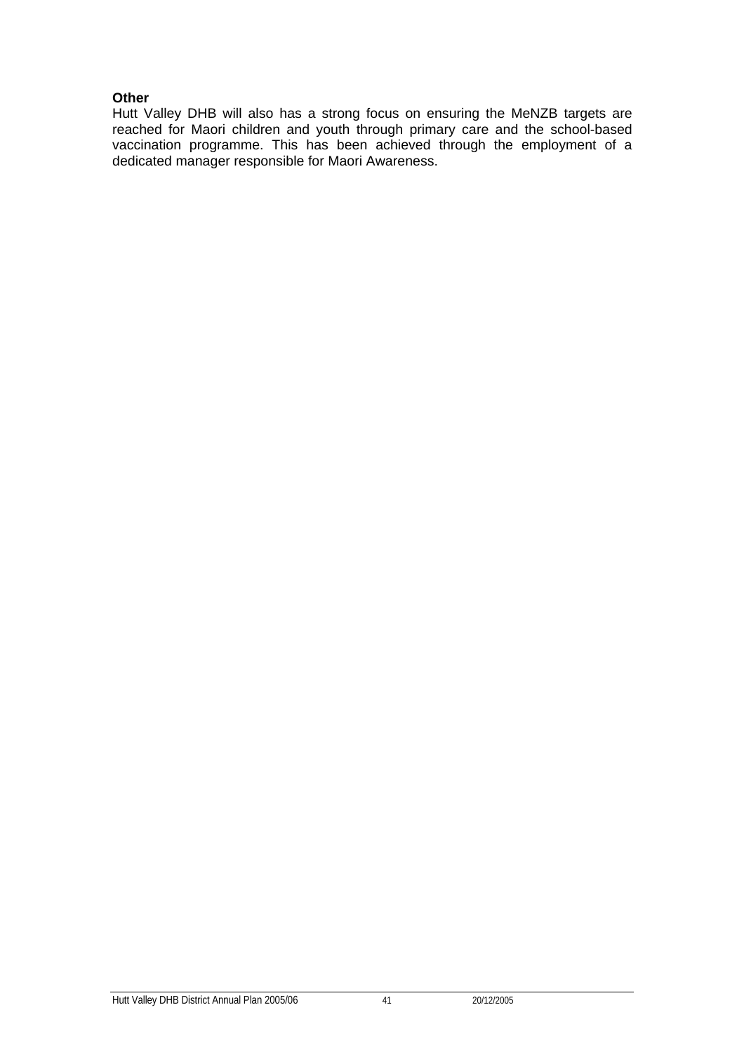**Other**

Hutt Valley DHB will also has a strong focus on ensuring the MeNZB targets are reached for Maori children and youth through primary care and the school-based vaccination programme. This has been achieved through the employment of a dedicated manager responsible for Maori Awareness.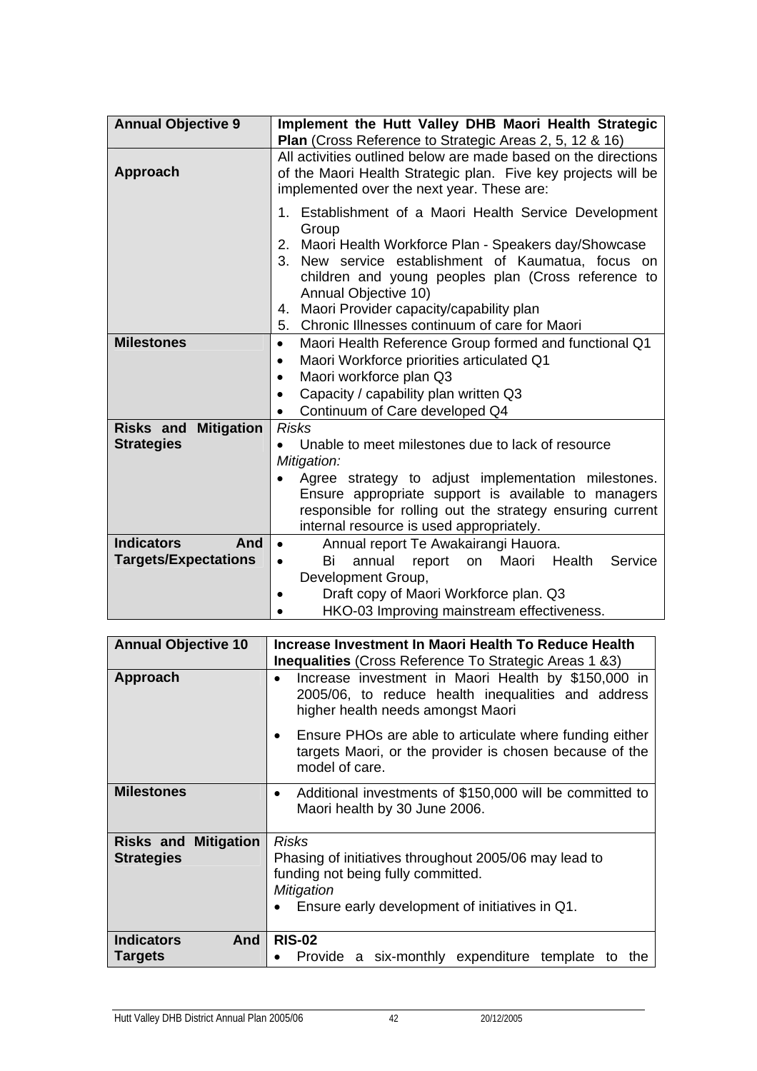| Annual Objective 9 | **Implement the Hutt Valley DHB Maori Health Strategic Plan** (Cross Reference to Strategic Areas 2, 5, 12 & 16) |
|---|---|
| **Approach** | All activities outlined below are made based on the directions of the Maori Health Strategic plan. Five key projects will be implemented over the next year. These are:<br><br>1. Establishment of a Maori Health Service Development Group<br>2. Maori Health Workforce Plan - Speakers day/Showcase<br>3. New service establishment of Kaumatua, focus on children and young peoples plan (Cross reference to Annual Objective 10)<br>4. Maori Provider capacity/capability plan<br>5. Chronic Illnesses continuum of care for Maori |
| **Milestones** | • Maori Health Reference Group formed and functional Q1<br>• Maori Workforce priorities articulated Q1<br>• Maori workforce plan Q3<br>• Capacity / capability plan written Q3<br>• Continuum of Care developed Q4 |
| **Risks and Mitigation Strategies** | *Risks*<br>• Unable to meet milestones due to lack of resource<br>*Mitigation:*<br>• Agree strategy to adjust implementation milestones. Ensure appropriate support is available to managers responsible for rolling out the strategy ensuring current internal resource is used appropriately. |
| **Indicators And Targets/Expectations** | • Annual report Te Awakairangi Hauora.<br>• Bi annual report on Maori Health Service Development Group,<br>• Draft copy of Maori Workforce plan. Q3<br>• HKO-03 Improving mainstream effectiveness. |

| Annual Objective 10 | **Increase Investment In Maori Health To Reduce Health Inequalities** (Cross Reference To Strategic Areas 1 &3) |
|---|---|
| **Approach** | • Increase investment in Maori Health by $150,000 in 2005/06, to reduce health inequalities and address higher health needs amongst Maori<br>• Ensure PHOs are able to articulate where funding either targets Maori, or the provider is chosen because of the model of care. |
| **Milestones** | • Additional investments of $150,000 will be committed to Maori health by 30 June 2006. |
| **Risks and Mitigation Strategies** | *Risks*<br>Phasing of initiatives throughout 2005/06 may lead to funding not being fully committed.<br>*Mitigation*<br>• Ensure early development of initiatives in Q1. |
| **Indicators And Targets** | **RIS-02**<br>• Provide a six-monthly expenditure template to the |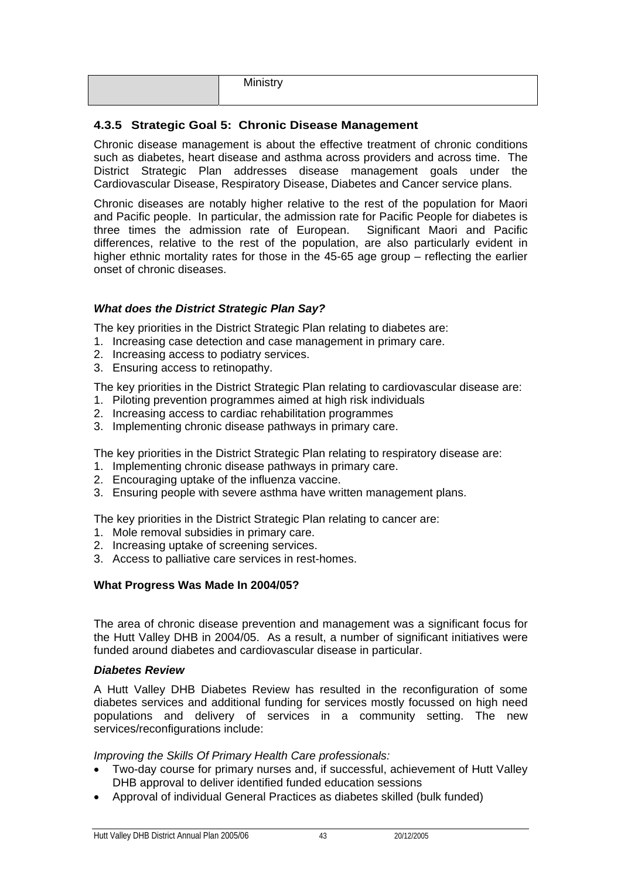|  | Ministry |
| --- | --- |

### 4.3.5 Strategic Goal 5: Chronic Disease Management

Chronic disease management is about the effective treatment of chronic conditions such as diabetes, heart disease and asthma across providers and across time. The District Strategic Plan addresses disease management goals under the Cardiovascular Disease, Respiratory Disease, Diabetes and Cancer service plans.

Chronic diseases are notably higher relative to the rest of the population for Maori and Pacific people. In particular, the admission rate for Pacific People for diabetes is three times the admission rate of European. Significant Maori and Pacific differences, relative to the rest of the population, are also particularly evident in higher ethnic mortality rates for those in the 45-65 age group – reflecting the earlier onset of chronic diseases.

***What does the District Strategic Plan Say?***

The key priorities in the District Strategic Plan relating to diabetes are:

1. Increasing case detection and case management in primary care.
2. Increasing access to podiatry services.
3. Ensuring access to retinopathy.

The key priorities in the District Strategic Plan relating to cardiovascular disease are:

1. Piloting prevention programmes aimed at high risk individuals
2. Increasing access to cardiac rehabilitation programmes
3. Implementing chronic disease pathways in primary care.

The key priorities in the District Strategic Plan relating to respiratory disease are:

1. Implementing chronic disease pathways in primary care.
2. Encouraging uptake of the influenza vaccine.
3. Ensuring people with severe asthma have written management plans.

The key priorities in the District Strategic Plan relating to cancer are:

1. Mole removal subsidies in primary care.
2. Increasing uptake of screening services.
3. Access to palliative care services in rest-homes.

**What Progress Was Made In 2004/05?**

The area of chronic disease prevention and management was a significant focus for the Hutt Valley DHB in 2004/05. As a result, a number of significant initiatives were funded around diabetes and cardiovascular disease in particular.

***Diabetes Review***

A Hutt Valley DHB Diabetes Review has resulted in the reconfiguration of some diabetes services and additional funding for services mostly focussed on high need populations and delivery of services in a community setting. The new services/reconfigurations include:

*Improving the Skills Of Primary Health Care professionals:*

- Two-day course for primary nurses and, if successful, achievement of Hutt Valley DHB approval to deliver identified funded education sessions
- Approval of individual General Practices as diabetes skilled (bulk funded)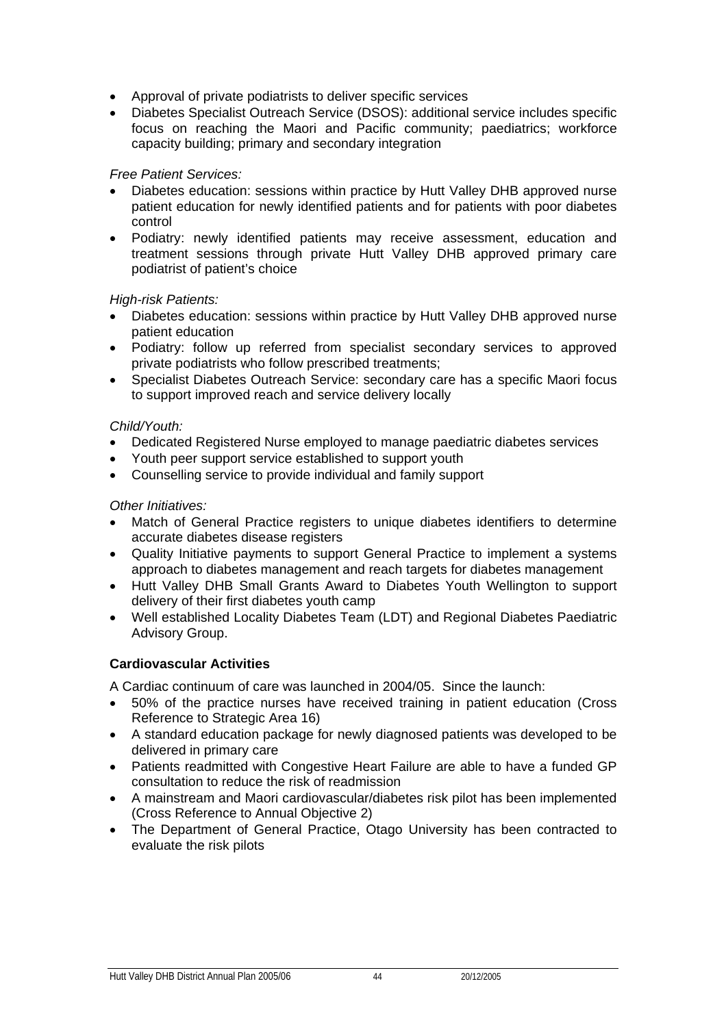- Approval of private podiatrists to deliver specific services
- Diabetes Specialist Outreach Service (DSOS): additional service includes specific focus on reaching the Maori and Pacific community; paediatrics; workforce capacity building; primary and secondary integration

*Free Patient Services:*

- Diabetes education: sessions within practice by Hutt Valley DHB approved nurse patient education for newly identified patients and for patients with poor diabetes control
- Podiatry: newly identified patients may receive assessment, education and treatment sessions through private Hutt Valley DHB approved primary care podiatrist of patient's choice

*High-risk Patients:*

- Diabetes education: sessions within practice by Hutt Valley DHB approved nurse patient education
- Podiatry: follow up referred from specialist secondary services to approved private podiatrists who follow prescribed treatments;
- Specialist Diabetes Outreach Service: secondary care has a specific Maori focus to support improved reach and service delivery locally

*Child/Youth:*

- Dedicated Registered Nurse employed to manage paediatric diabetes services
- Youth peer support service established to support youth
- Counselling service to provide individual and family support

*Other Initiatives:*

- Match of General Practice registers to unique diabetes identifiers to determine accurate diabetes disease registers
- Quality Initiative payments to support General Practice to implement a systems approach to diabetes management and reach targets for diabetes management
- Hutt Valley DHB Small Grants Award to Diabetes Youth Wellington to support delivery of their first diabetes youth camp
- Well established Locality Diabetes Team (LDT) and Regional Diabetes Paediatric Advisory Group.

**Cardiovascular Activities**

A Cardiac continuum of care was launched in 2004/05. Since the launch:

- 50% of the practice nurses have received training in patient education (Cross Reference to Strategic Area 16)
- A standard education package for newly diagnosed patients was developed to be delivered in primary care
- Patients readmitted with Congestive Heart Failure are able to have a funded GP consultation to reduce the risk of readmission
- A mainstream and Maori cardiovascular/diabetes risk pilot has been implemented (Cross Reference to Annual Objective 2)
- The Department of General Practice, Otago University has been contracted to evaluate the risk pilots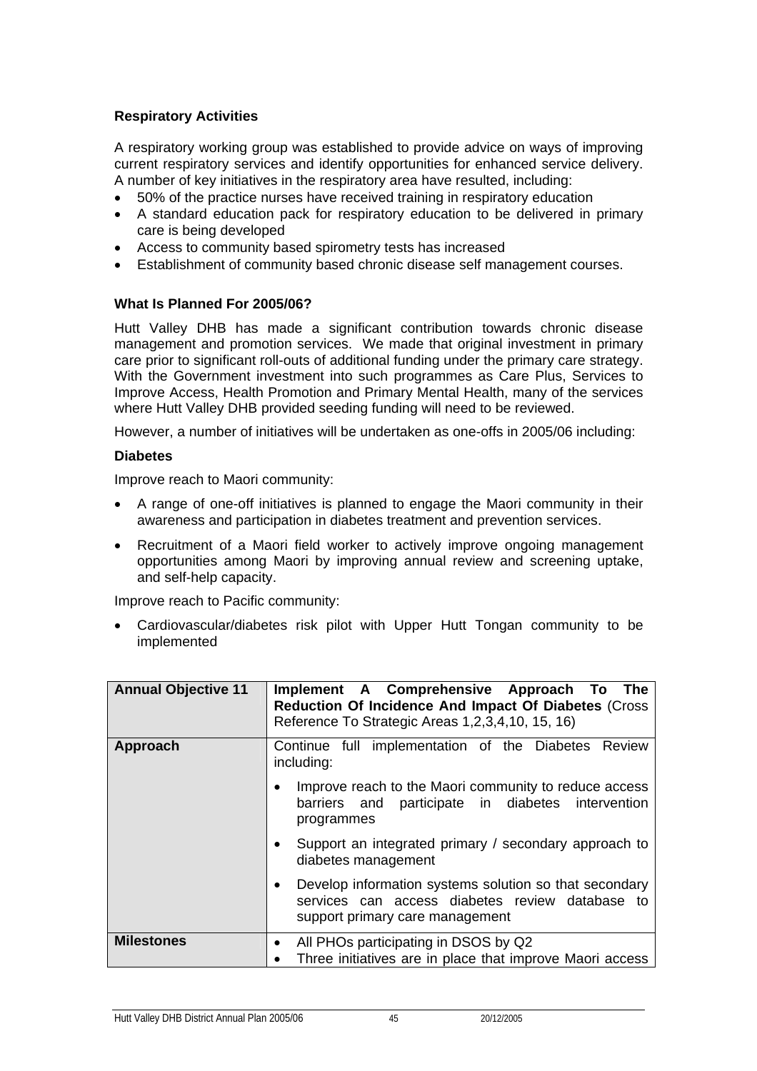### Respiratory Activities

A respiratory working group was established to provide advice on ways of improving current respiratory services and identify opportunities for enhanced service delivery. A number of key initiatives in the respiratory area have resulted, including:

- 50% of the practice nurses have received training in respiratory education
- A standard education pack for respiratory education to be delivered in primary care is being developed
- Access to community based spirometry tests has increased
- Establishment of community based chronic disease self management courses.

### What Is Planned For 2005/06?

Hutt Valley DHB has made a significant contribution towards chronic disease management and promotion services. We made that original investment in primary care prior to significant roll-outs of additional funding under the primary care strategy. With the Government investment into such programmes as Care Plus, Services to Improve Access, Health Promotion and Primary Mental Health, many of the services where Hutt Valley DHB provided seeding funding will need to be reviewed.

However, a number of initiatives will be undertaken as one-offs in 2005/06 including:

**Diabetes**

Improve reach to Maori community:

- A range of one-off initiatives is planned to engage the Maori community in their awareness and participation in diabetes treatment and prevention services.
- Recruitment of a Maori field worker to actively improve ongoing management opportunities among Maori by improving annual review and screening uptake, and self-help capacity.

Improve reach to Pacific community:

- Cardiovascular/diabetes risk pilot with Upper Hutt Tongan community to be implemented

| **Annual Objective 11** | **Implement A Comprehensive Approach To The Reduction Of Incidence And Impact Of Diabetes** (Cross Reference To Strategic Areas 1,2,3,4,10, 15, 16) |
|---|---|
| **Approach** | Continue full implementation of the Diabetes Review including:<br>• Improve reach to the Maori community to reduce access barriers and participate in diabetes intervention programmes<br>• Support an integrated primary / secondary approach to diabetes management<br>• Develop information systems solution so that secondary services can access diabetes review database to support primary care management |
| **Milestones** | • All PHOs participating in DSOS by Q2<br>• Three initiatives are in place that improve Maori access |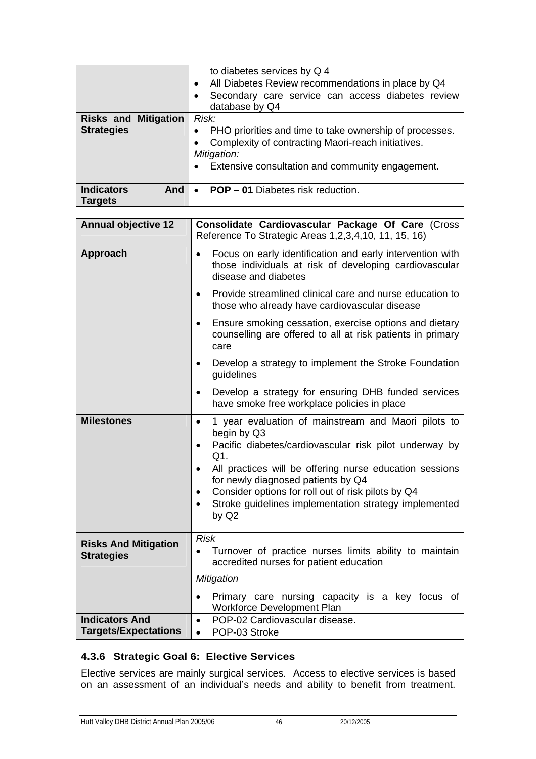|  |  |
|---|---|
|  | to diabetes services by Q 4<br>• All Diabetes Review recommendations in place by Q4<br>• Secondary care service can access diabetes review database by Q4 |
| **Risks and Mitigation Strategies** | *Risk:*<br>• PHO priorities and time to take ownership of processes.<br>• Complexity of contracting Maori-reach initiatives.<br>*Mitigation:*<br>• Extensive consultation and community engagement. |
| **Indicators And Targets** | • **POP – 01** Diabetes risk reduction. |

| **Annual objective 12** | **Consolidate Cardiovascular Package Of Care** (Cross Reference To Strategic Areas 1,2,3,4,10, 11, 15, 16) |
|---|---|
| **Approach** | • Focus on early identification and early intervention with those individuals at risk of developing cardiovascular disease and diabetes<br>• Provide streamlined clinical care and nurse education to those who already have cardiovascular disease<br>• Ensure smoking cessation, exercise options and dietary counselling are offered to all at risk patients in primary care<br>• Develop a strategy to implement the Stroke Foundation guidelines<br>• Develop a strategy for ensuring DHB funded services have smoke free workplace policies in place |
| **Milestones** | • 1 year evaluation of mainstream and Maori pilots to begin by Q3<br>• Pacific diabetes/cardiovascular risk pilot underway by Q1.<br>• All practices will be offering nurse education sessions for newly diagnosed patients by Q4<br>• Consider options for roll out of risk pilots by Q4<br>• Stroke guidelines implementation strategy implemented by Q2 |
| **Risks And Mitigation Strategies** | *Risk*<br>• Turnover of practice nurses limits ability to maintain accredited nurses for patient education<br>*Mitigation*<br>• Primary care nursing capacity is a key focus of Workforce Development Plan |
| **Indicators And Targets/Expectations** | • POP-02 Cardiovascular disease.<br>• POP-03 Stroke |

### 4.3.6 Strategic Goal 6: Elective Services

Elective services are mainly surgical services. Access to elective services is based on an assessment of an individual's needs and ability to benefit from treatment.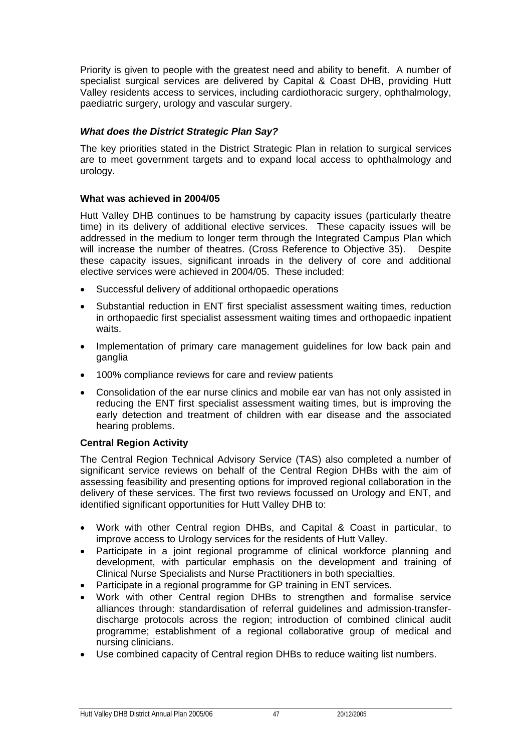Priority is given to people with the greatest need and ability to benefit. A number of specialist surgical services are delivered by Capital & Coast DHB, providing Hutt Valley residents access to services, including cardiothoracic surgery, ophthalmology, paediatric surgery, urology and vascular surgery.

### *What does the District Strategic Plan Say?*

The key priorities stated in the District Strategic Plan in relation to surgical services are to meet government targets and to expand local access to ophthalmology and urology.

### What was achieved in 2004/05

Hutt Valley DHB continues to be hamstrung by capacity issues (particularly theatre time) in its delivery of additional elective services. These capacity issues will be addressed in the medium to longer term through the Integrated Campus Plan which will increase the number of theatres. (Cross Reference to Objective 35). Despite these capacity issues, significant inroads in the delivery of core and additional elective services were achieved in 2004/05. These included:

- Successful delivery of additional orthopaedic operations
- Substantial reduction in ENT first specialist assessment waiting times, reduction in orthopaedic first specialist assessment waiting times and orthopaedic inpatient waits.
- Implementation of primary care management guidelines for low back pain and ganglia
- 100% compliance reviews for care and review patients
- Consolidation of the ear nurse clinics and mobile ear van has not only assisted in reducing the ENT first specialist assessment waiting times, but is improving the early detection and treatment of children with ear disease and the associated hearing problems.

### Central Region Activity

The Central Region Technical Advisory Service (TAS) also completed a number of significant service reviews on behalf of the Central Region DHBs with the aim of assessing feasibility and presenting options for improved regional collaboration in the delivery of these services. The first two reviews focussed on Urology and ENT, and identified significant opportunities for Hutt Valley DHB to:

- Work with other Central region DHBs, and Capital & Coast in particular, to improve access to Urology services for the residents of Hutt Valley.
- Participate in a joint regional programme of clinical workforce planning and development, with particular emphasis on the development and training of Clinical Nurse Specialists and Nurse Practitioners in both specialties.
- Participate in a regional programme for GP training in ENT services.
- Work with other Central region DHBs to strengthen and formalise service alliances through: standardisation of referral guidelines and admission-transfer-discharge protocols across the region; introduction of combined clinical audit programme; establishment of a regional collaborative group of medical and nursing clinicians.
- Use combined capacity of Central region DHBs to reduce waiting list numbers.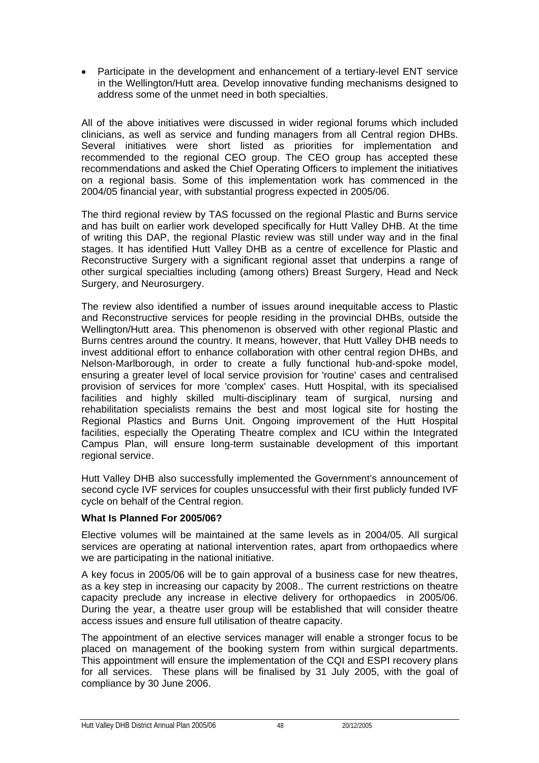- Participate in the development and enhancement of a tertiary-level ENT service in the Wellington/Hutt area. Develop innovative funding mechanisms designed to address some of the unmet need in both specialties.

All of the above initiatives were discussed in wider regional forums which included clinicians, as well as service and funding managers from all Central region DHBs. Several initiatives were short listed as priorities for implementation and recommended to the regional CEO group. The CEO group has accepted these recommendations and asked the Chief Operating Officers to implement the initiatives on a regional basis. Some of this implementation work has commenced in the 2004/05 financial year, with substantial progress expected in 2005/06.

The third regional review by TAS focussed on the regional Plastic and Burns service and has built on earlier work developed specifically for Hutt Valley DHB. At the time of writing this DAP, the regional Plastic review was still under way and in the final stages. It has identified Hutt Valley DHB as a centre of excellence for Plastic and Reconstructive Surgery with a significant regional asset that underpins a range of other surgical specialties including (among others) Breast Surgery, Head and Neck Surgery, and Neurosurgery.

The review also identified a number of issues around inequitable access to Plastic and Reconstructive services for people residing in the provincial DHBs, outside the Wellington/Hutt area. This phenomenon is observed with other regional Plastic and Burns centres around the country. It means, however, that Hutt Valley DHB needs to invest additional effort to enhance collaboration with other central region DHBs, and Nelson-Marlborough, in order to create a fully functional hub-and-spoke model, ensuring a greater level of local service provision for 'routine' cases and centralised provision of services for more 'complex' cases. Hutt Hospital, with its specialised facilities and highly skilled multi-disciplinary team of surgical, nursing and rehabilitation specialists remains the best and most logical site for hosting the Regional Plastics and Burns Unit. Ongoing improvement of the Hutt Hospital facilities, especially the Operating Theatre complex and ICU within the Integrated Campus Plan, will ensure long-term sustainable development of this important regional service.

Hutt Valley DHB also successfully implemented the Government's announcement of second cycle IVF services for couples unsuccessful with their first publicly funded IVF cycle on behalf of the Central region.

**What Is Planned For 2005/06?**

Elective volumes will be maintained at the same levels as in 2004/05. All surgical services are operating at national intervention rates, apart from orthopaedics where we are participating in the national initiative.

A key focus in 2005/06 will be to gain approval of a business case for new theatres, as a key step in increasing our capacity by 2008.. The current restrictions on theatre capacity preclude any increase in elective delivery for orthopaedics in 2005/06. During the year, a theatre user group will be established that will consider theatre access issues and ensure full utilisation of theatre capacity.

The appointment of an elective services manager will enable a stronger focus to be placed on management of the booking system from within surgical departments. This appointment will ensure the implementation of the CQI and ESPI recovery plans for all services. These plans will be finalised by 31 July 2005, with the goal of compliance by 30 June 2006.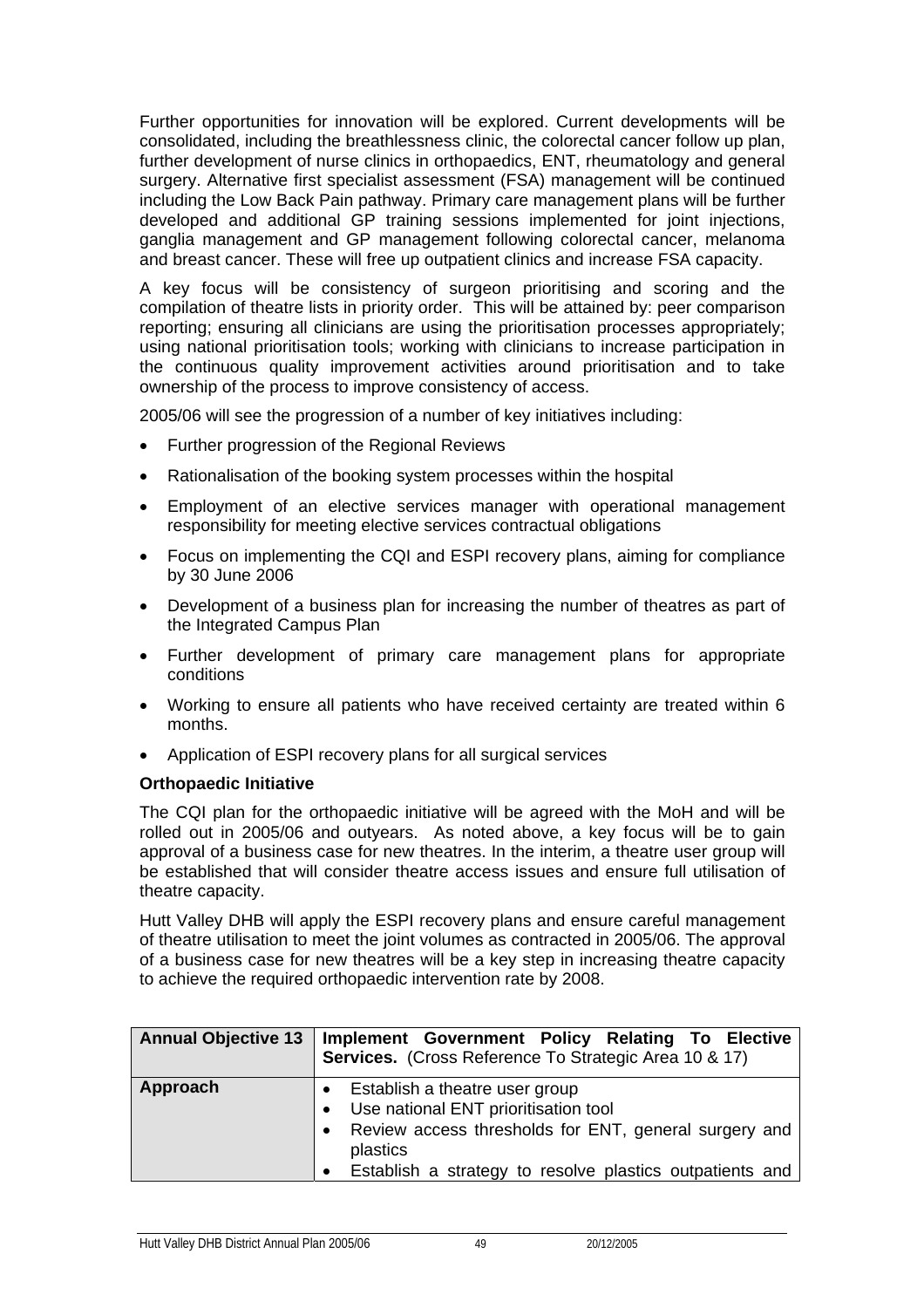Further opportunities for innovation will be explored. Current developments will be consolidated, including the breathlessness clinic, the colorectal cancer follow up plan, further development of nurse clinics in orthopaedics, ENT, rheumatology and general surgery. Alternative first specialist assessment (FSA) management will be continued including the Low Back Pain pathway. Primary care management plans will be further developed and additional GP training sessions implemented for joint injections, ganglia management and GP management following colorectal cancer, melanoma and breast cancer. These will free up outpatient clinics and increase FSA capacity.

A key focus will be consistency of surgeon prioritising and scoring and the compilation of theatre lists in priority order. This will be attained by: peer comparison reporting; ensuring all clinicians are using the prioritisation processes appropriately; using national prioritisation tools; working with clinicians to increase participation in the continuous quality improvement activities around prioritisation and to take ownership of the process to improve consistency of access.

2005/06 will see the progression of a number of key initiatives including:

- Further progression of the Regional Reviews
- Rationalisation of the booking system processes within the hospital
- Employment of an elective services manager with operational management responsibility for meeting elective services contractual obligations
- Focus on implementing the CQI and ESPI recovery plans, aiming for compliance by 30 June 2006
- Development of a business plan for increasing the number of theatres as part of the Integrated Campus Plan
- Further development of primary care management plans for appropriate conditions
- Working to ensure all patients who have received certainty are treated within 6 months.
- Application of ESPI recovery plans for all surgical services

**Orthopaedic Initiative**

The CQI plan for the orthopaedic initiative will be agreed with the MoH and will be rolled out in 2005/06 and outyears. As noted above, a key focus will be to gain approval of a business case for new theatres. In the interim, a theatre user group will be established that will consider theatre access issues and ensure full utilisation of theatre capacity.

Hutt Valley DHB will apply the ESPI recovery plans and ensure careful management of theatre utilisation to meet the joint volumes as contracted in 2005/06. The approval of a business case for new theatres will be a key step in increasing theatre capacity to achieve the required orthopaedic intervention rate by 2008.

| **Annual Objective 13** | **Implement Government Policy Relating To Elective Services.** (Cross Reference To Strategic Area 10 & 17) |
|---|---|
| **Approach** | • Establish a theatre user group<br>• Use national ENT prioritisation tool<br>• Review access thresholds for ENT, general surgery and plastics<br>• Establish a strategy to resolve plastics outpatients and |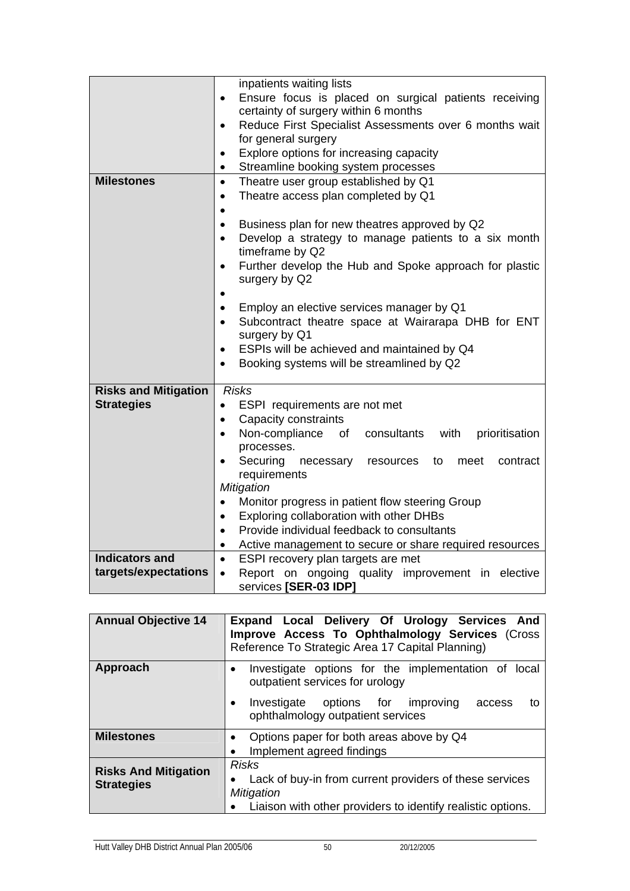| | |
|---|---|
| | inpatients waiting lists<br>• Ensure focus is placed on surgical patients receiving certainty of surgery within 6 months<br>• Reduce First Specialist Assessments over 6 months wait for general surgery<br>• Explore options for increasing capacity<br>• Streamline booking system processes |
| **Milestones** | • Theatre user group established by Q1<br>• Theatre access plan completed by Q1<br>•<br>• Business plan for new theatres approved by Q2<br>• Develop a strategy to manage patients to a six month timeframe by Q2<br>• Further develop the Hub and Spoke approach for plastic surgery by Q2<br>•<br>• Employ an elective services manager by Q1<br>• Subcontract theatre space at Wairarapa DHB for ENT surgery by Q1<br>• ESPIs will be achieved and maintained by Q4<br>• Booking systems will be streamlined by Q2 |
| **Risks and Mitigation Strategies** | *Risks*<br>• ESPI requirements are not met<br>• Capacity constraints<br>• Non-compliance of consultants with prioritisation processes.<br>• Securing necessary resources to meet contract requirements<br>*Mitigation*<br>• Monitor progress in patient flow steering Group<br>• Exploring collaboration with other DHBs<br>• Provide individual feedback to consultants<br>• Active management to secure or share required resources |
| **Indicators and targets/expectations** | • ESPI recovery plan targets are met<br>• Report on ongoing quality improvement in elective services **[SER-03 IDP]** |

| **Annual Objective 14** | **Expand Local Delivery Of Urology Services And Improve Access To Ophthalmology Services** (Cross Reference To Strategic Area 17 Capital Planning) |
|---|---|
| **Approach** | • Investigate options for the implementation of local outpatient services for urology<br>• Investigate options for improving access to ophthalmology outpatient services |
| **Milestones** | • Options paper for both areas above by Q4<br>• Implement agreed findings |
| **Risks And Mitigation Strategies** | *Risks*<br>• Lack of buy-in from current providers of these services<br>*Mitigation*<br>• Liaison with other providers to identify realistic options. |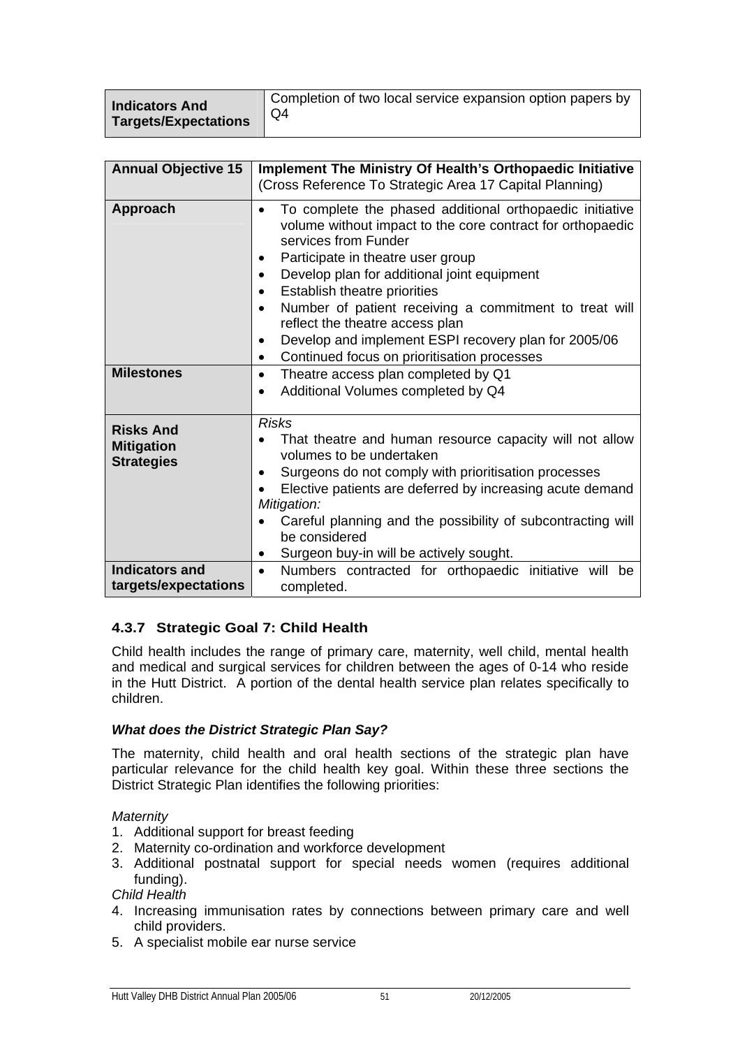| Indicators And Targets/Expectations | Completion of two local service expansion option papers by Q4 |
|---|---|

| Annual Objective 15 | **Implement The Ministry Of Health's Orthopaedic Initiative** (Cross Reference To Strategic Area 17 Capital Planning) |
|---|---|
| **Approach** | • To complete the phased additional orthopaedic initiative volume without impact to the core contract for orthopaedic services from Funder<br>• Participate in theatre user group<br>• Develop plan for additional joint equipment<br>• Establish theatre priorities<br>• Number of patient receiving a commitment to treat will reflect the theatre access plan<br>• Develop and implement ESPI recovery plan for 2005/06<br>• Continued focus on prioritisation processes |
| **Milestones** | • Theatre access plan completed by Q1<br>• Additional Volumes completed by Q4 |
| **Risks And Mitigation Strategies** | *Risks*<br>• That theatre and human resource capacity will not allow volumes to be undertaken<br>• Surgeons do not comply with prioritisation processes<br>• Elective patients are deferred by increasing acute demand<br>*Mitigation:*<br>• Careful planning and the possibility of subcontracting will be considered<br>• Surgeon buy-in will be actively sought. |
| **Indicators and targets/expectations** | • Numbers contracted for orthopaedic initiative will be completed. |

### 4.3.7 Strategic Goal 7: Child Health

Child health includes the range of primary care, maternity, well child, mental health and medical and surgical services for children between the ages of 0-14 who reside in the Hutt District. A portion of the dental health service plan relates specifically to children.

***What does the District Strategic Plan Say?***

The maternity, child health and oral health sections of the strategic plan have particular relevance for the child health key goal. Within these three sections the District Strategic Plan identifies the following priorities:

*Maternity*

1. Additional support for breast feeding
2. Maternity co-ordination and workforce development
3. Additional postnatal support for special needs women (requires additional funding).

*Child Health*

4. Increasing immunisation rates by connections between primary care and well child providers.
5. A specialist mobile ear nurse service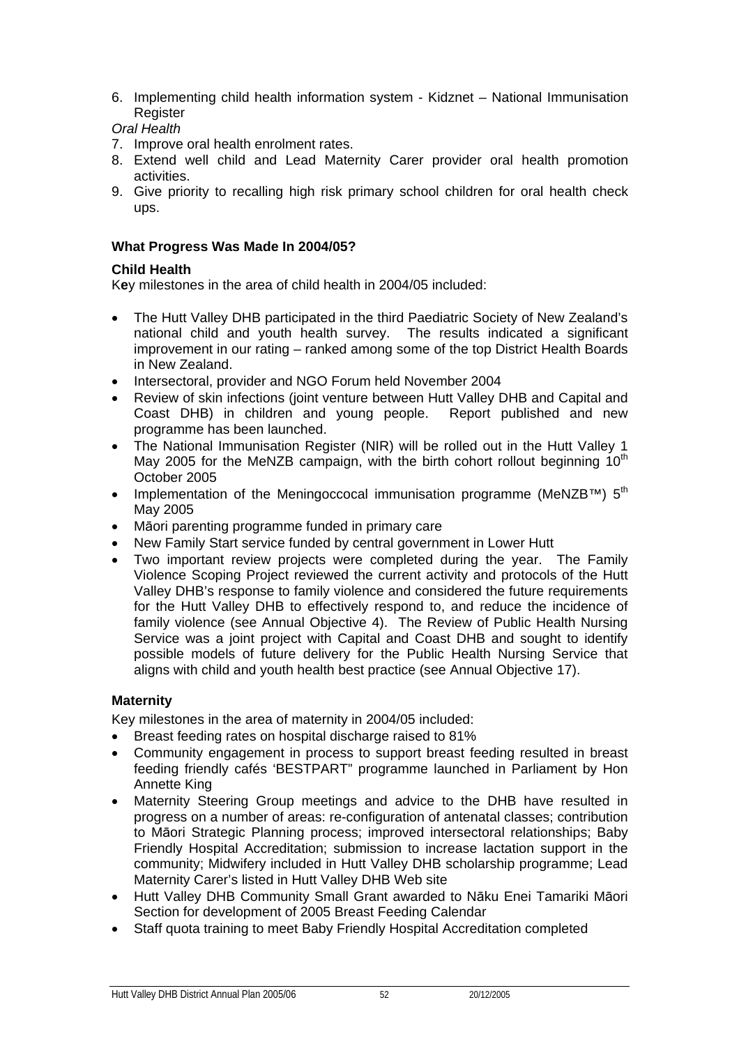6. Implementing child health information system - Kidznet – National Immunisation Register

*Oral Health*

7. Improve oral health enrolment rates.
8. Extend well child and Lead Maternity Carer provider oral health promotion activities.
9. Give priority to recalling high risk primary school children for oral health check ups.

**What Progress Was Made In 2004/05?**

**Child Health**

Key milestones in the area of child health in 2004/05 included:

- The Hutt Valley DHB participated in the third Paediatric Society of New Zealand's national child and youth health survey. The results indicated a significant improvement in our rating – ranked among some of the top District Health Boards in New Zealand.
- Intersectoral, provider and NGO Forum held November 2004
- Review of skin infections (joint venture between Hutt Valley DHB and Capital and Coast DHB) in children and young people. Report published and new programme has been launched.
- The National Immunisation Register (NIR) will be rolled out in the Hutt Valley 1 May 2005 for the MeNZB campaign, with the birth cohort rollout beginning 10th October 2005
- Implementation of the Meningoccocal immunisation programme (MeNZB™) 5th May 2005
- Māori parenting programme funded in primary care
- New Family Start service funded by central government in Lower Hutt
- Two important review projects were completed during the year. The Family Violence Scoping Project reviewed the current activity and protocols of the Hutt Valley DHB's response to family violence and considered the future requirements for the Hutt Valley DHB to effectively respond to, and reduce the incidence of family violence (see Annual Objective 4). The Review of Public Health Nursing Service was a joint project with Capital and Coast DHB and sought to identify possible models of future delivery for the Public Health Nursing Service that aligns with child and youth health best practice (see Annual Objective 17).

**Maternity**

Key milestones in the area of maternity in 2004/05 included:

- Breast feeding rates on hospital discharge raised to 81%
- Community engagement in process to support breast feeding resulted in breast feeding friendly cafés 'BESTPART" programme launched in Parliament by Hon Annette King
- Maternity Steering Group meetings and advice to the DHB have resulted in progress on a number of areas: re-configuration of antenatal classes; contribution to Māori Strategic Planning process; improved intersectoral relationships; Baby Friendly Hospital Accreditation; submission to increase lactation support in the community; Midwifery included in Hutt Valley DHB scholarship programme; Lead Maternity Carer's listed in Hutt Valley DHB Web site
- Hutt Valley DHB Community Small Grant awarded to Nāku Enei Tamariki Māori Section for development of 2005 Breast Feeding Calendar
- Staff quota training to meet Baby Friendly Hospital Accreditation completed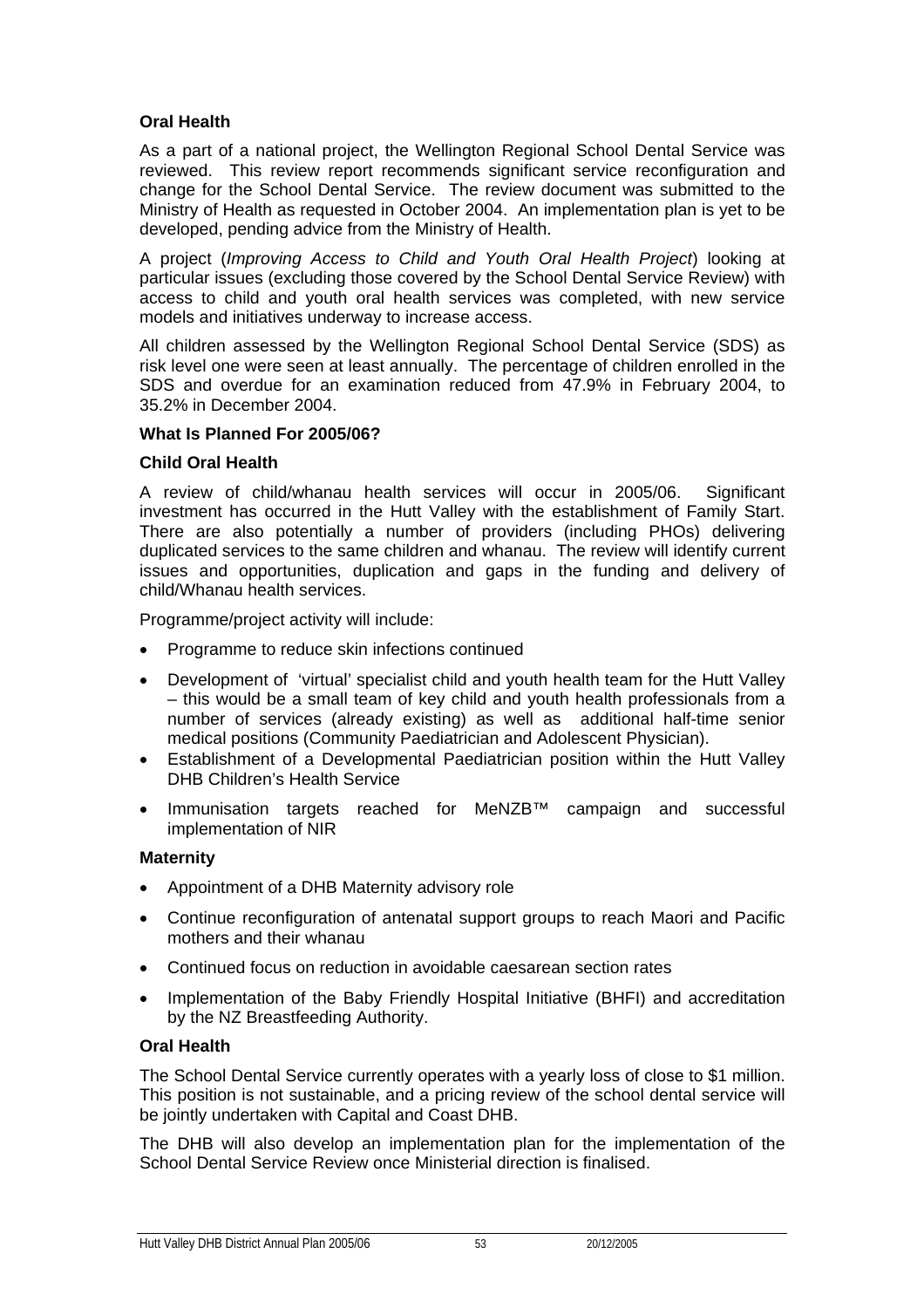**Oral Health**

As a part of a national project, the Wellington Regional School Dental Service was reviewed. This review report recommends significant service reconfiguration and change for the School Dental Service. The review document was submitted to the Ministry of Health as requested in October 2004. An implementation plan is yet to be developed, pending advice from the Ministry of Health.

A project (*Improving Access to Child and Youth Oral Health Project*) looking at particular issues (excluding those covered by the School Dental Service Review) with access to child and youth oral health services was completed, with new service models and initiatives underway to increase access.

All children assessed by the Wellington Regional School Dental Service (SDS) as risk level one were seen at least annually. The percentage of children enrolled in the SDS and overdue for an examination reduced from 47.9% in February 2004, to 35.2% in December 2004.

**What Is Planned For 2005/06?**

**Child Oral Health**

A review of child/whanau health services will occur in 2005/06. Significant investment has occurred in the Hutt Valley with the establishment of Family Start. There are also potentially a number of providers (including PHOs) delivering duplicated services to the same children and whanau. The review will identify current issues and opportunities, duplication and gaps in the funding and delivery of child/Whanau health services.

Programme/project activity will include:

- Programme to reduce skin infections continued
- Development of 'virtual' specialist child and youth health team for the Hutt Valley – this would be a small team of key child and youth health professionals from a number of services (already existing) as well as additional half-time senior medical positions (Community Paediatrician and Adolescent Physician).
- Establishment of a Developmental Paediatrician position within the Hutt Valley DHB Children's Health Service
- Immunisation targets reached for MeNZB™ campaign and successful implementation of NIR

**Maternity**

- Appointment of a DHB Maternity advisory role
- Continue reconfiguration of antenatal support groups to reach Maori and Pacific mothers and their whanau
- Continued focus on reduction in avoidable caesarean section rates
- Implementation of the Baby Friendly Hospital Initiative (BHFI) and accreditation by the NZ Breastfeeding Authority.

**Oral Health**

The School Dental Service currently operates with a yearly loss of close to $1 million. This position is not sustainable, and a pricing review of the school dental service will be jointly undertaken with Capital and Coast DHB.

The DHB will also develop an implementation plan for the implementation of the School Dental Service Review once Ministerial direction is finalised.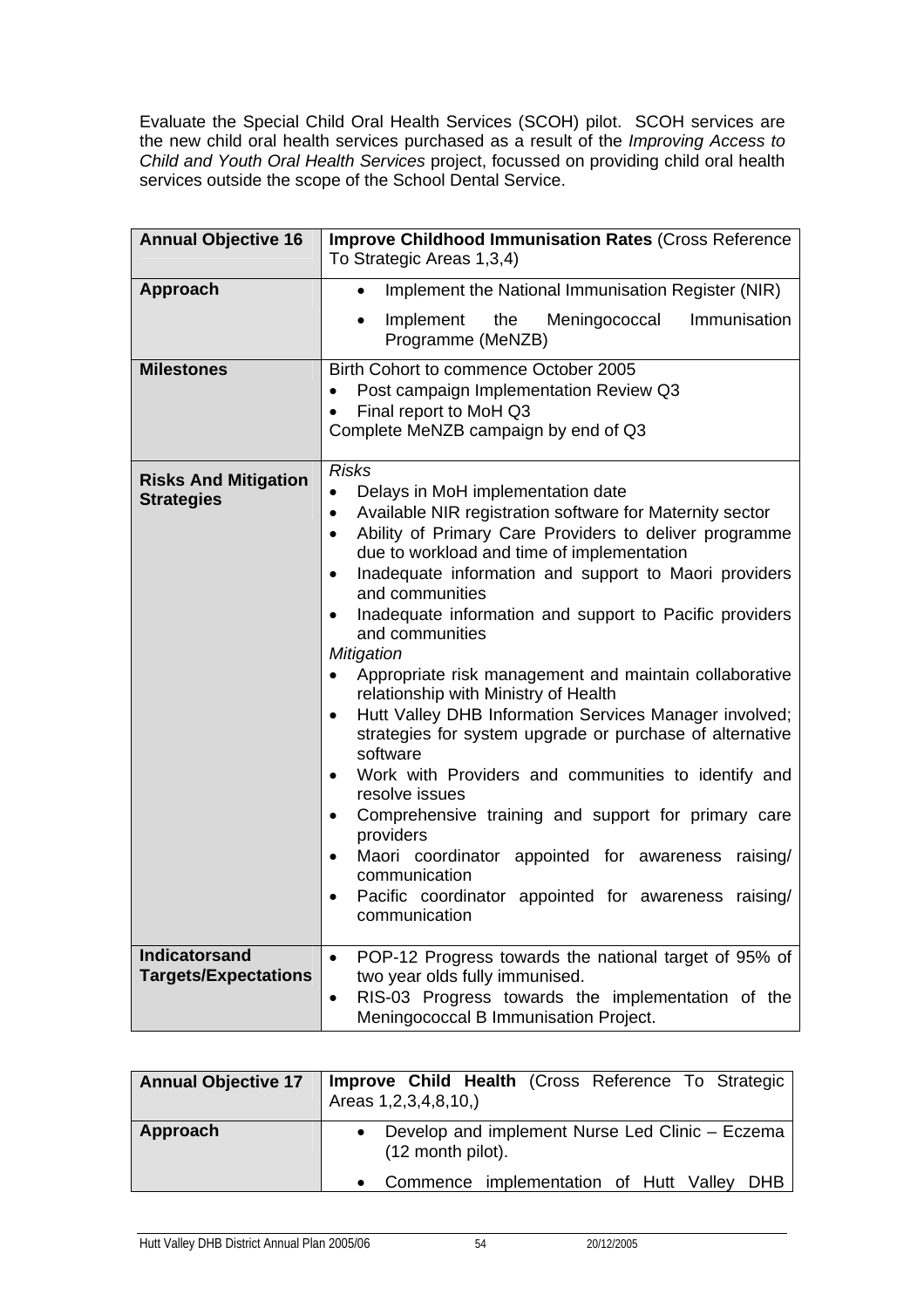Evaluate the Special Child Oral Health Services (SCOH) pilot. SCOH services are the new child oral health services purchased as a result of the *Improving Access to Child and Youth Oral Health Services* project, focussed on providing child oral health services outside the scope of the School Dental Service.

| **Annual Objective 16** | **Improve Childhood Immunisation Rates** (Cross Reference To Strategic Areas 1,3,4) |
|---|---|
| **Approach** | • Implement the National Immunisation Register (NIR)<br>• Implement the Meningococcal Immunisation Programme (MeNZB) |
| **Milestones** | Birth Cohort to commence October 2005<br>• Post campaign Implementation Review Q3<br>• Final report to MoH Q3<br>Complete MeNZB campaign by end of Q3 |
| **Risks And Mitigation Strategies** | *Risks*<br>• Delays in MoH implementation date<br>• Available NIR registration software for Maternity sector<br>• Ability of Primary Care Providers to deliver programme due to workload and time of implementation<br>• Inadequate information and support to Maori providers and communities<br>• Inadequate information and support to Pacific providers and communities<br>*Mitigation*<br>• Appropriate risk management and maintain collaborative relationship with Ministry of Health<br>• Hutt Valley DHB Information Services Manager involved; strategies for system upgrade or purchase of alternative software<br>• Work with Providers and communities to identify and resolve issues<br>• Comprehensive training and support for primary care providers<br>• Maori coordinator appointed for awareness raising/ communication<br>• Pacific coordinator appointed for awareness raising/ communication |
| **Indicatorsand Targets/Expectations** | • POP-12 Progress towards the national target of 95% of two year olds fully immunised.<br>• RIS-03 Progress towards the implementation of the Meningococcal B Immunisation Project. |

| **Annual Objective 17** | **Improve Child Health** (Cross Reference To Strategic Areas 1,2,3,4,8,10,) |
|---|---|
| **Approach** | • Develop and implement Nurse Led Clinic – Eczema (12 month pilot).<br>• Commence implementation of Hutt Valley DHB |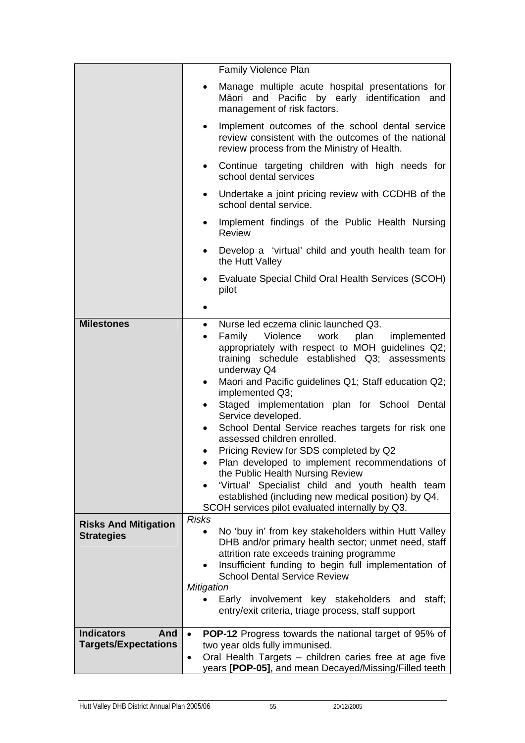| | |
|---|---|
| | Family Violence Plan<br>• Manage multiple acute hospital presentations for Māori and Pacific by early identification and management of risk factors.<br>• Implement outcomes of the school dental service review consistent with the outcomes of the national review process from the Ministry of Health.<br>• Continue targeting children with high needs for school dental services<br>• Undertake a joint pricing review with CCDHB of the school dental service.<br>• Implement findings of the Public Health Nursing Review<br>• Develop a 'virtual' child and youth health team for the Hutt Valley<br>• Evaluate Special Child Oral Health Services (SCOH) pilot<br>• |
| **Milestones** | • Nurse led eczema clinic launched Q3.<br>• Family Violence work plan implemented appropriately with respect to MOH guidelines Q2; training schedule established Q3; assessments underway Q4<br>• Maori and Pacific guidelines Q1; Staff education Q2; implemented Q3;<br>• Staged implementation plan for School Dental Service developed.<br>• School Dental Service reaches targets for risk one assessed children enrolled.<br>• Pricing Review for SDS completed by Q2<br>• Plan developed to implement recommendations of the Public Health Nursing Review<br>• 'Virtual' Specialist child and youth health team established (including new medical position) by Q4.<br>SCOH services pilot evaluated internally by Q3. |
| **Risks And Mitigation Strategies** | *Risks*<br>• No 'buy in' from key stakeholders within Hutt Valley DHB and/or primary health sector; unmet need, staff attrition rate exceeds training programme<br>• Insufficient funding to begin full implementation of School Dental Service Review<br>*Mitigation*<br>• Early involvement key stakeholders and staff; entry/exit criteria, triage process, staff support |
| **Indicators And Targets/Expectations** | • **POP-12** Progress towards the national target of 95% of two year olds fully immunised.<br>• Oral Health Targets – children caries free at age five years **[POP-05]**, and mean Decayed/Missing/Filled teeth |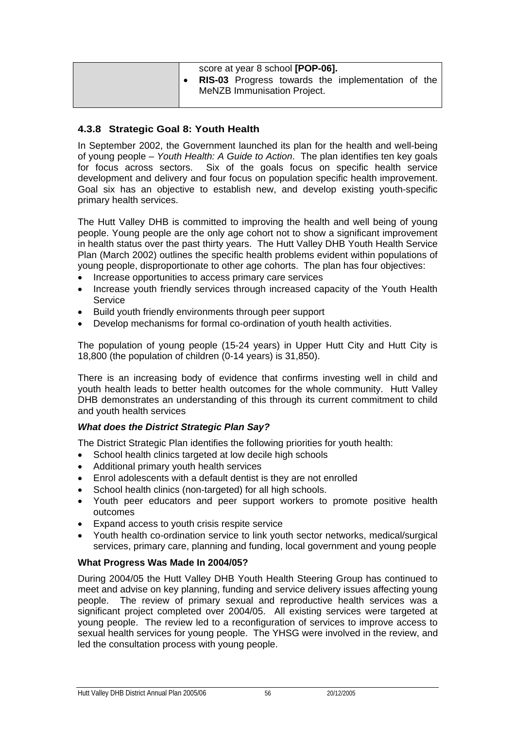| | score at year 8 school **[POP-06].**<br>• **RIS-03** Progress towards the implementation of the MeNZB Immunisation Project. |
|---|---|

### 4.3.8 Strategic Goal 8: Youth Health

In September 2002, the Government launched its plan for the health and well-being of young people – *Youth Health: A Guide to Action*. The plan identifies ten key goals for focus across sectors. Six of the goals focus on specific health service development and delivery and four focus on population specific health improvement. Goal six has an objective to establish new, and develop existing youth-specific primary health services.

The Hutt Valley DHB is committed to improving the health and well being of young people. Young people are the only age cohort not to show a significant improvement in health status over the past thirty years. The Hutt Valley DHB Youth Health Service Plan (March 2002) outlines the specific health problems evident within populations of young people, disproportionate to other age cohorts. The plan has four objectives:

- Increase opportunities to access primary care services
- Increase youth friendly services through increased capacity of the Youth Health Service
- Build youth friendly environments through peer support
- Develop mechanisms for formal co-ordination of youth health activities.

The population of young people (15-24 years) in Upper Hutt City and Hutt City is 18,800 (the population of children (0-14 years) is 31,850).

There is an increasing body of evidence that confirms investing well in child and youth health leads to better health outcomes for the whole community. Hutt Valley DHB demonstrates an understanding of this through its current commitment to child and youth health services

***What does the District Strategic Plan Say?***

The District Strategic Plan identifies the following priorities for youth health:

- School health clinics targeted at low decile high schools
- Additional primary youth health services
- Enrol adolescents with a default dentist is they are not enrolled
- School health clinics (non-targeted) for all high schools.
- Youth peer educators and peer support workers to promote positive health outcomes
- Expand access to youth crisis respite service
- Youth health co-ordination service to link youth sector networks, medical/surgical services, primary care, planning and funding, local government and young people

**What Progress Was Made In 2004/05?**

During 2004/05 the Hutt Valley DHB Youth Health Steering Group has continued to meet and advise on key planning, funding and service delivery issues affecting young people. The review of primary sexual and reproductive health services was a significant project completed over 2004/05. All existing services were targeted at young people. The review led to a reconfiguration of services to improve access to sexual health services for young people. The YHSG were involved in the review, and led the consultation process with young people.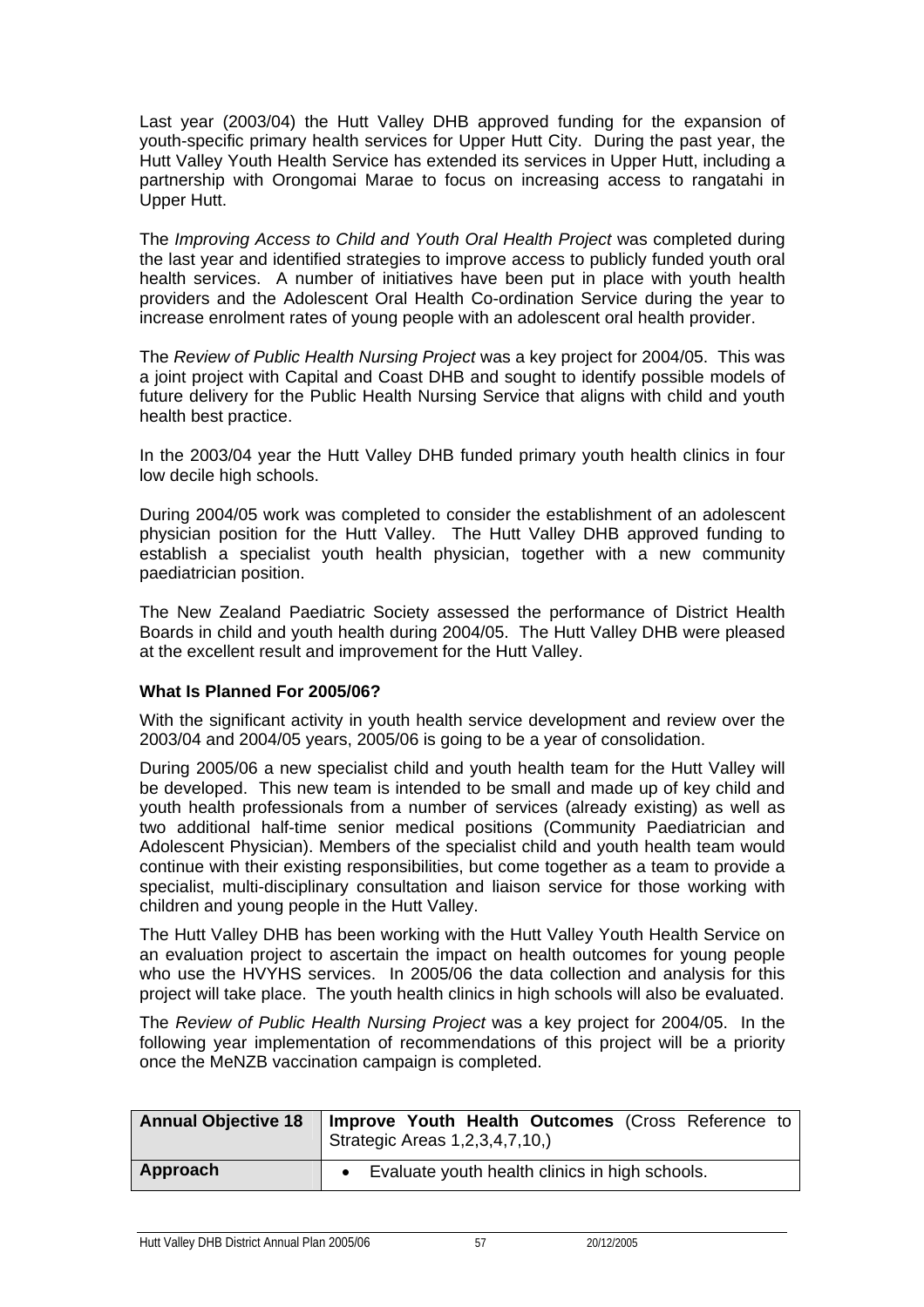Last year (2003/04) the Hutt Valley DHB approved funding for the expansion of youth-specific primary health services for Upper Hutt City. During the past year, the Hutt Valley Youth Health Service has extended its services in Upper Hutt, including a partnership with Orongomai Marae to focus on increasing access to rangatahi in Upper Hutt.

The *Improving Access to Child and Youth Oral Health Project* was completed during the last year and identified strategies to improve access to publicly funded youth oral health services. A number of initiatives have been put in place with youth health providers and the Adolescent Oral Health Co-ordination Service during the year to increase enrolment rates of young people with an adolescent oral health provider.

The *Review of Public Health Nursing Project* was a key project for 2004/05. This was a joint project with Capital and Coast DHB and sought to identify possible models of future delivery for the Public Health Nursing Service that aligns with child and youth health best practice.

In the 2003/04 year the Hutt Valley DHB funded primary youth health clinics in four low decile high schools.

During 2004/05 work was completed to consider the establishment of an adolescent physician position for the Hutt Valley. The Hutt Valley DHB approved funding to establish a specialist youth health physician, together with a new community paediatrician position.

The New Zealand Paediatric Society assessed the performance of District Health Boards in child and youth health during 2004/05. The Hutt Valley DHB were pleased at the excellent result and improvement for the Hutt Valley.

**What Is Planned For 2005/06?**

With the significant activity in youth health service development and review over the 2003/04 and 2004/05 years, 2005/06 is going to be a year of consolidation.

During 2005/06 a new specialist child and youth health team for the Hutt Valley will be developed. This new team is intended to be small and made up of key child and youth health professionals from a number of services (already existing) as well as two additional half-time senior medical positions (Community Paediatrician and Adolescent Physician). Members of the specialist child and youth health team would continue with their existing responsibilities, but come together as a team to provide a specialist, multi-disciplinary consultation and liaison service for those working with children and young people in the Hutt Valley.

The Hutt Valley DHB has been working with the Hutt Valley Youth Health Service on an evaluation project to ascertain the impact on health outcomes for young people who use the HVYHS services. In 2005/06 the data collection and analysis for this project will take place. The youth health clinics in high schools will also be evaluated.

The *Review of Public Health Nursing Project* was a key project for 2004/05. In the following year implementation of recommendations of this project will be a priority once the MeNZB vaccination campaign is completed.

| **Annual Objective 18** | **Improve Youth Health Outcomes** (Cross Reference to Strategic Areas 1,2,3,4,7,10,) |
|---|---|
| **Approach** | • Evaluate youth health clinics in high schools. |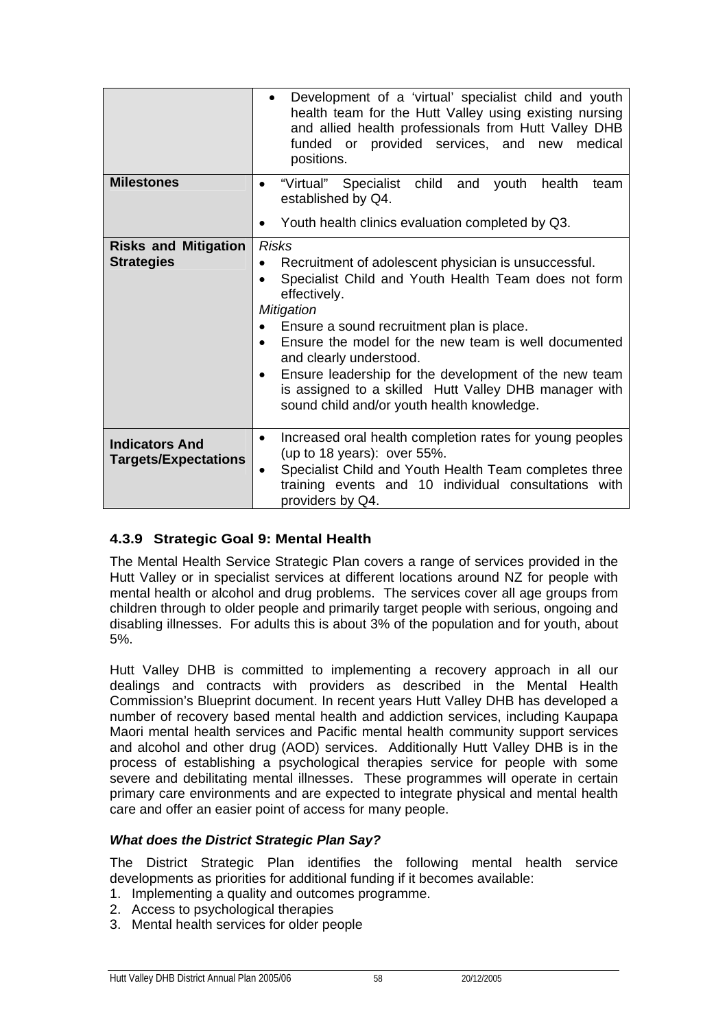| | |
|---|---|
| | • Development of a 'virtual' specialist child and youth health team for the Hutt Valley using existing nursing and allied health professionals from Hutt Valley DHB funded or provided services, and new medical positions. |
| **Milestones** | • "Virtual" Specialist child and youth health team established by Q4.<br>• Youth health clinics evaluation completed by Q3. |
| **Risks and Mitigation Strategies** | *Risks*<br>• Recruitment of adolescent physician is unsuccessful.<br>• Specialist Child and Youth Health Team does not form effectively.<br>*Mitigation*<br>• Ensure a sound recruitment plan is place.<br>• Ensure the model for the new team is well documented and clearly understood.<br>• Ensure leadership for the development of the new team is assigned to a skilled Hutt Valley DHB manager with sound child and/or youth health knowledge. |
| **Indicators And Targets/Expectations** | • Increased oral health completion rates for young peoples (up to 18 years): over 55%.<br>• Specialist Child and Youth Health Team completes three training events and 10 individual consultations with providers by Q4. |

### 4.3.9 Strategic Goal 9: Mental Health

The Mental Health Service Strategic Plan covers a range of services provided in the Hutt Valley or in specialist services at different locations around NZ for people with mental health or alcohol and drug problems. The services cover all age groups from children through to older people and primarily target people with serious, ongoing and disabling illnesses. For adults this is about 3% of the population and for youth, about 5%.

Hutt Valley DHB is committed to implementing a recovery approach in all our dealings and contracts with providers as described in the Mental Health Commission's Blueprint document. In recent years Hutt Valley DHB has developed a number of recovery based mental health and addiction services, including Kaupapa Maori mental health services and Pacific mental health community support services and alcohol and other drug (AOD) services. Additionally Hutt Valley DHB is in the process of establishing a psychological therapies service for people with some severe and debilitating mental illnesses. These programmes will operate in certain primary care environments and are expected to integrate physical and mental health care and offer an easier point of access for many people.

#### *What does the District Strategic Plan Say?*

The District Strategic Plan identifies the following mental health service developments as priorities for additional funding if it becomes available:

1. Implementing a quality and outcomes programme.
2. Access to psychological therapies
3. Mental health services for older people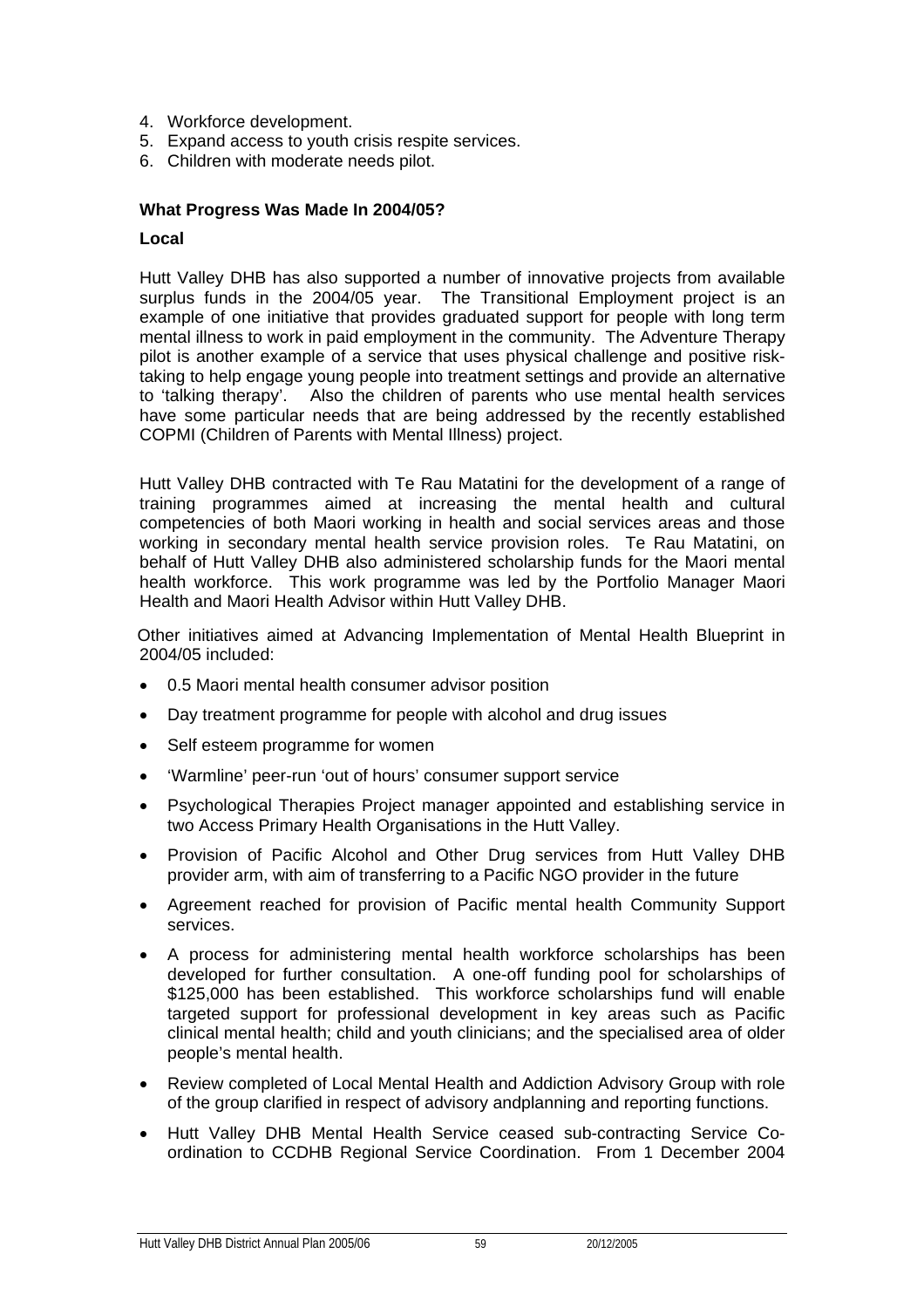4. Workforce development.
5. Expand access to youth crisis respite services.
6. Children with moderate needs pilot.

**What Progress Was Made In 2004/05?**

**Local**

Hutt Valley DHB has also supported a number of innovative projects from available surplus funds in the 2004/05 year. The Transitional Employment project is an example of one initiative that provides graduated support for people with long term mental illness to work in paid employment in the community. The Adventure Therapy pilot is another example of a service that uses physical challenge and positive risk-taking to help engage young people into treatment settings and provide an alternative to 'talking therapy'. Also the children of parents who use mental health services have some particular needs that are being addressed by the recently established COPMI (Children of Parents with Mental Illness) project.

Hutt Valley DHB contracted with Te Rau Matatini for the development of a range of training programmes aimed at increasing the mental health and cultural competencies of both Maori working in health and social services areas and those working in secondary mental health service provision roles. Te Rau Matatini, on behalf of Hutt Valley DHB also administered scholarship funds for the Maori mental health workforce. This work programme was led by the Portfolio Manager Maori Health and Maori Health Advisor within Hutt Valley DHB.

Other initiatives aimed at Advancing Implementation of Mental Health Blueprint in 2004/05 included:

- 0.5 Maori mental health consumer advisor position
- Day treatment programme for people with alcohol and drug issues
- Self esteem programme for women
- 'Warmline' peer-run 'out of hours' consumer support service
- Psychological Therapies Project manager appointed and establishing service in two Access Primary Health Organisations in the Hutt Valley.
- Provision of Pacific Alcohol and Other Drug services from Hutt Valley DHB provider arm, with aim of transferring to a Pacific NGO provider in the future
- Agreement reached for provision of Pacific mental health Community Support services.
- A process for administering mental health workforce scholarships has been developed for further consultation. A one-off funding pool for scholarships of $125,000 has been established. This workforce scholarships fund will enable targeted support for professional development in key areas such as Pacific clinical mental health; child and youth clinicians; and the specialised area of older people's mental health.
- Review completed of Local Mental Health and Addiction Advisory Group with role of the group clarified in respect of advisory andplanning and reporting functions.
- Hutt Valley DHB Mental Health Service ceased sub-contracting Service Co-ordination to CCDHB Regional Service Coordination. From 1 December 2004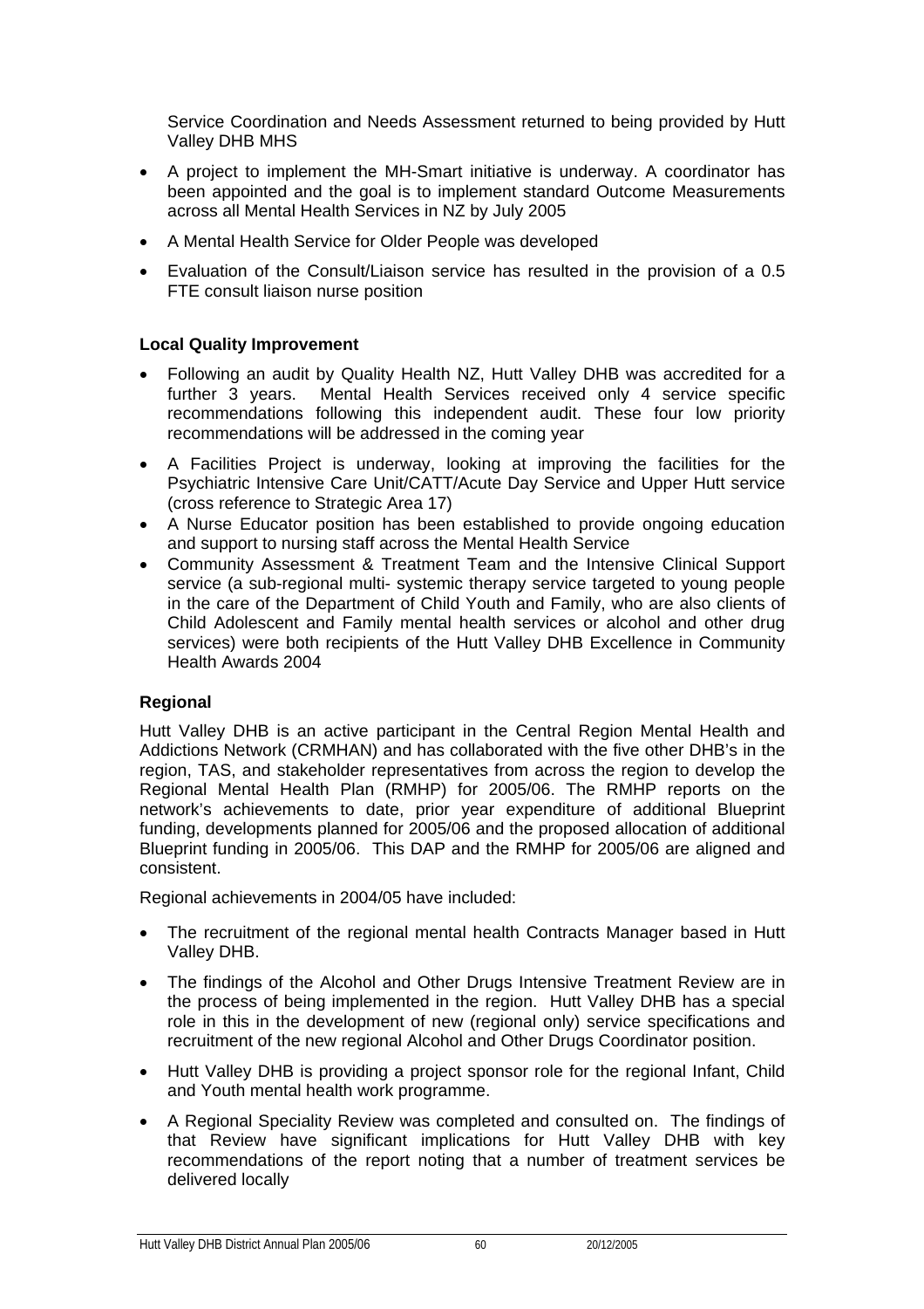Service Coordination and Needs Assessment returned to being provided by Hutt Valley DHB MHS

- A project to implement the MH-Smart initiative is underway. A coordinator has been appointed and the goal is to implement standard Outcome Measurements across all Mental Health Services in NZ by July 2005
- A Mental Health Service for Older People was developed
- Evaluation of the Consult/Liaison service has resulted in the provision of a 0.5 FTE consult liaison nurse position

**Local Quality Improvement**

- Following an audit by Quality Health NZ, Hutt Valley DHB was accredited for a further 3 years. Mental Health Services received only 4 service specific recommendations following this independent audit. These four low priority recommendations will be addressed in the coming year
- A Facilities Project is underway, looking at improving the facilities for the Psychiatric Intensive Care Unit/CATT/Acute Day Service and Upper Hutt service (cross reference to Strategic Area 17)
- A Nurse Educator position has been established to provide ongoing education and support to nursing staff across the Mental Health Service
- Community Assessment & Treatment Team and the Intensive Clinical Support service (a sub-regional multi- systemic therapy service targeted to young people in the care of the Department of Child Youth and Family, who are also clients of Child Adolescent and Family mental health services or alcohol and other drug services) were both recipients of the Hutt Valley DHB Excellence in Community Health Awards 2004

**Regional**

Hutt Valley DHB is an active participant in the Central Region Mental Health and Addictions Network (CRMHAN) and has collaborated with the five other DHB's in the region, TAS, and stakeholder representatives from across the region to develop the Regional Mental Health Plan (RMHP) for 2005/06. The RMHP reports on the network's achievements to date, prior year expenditure of additional Blueprint funding, developments planned for 2005/06 and the proposed allocation of additional Blueprint funding in 2005/06. This DAP and the RMHP for 2005/06 are aligned and consistent.

Regional achievements in 2004/05 have included:

- The recruitment of the regional mental health Contracts Manager based in Hutt Valley DHB.
- The findings of the Alcohol and Other Drugs Intensive Treatment Review are in the process of being implemented in the region. Hutt Valley DHB has a special role in this in the development of new (regional only) service specifications and recruitment of the new regional Alcohol and Other Drugs Coordinator position.
- Hutt Valley DHB is providing a project sponsor role for the regional Infant, Child and Youth mental health work programme.
- A Regional Speciality Review was completed and consulted on. The findings of that Review have significant implications for Hutt Valley DHB with key recommendations of the report noting that a number of treatment services be delivered locally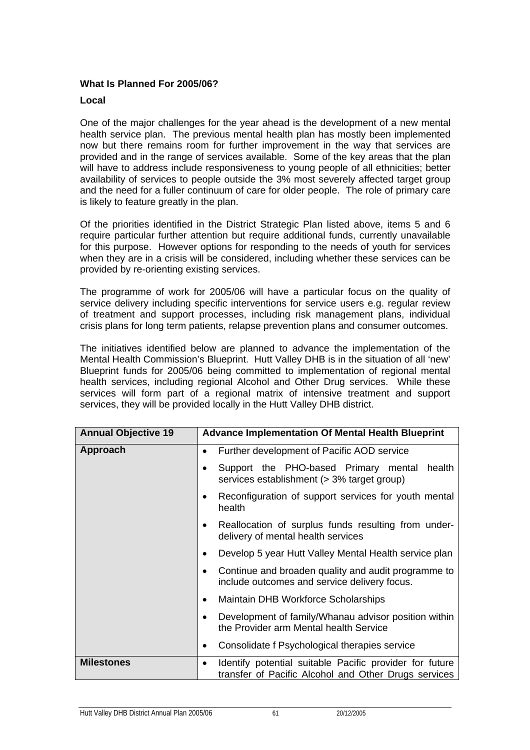**What Is Planned For 2005/06?**

**Local**

One of the major challenges for the year ahead is the development of a new mental health service plan. The previous mental health plan has mostly been implemented now but there remains room for further improvement in the way that services are provided and in the range of services available. Some of the key areas that the plan will have to address include responsiveness to young people of all ethnicities; better availability of services to people outside the 3% most severely affected target group and the need for a fuller continuum of care for older people. The role of primary care is likely to feature greatly in the plan.

Of the priorities identified in the District Strategic Plan listed above, items 5 and 6 require particular further attention but require additional funds, currently unavailable for this purpose. However options for responding to the needs of youth for services when they are in a crisis will be considered, including whether these services can be provided by re-orienting existing services.

The programme of work for 2005/06 will have a particular focus on the quality of service delivery including specific interventions for service users e.g. regular review of treatment and support processes, including risk management plans, individual crisis plans for long term patients, relapse prevention plans and consumer outcomes.

The initiatives identified below are planned to advance the implementation of the Mental Health Commission's Blueprint. Hutt Valley DHB is in the situation of all 'new' Blueprint funds for 2005/06 being committed to implementation of regional mental health services, including regional Alcohol and Other Drug services. While these services will form part of a regional matrix of intensive treatment and support services, they will be provided locally in the Hutt Valley DHB district.

| **Annual Objective 19** | **Advance Implementation Of Mental Health Blueprint** |
|---|---|
| **Approach** | • Further development of Pacific AOD service<br>• Support the PHO-based Primary mental health services establishment (> 3% target group)<br>• Reconfiguration of support services for youth mental health<br>• Reallocation of surplus funds resulting from under-delivery of mental health services<br>• Develop 5 year Hutt Valley Mental Health service plan<br>• Continue and broaden quality and audit programme to include outcomes and service delivery focus.<br>• Maintain DHB Workforce Scholarships<br>• Development of family/Whanau advisor position within the Provider arm Mental health Service<br>• Consolidate f Psychological therapies service |
| **Milestones** | • Identify potential suitable Pacific provider for future transfer of Pacific Alcohol and Other Drugs services |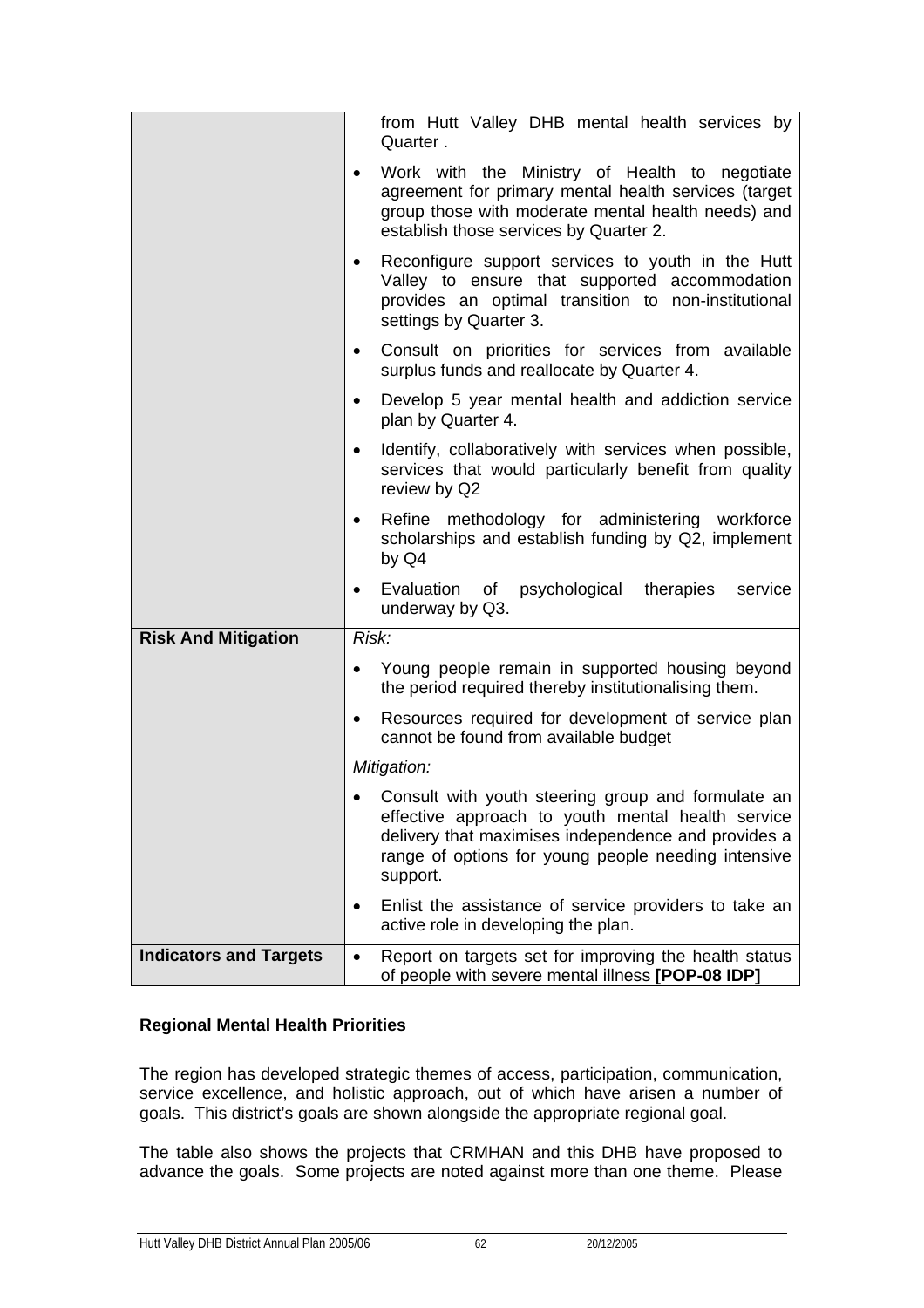| | |
|---|---|
| | from Hutt Valley DHB mental health services by Quarter .<br>• Work with the Ministry of Health to negotiate agreement for primary mental health services (target group those with moderate mental health needs) and establish those services by Quarter 2.<br>• Reconfigure support services to youth in the Hutt Valley to ensure that supported accommodation provides an optimal transition to non-institutional settings by Quarter 3.<br>• Consult on priorities for services from available surplus funds and reallocate by Quarter 4.<br>• Develop 5 year mental health and addiction service plan by Quarter 4.<br>• Identify, collaboratively with services when possible, services that would particularly benefit from quality review by Q2<br>• Refine methodology for administering workforce scholarships and establish funding by Q2, implement by Q4<br>• Evaluation of psychological therapies service underway by Q3. |
| **Risk And Mitigation** | *Risk:*<br>• Young people remain in supported housing beyond the period required thereby institutionalising them.<br>• Resources required for development of service plan cannot be found from available budget<br>*Mitigation:*<br>• Consult with youth steering group and formulate an effective approach to youth mental health service delivery that maximises independence and provides a range of options for young people needing intensive support.<br>• Enlist the assistance of service providers to take an active role in developing the plan. |
| **Indicators and Targets** | • Report on targets set for improving the health status of people with severe mental illness **[POP-08 IDP]** |

**Regional Mental Health Priorities**

The region has developed strategic themes of access, participation, communication, service excellence, and holistic approach, out of which have arisen a number of goals. This district's goals are shown alongside the appropriate regional goal.

The table also shows the projects that CRMHAN and this DHB have proposed to advance the goals. Some projects are noted against more than one theme. Please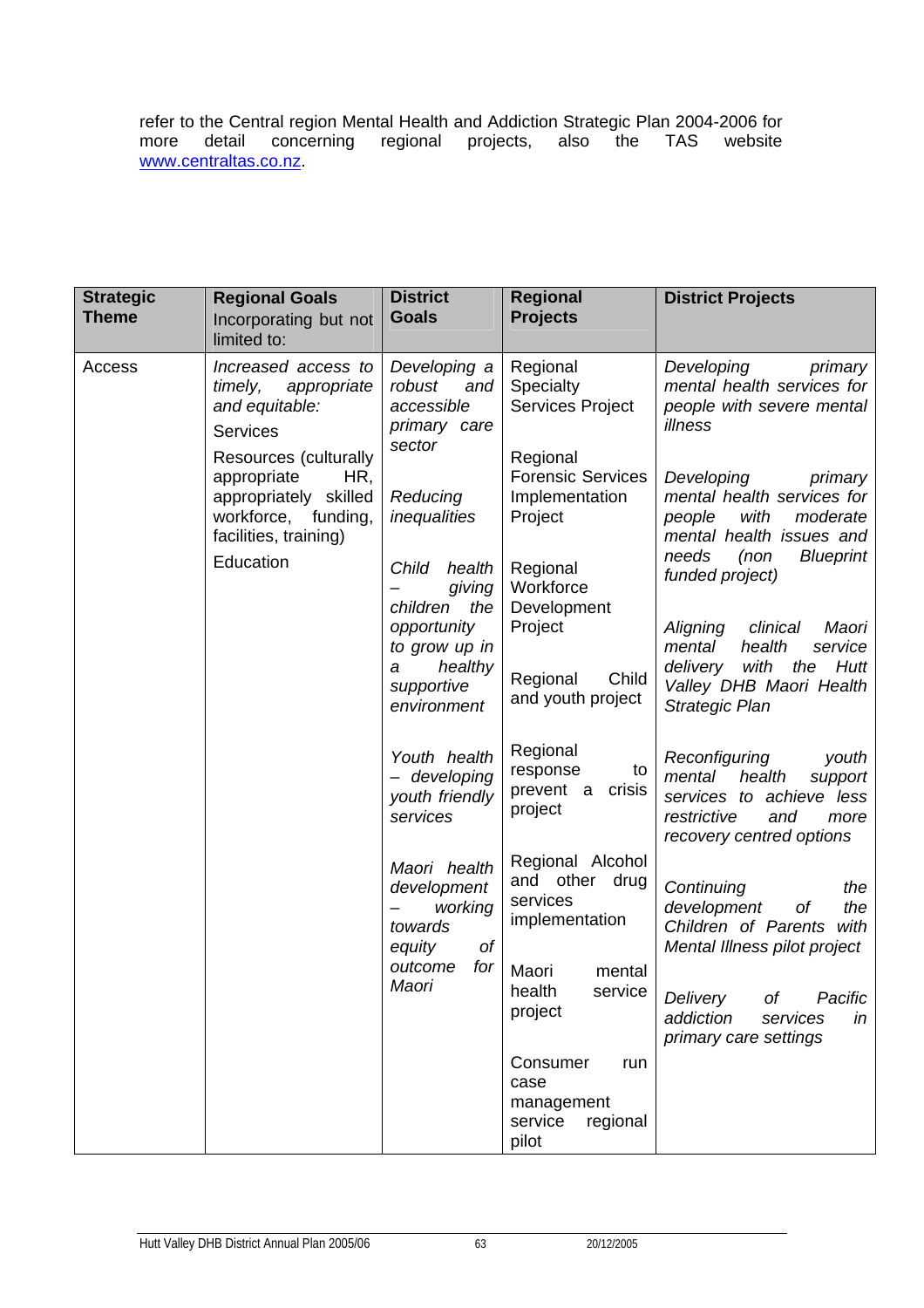refer to the Central region Mental Health and Addiction Strategic Plan 2004-2006 for more detail concerning regional projects, also the TAS website www.centraltas.co.nz.

| **Strategic Theme** | **Regional Goals** Incorporating but not limited to: | **District Goals** | **Regional Projects** | **District Projects** |
|---|---|---|---|---|
| Access | *Increased access to timely, appropriate and equitable:*<br>Services<br>Resources (culturally appropriate HR, appropriately skilled workforce, funding, facilities, training)<br>Education | *Developing a robust and accessible primary care sector*<br><br>*Reducing inequalities*<br><br>*Child health – giving children the opportunity to grow up in a healthy supportive environment*<br><br>*Youth health – developing youth friendly services*<br><br>*Maori health development – working towards equity of outcome for Maori* | Regional Specialty Services Project<br><br>Regional Forensic Services Implementation Project<br><br>Regional Workforce Development Project<br><br>Regional Child and youth project<br><br>Regional response to prevent a crisis project<br><br>Regional Alcohol and other drug services implementation<br><br>Maori mental health service project<br><br>Consumer run case management service regional pilot | *Developing primary mental health services for people with severe mental illness*<br><br>*Developing primary mental health services for people with moderate mental health issues and needs (non Blueprint funded project)*<br><br>*Aligning clinical Maori mental health service delivery with the Hutt Valley DHB Maori Health Strategic Plan*<br><br>*Reconfiguring youth mental health support services to achieve less restrictive and more recovery centred options*<br><br>*Continuing the development of the Children of Parents with Mental Illness pilot project*<br><br>*Delivery of Pacific addiction services in primary care settings* |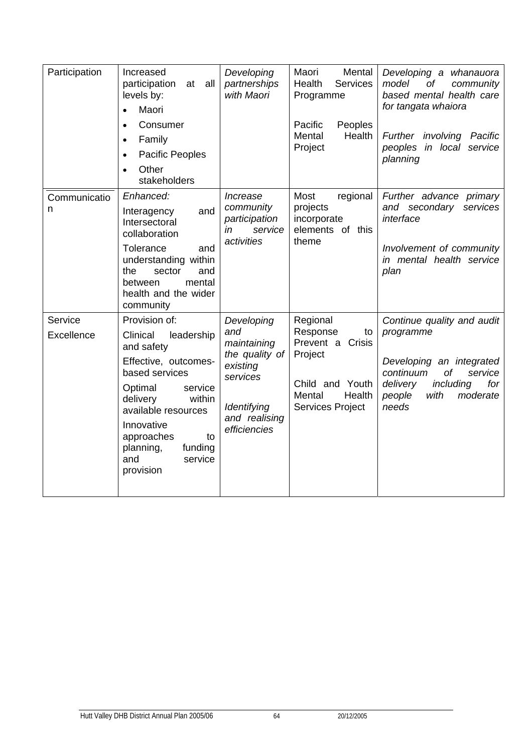| Participation | Increased participation at all levels by:<br>• Maori<br>• Consumer<br>• Family<br>• Pacific Peoples<br>• Other stakeholders | *Developing partnerships with Maori* | Maori Mental Health Services Programme<br><br>Pacific Peoples Mental Health Project | *Developing a whanauora model of community based mental health care for tangata whaiora*<br><br>*Further involving Pacific peoples in local service planning* |
|---|---|---|---|---|
| Communication | *Enhanced:*<br>Interagency and Intersectoral collaboration<br>Tolerance and understanding within the sector and between mental health and the wider community | *Increase community participation in service activities* | Most regional projects incorporate elements of this theme | *Further advance primary and secondary services interface*<br><br>*Involvement of community in mental health service plan* |
| Service Excellence | Provision of:<br>Clinical leadership and safety<br>Effective, outcomes-based services<br>Optimal service delivery within available resources<br>Innovative approaches to planning, funding and service provision | *Developing and maintaining the quality of existing services*<br><br>*Identifying and realising efficiencies* | Regional Response to Prevent a Crisis Project<br><br>Child and Youth Mental Health Services Project | *Continue quality and audit programme*<br><br>*Developing an integrated continuum of service delivery including for people with moderate needs* |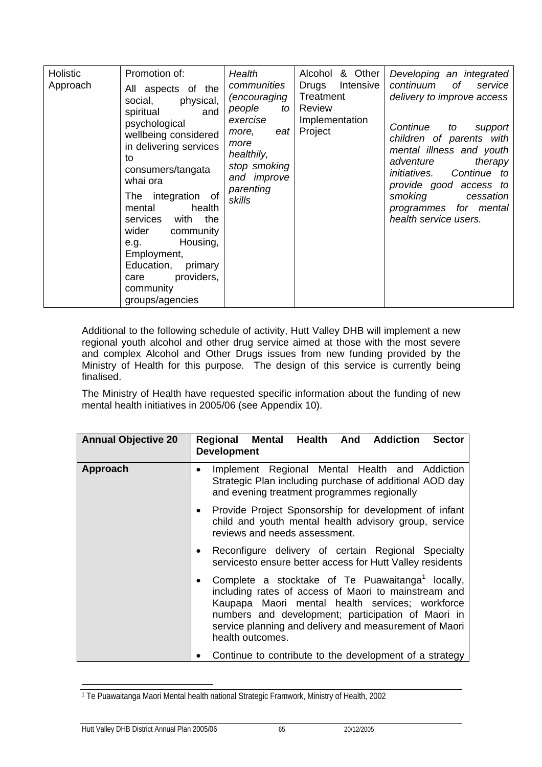| Holistic Approach | Promotion of: All aspects of the social, physical, spiritual and psychological wellbeing considered in delivering services to consumers/tangata whai ora The integration of mental health services with the wider community e.g. Housing, Employment, Education, primary care providers, community groups/agencies | *Health communities (encouraging people to exercise more, eat more healthily, stop smoking and improve parenting skills* | Alcohol & Other Drugs Intensive Treatment Review Implementation Project | *Developing an integrated continuum of service delivery to improve access* *Continue to support children of parents with mental illness and youth adventure therapy initiatives. Continue to provide good access to smoking cessation programmes for mental health service users.* |
|---|---|---|---|---|

Additional to the following schedule of activity, Hutt Valley DHB will implement a new regional youth alcohol and other drug service aimed at those with the most severe and complex Alcohol and Other Drugs issues from new funding provided by the Ministry of Health for this purpose. The design of this service is currently being finalised.

The Ministry of Health have requested specific information about the funding of new mental health initiatives in 2005/06 (see Appendix 10).

| **Annual Objective 20** | **Regional Mental Health And Addiction Sector Development** |
|---|---|
| **Approach** | • Implement Regional Mental Health and Addiction Strategic Plan including purchase of additional AOD day and evening treatment programmes regionally<br>• Provide Project Sponsorship for development of infant child and youth mental health advisory group, service reviews and needs assessment.<br>• Reconfigure delivery of certain Regional Specialty servicesto ensure better access for Hutt Valley residents<br>• Complete a stocktake of Te Puawaitanga[1] locally, including rates of access of Maori to mainstream and Kaupapa Maori mental health services; workforce numbers and development; participation of Maori in service planning and delivery and measurement of Maori health outcomes.<br>• Continue to contribute to the development of a strategy |

[1] Te Puawaitanga Maori Mental health national Strategic Framwork, Ministry of Health, 2002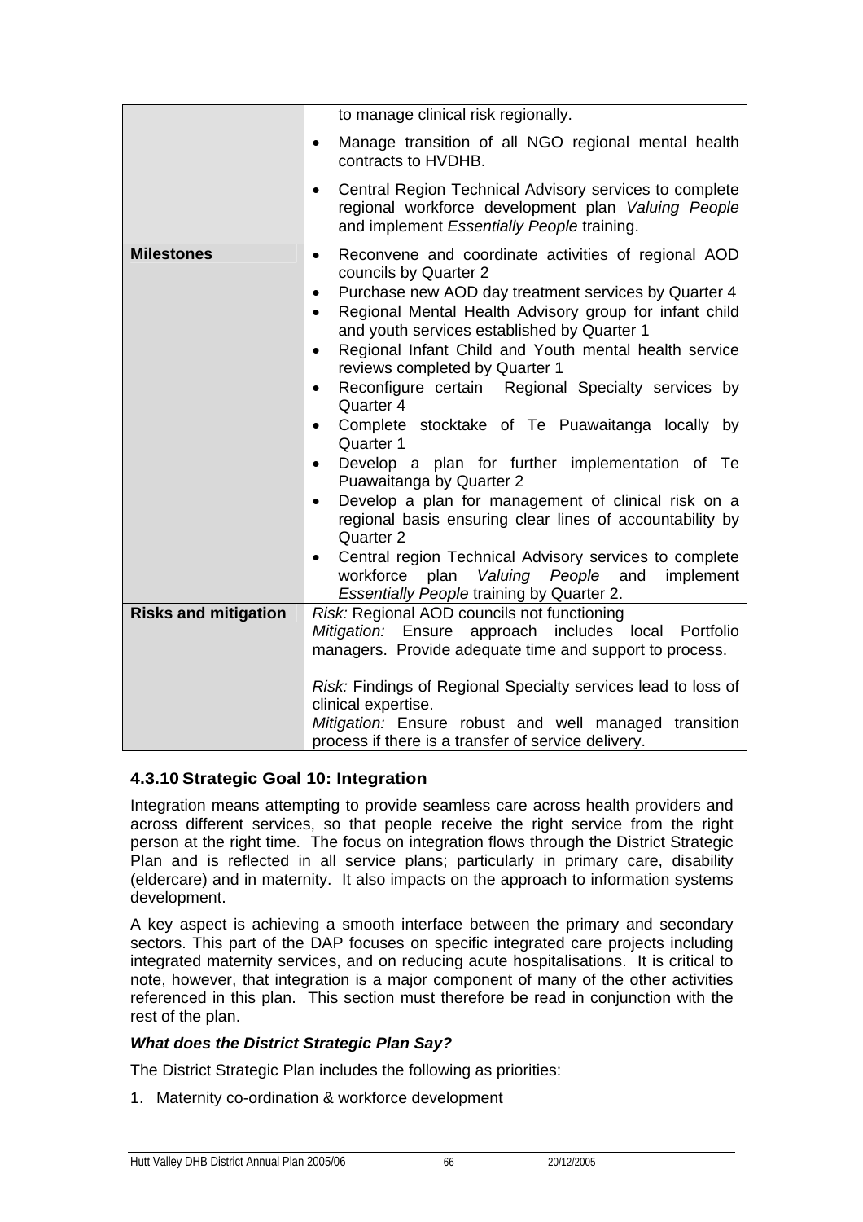| | |
|---|---|
| | to manage clinical risk regionally.<br>• Manage transition of all NGO regional mental health contracts to HVDHB.<br>• Central Region Technical Advisory services to complete regional workforce development plan *Valuing People* and implement *Essentially People* training. |
| **Milestones** | • Reconvene and coordinate activities of regional AOD councils by Quarter 2<br>• Purchase new AOD day treatment services by Quarter 4<br>• Regional Mental Health Advisory group for infant child and youth services established by Quarter 1<br>• Regional Infant Child and Youth mental health service reviews completed by Quarter 1<br>• Reconfigure certain Regional Specialty services by Quarter 4<br>• Complete stocktake of Te Puawaitanga locally by Quarter 1<br>• Develop a plan for further implementation of Te Puawaitanga by Quarter 2<br>• Develop a plan for management of clinical risk on a regional basis ensuring clear lines of accountability by Quarter 2<br>• Central region Technical Advisory services to complete workforce plan *Valuing People* and implement *Essentially People* training by Quarter 2. |
| **Risks and mitigation** | *Risk:* Regional AOD councils not functioning<br>*Mitigation:* Ensure approach includes local Portfolio managers. Provide adequate time and support to process.<br><br>*Risk:* Findings of Regional Specialty services lead to loss of clinical expertise.<br>*Mitigation:* Ensure robust and well managed transition process if there is a transfer of service delivery. |

### 4.3.10 Strategic Goal 10: Integration

Integration means attempting to provide seamless care across health providers and across different services, so that people receive the right service from the right person at the right time. The focus on integration flows through the District Strategic Plan and is reflected in all service plans; particularly in primary care, disability (eldercare) and in maternity. It also impacts on the approach to information systems development.

A key aspect is achieving a smooth interface between the primary and secondary sectors. This part of the DAP focuses on specific integrated care projects including integrated maternity services, and on reducing acute hospitalisations. It is critical to note, however, that integration is a major component of many of the other activities referenced in this plan. This section must therefore be read in conjunction with the rest of the plan.

***What does the District Strategic Plan Say?***

The District Strategic Plan includes the following as priorities:

1. Maternity co-ordination & workforce development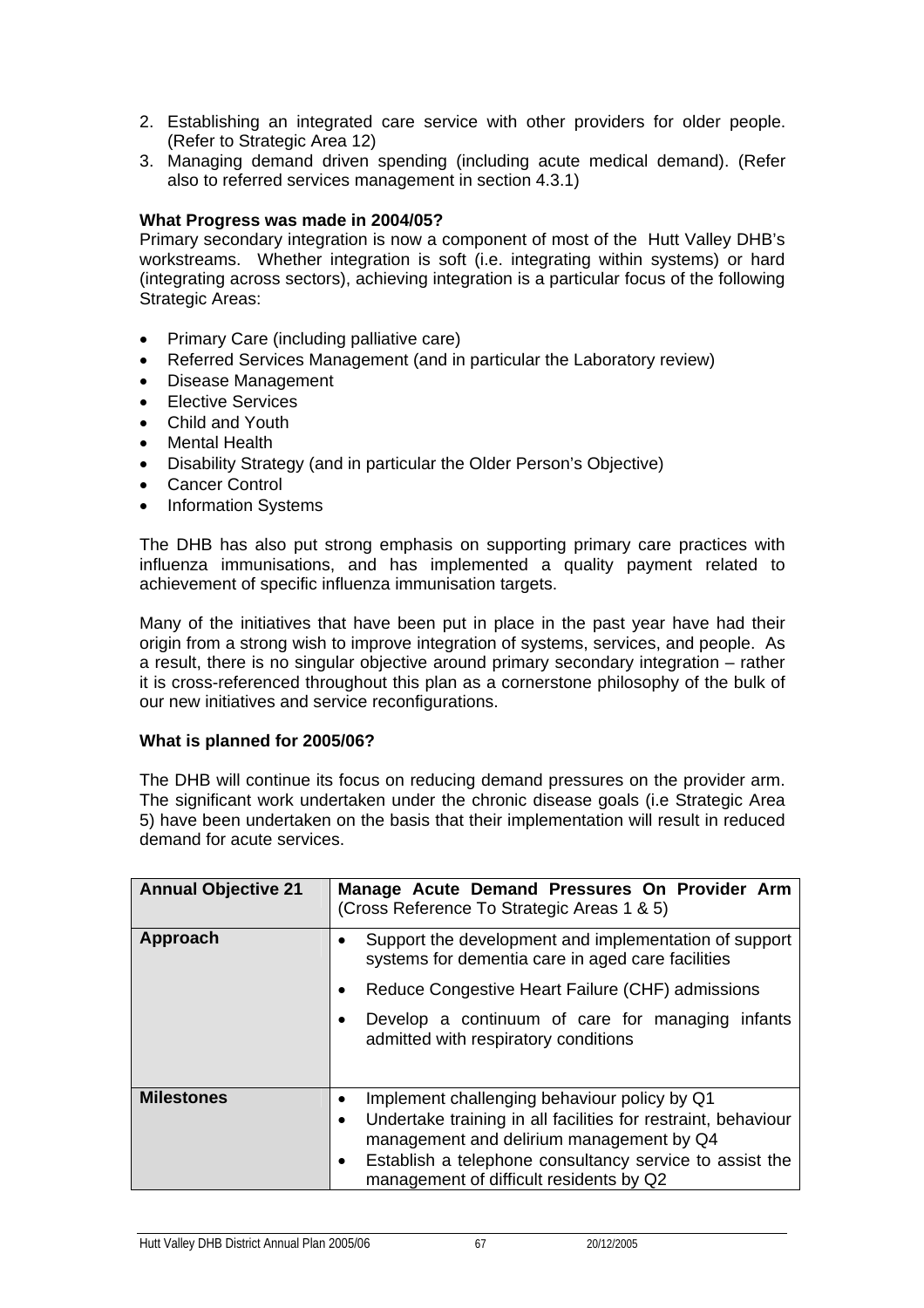2. Establishing an integrated care service with other providers for older people. (Refer to Strategic Area 12)
3. Managing demand driven spending (including acute medical demand). (Refer also to referred services management in section 4.3.1)

**What Progress was made in 2004/05?**

Primary secondary integration is now a component of most of the Hutt Valley DHB's workstreams. Whether integration is soft (i.e. integrating within systems) or hard (integrating across sectors), achieving integration is a particular focus of the following Strategic Areas:

- Primary Care (including palliative care)
- Referred Services Management (and in particular the Laboratory review)
- Disease Management
- Elective Services
- Child and Youth
- Mental Health
- Disability Strategy (and in particular the Older Person's Objective)
- Cancer Control
- Information Systems

The DHB has also put strong emphasis on supporting primary care practices with influenza immunisations, and has implemented a quality payment related to achievement of specific influenza immunisation targets.

Many of the initiatives that have been put in place in the past year have had their origin from a strong wish to improve integration of systems, services, and people. As a result, there is no singular objective around primary secondary integration – rather it is cross-referenced throughout this plan as a cornerstone philosophy of the bulk of our new initiatives and service reconfigurations.

**What is planned for 2005/06?**

The DHB will continue its focus on reducing demand pressures on the provider arm. The significant work undertaken under the chronic disease goals (i.e Strategic Area 5) have been undertaken on the basis that their implementation will result in reduced demand for acute services.

| **Annual Objective 21** | **Manage Acute Demand Pressures On Provider Arm** (Cross Reference To Strategic Areas 1 & 5) |
|---|---|
| **Approach** | • Support the development and implementation of support systems for dementia care in aged care facilities<br>• Reduce Congestive Heart Failure (CHF) admissions<br>• Develop a continuum of care for managing infants admitted with respiratory conditions |
| **Milestones** | • Implement challenging behaviour policy by Q1<br>• Undertake training in all facilities for restraint, behaviour management and delirium management by Q4<br>• Establish a telephone consultancy service to assist the management of difficult residents by Q2 |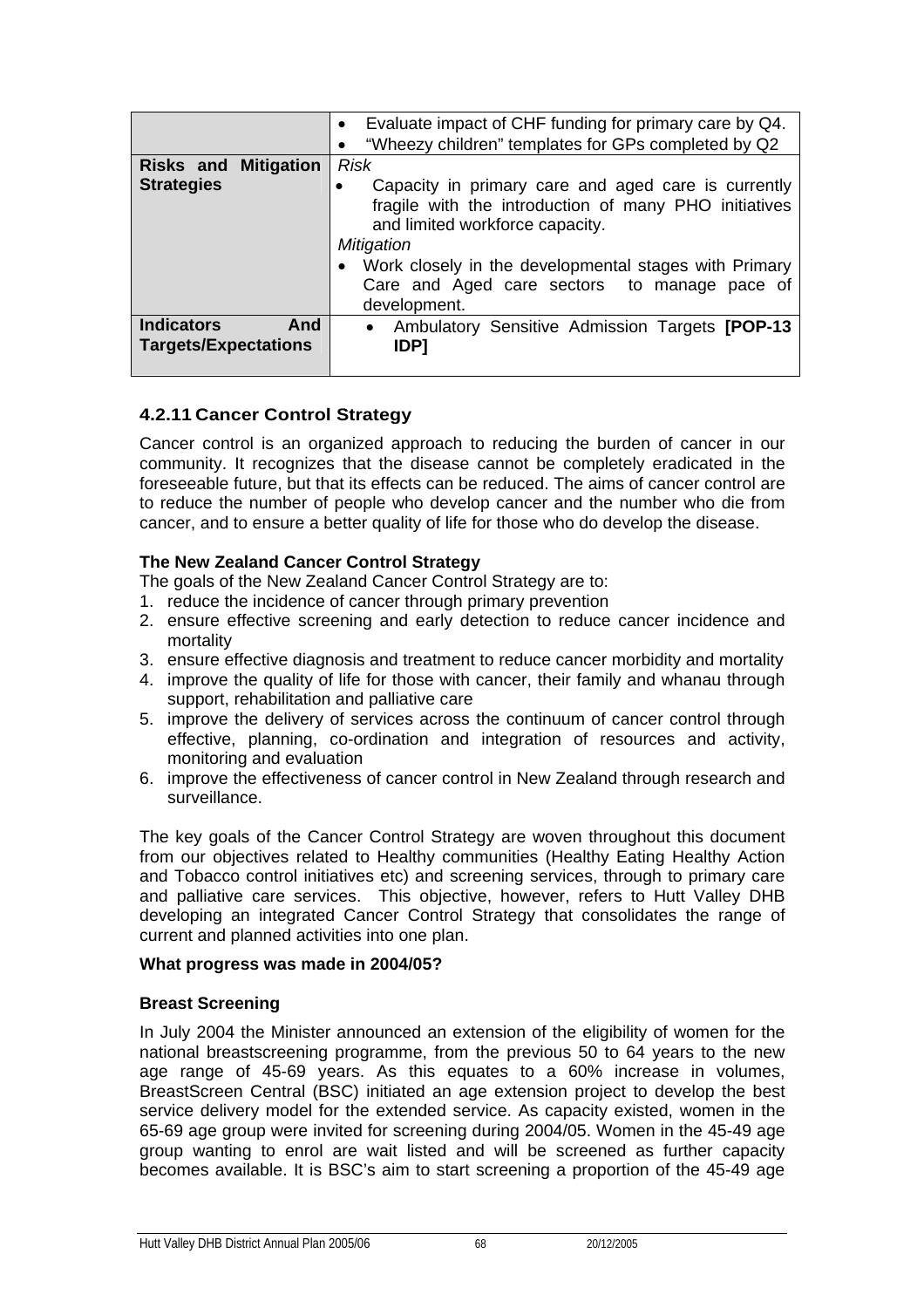| | |
|---|---|
| | • Evaluate impact of CHF funding for primary care by Q4.<br>• "Wheezy children" templates for GPs completed by Q2 |
| **Risks and Mitigation Strategies** | *Risk*<br>• Capacity in primary care and aged care is currently fragile with the introduction of many PHO initiatives and limited workforce capacity.<br>*Mitigation*<br>• Work closely in the developmental stages with Primary Care and Aged care sectors to manage pace of development. |
| **Indicators And Targets/Expectations** | • Ambulatory Sensitive Admission Targets **[POP-13 IDP]** |

### 4.2.11 Cancer Control Strategy

Cancer control is an organized approach to reducing the burden of cancer in our community. It recognizes that the disease cannot be completely eradicated in the foreseeable future, but that its effects can be reduced. The aims of cancer control are to reduce the number of people who develop cancer and the number who die from cancer, and to ensure a better quality of life for those who do develop the disease.

**The New Zealand Cancer Control Strategy**

The goals of the New Zealand Cancer Control Strategy are to:

1. reduce the incidence of cancer through primary prevention
2. ensure effective screening and early detection to reduce cancer incidence and mortality
3. ensure effective diagnosis and treatment to reduce cancer morbidity and mortality
4. improve the quality of life for those with cancer, their family and whanau through support, rehabilitation and palliative care
5. improve the delivery of services across the continuum of cancer control through effective, planning, co-ordination and integration of resources and activity, monitoring and evaluation
6. improve the effectiveness of cancer control in New Zealand through research and surveillance.

The key goals of the Cancer Control Strategy are woven throughout this document from our objectives related to Healthy communities (Healthy Eating Healthy Action and Tobacco control initiatives etc) and screening services, through to primary care and palliative care services. This objective, however, refers to Hutt Valley DHB developing an integrated Cancer Control Strategy that consolidates the range of current and planned activities into one plan.

**What progress was made in 2004/05?**

**Breast Screening**

In July 2004 the Minister announced an extension of the eligibility of women for the national breastscreening programme, from the previous 50 to 64 years to the new age range of 45-69 years. As this equates to a 60% increase in volumes, BreastScreen Central (BSC) initiated an age extension project to develop the best service delivery model for the extended service. As capacity existed, women in the 65-69 age group were invited for screening during 2004/05. Women in the 45-49 age group wanting to enrol are wait listed and will be screened as further capacity becomes available. It is BSC's aim to start screening a proportion of the 45-49 age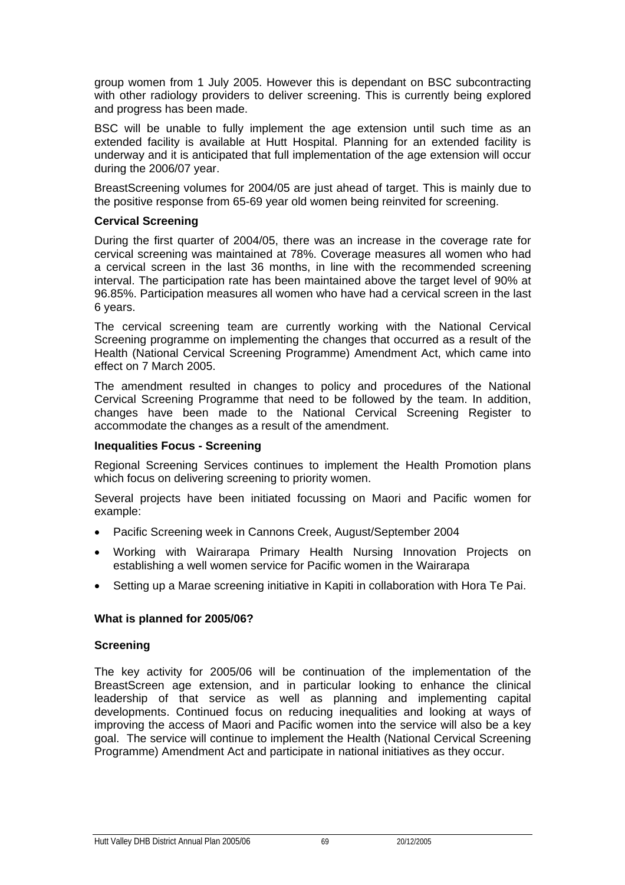group women from 1 July 2005. However this is dependant on BSC subcontracting with other radiology providers to deliver screening. This is currently being explored and progress has been made.

BSC will be unable to fully implement the age extension until such time as an extended facility is available at Hutt Hospital. Planning for an extended facility is underway and it is anticipated that full implementation of the age extension will occur during the 2006/07 year.

BreastScreening volumes for 2004/05 are just ahead of target. This is mainly due to the positive response from 65-69 year old women being reinvited for screening.

**Cervical Screening**

During the first quarter of 2004/05, there was an increase in the coverage rate for cervical screening was maintained at 78%. Coverage measures all women who had a cervical screen in the last 36 months, in line with the recommended screening interval. The participation rate has been maintained above the target level of 90% at 96.85%. Participation measures all women who have had a cervical screen in the last 6 years.

The cervical screening team are currently working with the National Cervical Screening programme on implementing the changes that occurred as a result of the Health (National Cervical Screening Programme) Amendment Act, which came into effect on 7 March 2005.

The amendment resulted in changes to policy and procedures of the National Cervical Screening Programme that need to be followed by the team. In addition, changes have been made to the National Cervical Screening Register to accommodate the changes as a result of the amendment.

**Inequalities Focus - Screening**

Regional Screening Services continues to implement the Health Promotion plans which focus on delivering screening to priority women.

Several projects have been initiated focussing on Maori and Pacific women for example:

- Pacific Screening week in Cannons Creek, August/September 2004
- Working with Wairarapa Primary Health Nursing Innovation Projects on establishing a well women service for Pacific women in the Wairarapa
- Setting up a Marae screening initiative in Kapiti in collaboration with Hora Te Pai.

**What is planned for 2005/06?**

**Screening**

The key activity for 2005/06 will be continuation of the implementation of the BreastScreen age extension, and in particular looking to enhance the clinical leadership of that service as well as planning and implementing capital developments. Continued focus on reducing inequalities and looking at ways of improving the access of Maori and Pacific women into the service will also be a key goal. The service will continue to implement the Health (National Cervical Screening Programme) Amendment Act and participate in national initiatives as they occur.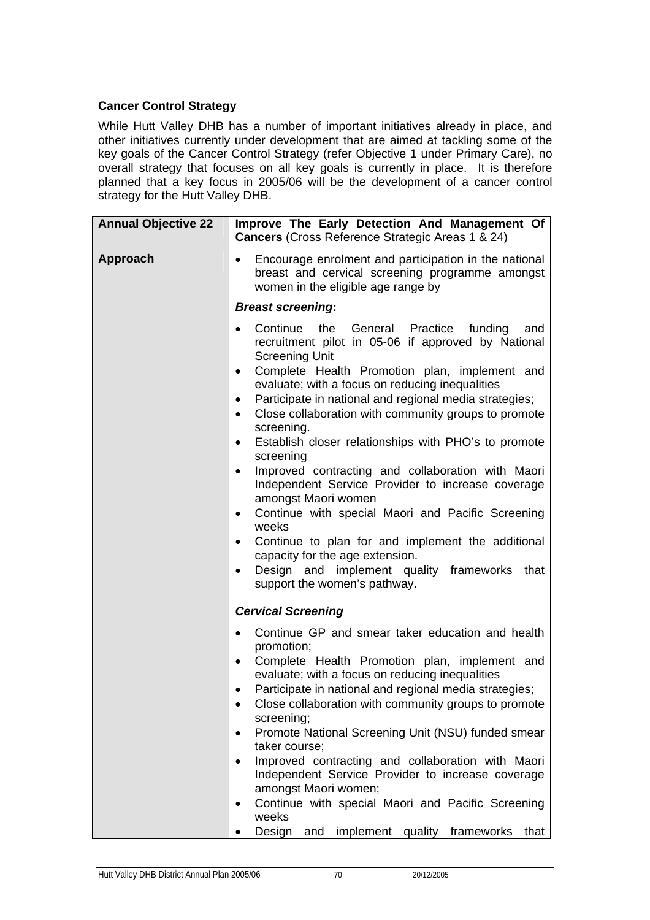**Cancer Control Strategy**

While Hutt Valley DHB has a number of important initiatives already in place, and other initiatives currently under development that are aimed at tackling some of the key goals of the Cancer Control Strategy (refer Objective 1 under Primary Care), no overall strategy that focuses on all key goals is currently in place. It is therefore planned that a key focus in 2005/06 will be the development of a cancer control strategy for the Hutt Valley DHB.

| **Annual Objective 22** | **Improve The Early Detection And Management Of Cancers** (Cross Reference Strategic Areas 1 & 24) |
|---|---|
| **Approach** | • Encourage enrolment and participation in the national breast and cervical screening programme amongst women in the eligible age range by<br><br>***Breast screening*:**<br><br>• Continue the General Practice funding and recruitment pilot in 05-06 if approved by National Screening Unit<br>• Complete Health Promotion plan, implement and evaluate; with a focus on reducing inequalities<br>• Participate in national and regional media strategies;<br>• Close collaboration with community groups to promote screening.<br>• Establish closer relationships with PHO's to promote screening<br>• Improved contracting and collaboration with Maori Independent Service Provider to increase coverage amongst Maori women<br>• Continue with special Maori and Pacific Screening weeks<br>• Continue to plan for and implement the additional capacity for the age extension.<br>• Design and implement quality frameworks that support the women's pathway.<br><br>***Cervical Screening***<br><br>• Continue GP and smear taker education and health promotion;<br>• Complete Health Promotion plan, implement and evaluate; with a focus on reducing inequalities<br>• Participate in national and regional media strategies;<br>• Close collaboration with community groups to promote screening;<br>• Promote National Screening Unit (NSU) funded smear taker course;<br>• Improved contracting and collaboration with Maori Independent Service Provider to increase coverage amongst Maori women;<br>• Continue with special Maori and Pacific Screening weeks<br>• Design and implement quality frameworks that |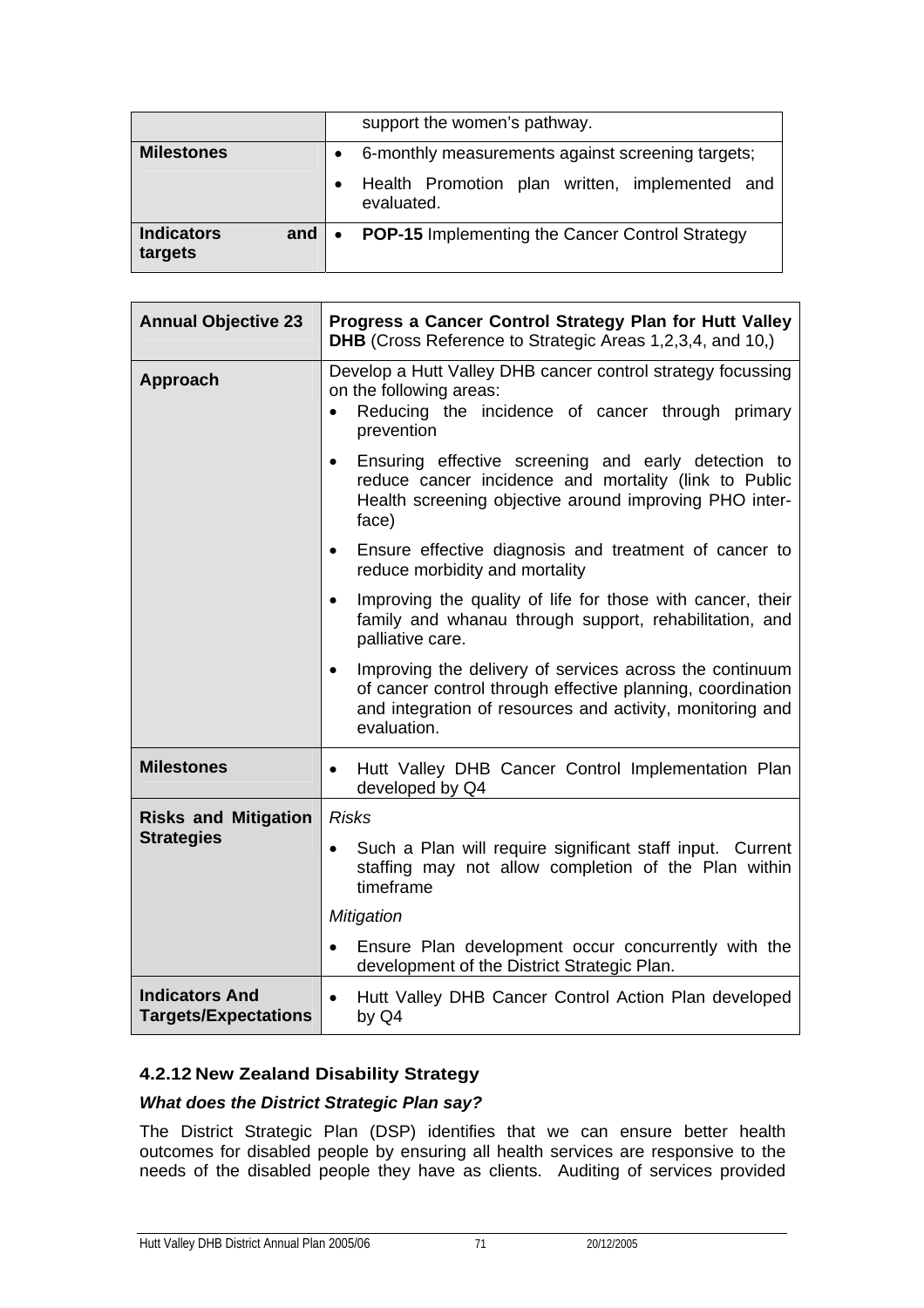| | |
|---|---|
| | support the women's pathway. |
| **Milestones** | • 6-monthly measurements against screening targets;<br>• Health Promotion plan written, implemented and evaluated. |
| **Indicators and targets** | • **POP-15** Implementing the Cancer Control Strategy |

| **Annual Objective 23** | **Progress a Cancer Control Strategy Plan for Hutt Valley DHB** (Cross Reference to Strategic Areas 1,2,3,4, and 10,) |
|---|---|
| **Approach** | Develop a Hutt Valley DHB cancer control strategy focussing on the following areas:<br>• Reducing the incidence of cancer through primary prevention<br>• Ensuring effective screening and early detection to reduce cancer incidence and mortality (link to Public Health screening objective around improving PHO inter-face)<br>• Ensure effective diagnosis and treatment of cancer to reduce morbidity and mortality<br>• Improving the quality of life for those with cancer, their family and whanau through support, rehabilitation, and palliative care.<br>• Improving the delivery of services across the continuum of cancer control through effective planning, coordination and integration of resources and activity, monitoring and evaluation. |
| **Milestones** | • Hutt Valley DHB Cancer Control Implementation Plan developed by Q4 |
| **Risks and Mitigation Strategies** | *Risks*<br>• Such a Plan will require significant staff input. Current staffing may not allow completion of the Plan within timeframe<br>*Mitigation*<br>• Ensure Plan development occur concurrently with the development of the District Strategic Plan. |
| **Indicators And Targets/Expectations** | • Hutt Valley DHB Cancer Control Action Plan developed by Q4 |

### 4.2.12 New Zealand Disability Strategy

***What does the District Strategic Plan say?***

The District Strategic Plan (DSP) identifies that we can ensure better health outcomes for disabled people by ensuring all health services are responsive to the needs of the disabled people they have as clients. Auditing of services provided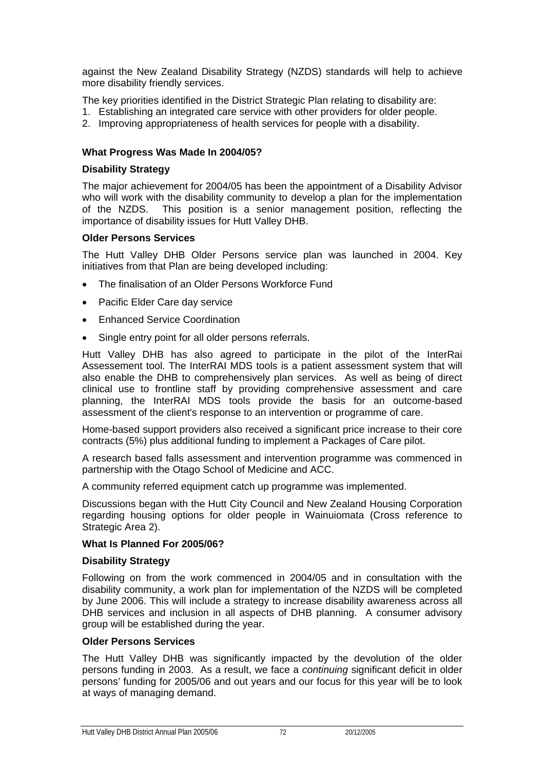against the New Zealand Disability Strategy (NZDS) standards will help to achieve more disability friendly services.

The key priorities identified in the District Strategic Plan relating to disability are:

1. Establishing an integrated care service with other providers for older people.
2. Improving appropriateness of health services for people with a disability.

**What Progress Was Made In 2004/05?**

**Disability Strategy**

The major achievement for 2004/05 has been the appointment of a Disability Advisor who will work with the disability community to develop a plan for the implementation of the NZDS. This position is a senior management position, reflecting the importance of disability issues for Hutt Valley DHB.

**Older Persons Services**

The Hutt Valley DHB Older Persons service plan was launched in 2004. Key initiatives from that Plan are being developed including:

- The finalisation of an Older Persons Workforce Fund
- Pacific Elder Care day service
- Enhanced Service Coordination
- Single entry point for all older persons referrals.

Hutt Valley DHB has also agreed to participate in the pilot of the InterRai Assessement tool. The InterRAI MDS tools is a patient assessment system that will also enable the DHB to comprehensively plan services. As well as being of direct clinical use to frontline staff by providing comprehensive assessment and care planning, the InterRAI MDS tools provide the basis for an outcome-based assessment of the client's response to an intervention or programme of care.

Home-based support providers also received a significant price increase to their core contracts (5%) plus additional funding to implement a Packages of Care pilot.

A research based falls assessment and intervention programme was commenced in partnership with the Otago School of Medicine and ACC.

A community referred equipment catch up programme was implemented.

Discussions began with the Hutt City Council and New Zealand Housing Corporation regarding housing options for older people in Wainuiomata (Cross reference to Strategic Area 2).

**What Is Planned For 2005/06?**

**Disability Strategy**

Following on from the work commenced in 2004/05 and in consultation with the disability community, a work plan for implementation of the NZDS will be completed by June 2006. This will include a strategy to increase disability awareness across all DHB services and inclusion in all aspects of DHB planning. A consumer advisory group will be established during the year.

**Older Persons Services**

The Hutt Valley DHB was significantly impacted by the devolution of the older persons funding in 2003. As a result, we face a *continuing* significant deficit in older persons' funding for 2005/06 and out years and our focus for this year will be to look at ways of managing demand.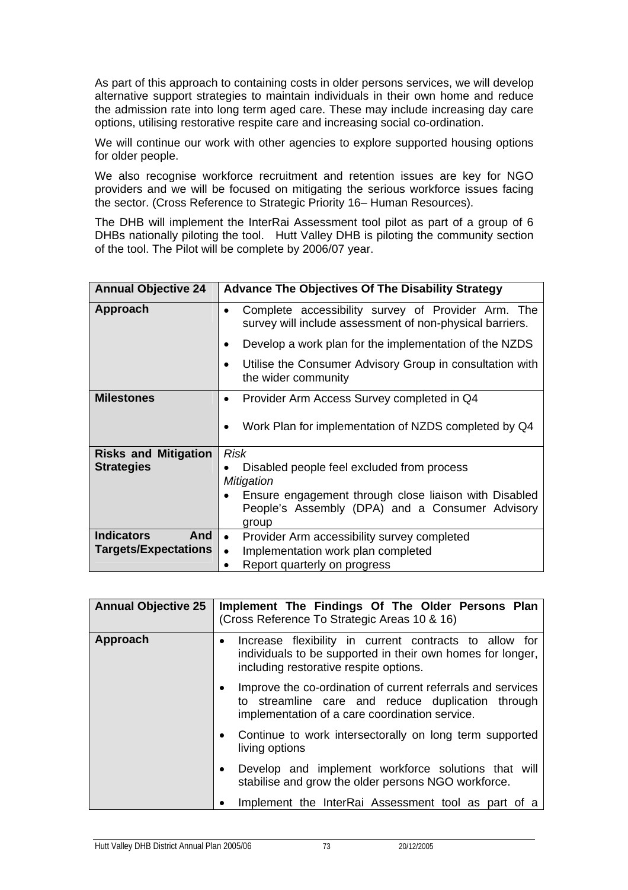As part of this approach to containing costs in older persons services, we will develop alternative support strategies to maintain individuals in their own home and reduce the admission rate into long term aged care. These may include increasing day care options, utilising restorative respite care and increasing social co-ordination.

We will continue our work with other agencies to explore supported housing options for older people.

We also recognise workforce recruitment and retention issues are key for NGO providers and we will be focused on mitigating the serious workforce issues facing the sector. (Cross Reference to Strategic Priority 16– Human Resources).

The DHB will implement the InterRai Assessment tool pilot as part of a group of 6 DHBs nationally piloting the tool. Hutt Valley DHB is piloting the community section of the tool. The Pilot will be complete by 2006/07 year.

| **Annual Objective 24** | **Advance The Objectives Of The Disability Strategy** |
|---|---|
| **Approach** | • Complete accessibility survey of Provider Arm. The survey will include assessment of non-physical barriers.<br>• Develop a work plan for the implementation of the NZDS<br>• Utilise the Consumer Advisory Group in consultation with the wider community |
| **Milestones** | • Provider Arm Access Survey completed in Q4<br>• Work Plan for implementation of NZDS completed by Q4 |
| **Risks and Mitigation Strategies** | *Risk*<br>• Disabled people feel excluded from process<br>*Mitigation*<br>• Ensure engagement through close liaison with Disabled People's Assembly (DPA) and a Consumer Advisory group |
| **Indicators And Targets/Expectations** | • Provider Arm accessibility survey completed<br>• Implementation work plan completed<br>• Report quarterly on progress |

| **Annual Objective 25** | **Implement The Findings Of The Older Persons Plan** (Cross Reference To Strategic Areas 10 & 16) |
|---|---|
| **Approach** | • Increase flexibility in current contracts to allow for individuals to be supported in their own homes for longer, including restorative respite options.<br>• Improve the co-ordination of current referrals and services to streamline care and reduce duplication through implementation of a care coordination service.<br>• Continue to work intersectorally on long term supported living options<br>• Develop and implement workforce solutions that will stabilise and grow the older persons NGO workforce.<br>• Implement the InterRai Assessment tool as part of a |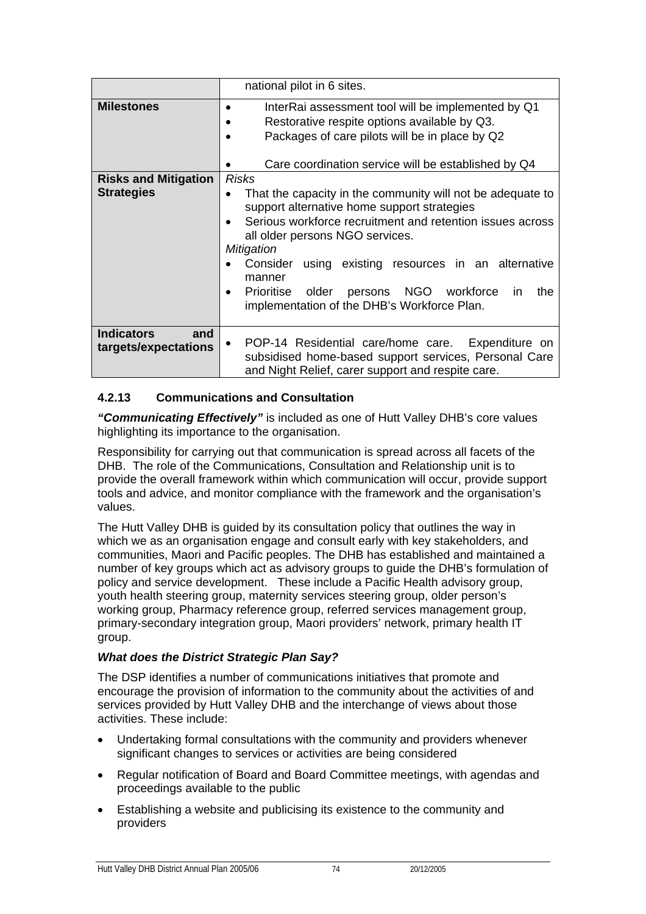|  |  |
|---|---|
|  | national pilot in 6 sites. |
| **Milestones** | • InterRai assessment tool will be implemented by Q1<br>• Restorative respite options available by Q3.<br>• Packages of care pilots will be in place by Q2<br>• Care coordination service will be established by Q4 |
| **Risks and Mitigation Strategies** | *Risks*<br>• That the capacity in the community will not be adequate to support alternative home support strategies<br>• Serious workforce recruitment and retention issues across all older persons NGO services.<br>*Mitigation*<br>• Consider using existing resources in an alternative manner<br>• Prioritise older persons NGO workforce in the implementation of the DHB's Workforce Plan. |
| **Indicators and targets/expectations** | • POP-14 Residential care/home care. Expenditure on subsidised home-based support services, Personal Care and Night Relief, carer support and respite care. |

### 4.2.13 Communications and Consultation

***"Communicating Effectively"*** is included as one of Hutt Valley DHB's core values highlighting its importance to the organisation.

Responsibility for carrying out that communication is spread across all facets of the DHB. The role of the Communications, Consultation and Relationship unit is to provide the overall framework within which communication will occur, provide support tools and advice, and monitor compliance with the framework and the organisation's values.

The Hutt Valley DHB is guided by its consultation policy that outlines the way in which we as an organisation engage and consult early with key stakeholders, and communities, Maori and Pacific peoples. The DHB has established and maintained a number of key groups which act as advisory groups to guide the DHB's formulation of policy and service development. These include a Pacific Health advisory group, youth health steering group, maternity services steering group, older person's working group, Pharmacy reference group, referred services management group, primary-secondary integration group, Maori providers' network, primary health IT group.

#### *What does the District Strategic Plan Say?*

The DSP identifies a number of communications initiatives that promote and encourage the provision of information to the community about the activities of and services provided by Hutt Valley DHB and the interchange of views about those activities. These include:

- Undertaking formal consultations with the community and providers whenever significant changes to services or activities are being considered
- Regular notification of Board and Board Committee meetings, with agendas and proceedings available to the public
- Establishing a website and publicising its existence to the community and providers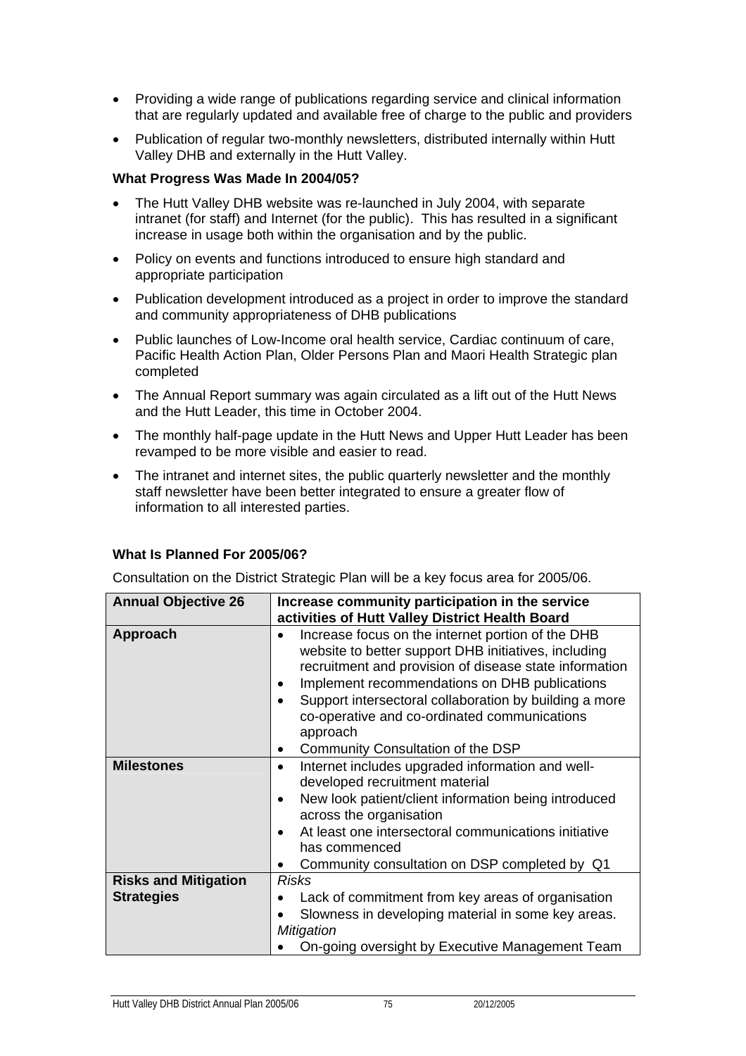- Providing a wide range of publications regarding service and clinical information that are regularly updated and available free of charge to the public and providers
- Publication of regular two-monthly newsletters, distributed internally within Hutt Valley DHB and externally in the Hutt Valley.

**What Progress Was Made In 2004/05?**

- The Hutt Valley DHB website was re-launched in July 2004, with separate intranet (for staff) and Internet (for the public). This has resulted in a significant increase in usage both within the organisation and by the public.
- Policy on events and functions introduced to ensure high standard and appropriate participation
- Publication development introduced as a project in order to improve the standard and community appropriateness of DHB publications
- Public launches of Low-Income oral health service, Cardiac continuum of care, Pacific Health Action Plan, Older Persons Plan and Maori Health Strategic plan completed
- The Annual Report summary was again circulated as a lift out of the Hutt News and the Hutt Leader, this time in October 2004.
- The monthly half-page update in the Hutt News and Upper Hutt Leader has been revamped to be more visible and easier to read.
- The intranet and internet sites, the public quarterly newsletter and the monthly staff newsletter have been better integrated to ensure a greater flow of information to all interested parties.

**What Is Planned For 2005/06?**

Consultation on the District Strategic Plan will be a key focus area for 2005/06.

| **Annual Objective 26** | **Increase community participation in the service activities of Hutt Valley District Health Board** |
|---|---|
| **Approach** | • Increase focus on the internet portion of the DHB website to better support DHB initiatives, including recruitment and provision of disease state information<br>• Implement recommendations on DHB publications<br>• Support intersectoral collaboration by building a more co-operative and co-ordinated communications approach<br>• Community Consultation of the DSP |
| **Milestones** | • Internet includes upgraded information and well-developed recruitment material<br>• New look patient/client information being introduced across the organisation<br>• At least one intersectoral communications initiative has commenced<br>• Community consultation on DSP completed by Q1 |
| **Risks and Mitigation Strategies** | *Risks*<br>• Lack of commitment from key areas of organisation<br>• Slowness in developing material in some key areas.<br>*Mitigation*<br>• On-going oversight by Executive Management Team |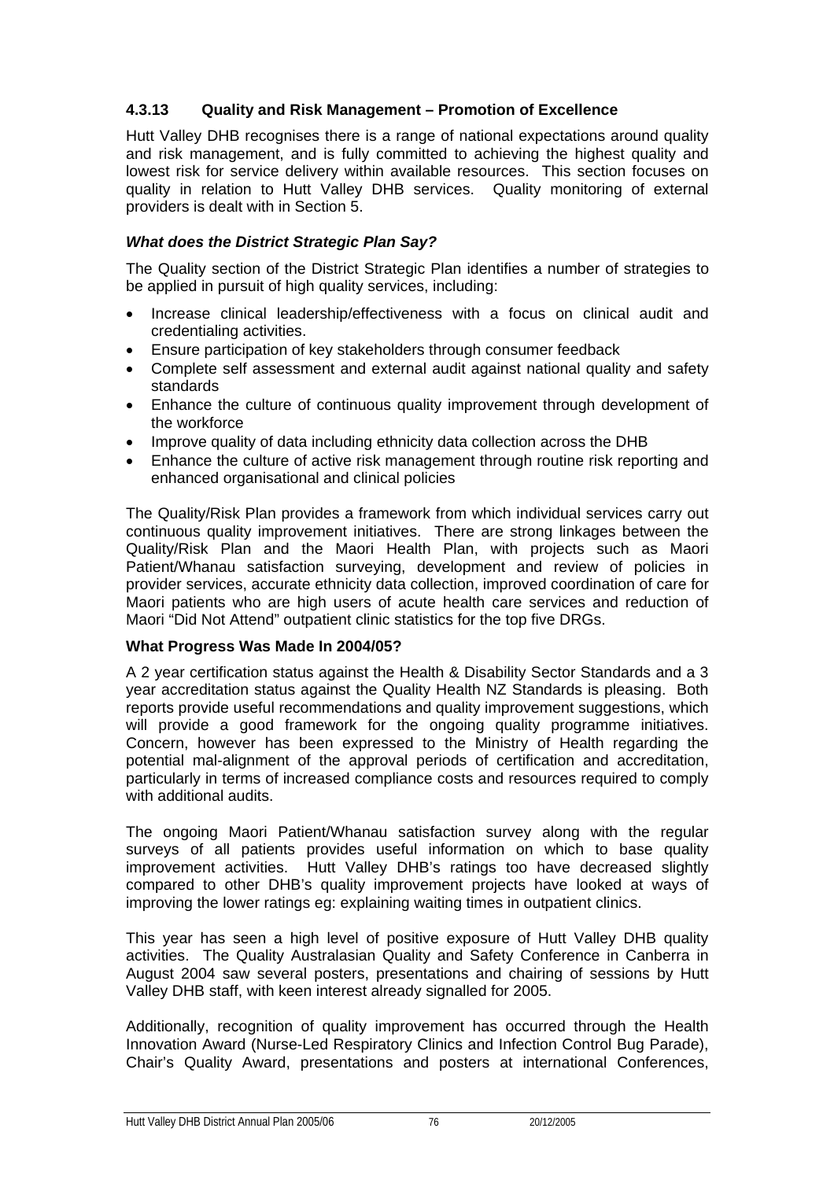### 4.3.13 Quality and Risk Management – Promotion of Excellence

Hutt Valley DHB recognises there is a range of national expectations around quality and risk management, and is fully committed to achieving the highest quality and lowest risk for service delivery within available resources. This section focuses on quality in relation to Hutt Valley DHB services. Quality monitoring of external providers is dealt with in Section 5.

***What does the District Strategic Plan Say?***

The Quality section of the District Strategic Plan identifies a number of strategies to be applied in pursuit of high quality services, including:

- Increase clinical leadership/effectiveness with a focus on clinical audit and credentialing activities.
- Ensure participation of key stakeholders through consumer feedback
- Complete self assessment and external audit against national quality and safety standards
- Enhance the culture of continuous quality improvement through development of the workforce
- Improve quality of data including ethnicity data collection across the DHB
- Enhance the culture of active risk management through routine risk reporting and enhanced organisational and clinical policies

The Quality/Risk Plan provides a framework from which individual services carry out continuous quality improvement initiatives. There are strong linkages between the Quality/Risk Plan and the Maori Health Plan, with projects such as Maori Patient/Whanau satisfaction surveying, development and review of policies in provider services, accurate ethnicity data collection, improved coordination of care for Maori patients who are high users of acute health care services and reduction of Maori "Did Not Attend" outpatient clinic statistics for the top five DRGs.

**What Progress Was Made In 2004/05?**

A 2 year certification status against the Health & Disability Sector Standards and a 3 year accreditation status against the Quality Health NZ Standards is pleasing. Both reports provide useful recommendations and quality improvement suggestions, which will provide a good framework for the ongoing quality programme initiatives. Concern, however has been expressed to the Ministry of Health regarding the potential mal-alignment of the approval periods of certification and accreditation, particularly in terms of increased compliance costs and resources required to comply with additional audits.

The ongoing Maori Patient/Whanau satisfaction survey along with the regular surveys of all patients provides useful information on which to base quality improvement activities. Hutt Valley DHB's ratings too have decreased slightly compared to other DHB's quality improvement projects have looked at ways of improving the lower ratings eg: explaining waiting times in outpatient clinics.

This year has seen a high level of positive exposure of Hutt Valley DHB quality activities. The Quality Australasian Quality and Safety Conference in Canberra in August 2004 saw several posters, presentations and chairing of sessions by Hutt Valley DHB staff, with keen interest already signalled for 2005.

Additionally, recognition of quality improvement has occurred through the Health Innovation Award (Nurse-Led Respiratory Clinics and Infection Control Bug Parade), Chair's Quality Award, presentations and posters at international Conferences,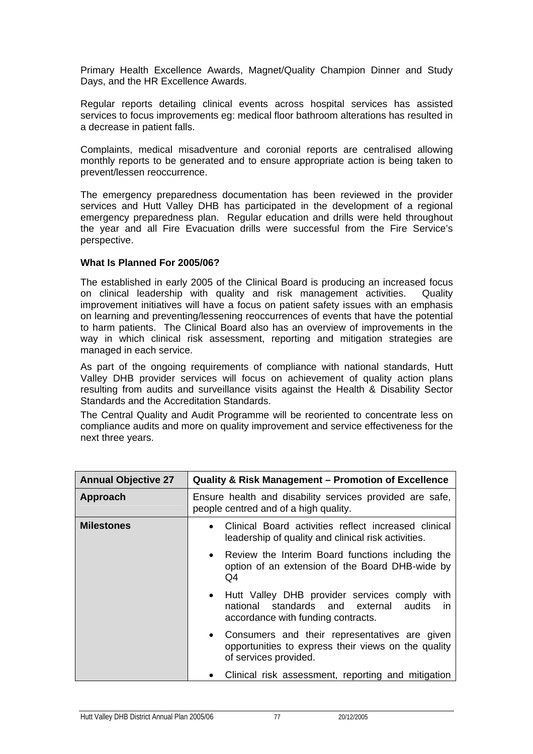Primary Health Excellence Awards, Magnet/Quality Champion Dinner and Study Days, and the HR Excellence Awards.

Regular reports detailing clinical events across hospital services has assisted services to focus improvements eg: medical floor bathroom alterations has resulted in a decrease in patient falls.

Complaints, medical misadventure and coronial reports are centralised allowing monthly reports to be generated and to ensure appropriate action is being taken to prevent/lessen reoccurrence.

The emergency preparedness documentation has been reviewed in the provider services and Hutt Valley DHB has participated in the development of a regional emergency preparedness plan. Regular education and drills were held throughout the year and all Fire Evacuation drills were successful from the Fire Service's perspective.

**What Is Planned For 2005/06?**

The established in early 2005 of the Clinical Board is producing an increased focus on clinical leadership with quality and risk management activities. Quality improvement initiatives will have a focus on patient safety issues with an emphasis on learning and preventing/lessening reoccurrences of events that have the potential to harm patients. The Clinical Board also has an overview of improvements in the way in which clinical risk assessment, reporting and mitigation strategies are managed in each service.

As part of the ongoing requirements of compliance with national standards, Hutt Valley DHB provider services will focus on achievement of quality action plans resulting from audits and surveillance visits against the Health & Disability Sector Standards and the Accreditation Standards.

The Central Quality and Audit Programme will be reoriented to concentrate less on compliance audits and more on quality improvement and service effectiveness for the next three years.

| **Annual Objective 27** | **Quality & Risk Management – Promotion of Excellence** |
|---|---|
| **Approach** | Ensure health and disability services provided are safe, people centred and of a high quality. |
| **Milestones** | • Clinical Board activities reflect increased clinical leadership of quality and clinical risk activities.<br>• Review the Interim Board functions including the option of an extension of the Board DHB-wide by Q4<br>• Hutt Valley DHB provider services comply with national standards and external audits in accordance with funding contracts.<br>• Consumers and their representatives are given opportunities to express their views on the quality of services provided.<br>• Clinical risk assessment, reporting and mitigation |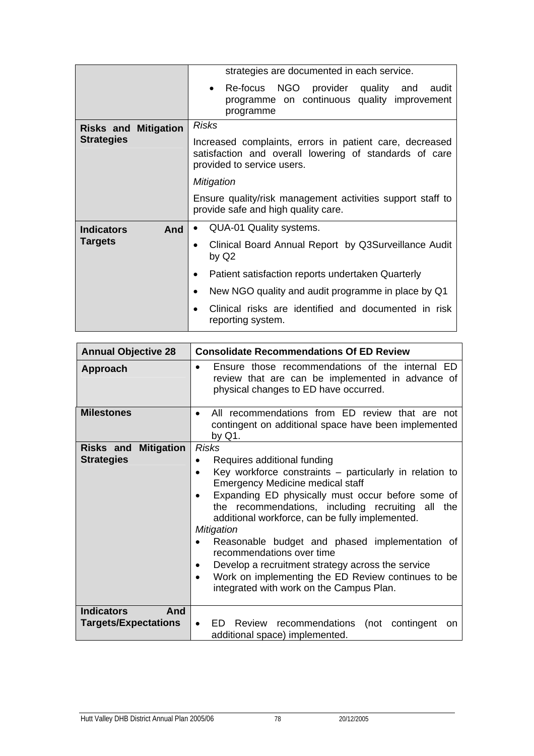| | |
|---|---|
| | strategies are documented in each service.<br>• Re-focus NGO provider quality and audit programme on continuous quality improvement programme |
| **Risks and Mitigation Strategies** | *Risks*<br>Increased complaints, errors in patient care, decreased satisfaction and overall lowering of standards of care provided to service users.<br>*Mitigation*<br>Ensure quality/risk management activities support staff to provide safe and high quality care. |
| **Indicators And Targets** | • QUA-01 Quality systems.<br>• Clinical Board Annual Report by Q3Surveillance Audit by Q2<br>• Patient satisfaction reports undertaken Quarterly<br>• New NGO quality and audit programme in place by Q1<br>• Clinical risks are identified and documented in risk reporting system. |

| **Annual Objective 28** | **Consolidate Recommendations Of ED Review** |
|---|---|
| **Approach** | • Ensure those recommendations of the internal ED review that are can be implemented in advance of physical changes to ED have occurred. |
| **Milestones** | • All recommendations from ED review that are not contingent on additional space have been implemented by Q1. |
| **Risks and Mitigation Strategies** | *Risks*<br>• Requires additional funding<br>• Key workforce constraints – particularly in relation to Emergency Medicine medical staff<br>• Expanding ED physically must occur before some of the recommendations, including recruiting all the additional workforce, can be fully implemented.<br>*Mitigation*<br>• Reasonable budget and phased implementation of recommendations over time<br>• Develop a recruitment strategy across the service<br>• Work on implementing the ED Review continues to be integrated with work on the Campus Plan. |
| **Indicators And Targets/Expectations** | • ED Review recommendations (not contingent on additional space) implemented. |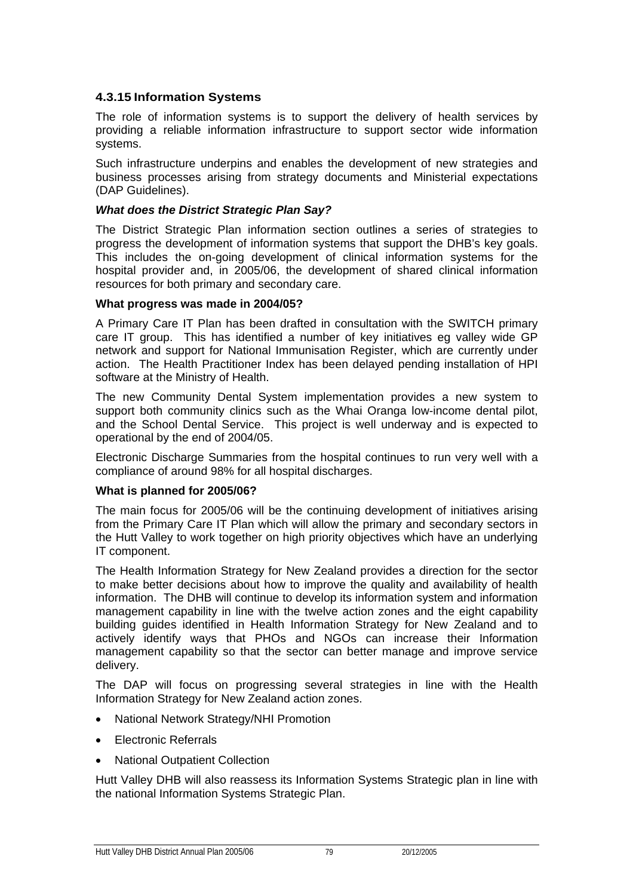### 4.3.15 Information Systems

The role of information systems is to support the delivery of health services by providing a reliable information infrastructure to support sector wide information systems.

Such infrastructure underpins and enables the development of new strategies and business processes arising from strategy documents and Ministerial expectations (DAP Guidelines).

***What does the District Strategic Plan Say?***

The District Strategic Plan information section outlines a series of strategies to progress the development of information systems that support the DHB's key goals. This includes the on-going development of clinical information systems for the hospital provider and, in 2005/06, the development of shared clinical information resources for both primary and secondary care.

**What progress was made in 2004/05?**

A Primary Care IT Plan has been drafted in consultation with the SWITCH primary care IT group. This has identified a number of key initiatives eg valley wide GP network and support for National Immunisation Register, which are currently under action. The Health Practitioner Index has been delayed pending installation of HPI software at the Ministry of Health.

The new Community Dental System implementation provides a new system to support both community clinics such as the Whai Oranga low-income dental pilot, and the School Dental Service. This project is well underway and is expected to operational by the end of 2004/05.

Electronic Discharge Summaries from the hospital continues to run very well with a compliance of around 98% for all hospital discharges.

**What is planned for 2005/06?**

The main focus for 2005/06 will be the continuing development of initiatives arising from the Primary Care IT Plan which will allow the primary and secondary sectors in the Hutt Valley to work together on high priority objectives which have an underlying IT component.

The Health Information Strategy for New Zealand provides a direction for the sector to make better decisions about how to improve the quality and availability of health information. The DHB will continue to develop its information system and information management capability in line with the twelve action zones and the eight capability building guides identified in Health Information Strategy for New Zealand and to actively identify ways that PHOs and NGOs can increase their Information management capability so that the sector can better manage and improve service delivery.

The DAP will focus on progressing several strategies in line with the Health Information Strategy for New Zealand action zones.

- National Network Strategy/NHI Promotion
- Electronic Referrals
- National Outpatient Collection

Hutt Valley DHB will also reassess its Information Systems Strategic plan in line with the national Information Systems Strategic Plan.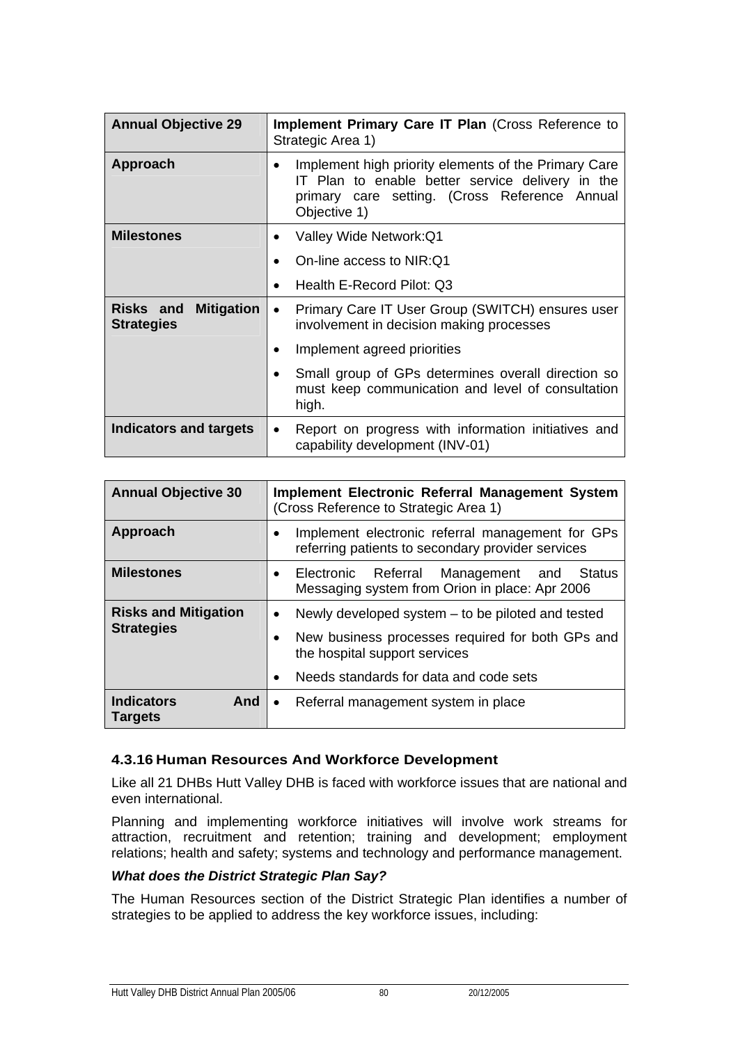| Annual Objective 29 | **Implement Primary Care IT Plan** (Cross Reference to Strategic Area 1) |
|---|---|
| **Approach** | • Implement high priority elements of the Primary Care IT Plan to enable better service delivery in the primary care setting. (Cross Reference Annual Objective 1) |
| **Milestones** | • Valley Wide Network:Q1<br>• On-line access to NIR:Q1<br>• Health E-Record Pilot: Q3 |
| **Risks and Mitigation Strategies** | • Primary Care IT User Group (SWITCH) ensures user involvement in decision making processes<br>• Implement agreed priorities<br>• Small group of GPs determines overall direction so must keep communication and level of consultation high. |
| **Indicators and targets** | • Report on progress with information initiatives and capability development (INV-01) |

| Annual Objective 30 | **Implement Electronic Referral Management System** (Cross Reference to Strategic Area 1) |
|---|---|
| **Approach** | • Implement electronic referral management for GPs referring patients to secondary provider services |
| **Milestones** | • Electronic Referral Management and Status Messaging system from Orion in place: Apr 2006 |
| **Risks and Mitigation Strategies** | • Newly developed system – to be piloted and tested<br>• New business processes required for both GPs and the hospital support services<br>• Needs standards for data and code sets |
| **Indicators And Targets** | • Referral management system in place |

### 4.3.16 Human Resources And Workforce Development

Like all 21 DHBs Hutt Valley DHB is faced with workforce issues that are national and even international.

Planning and implementing workforce initiatives will involve work streams for attraction, recruitment and retention; training and development; employment relations; health and safety; systems and technology and performance management.

***What does the District Strategic Plan Say?***

The Human Resources section of the District Strategic Plan identifies a number of strategies to be applied to address the key workforce issues, including: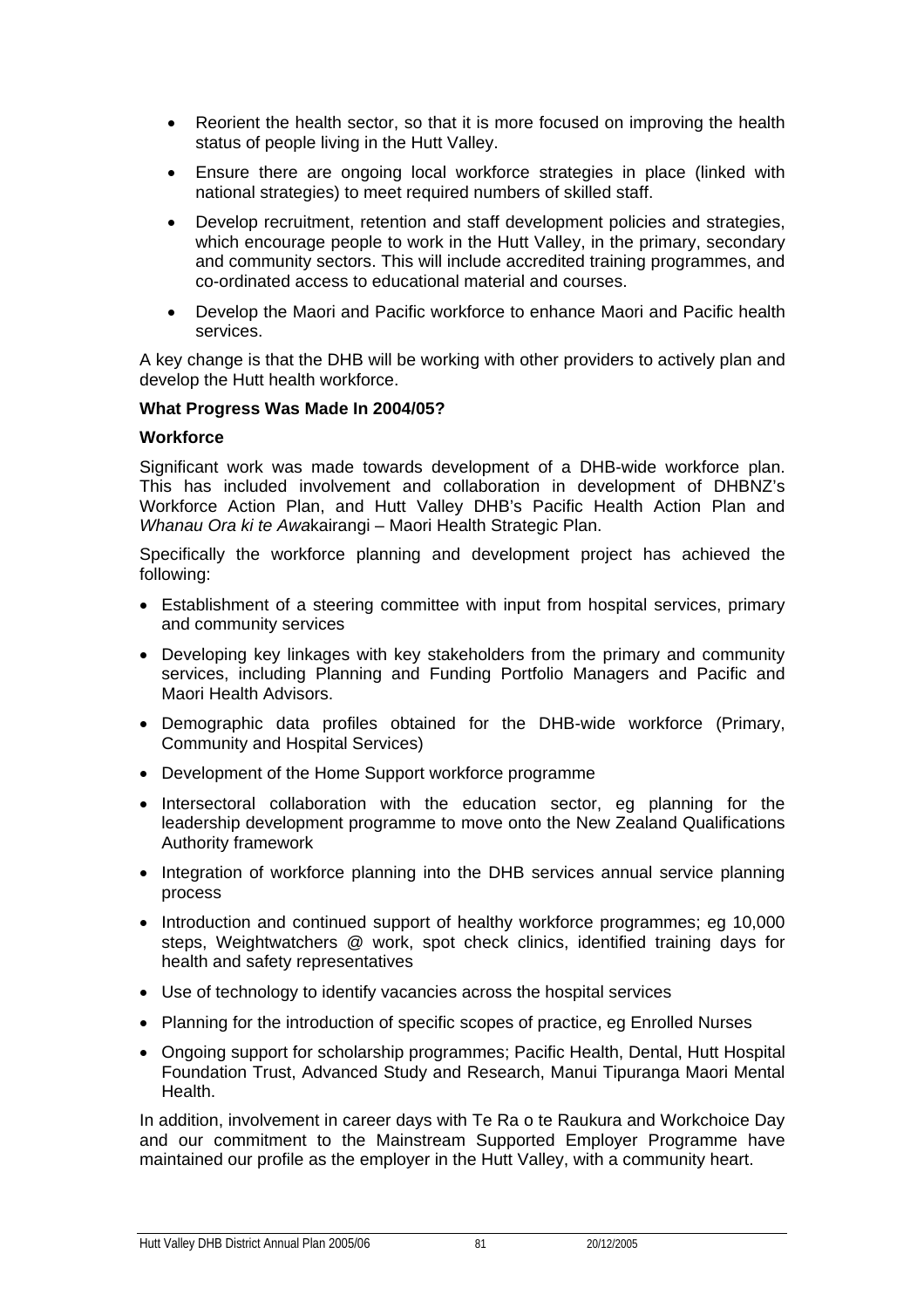- Reorient the health sector, so that it is more focused on improving the health status of people living in the Hutt Valley.
- Ensure there are ongoing local workforce strategies in place (linked with national strategies) to meet required numbers of skilled staff.
- Develop recruitment, retention and staff development policies and strategies, which encourage people to work in the Hutt Valley, in the primary, secondary and community sectors. This will include accredited training programmes, and co-ordinated access to educational material and courses.
- Develop the Maori and Pacific workforce to enhance Maori and Pacific health services.

A key change is that the DHB will be working with other providers to actively plan and develop the Hutt health workforce.

**What Progress Was Made In 2004/05?**

**Workforce**

Significant work was made towards development of a DHB-wide workforce plan. This has included involvement and collaboration in development of DHBNZ's Workforce Action Plan, and Hutt Valley DHB's Pacific Health Action Plan and *Whanau Ora ki te Awa*kairangi – Maori Health Strategic Plan.

Specifically the workforce planning and development project has achieved the following:

- Establishment of a steering committee with input from hospital services, primary and community services
- Developing key linkages with key stakeholders from the primary and community services, including Planning and Funding Portfolio Managers and Pacific and Maori Health Advisors.
- Demographic data profiles obtained for the DHB-wide workforce (Primary, Community and Hospital Services)
- Development of the Home Support workforce programme
- Intersectoral collaboration with the education sector, eg planning for the leadership development programme to move onto the New Zealand Qualifications Authority framework
- Integration of workforce planning into the DHB services annual service planning process
- Introduction and continued support of healthy workforce programmes; eg 10,000 steps, Weightwatchers @ work, spot check clinics, identified training days for health and safety representatives
- Use of technology to identify vacancies across the hospital services
- Planning for the introduction of specific scopes of practice, eg Enrolled Nurses
- Ongoing support for scholarship programmes; Pacific Health, Dental, Hutt Hospital Foundation Trust, Advanced Study and Research, Manui Tipuranga Maori Mental Health.

In addition, involvement in career days with Te Ra o te Raukura and Workchoice Day and our commitment to the Mainstream Supported Employer Programme have maintained our profile as the employer in the Hutt Valley, with a community heart.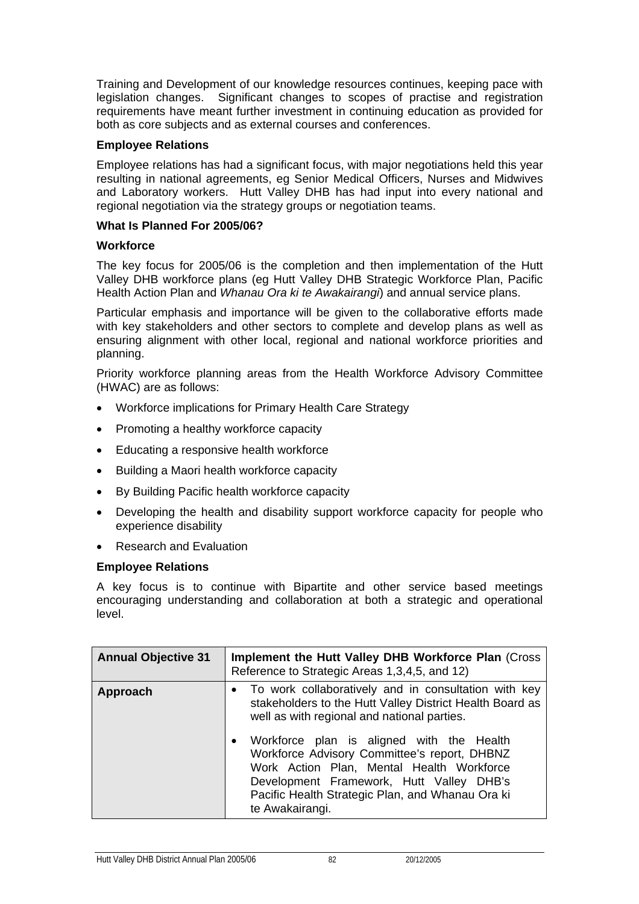Training and Development of our knowledge resources continues, keeping pace with legislation changes. Significant changes to scopes of practise and registration requirements have meant further investment in continuing education as provided for both as core subjects and as external courses and conferences.

**Employee Relations**

Employee relations has had a significant focus, with major negotiations held this year resulting in national agreements, eg Senior Medical Officers, Nurses and Midwives and Laboratory workers. Hutt Valley DHB has had input into every national and regional negotiation via the strategy groups or negotiation teams.

**What Is Planned For 2005/06?**

**Workforce**

The key focus for 2005/06 is the completion and then implementation of the Hutt Valley DHB workforce plans (eg Hutt Valley DHB Strategic Workforce Plan, Pacific Health Action Plan and *Whanau Ora ki te Awakairangi*) and annual service plans.

Particular emphasis and importance will be given to the collaborative efforts made with key stakeholders and other sectors to complete and develop plans as well as ensuring alignment with other local, regional and national workforce priorities and planning.

Priority workforce planning areas from the Health Workforce Advisory Committee (HWAC) are as follows:

- Workforce implications for Primary Health Care Strategy
- Promoting a healthy workforce capacity
- Educating a responsive health workforce
- Building a Maori health workforce capacity
- By Building Pacific health workforce capacity
- Developing the health and disability support workforce capacity for people who experience disability
- Research and Evaluation

**Employee Relations**

A key focus is to continue with Bipartite and other service based meetings encouraging understanding and collaboration at both a strategic and operational level.

| **Annual Objective 31** | **Implement the Hutt Valley DHB Workforce Plan** (Cross Reference to Strategic Areas 1,3,4,5, and 12) |
|---|---|
| **Approach** | • To work collaboratively and in consultation with key stakeholders to the Hutt Valley District Health Board as well as with regional and national parties.<br>• Workforce plan is aligned with the Health Workforce Advisory Committee's report, DHBNZ Work Action Plan, Mental Health Workforce Development Framework, Hutt Valley DHB's Pacific Health Strategic Plan, and Whanau Ora ki te Awakairangi. |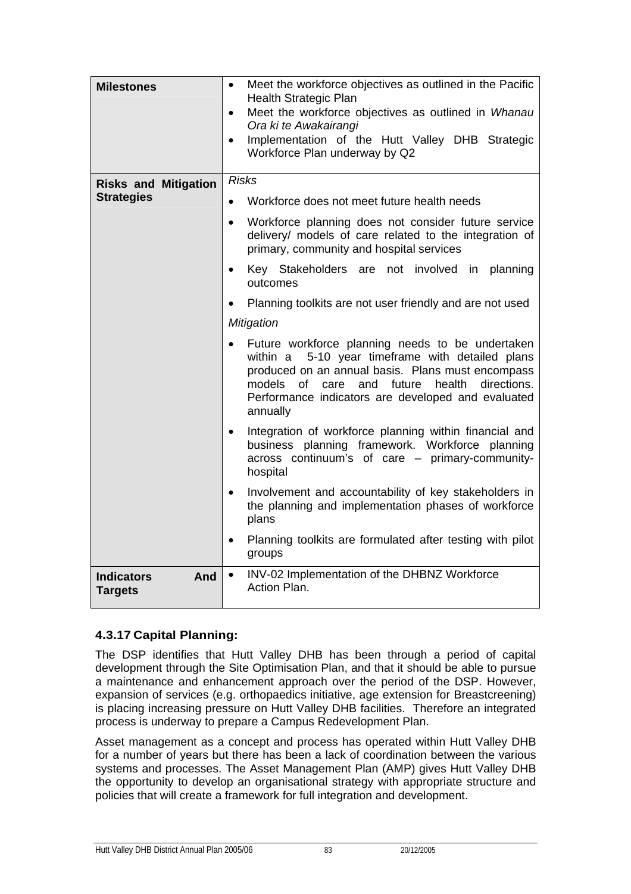| | |
|---|---|
| **Milestones** | • Meet the workforce objectives as outlined in the Pacific Health Strategic Plan<br>• Meet the workforce objectives as outlined in *Whanau Ora ki te Awakairangi*<br>• Implementation of the Hutt Valley DHB Strategic Workforce Plan underway by Q2 |
| **Risks and Mitigation Strategies** | *Risks*<br>• Workforce does not meet future health needs<br>• Workforce planning does not consider future service delivery/ models of care related to the integration of primary, community and hospital services<br>• Key Stakeholders are not involved in planning outcomes<br>• Planning toolkits are not user friendly and are not used<br>*Mitigation*<br>• Future workforce planning needs to be undertaken within a 5-10 year timeframe with detailed plans produced on an annual basis. Plans must encompass models of care and future health directions. Performance indicators are developed and evaluated annually<br>• Integration of workforce planning within financial and business planning framework. Workforce planning across continuum's of care – primary-community-hospital<br>• Involvement and accountability of key stakeholders in the planning and implementation phases of workforce plans<br>• Planning toolkits are formulated after testing with pilot groups |
| **Indicators And Targets** | • INV-02 Implementation of the DHBNZ Workforce Action Plan. |

### 4.3.17 Capital Planning:

The DSP identifies that Hutt Valley DHB has been through a period of capital development through the Site Optimisation Plan, and that it should be able to pursue a maintenance and enhancement approach over the period of the DSP. However, expansion of services (e.g. orthopaedics initiative, age extension for Breastcreening) is placing increasing pressure on Hutt Valley DHB facilities. Therefore an integrated process is underway to prepare a Campus Redevelopment Plan.

Asset management as a concept and process has operated within Hutt Valley DHB for a number of years but there has been a lack of coordination between the various systems and processes. The Asset Management Plan (AMP) gives Hutt Valley DHB the opportunity to develop an organisational strategy with appropriate structure and policies that will create a framework for full integration and development.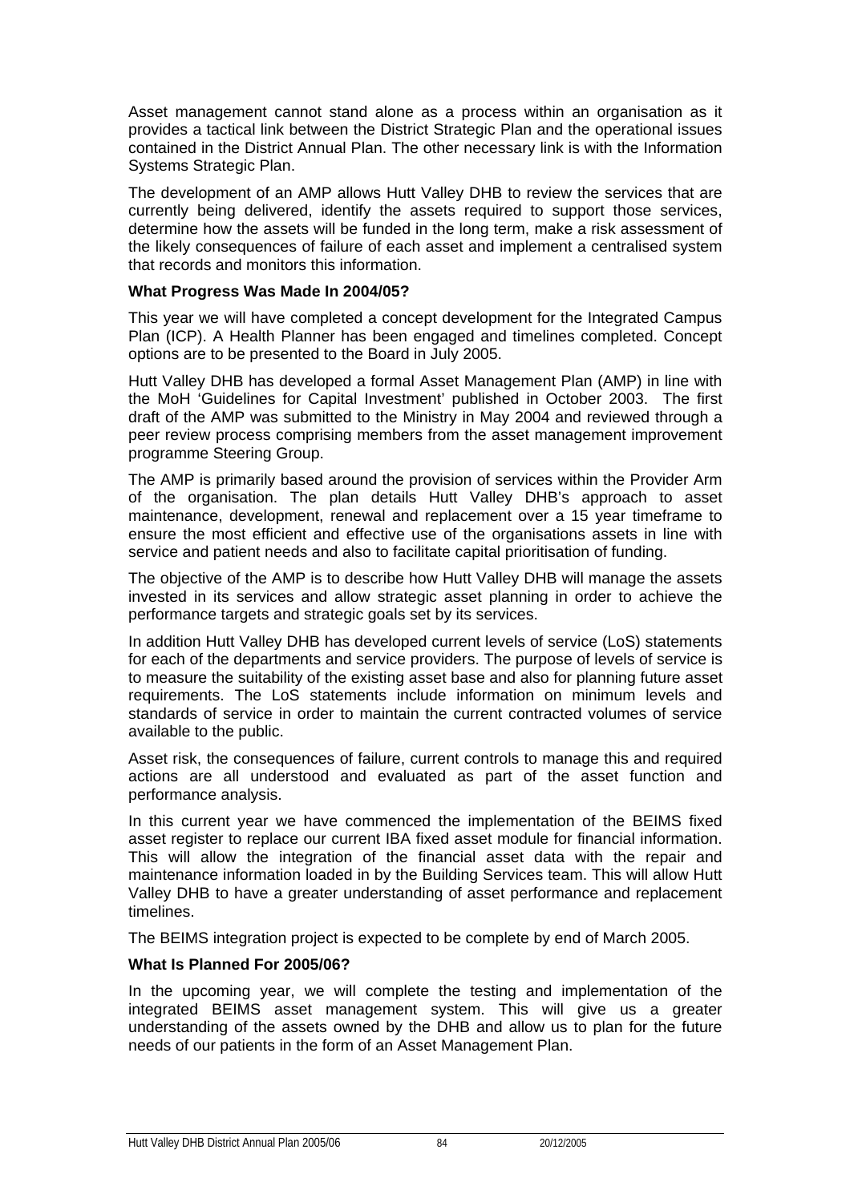Asset management cannot stand alone as a process within an organisation as it provides a tactical link between the District Strategic Plan and the operational issues contained in the District Annual Plan. The other necessary link is with the Information Systems Strategic Plan.

The development of an AMP allows Hutt Valley DHB to review the services that are currently being delivered, identify the assets required to support those services, determine how the assets will be funded in the long term, make a risk assessment of the likely consequences of failure of each asset and implement a centralised system that records and monitors this information.

**What Progress Was Made In 2004/05?**

This year we will have completed a concept development for the Integrated Campus Plan (ICP). A Health Planner has been engaged and timelines completed. Concept options are to be presented to the Board in July 2005.

Hutt Valley DHB has developed a formal Asset Management Plan (AMP) in line with the MoH 'Guidelines for Capital Investment' published in October 2003. The first draft of the AMP was submitted to the Ministry in May 2004 and reviewed through a peer review process comprising members from the asset management improvement programme Steering Group.

The AMP is primarily based around the provision of services within the Provider Arm of the organisation. The plan details Hutt Valley DHB's approach to asset maintenance, development, renewal and replacement over a 15 year timeframe to ensure the most efficient and effective use of the organisations assets in line with service and patient needs and also to facilitate capital prioritisation of funding.

The objective of the AMP is to describe how Hutt Valley DHB will manage the assets invested in its services and allow strategic asset planning in order to achieve the performance targets and strategic goals set by its services.

In addition Hutt Valley DHB has developed current levels of service (LoS) statements for each of the departments and service providers. The purpose of levels of service is to measure the suitability of the existing asset base and also for planning future asset requirements. The LoS statements include information on minimum levels and standards of service in order to maintain the current contracted volumes of service available to the public.

Asset risk, the consequences of failure, current controls to manage this and required actions are all understood and evaluated as part of the asset function and performance analysis.

In this current year we have commenced the implementation of the BEIMS fixed asset register to replace our current IBA fixed asset module for financial information. This will allow the integration of the financial asset data with the repair and maintenance information loaded in by the Building Services team. This will allow Hutt Valley DHB to have a greater understanding of asset performance and replacement timelines.

The BEIMS integration project is expected to be complete by end of March 2005.

**What Is Planned For 2005/06?**

In the upcoming year, we will complete the testing and implementation of the integrated BEIMS asset management system. This will give us a greater understanding of the assets owned by the DHB and allow us to plan for the future needs of our patients in the form of an Asset Management Plan.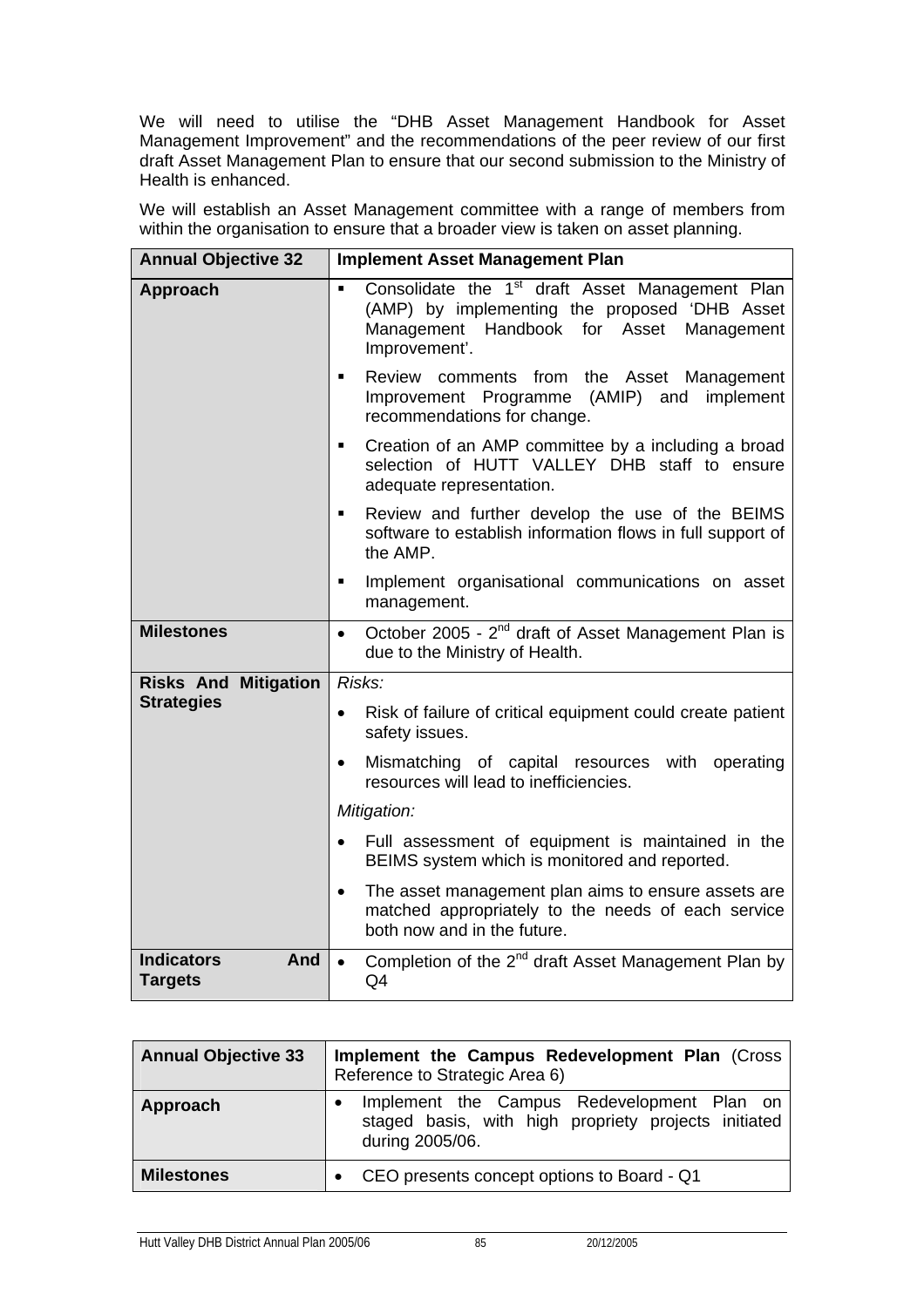We will need to utilise the "DHB Asset Management Handbook for Asset Management Improvement" and the recommendations of the peer review of our first draft Asset Management Plan to ensure that our second submission to the Ministry of Health is enhanced.

We will establish an Asset Management committee with a range of members from within the organisation to ensure that a broader view is taken on asset planning.

| Annual Objective 32 | Implement Asset Management Plan |
|---|---|
| **Approach** | ▪ Consolidate the 1st draft Asset Management Plan (AMP) by implementing the proposed 'DHB Asset Management Handbook for Asset Management Improvement'.<br>▪ Review comments from the Asset Management Improvement Programme (AMIP) and implement recommendations for change.<br>▪ Creation of an AMP committee by a including a broad selection of HUTT VALLEY DHB staff to ensure adequate representation.<br>▪ Review and further develop the use of the BEIMS software to establish information flows in full support of the AMP.<br>▪ Implement organisational communications on asset management. |
| **Milestones** | • October 2005 - 2nd draft of Asset Management Plan is due to the Ministry of Health. |
| **Risks And Mitigation Strategies** | *Risks:*<br>• Risk of failure of critical equipment could create patient safety issues.<br>• Mismatching of capital resources with operating resources will lead to inefficiencies.<br>*Mitigation:*<br>• Full assessment of equipment is maintained in the BEIMS system which is monitored and reported.<br>• The asset management plan aims to ensure assets are matched appropriately to the needs of each service both now and in the future. |
| **Indicators And Targets** | • Completion of the 2nd draft Asset Management Plan by Q4 |

| Annual Objective 33 | **Implement the Campus Redevelopment Plan** (Cross Reference to Strategic Area 6) |
|---|---|
| **Approach** | • Implement the Campus Redevelopment Plan on staged basis, with high propriety projects initiated during 2005/06. |
| **Milestones** | • CEO presents concept options to Board - Q1 |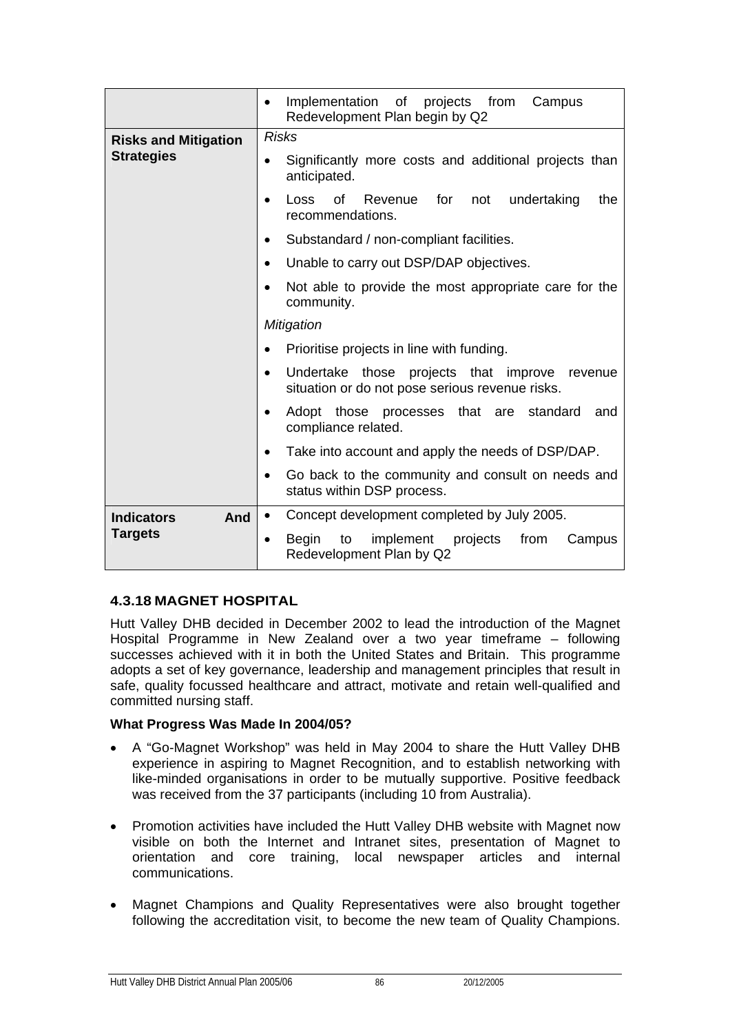|  |  |
|---|---|
|  | • Implementation of projects from Campus Redevelopment Plan begin by Q2 |
| **Risks and Mitigation Strategies** | *Risks*<br>• Significantly more costs and additional projects than anticipated.<br>• Loss of Revenue for not undertaking the recommendations.<br>• Substandard / non-compliant facilities.<br>• Unable to carry out DSP/DAP objectives.<br>• Not able to provide the most appropriate care for the community.<br>*Mitigation*<br>• Prioritise projects in line with funding.<br>• Undertake those projects that improve revenue situation or do not pose serious revenue risks.<br>• Adopt those processes that are standard and compliance related.<br>• Take into account and apply the needs of DSP/DAP.<br>• Go back to the community and consult on needs and status within DSP process. |
| **Indicators And Targets** | • Concept development completed by July 2005.<br>• Begin to implement projects from Campus Redevelopment Plan by Q2 |

### 4.3.18 MAGNET HOSPITAL

Hutt Valley DHB decided in December 2002 to lead the introduction of the Magnet Hospital Programme in New Zealand over a two year timeframe – following successes achieved with it in both the United States and Britain. This programme adopts a set of key governance, leadership and management principles that result in safe, quality focussed healthcare and attract, motivate and retain well-qualified and committed nursing staff.

**What Progress Was Made In 2004/05?**

- A "Go-Magnet Workshop" was held in May 2004 to share the Hutt Valley DHB experience in aspiring to Magnet Recognition, and to establish networking with like-minded organisations in order to be mutually supportive. Positive feedback was received from the 37 participants (including 10 from Australia).

- Promotion activities have included the Hutt Valley DHB website with Magnet now visible on both the Internet and Intranet sites, presentation of Magnet to orientation and core training, local newspaper articles and internal communications.

- Magnet Champions and Quality Representatives were also brought together following the accreditation visit, to become the new team of Quality Champions.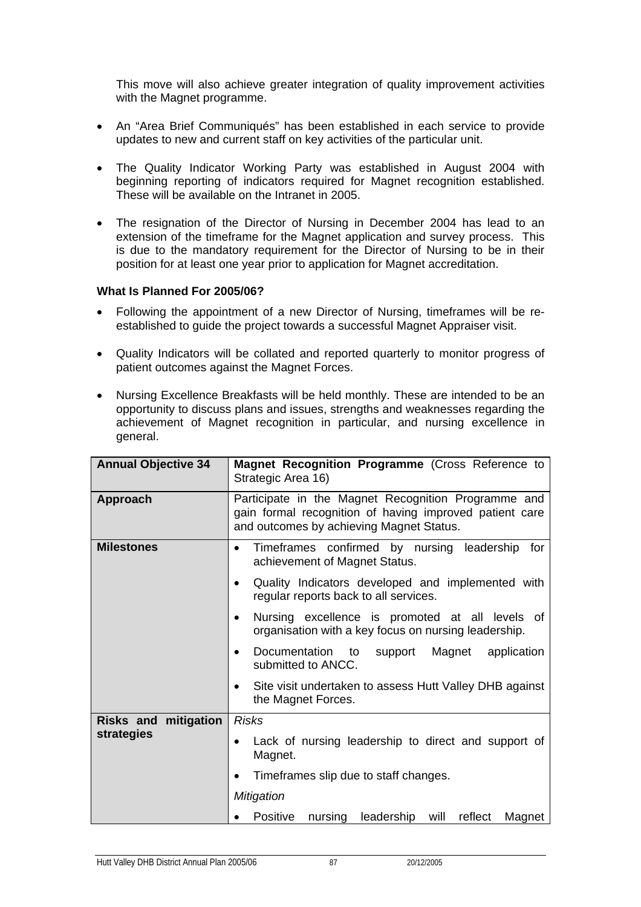This move will also achieve greater integration of quality improvement activities with the Magnet programme.

- An "Area Brief Communiqués" has been established in each service to provide updates to new and current staff on key activities of the particular unit.
- The Quality Indicator Working Party was established in August 2004 with beginning reporting of indicators required for Magnet recognition established. These will be available on the Intranet in 2005.
- The resignation of the Director of Nursing in December 2004 has lead to an extension of the timeframe for the Magnet application and survey process. This is due to the mandatory requirement for the Director of Nursing to be in their position for at least one year prior to application for Magnet accreditation.

**What Is Planned For 2005/06?**

- Following the appointment of a new Director of Nursing, timeframes will be re-established to guide the project towards a successful Magnet Appraiser visit.
- Quality Indicators will be collated and reported quarterly to monitor progress of patient outcomes against the Magnet Forces.
- Nursing Excellence Breakfasts will be held monthly. These are intended to be an opportunity to discuss plans and issues, strengths and weaknesses regarding the achievement of Magnet recognition in particular, and nursing excellence in general.

| **Annual Objective 34** | **Magnet Recognition Programme** (Cross Reference to Strategic Area 16) |
|---|---|
| **Approach** | Participate in the Magnet Recognition Programme and gain formal recognition of having improved patient care and outcomes by achieving Magnet Status. |
| **Milestones** | • Timeframes confirmed by nursing leadership for achievement of Magnet Status.<br>• Quality Indicators developed and implemented with regular reports back to all services.<br>• Nursing excellence is promoted at all levels of organisation with a key focus on nursing leadership.<br>• Documentation to support Magnet application submitted to ANCC.<br>• Site visit undertaken to assess Hutt Valley DHB against the Magnet Forces. |
| **Risks and mitigation strategies** | *Risks*<br>• Lack of nursing leadership to direct and support of Magnet.<br>• Timeframes slip due to staff changes.<br>*Mitigation*<br>• Positive nursing leadership will reflect Magnet |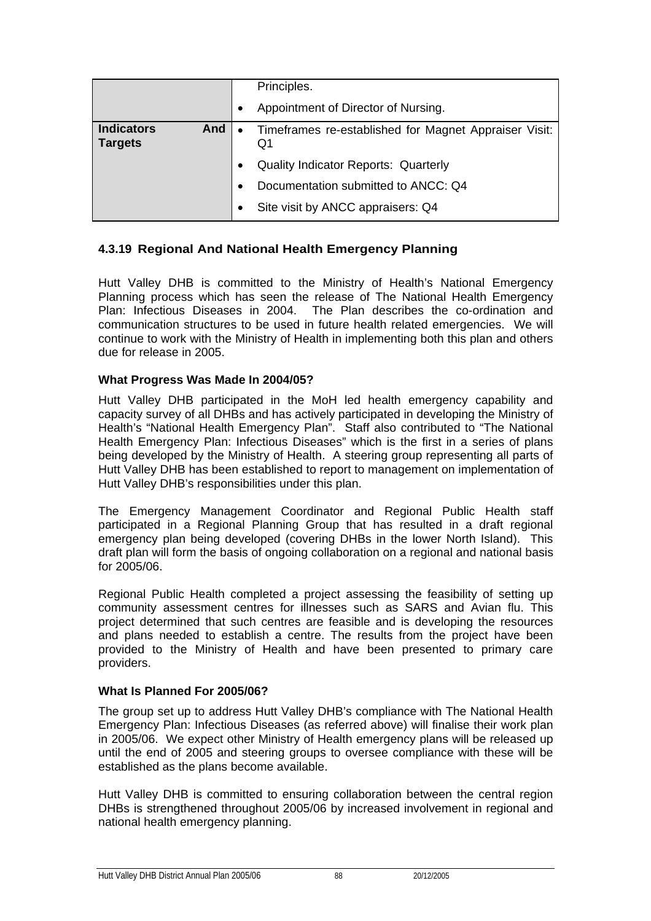| | |
|---|---|
| | Principles.<br>• Appointment of Director of Nursing. |
| **Indicators And Targets** | • Timeframes re-established for Magnet Appraiser Visit: Q1<br>• Quality Indicator Reports: Quarterly<br>• Documentation submitted to ANCC: Q4<br>• Site visit by ANCC appraisers: Q4 |

### 4.3.19 Regional And National Health Emergency Planning

Hutt Valley DHB is committed to the Ministry of Health's National Emergency Planning process which has seen the release of The National Health Emergency Plan: Infectious Diseases in 2004. The Plan describes the co-ordination and communication structures to be used in future health related emergencies. We will continue to work with the Ministry of Health in implementing both this plan and others due for release in 2005.

**What Progress Was Made In 2004/05?**

Hutt Valley DHB participated in the MoH led health emergency capability and capacity survey of all DHBs and has actively participated in developing the Ministry of Health's "National Health Emergency Plan". Staff also contributed to "The National Health Emergency Plan: Infectious Diseases" which is the first in a series of plans being developed by the Ministry of Health. A steering group representing all parts of Hutt Valley DHB has been established to report to management on implementation of Hutt Valley DHB's responsibilities under this plan.

The Emergency Management Coordinator and Regional Public Health staff participated in a Regional Planning Group that has resulted in a draft regional emergency plan being developed (covering DHBs in the lower North Island). This draft plan will form the basis of ongoing collaboration on a regional and national basis for 2005/06.

Regional Public Health completed a project assessing the feasibility of setting up community assessment centres for illnesses such as SARS and Avian flu. This project determined that such centres are feasible and is developing the resources and plans needed to establish a centre. The results from the project have been provided to the Ministry of Health and have been presented to primary care providers.

**What Is Planned For 2005/06?**

The group set up to address Hutt Valley DHB's compliance with The National Health Emergency Plan: Infectious Diseases (as referred above) will finalise their work plan in 2005/06. We expect other Ministry of Health emergency plans will be released up until the end of 2005 and steering groups to oversee compliance with these will be established as the plans become available.

Hutt Valley DHB is committed to ensuring collaboration between the central region DHBs is strengthened throughout 2005/06 by increased involvement in regional and national health emergency planning.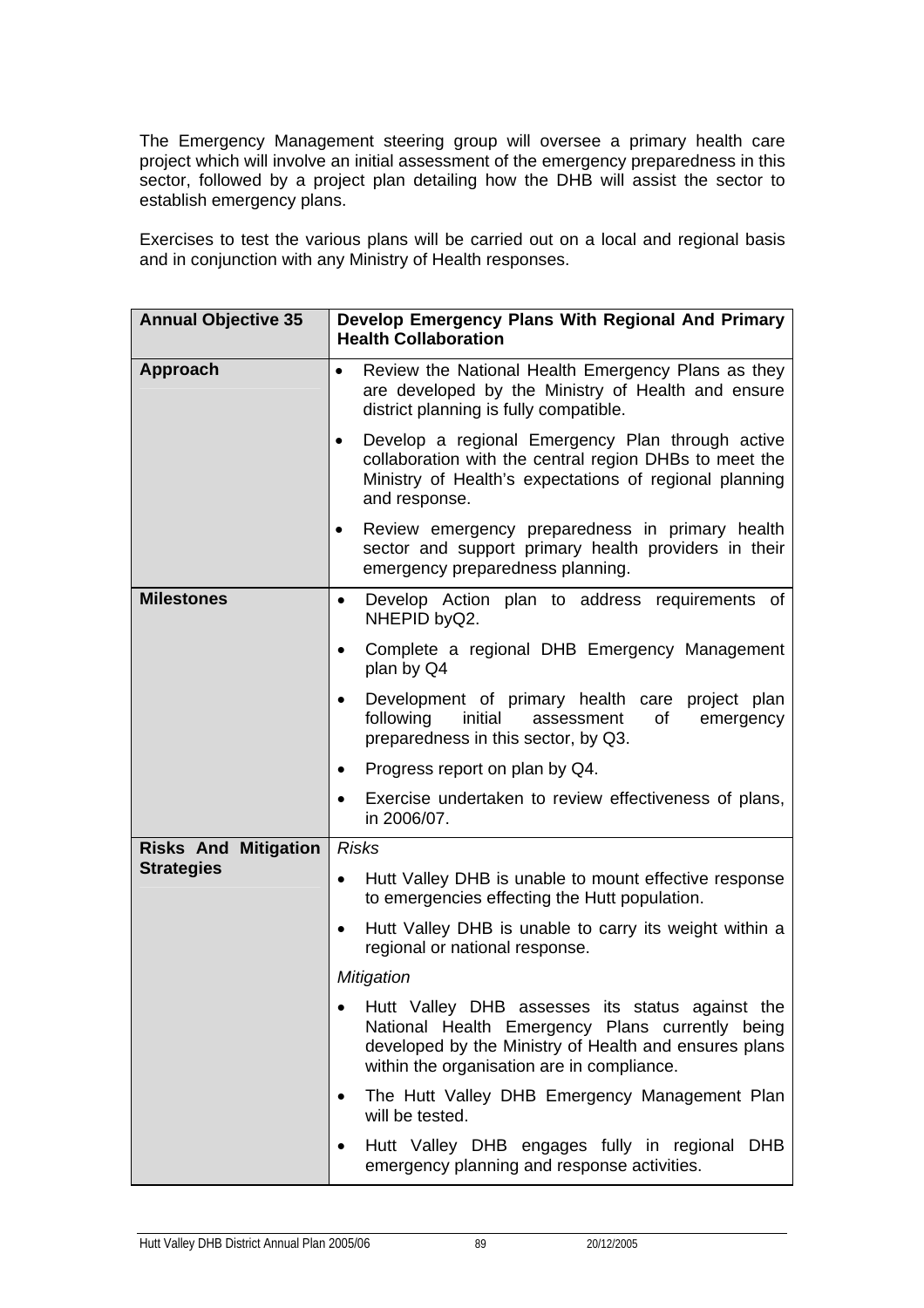The Emergency Management steering group will oversee a primary health care project which will involve an initial assessment of the emergency preparedness in this sector, followed by a project plan detailing how the DHB will assist the sector to establish emergency plans.

Exercises to test the various plans will be carried out on a local and regional basis and in conjunction with any Ministry of Health responses.

| **Annual Objective 35** | **Develop Emergency Plans With Regional And Primary Health Collaboration** |
|---|---|
| **Approach** | • Review the National Health Emergency Plans as they are developed by the Ministry of Health and ensure district planning is fully compatible.<br>• Develop a regional Emergency Plan through active collaboration with the central region DHBs to meet the Ministry of Health's expectations of regional planning and response.<br>• Review emergency preparedness in primary health sector and support primary health providers in their emergency preparedness planning. |
| **Milestones** | • Develop Action plan to address requirements of NHEPID byQ2.<br>• Complete a regional DHB Emergency Management plan by Q4<br>• Development of primary health care project plan following initial assessment of emergency preparedness in this sector, by Q3.<br>• Progress report on plan by Q4.<br>• Exercise undertaken to review effectiveness of plans, in 2006/07. |
| **Risks And Mitigation Strategies** | *Risks*<br>• Hutt Valley DHB is unable to mount effective response to emergencies effecting the Hutt population.<br>• Hutt Valley DHB is unable to carry its weight within a regional or national response.<br>*Mitigation*<br>• Hutt Valley DHB assesses its status against the National Health Emergency Plans currently being developed by the Ministry of Health and ensures plans within the organisation are in compliance.<br>• The Hutt Valley DHB Emergency Management Plan will be tested.<br>• Hutt Valley DHB engages fully in regional DHB emergency planning and response activities. |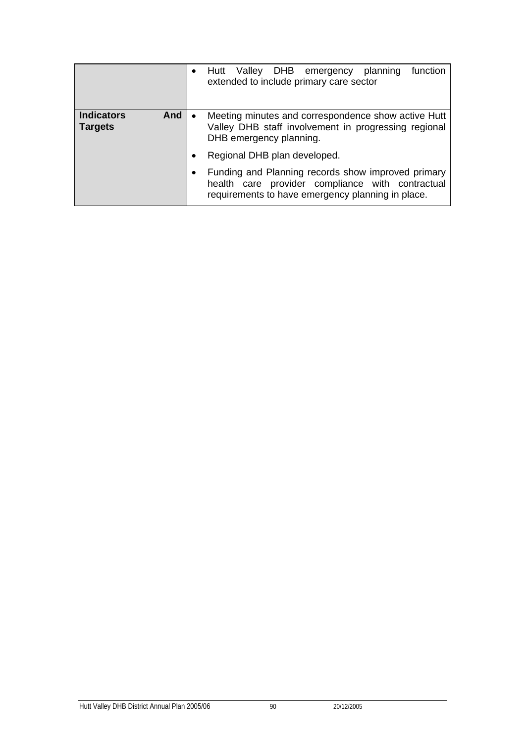| | |
|---|---|
| | • Hutt Valley DHB emergency planning function extended to include primary care sector |
| **Indicators And Targets** | • Meeting minutes and correspondence show active Hutt Valley DHB staff involvement in progressing regional DHB emergency planning.<br>• Regional DHB plan developed.<br>• Funding and Planning records show improved primary health care provider compliance with contractual requirements to have emergency planning in place. |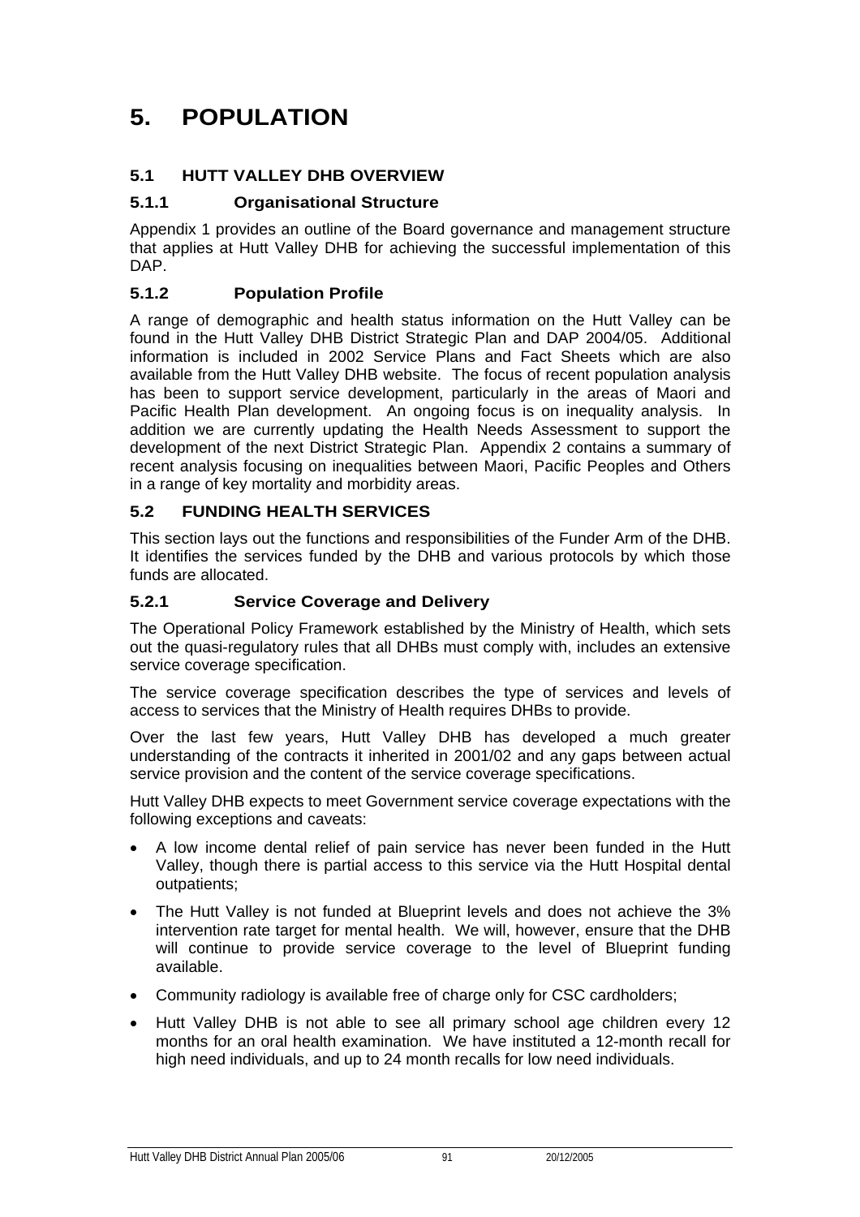# 5. POPULATION

## 5.1 HUTT VALLEY DHB OVERVIEW

### 5.1.1 Organisational Structure

Appendix 1 provides an outline of the Board governance and management structure that applies at Hutt Valley DHB for achieving the successful implementation of this DAP.

### 5.1.2 Population Profile

A range of demographic and health status information on the Hutt Valley can be found in the Hutt Valley DHB District Strategic Plan and DAP 2004/05. Additional information is included in 2002 Service Plans and Fact Sheets which are also available from the Hutt Valley DHB website. The focus of recent population analysis has been to support service development, particularly in the areas of Maori and Pacific Health Plan development. An ongoing focus is on inequality analysis. In addition we are currently updating the Health Needs Assessment to support the development of the next District Strategic Plan. Appendix 2 contains a summary of recent analysis focusing on inequalities between Maori, Pacific Peoples and Others in a range of key mortality and morbidity areas.

## 5.2 FUNDING HEALTH SERVICES

This section lays out the functions and responsibilities of the Funder Arm of the DHB. It identifies the services funded by the DHB and various protocols by which those funds are allocated.

### 5.2.1 Service Coverage and Delivery

The Operational Policy Framework established by the Ministry of Health, which sets out the quasi-regulatory rules that all DHBs must comply with, includes an extensive service coverage specification.

The service coverage specification describes the type of services and levels of access to services that the Ministry of Health requires DHBs to provide.

Over the last few years, Hutt Valley DHB has developed a much greater understanding of the contracts it inherited in 2001/02 and any gaps between actual service provision and the content of the service coverage specifications.

Hutt Valley DHB expects to meet Government service coverage expectations with the following exceptions and caveats:

- A low income dental relief of pain service has never been funded in the Hutt Valley, though there is partial access to this service via the Hutt Hospital dental outpatients;
- The Hutt Valley is not funded at Blueprint levels and does not achieve the 3% intervention rate target for mental health. We will, however, ensure that the DHB will continue to provide service coverage to the level of Blueprint funding available.
- Community radiology is available free of charge only for CSC cardholders;
- Hutt Valley DHB is not able to see all primary school age children every 12 months for an oral health examination. We have instituted a 12-month recall for high need individuals, and up to 24 month recalls for low need individuals.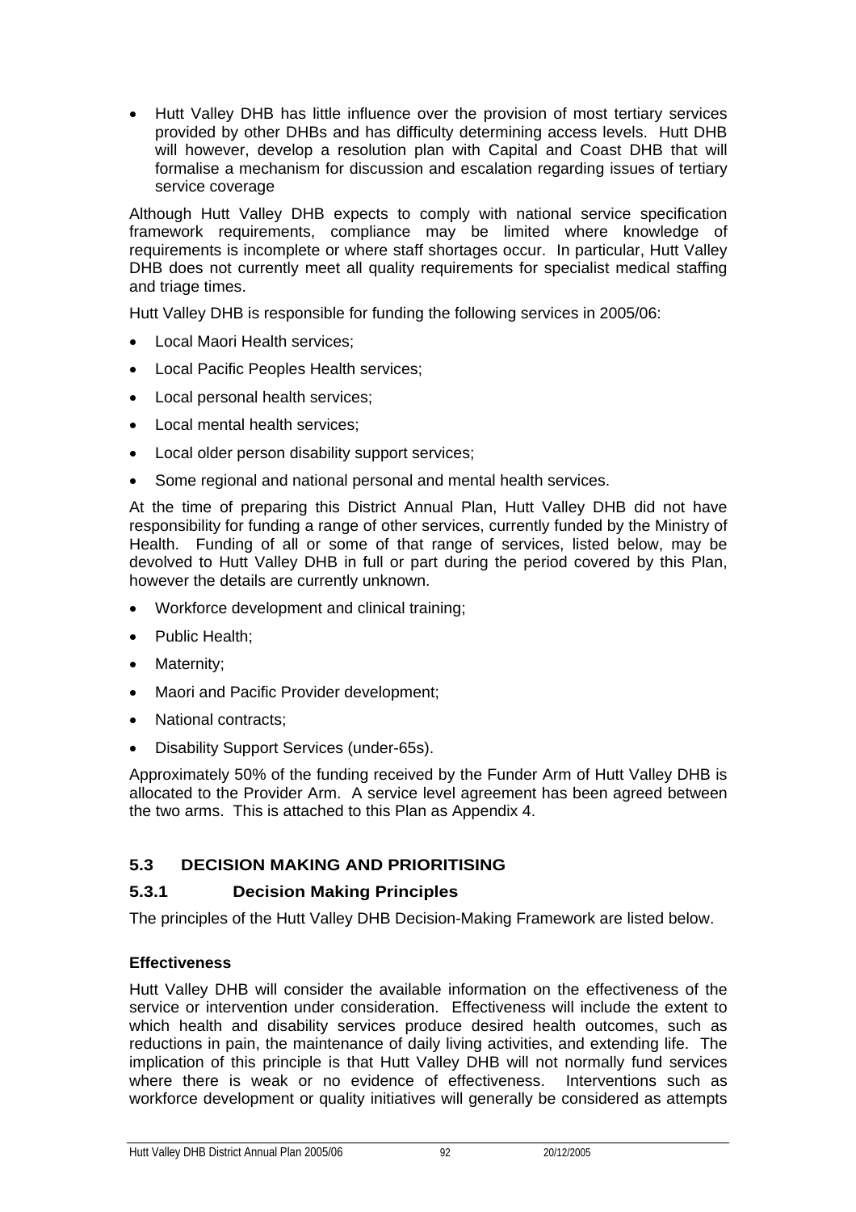- Hutt Valley DHB has little influence over the provision of most tertiary services provided by other DHBs and has difficulty determining access levels. Hutt DHB will however, develop a resolution plan with Capital and Coast DHB that will formalise a mechanism for discussion and escalation regarding issues of tertiary service coverage

Although Hutt Valley DHB expects to comply with national service specification framework requirements, compliance may be limited where knowledge of requirements is incomplete or where staff shortages occur. In particular, Hutt Valley DHB does not currently meet all quality requirements for specialist medical staffing and triage times.

Hutt Valley DHB is responsible for funding the following services in 2005/06:

- Local Maori Health services;
- Local Pacific Peoples Health services;
- Local personal health services;
- Local mental health services;
- Local older person disability support services;
- Some regional and national personal and mental health services.

At the time of preparing this District Annual Plan, Hutt Valley DHB did not have responsibility for funding a range of other services, currently funded by the Ministry of Health. Funding of all or some of that range of services, listed below, may be devolved to Hutt Valley DHB in full or part during the period covered by this Plan, however the details are currently unknown.

- Workforce development and clinical training;
- Public Health;
- Maternity;
- Maori and Pacific Provider development;
- National contracts;
- Disability Support Services (under-65s).

Approximately 50% of the funding received by the Funder Arm of Hutt Valley DHB is allocated to the Provider Arm. A service level agreement has been agreed between the two arms. This is attached to this Plan as Appendix 4.

## 5.3 DECISION MAKING AND PRIORITISING

### 5.3.1 Decision Making Principles

The principles of the Hutt Valley DHB Decision-Making Framework are listed below.

**Effectiveness**

Hutt Valley DHB will consider the available information on the effectiveness of the service or intervention under consideration. Effectiveness will include the extent to which health and disability services produce desired health outcomes, such as reductions in pain, the maintenance of daily living activities, and extending life. The implication of this principle is that Hutt Valley DHB will not normally fund services where there is weak or no evidence of effectiveness. Interventions such as workforce development or quality initiatives will generally be considered as attempts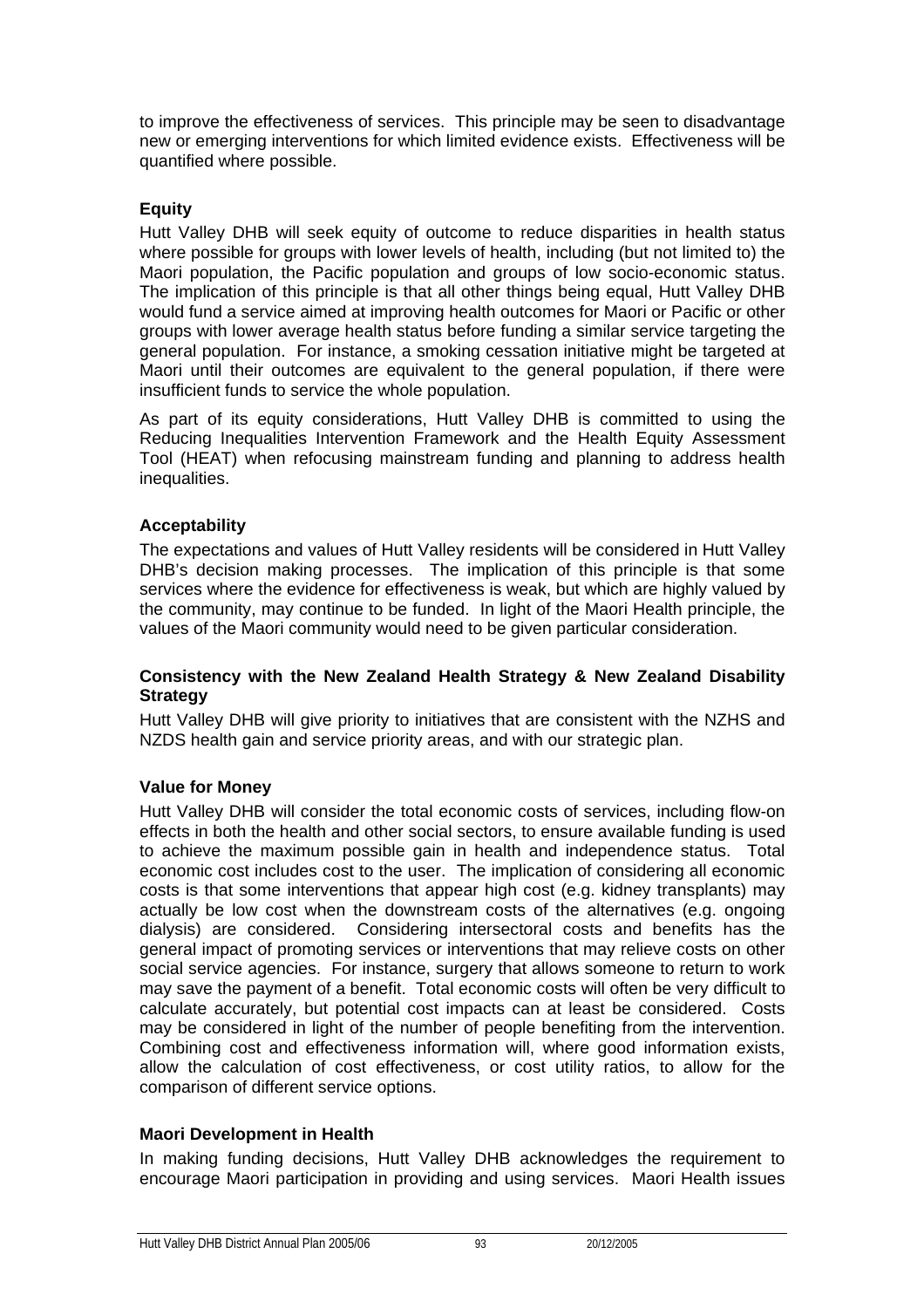to improve the effectiveness of services. This principle may be seen to disadvantage new or emerging interventions for which limited evidence exists. Effectiveness will be quantified where possible.

**Equity**

Hutt Valley DHB will seek equity of outcome to reduce disparities in health status where possible for groups with lower levels of health, including (but not limited to) the Maori population, the Pacific population and groups of low socio-economic status. The implication of this principle is that all other things being equal, Hutt Valley DHB would fund a service aimed at improving health outcomes for Maori or Pacific or other groups with lower average health status before funding a similar service targeting the general population. For instance, a smoking cessation initiative might be targeted at Maori until their outcomes are equivalent to the general population, if there were insufficient funds to service the whole population.

As part of its equity considerations, Hutt Valley DHB is committed to using the Reducing Inequalities Intervention Framework and the Health Equity Assessment Tool (HEAT) when refocusing mainstream funding and planning to address health inequalities.

**Acceptability**

The expectations and values of Hutt Valley residents will be considered in Hutt Valley DHB's decision making processes. The implication of this principle is that some services where the evidence for effectiveness is weak, but which are highly valued by the community, may continue to be funded. In light of the Maori Health principle, the values of the Maori community would need to be given particular consideration.

**Consistency with the New Zealand Health Strategy & New Zealand Disability Strategy**

Hutt Valley DHB will give priority to initiatives that are consistent with the NZHS and NZDS health gain and service priority areas, and with our strategic plan.

**Value for Money**

Hutt Valley DHB will consider the total economic costs of services, including flow-on effects in both the health and other social sectors, to ensure available funding is used to achieve the maximum possible gain in health and independence status. Total economic cost includes cost to the user. The implication of considering all economic costs is that some interventions that appear high cost (e.g. kidney transplants) may actually be low cost when the downstream costs of the alternatives (e.g. ongoing dialysis) are considered. Considering intersectoral costs and benefits has the general impact of promoting services or interventions that may relieve costs on other social service agencies. For instance, surgery that allows someone to return to work may save the payment of a benefit. Total economic costs will often be very difficult to calculate accurately, but potential cost impacts can at least be considered. Costs may be considered in light of the number of people benefiting from the intervention. Combining cost and effectiveness information will, where good information exists, allow the calculation of cost effectiveness, or cost utility ratios, to allow for the comparison of different service options.

**Maori Development in Health**

In making funding decisions, Hutt Valley DHB acknowledges the requirement to encourage Maori participation in providing and using services. Maori Health issues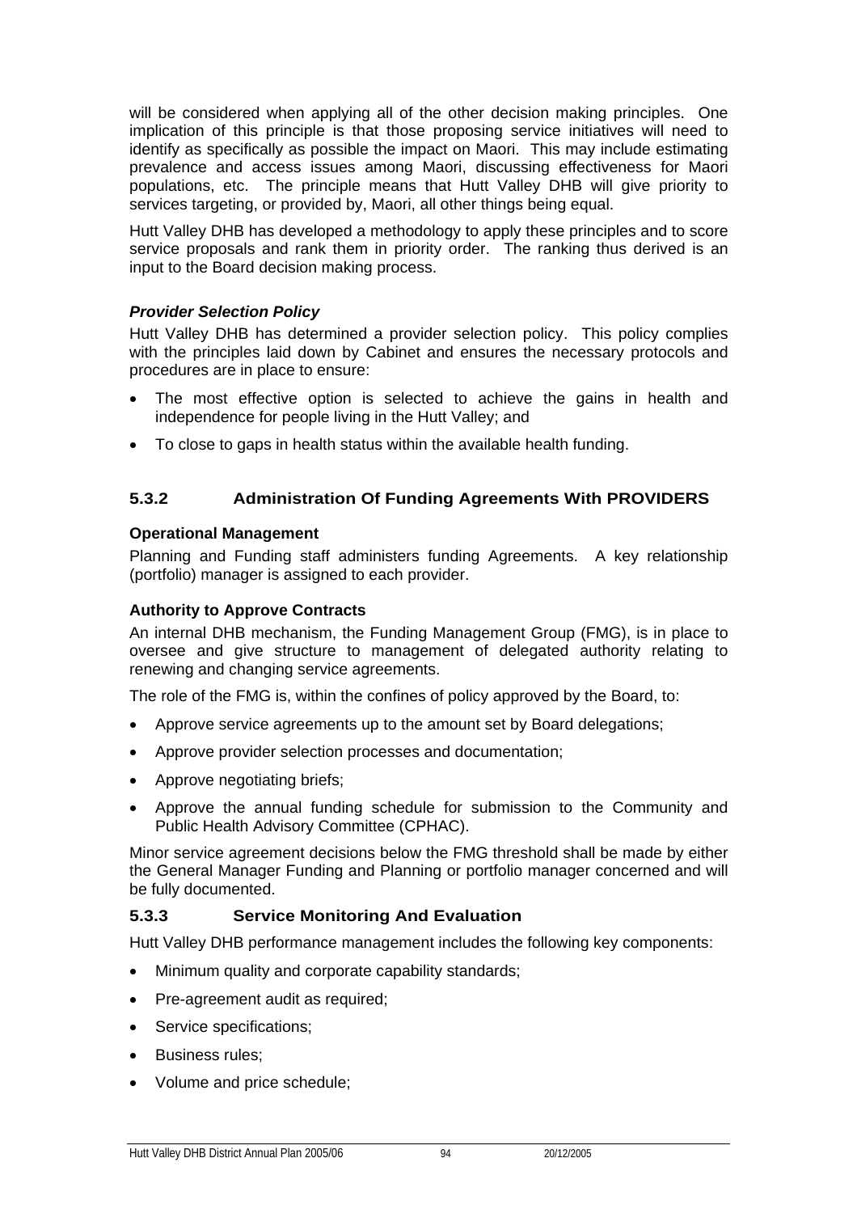will be considered when applying all of the other decision making principles. One implication of this principle is that those proposing service initiatives will need to identify as specifically as possible the impact on Maori. This may include estimating prevalence and access issues among Maori, discussing effectiveness for Maori populations, etc. The principle means that Hutt Valley DHB will give priority to services targeting, or provided by, Maori, all other things being equal.

Hutt Valley DHB has developed a methodology to apply these principles and to score service proposals and rank them in priority order. The ranking thus derived is an input to the Board decision making process.

***Provider Selection Policy***

Hutt Valley DHB has determined a provider selection policy. This policy complies with the principles laid down by Cabinet and ensures the necessary protocols and procedures are in place to ensure:

- The most effective option is selected to achieve the gains in health and independence for people living in the Hutt Valley; and
- To close to gaps in health status within the available health funding.

### 5.3.2 Administration Of Funding Agreements With PROVIDERS

**Operational Management**

Planning and Funding staff administers funding Agreements. A key relationship (portfolio) manager is assigned to each provider.

**Authority to Approve Contracts**

An internal DHB mechanism, the Funding Management Group (FMG), is in place to oversee and give structure to management of delegated authority relating to renewing and changing service agreements.

The role of the FMG is, within the confines of policy approved by the Board, to:

- Approve service agreements up to the amount set by Board delegations;
- Approve provider selection processes and documentation;
- Approve negotiating briefs;
- Approve the annual funding schedule for submission to the Community and Public Health Advisory Committee (CPHAC).

Minor service agreement decisions below the FMG threshold shall be made by either the General Manager Funding and Planning or portfolio manager concerned and will be fully documented.

### 5.3.3 Service Monitoring And Evaluation

Hutt Valley DHB performance management includes the following key components:

- Minimum quality and corporate capability standards;
- Pre-agreement audit as required;
- Service specifications;
- Business rules;
- Volume and price schedule;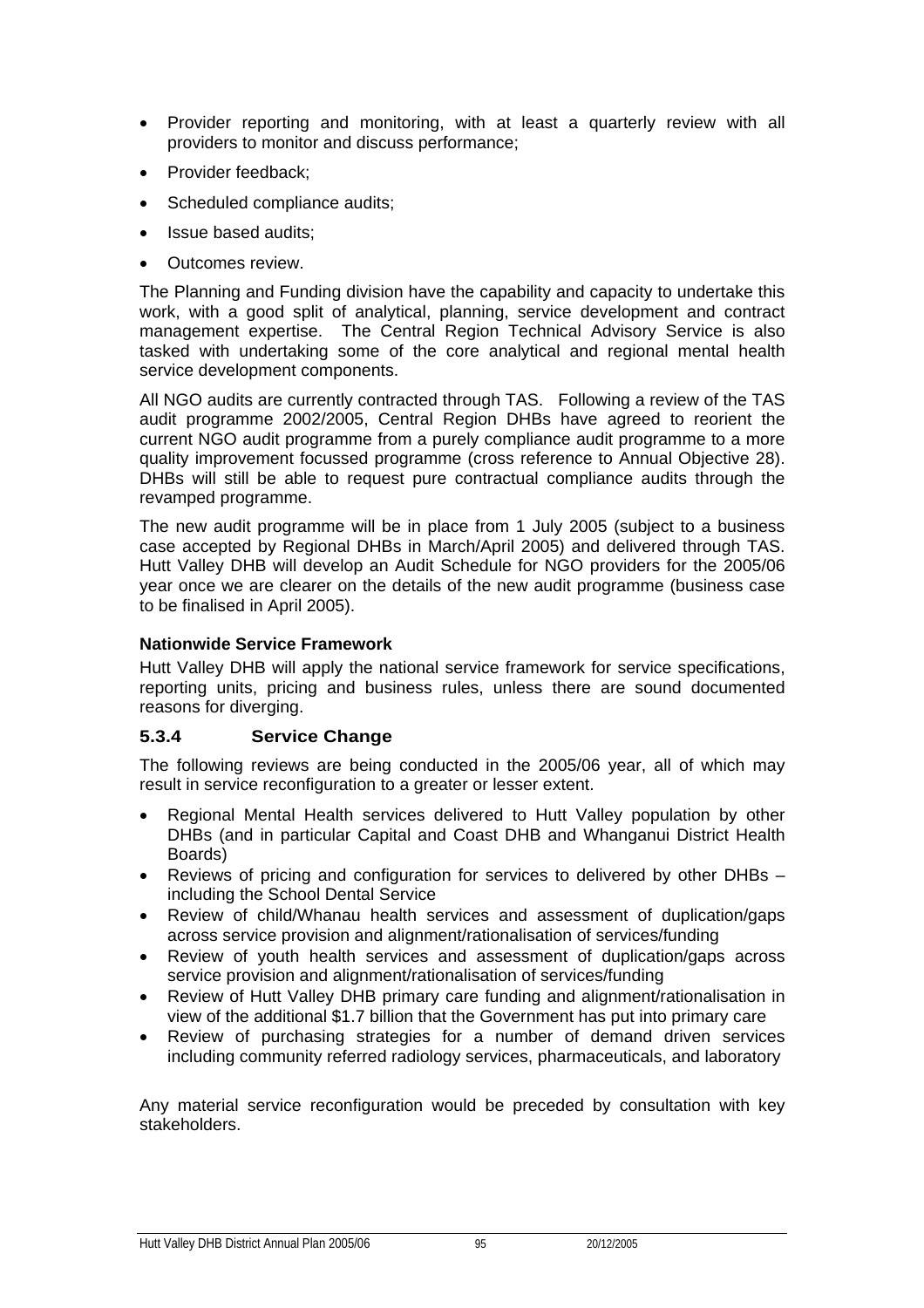- Provider reporting and monitoring, with at least a quarterly review with all providers to monitor and discuss performance;
- Provider feedback;
- Scheduled compliance audits;
- Issue based audits;
- Outcomes review.

The Planning and Funding division have the capability and capacity to undertake this work, with a good split of analytical, planning, service development and contract management expertise. The Central Region Technical Advisory Service is also tasked with undertaking some of the core analytical and regional mental health service development components.

All NGO audits are currently contracted through TAS. Following a review of the TAS audit programme 2002/2005, Central Region DHBs have agreed to reorient the current NGO audit programme from a purely compliance audit programme to a more quality improvement focussed programme (cross reference to Annual Objective 28). DHBs will still be able to request pure contractual compliance audits through the revamped programme.

The new audit programme will be in place from 1 July 2005 (subject to a business case accepted by Regional DHBs in March/April 2005) and delivered through TAS. Hutt Valley DHB will develop an Audit Schedule for NGO providers for the 2005/06 year once we are clearer on the details of the new audit programme (business case to be finalised in April 2005).

**Nationwide Service Framework**

Hutt Valley DHB will apply the national service framework for service specifications, reporting units, pricing and business rules, unless there are sound documented reasons for diverging.

### 5.3.4 Service Change

The following reviews are being conducted in the 2005/06 year, all of which may result in service reconfiguration to a greater or lesser extent.

- Regional Mental Health services delivered to Hutt Valley population by other DHBs (and in particular Capital and Coast DHB and Whanganui District Health Boards)
- Reviews of pricing and configuration for services to delivered by other DHBs – including the School Dental Service
- Review of child/Whanau health services and assessment of duplication/gaps across service provision and alignment/rationalisation of services/funding
- Review of youth health services and assessment of duplication/gaps across service provision and alignment/rationalisation of services/funding
- Review of Hutt Valley DHB primary care funding and alignment/rationalisation in view of the additional $1.7 billion that the Government has put into primary care
- Review of purchasing strategies for a number of demand driven services including community referred radiology services, pharmaceuticals, and laboratory

Any material service reconfiguration would be preceded by consultation with key stakeholders.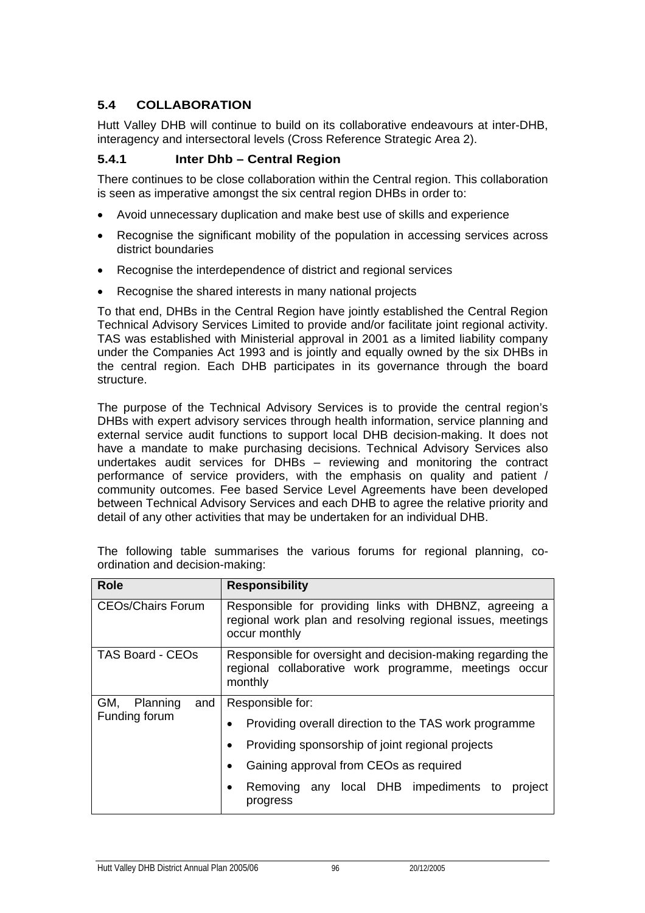## 5.4 COLLABORATION

Hutt Valley DHB will continue to build on its collaborative endeavours at inter-DHB, interagency and intersectoral levels (Cross Reference Strategic Area 2).

### 5.4.1 Inter Dhb – Central Region

There continues to be close collaboration within the Central region. This collaboration is seen as imperative amongst the six central region DHBs in order to:

- Avoid unnecessary duplication and make best use of skills and experience
- Recognise the significant mobility of the population in accessing services across district boundaries
- Recognise the interdependence of district and regional services
- Recognise the shared interests in many national projects

To that end, DHBs in the Central Region have jointly established the Central Region Technical Advisory Services Limited to provide and/or facilitate joint regional activity. TAS was established with Ministerial approval in 2001 as a limited liability company under the Companies Act 1993 and is jointly and equally owned by the six DHBs in the central region. Each DHB participates in its governance through the board structure.

The purpose of the Technical Advisory Services is to provide the central region's DHBs with expert advisory services through health information, service planning and external service audit functions to support local DHB decision-making. It does not have a mandate to make purchasing decisions. Technical Advisory Services also undertakes audit services for DHBs – reviewing and monitoring the contract performance of service providers, with the emphasis on quality and patient / community outcomes. Fee based Service Level Agreements have been developed between Technical Advisory Services and each DHB to agree the relative priority and detail of any other activities that may be undertaken for an individual DHB.

The following table summarises the various forums for regional planning, co-ordination and decision-making:

| Role | Responsibility |
|---|---|
| CEOs/Chairs Forum | Responsible for providing links with DHBNZ, agreeing a regional work plan and resolving regional issues, meetings occur monthly |
| TAS Board - CEOs | Responsible for oversight and decision-making regarding the regional collaborative work programme, meetings occur monthly |
| GM, Planning and Funding forum | Responsible for:<br>• Providing overall direction to the TAS work programme<br>• Providing sponsorship of joint regional projects<br>• Gaining approval from CEOs as required<br>• Removing any local DHB impediments to project progress |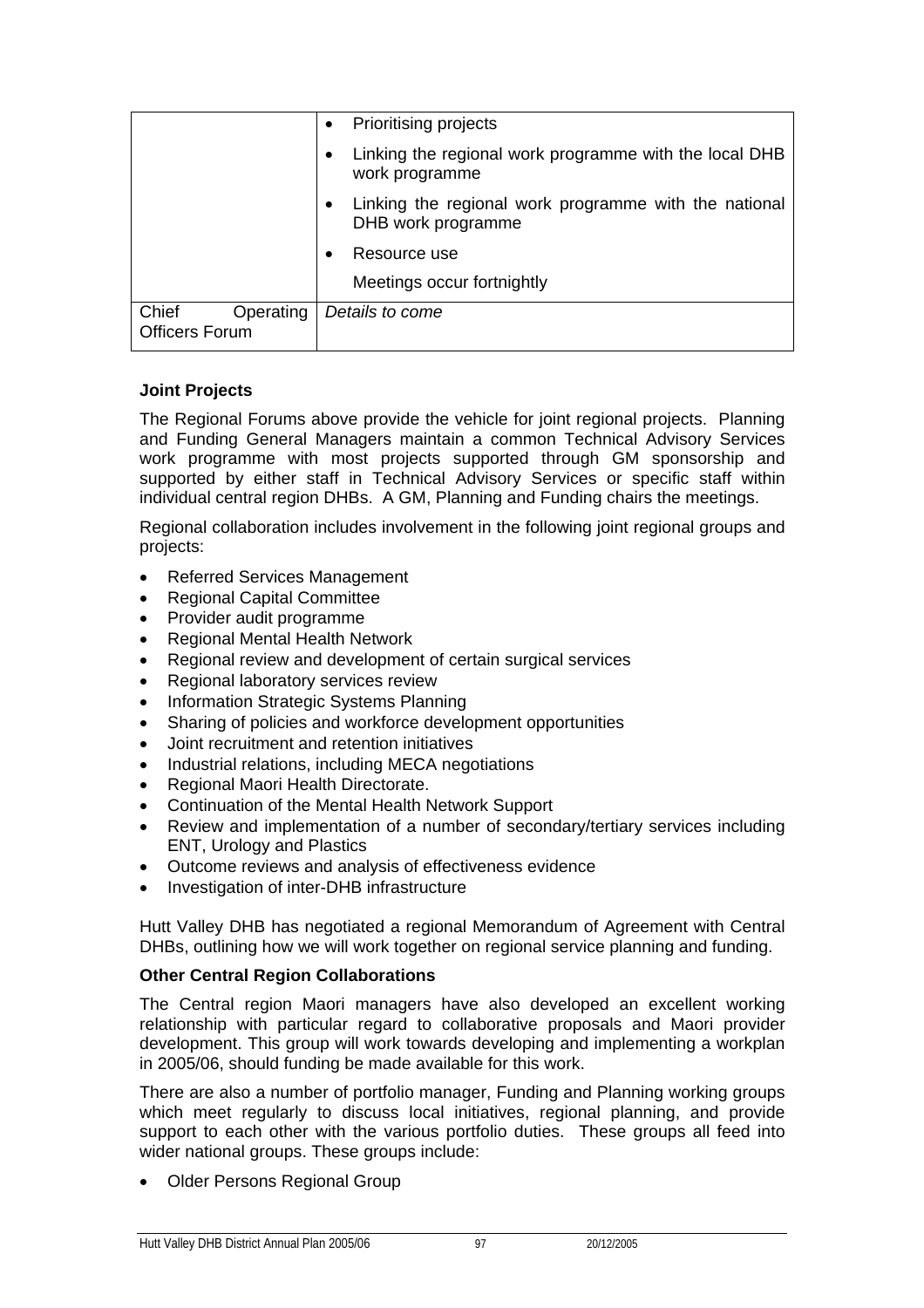| | |
|---|---|
| | • Prioritising projects<br>• Linking the regional work programme with the local DHB work programme<br>• Linking the regional work programme with the national DHB work programme<br>• Resource use<br>Meetings occur fortnightly |
| Chief Operating Officers Forum | *Details to come* |

**Joint Projects**

The Regional Forums above provide the vehicle for joint regional projects. Planning and Funding General Managers maintain a common Technical Advisory Services work programme with most projects supported through GM sponsorship and supported by either staff in Technical Advisory Services or specific staff within individual central region DHBs. A GM, Planning and Funding chairs the meetings.

Regional collaboration includes involvement in the following joint regional groups and projects:

- Referred Services Management
- Regional Capital Committee
- Provider audit programme
- Regional Mental Health Network
- Regional review and development of certain surgical services
- Regional laboratory services review
- Information Strategic Systems Planning
- Sharing of policies and workforce development opportunities
- Joint recruitment and retention initiatives
- Industrial relations, including MECA negotiations
- Regional Maori Health Directorate.
- Continuation of the Mental Health Network Support
- Review and implementation of a number of secondary/tertiary services including ENT, Urology and Plastics
- Outcome reviews and analysis of effectiveness evidence
- Investigation of inter-DHB infrastructure

Hutt Valley DHB has negotiated a regional Memorandum of Agreement with Central DHBs, outlining how we will work together on regional service planning and funding.

**Other Central Region Collaborations**

The Central region Maori managers have also developed an excellent working relationship with particular regard to collaborative proposals and Maori provider development. This group will work towards developing and implementing a workplan in 2005/06, should funding be made available for this work.

There are also a number of portfolio manager, Funding and Planning working groups which meet regularly to discuss local initiatives, regional planning, and provide support to each other with the various portfolio duties. These groups all feed into wider national groups. These groups include:

- Older Persons Regional Group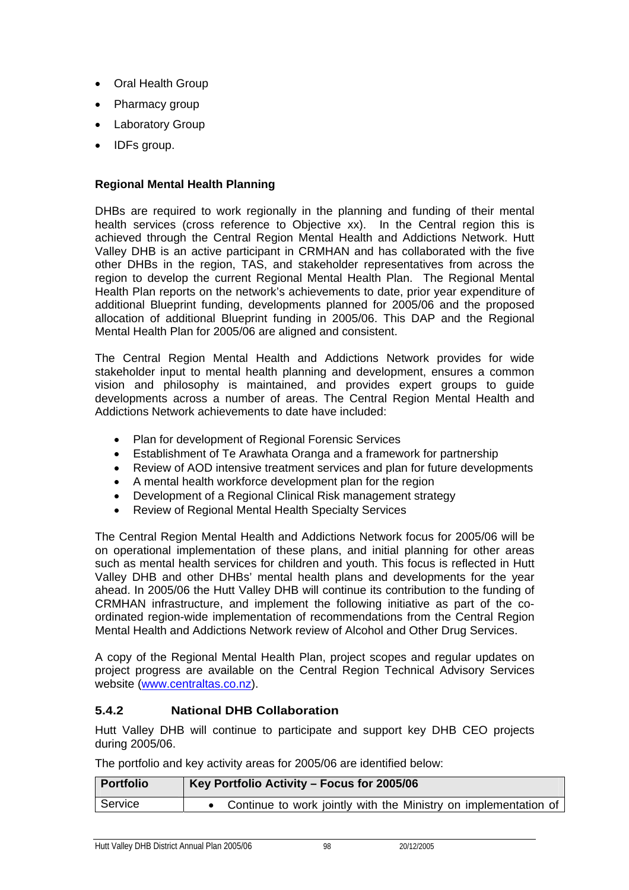- Oral Health Group
- Pharmacy group
- Laboratory Group
- IDFs group.

**Regional Mental Health Planning**

DHBs are required to work regionally in the planning and funding of their mental health services (cross reference to Objective xx). In the Central region this is achieved through the Central Region Mental Health and Addictions Network. Hutt Valley DHB is an active participant in CRMHAN and has collaborated with the five other DHBs in the region, TAS, and stakeholder representatives from across the region to develop the current Regional Mental Health Plan. The Regional Mental Health Plan reports on the network's achievements to date, prior year expenditure of additional Blueprint funding, developments planned for 2005/06 and the proposed allocation of additional Blueprint funding in 2005/06. This DAP and the Regional Mental Health Plan for 2005/06 are aligned and consistent.

The Central Region Mental Health and Addictions Network provides for wide stakeholder input to mental health planning and development, ensures a common vision and philosophy is maintained, and provides expert groups to guide developments across a number of areas. The Central Region Mental Health and Addictions Network achievements to date have included:

- Plan for development of Regional Forensic Services
- Establishment of Te Arawhata Oranga and a framework for partnership
- Review of AOD intensive treatment services and plan for future developments
- A mental health workforce development plan for the region
- Development of a Regional Clinical Risk management strategy
- Review of Regional Mental Health Specialty Services

The Central Region Mental Health and Addictions Network focus for 2005/06 will be on operational implementation of these plans, and initial planning for other areas such as mental health services for children and youth. This focus is reflected in Hutt Valley DHB and other DHBs' mental health plans and developments for the year ahead. In 2005/06 the Hutt Valley DHB will continue its contribution to the funding of CRMHAN infrastructure, and implement the following initiative as part of the co-ordinated region-wide implementation of recommendations from the Central Region Mental Health and Addictions Network review of Alcohol and Other Drug Services.

A copy of the Regional Mental Health Plan, project scopes and regular updates on project progress are available on the Central Region Technical Advisory Services website (www.centraltas.co.nz).

### 5.4.2 National DHB Collaboration

Hutt Valley DHB will continue to participate and support key DHB CEO projects during 2005/06.

The portfolio and key activity areas for 2005/06 are identified below:

| Portfolio | Key Portfolio Activity – Focus for 2005/06 |
|---|---|
| Service | • Continue to work jointly with the Ministry on implementation of |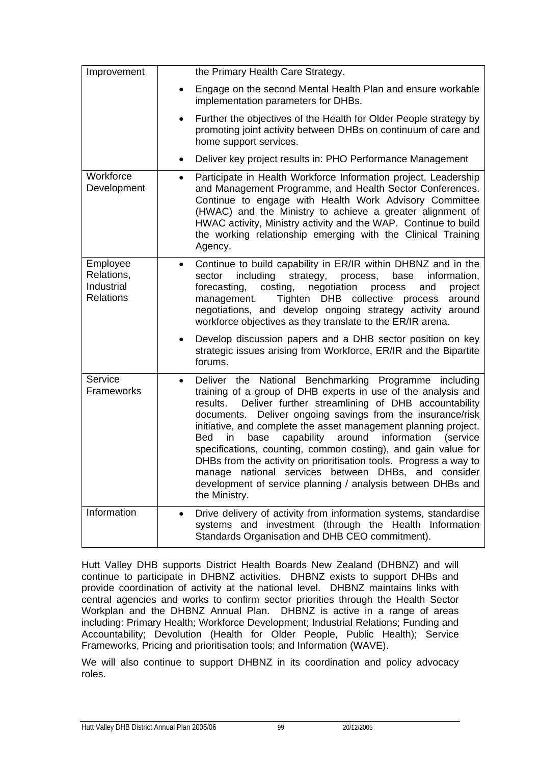| | |
|---|---|
| Improvement | the Primary Health Care Strategy.<br>• Engage on the second Mental Health Plan and ensure workable implementation parameters for DHBs.<br>• Further the objectives of the Health for Older People strategy by promoting joint activity between DHBs on continuum of care and home support services.<br>• Deliver key project results in: PHO Performance Management |
| Workforce Development | • Participate in Health Workforce Information project, Leadership and Management Programme, and Health Sector Conferences. Continue to engage with Health Work Advisory Committee (HWAC) and the Ministry to achieve a greater alignment of HWAC activity, Ministry activity and the WAP. Continue to build the working relationship emerging with the Clinical Training Agency. |
| Employee Relations, Industrial Relations | • Continue to build capability in ER/IR within DHBNZ and in the sector including strategy, process, base information, forecasting, costing, negotiation process and project management. Tighten DHB collective process around negotiations, and develop ongoing strategy activity around workforce objectives as they translate to the ER/IR arena.<br>• Develop discussion papers and a DHB sector position on key strategic issues arising from Workforce, ER/IR and the Bipartite forums. |
| Service Frameworks | • Deliver the National Benchmarking Programme including training of a group of DHB experts in use of the analysis and results. Deliver further streamlining of DHB accountability documents. Deliver ongoing savings from the insurance/risk initiative, and complete the asset management planning project. Bed in base capability around information (service specifications, counting, common costing), and gain value for DHBs from the activity on prioritisation tools. Progress a way to manage national services between DHBs, and consider development of service planning / analysis between DHBs and the Ministry. |
| Information | • Drive delivery of activity from information systems, standardise systems and investment (through the Health Information Standards Organisation and DHB CEO commitment). |

Hutt Valley DHB supports District Health Boards New Zealand (DHBNZ) and will continue to participate in DHBNZ activities. DHBNZ exists to support DHBs and provide coordination of activity at the national level. DHBNZ maintains links with central agencies and works to confirm sector priorities through the Health Sector Workplan and the DHBNZ Annual Plan. DHBNZ is active in a range of areas including: Primary Health; Workforce Development; Industrial Relations; Funding and Accountability; Devolution (Health for Older People, Public Health); Service Frameworks, Pricing and prioritisation tools; and Information (WAVE).

We will also continue to support DHBNZ in its coordination and policy advocacy roles.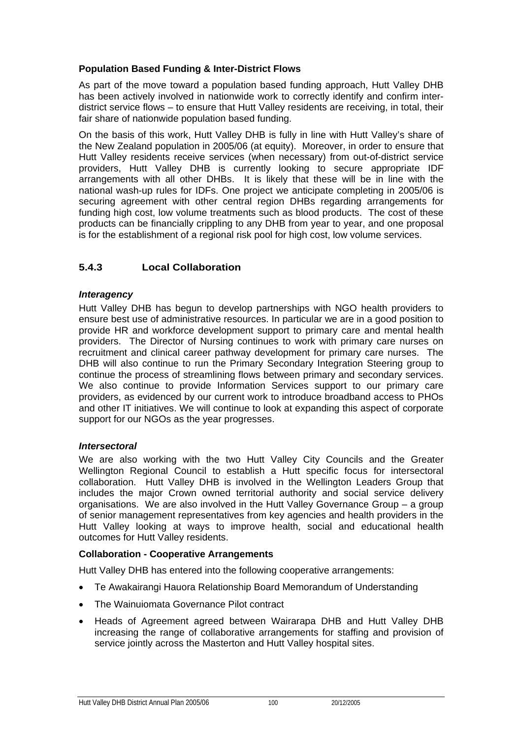**Population Based Funding & Inter-District Flows**

As part of the move toward a population based funding approach, Hutt Valley DHB has been actively involved in nationwide work to correctly identify and confirm inter-district service flows – to ensure that Hutt Valley residents are receiving, in total, their fair share of nationwide population based funding.

On the basis of this work, Hutt Valley DHB is fully in line with Hutt Valley's share of the New Zealand population in 2005/06 (at equity). Moreover, in order to ensure that Hutt Valley residents receive services (when necessary) from out-of-district service providers, Hutt Valley DHB is currently looking to secure appropriate IDF arrangements with all other DHBs. It is likely that these will be in line with the national wash-up rules for IDFs. One project we anticipate completing in 2005/06 is securing agreement with other central region DHBs regarding arrangements for funding high cost, low volume treatments such as blood products. The cost of these products can be financially crippling to any DHB from year to year, and one proposal is for the establishment of a regional risk pool for high cost, low volume services.

### 5.4.3 Local Collaboration

***Interagency***

Hutt Valley DHB has begun to develop partnerships with NGO health providers to ensure best use of administrative resources. In particular we are in a good position to provide HR and workforce development support to primary care and mental health providers. The Director of Nursing continues to work with primary care nurses on recruitment and clinical career pathway development for primary care nurses. The DHB will also continue to run the Primary Secondary Integration Steering group to continue the process of streamlining flows between primary and secondary services. We also continue to provide Information Services support to our primary care providers, as evidenced by our current work to introduce broadband access to PHOs and other IT initiatives. We will continue to look at expanding this aspect of corporate support for our NGOs as the year progresses.

***Intersectoral***

We are also working with the two Hutt Valley City Councils and the Greater Wellington Regional Council to establish a Hutt specific focus for intersectoral collaboration. Hutt Valley DHB is involved in the Wellington Leaders Group that includes the major Crown owned territorial authority and social service delivery organisations. We are also involved in the Hutt Valley Governance Group – a group of senior management representatives from key agencies and health providers in the Hutt Valley looking at ways to improve health, social and educational health outcomes for Hutt Valley residents.

**Collaboration - Cooperative Arrangements**

Hutt Valley DHB has entered into the following cooperative arrangements:

- Te Awakairangi Hauora Relationship Board Memorandum of Understanding
- The Wainuiomata Governance Pilot contract
- Heads of Agreement agreed between Wairarapa DHB and Hutt Valley DHB increasing the range of collaborative arrangements for staffing and provision of service jointly across the Masterton and Hutt Valley hospital sites.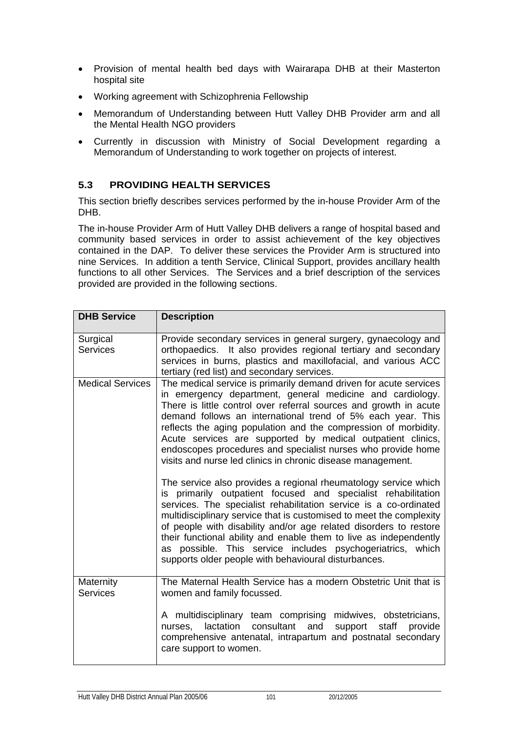- Provision of mental health bed days with Wairarapa DHB at their Masterton hospital site
- Working agreement with Schizophrenia Fellowship
- Memorandum of Understanding between Hutt Valley DHB Provider arm and all the Mental Health NGO providers
- Currently in discussion with Ministry of Social Development regarding a Memorandum of Understanding to work together on projects of interest.

### 5.3 PROVIDING HEALTH SERVICES

This section briefly describes services performed by the in-house Provider Arm of the DHB.

The in-house Provider Arm of Hutt Valley DHB delivers a range of hospital based and community based services in order to assist achievement of the key objectives contained in the DAP. To deliver these services the Provider Arm is structured into nine Services. In addition a tenth Service, Clinical Support, provides ancillary health functions to all other Services. The Services and a brief description of the services provided are provided in the following sections.

| DHB Service | Description |
|---|---|
| Surgical Services | Provide secondary services in general surgery, gynaecology and orthopaedics. It also provides regional tertiary and secondary services in burns, plastics and maxillofacial, and various ACC tertiary (red list) and secondary services. |
| Medical Services | The medical service is primarily demand driven for acute services in emergency department, general medicine and cardiology. There is little control over referral sources and growth in acute demand follows an international trend of 5% each year. This reflects the aging population and the compression of morbidity. Acute services are supported by medical outpatient clinics, endoscopes procedures and specialist nurses who provide home visits and nurse led clinics in chronic disease management.<br><br>The service also provides a regional rheumatology service which is primarily outpatient focused and specialist rehabilitation services. The specialist rehabilitation service is a co-ordinated multidisciplinary service that is customised to meet the complexity of people with disability and/or age related disorders to restore their functional ability and enable them to live as independently as possible. This service includes psychogeriatrics, which supports older people with behavioural disturbances. |
| Maternity Services | The Maternal Health Service has a modern Obstetric Unit that is women and family focussed.<br><br>A multidisciplinary team comprising midwives, obstetricians, nurses, lactation consultant and support staff provide comprehensive antenatal, intrapartum and postnatal secondary care support to women. |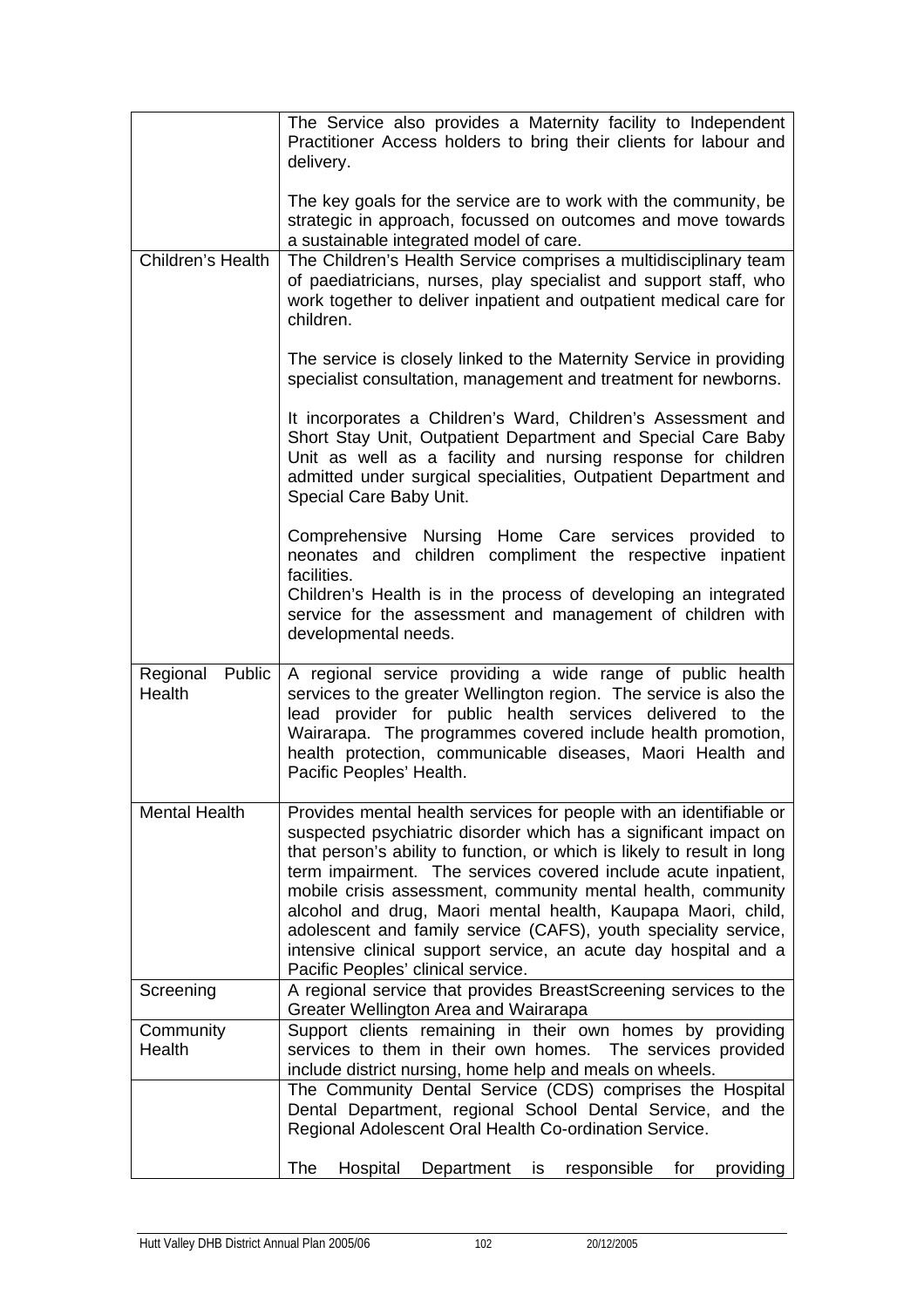| | |
|---|---|
| | The Service also provides a Maternity facility to Independent Practitioner Access holders to bring their clients for labour and delivery.<br><br>The key goals for the service are to work with the community, be strategic in approach, focussed on outcomes and move towards a sustainable integrated model of care. |
| Children's Health | The Children's Health Service comprises a multidisciplinary team of paediatricians, nurses, play specialist and support staff, who work together to deliver inpatient and outpatient medical care for children.<br><br>The service is closely linked to the Maternity Service in providing specialist consultation, management and treatment for newborns.<br><br>It incorporates a Children's Ward, Children's Assessment and Short Stay Unit, Outpatient Department and Special Care Baby Unit as well as a facility and nursing response for children admitted under surgical specialities, Outpatient Department and Special Care Baby Unit.<br><br>Comprehensive Nursing Home Care services provided to neonates and children compliment the respective inpatient facilities.<br>Children's Health is in the process of developing an integrated service for the assessment and management of children with developmental needs. |
| Regional Public Health | A regional service providing a wide range of public health services to the greater Wellington region. The service is also the lead provider for public health services delivered to the Wairarapa. The programmes covered include health promotion, health protection, communicable diseases, Maori Health and Pacific Peoples' Health. |
| Mental Health | Provides mental health services for people with an identifiable or suspected psychiatric disorder which has a significant impact on that person's ability to function, or which is likely to result in long term impairment. The services covered include acute inpatient, mobile crisis assessment, community mental health, community alcohol and drug, Maori mental health, Kaupapa Maori, child, adolescent and family service (CAFS), youth speciality service, intensive clinical support service, an acute day hospital and a Pacific Peoples' clinical service. |
| Screening | A regional service that provides BreastScreening services to the Greater Wellington Area and Wairarapa |
| Community Health | Support clients remaining in their own homes by providing services to them in their own homes. The services provided include district nursing, home help and meals on wheels. |
| | The Community Dental Service (CDS) comprises the Hospital Dental Department, regional School Dental Service, and the Regional Adolescent Oral Health Co-ordination Service.<br><br>The Hospital Department is responsible for providing |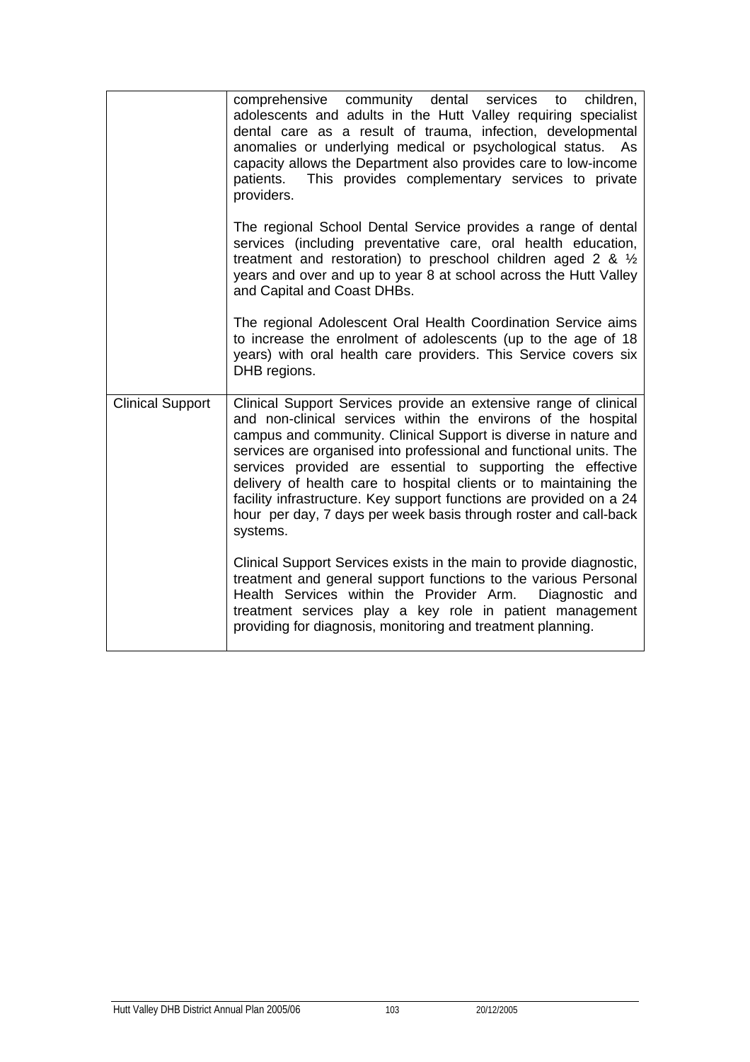| | |
|---|---|
| | comprehensive community dental services to children, adolescents and adults in the Hutt Valley requiring specialist dental care as a result of trauma, infection, developmental anomalies or underlying medical or psychological status. As capacity allows the Department also provides care to low-income patients. This provides complementary services to private providers.<br><br>The regional School Dental Service provides a range of dental services (including preventative care, oral health education, treatment and restoration) to preschool children aged 2 & ½ years and over and up to year 8 at school across the Hutt Valley and Capital and Coast DHBs.<br><br>The regional Adolescent Oral Health Coordination Service aims to increase the enrolment of adolescents (up to the age of 18 years) with oral health care providers. This Service covers six DHB regions. |
| Clinical Support | Clinical Support Services provide an extensive range of clinical and non-clinical services within the environs of the hospital campus and community. Clinical Support is diverse in nature and services are organised into professional and functional units. The services provided are essential to supporting the effective delivery of health care to hospital clients or to maintaining the facility infrastructure. Key support functions are provided on a 24 hour per day, 7 days per week basis through roster and call-back systems.<br><br>Clinical Support Services exists in the main to provide diagnostic, treatment and general support functions to the various Personal Health Services within the Provider Arm. Diagnostic and treatment services play a key role in patient management providing for diagnosis, monitoring and treatment planning. |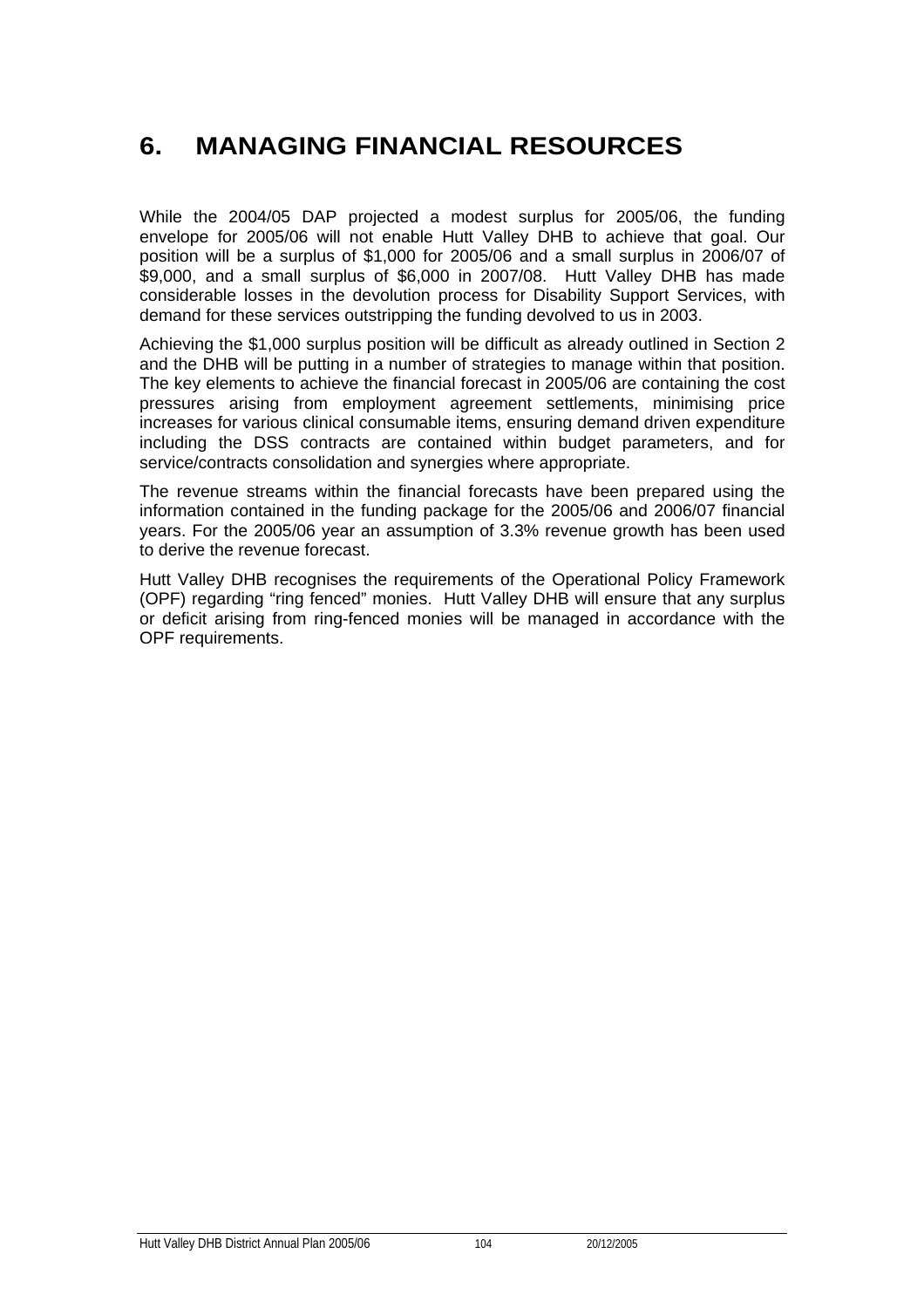# 6. MANAGING FINANCIAL RESOURCES

While the 2004/05 DAP projected a modest surplus for 2005/06, the funding envelope for 2005/06 will not enable Hutt Valley DHB to achieve that goal. Our position will be a surplus of $1,000 for 2005/06 and a small surplus in 2006/07 of $9,000, and a small surplus of $6,000 in 2007/08. Hutt Valley DHB has made considerable losses in the devolution process for Disability Support Services, with demand for these services outstripping the funding devolved to us in 2003.

Achieving the $1,000 surplus position will be difficult as already outlined in Section 2 and the DHB will be putting in a number of strategies to manage within that position. The key elements to achieve the financial forecast in 2005/06 are containing the cost pressures arising from employment agreement settlements, minimising price increases for various clinical consumable items, ensuring demand driven expenditure including the DSS contracts are contained within budget parameters, and for service/contracts consolidation and synergies where appropriate.

The revenue streams within the financial forecasts have been prepared using the information contained in the funding package for the 2005/06 and 2006/07 financial years. For the 2005/06 year an assumption of 3.3% revenue growth has been used to derive the revenue forecast.

Hutt Valley DHB recognises the requirements of the Operational Policy Framework (OPF) regarding "ring fenced" monies. Hutt Valley DHB will ensure that any surplus or deficit arising from ring-fenced monies will be managed in accordance with the OPF requirements.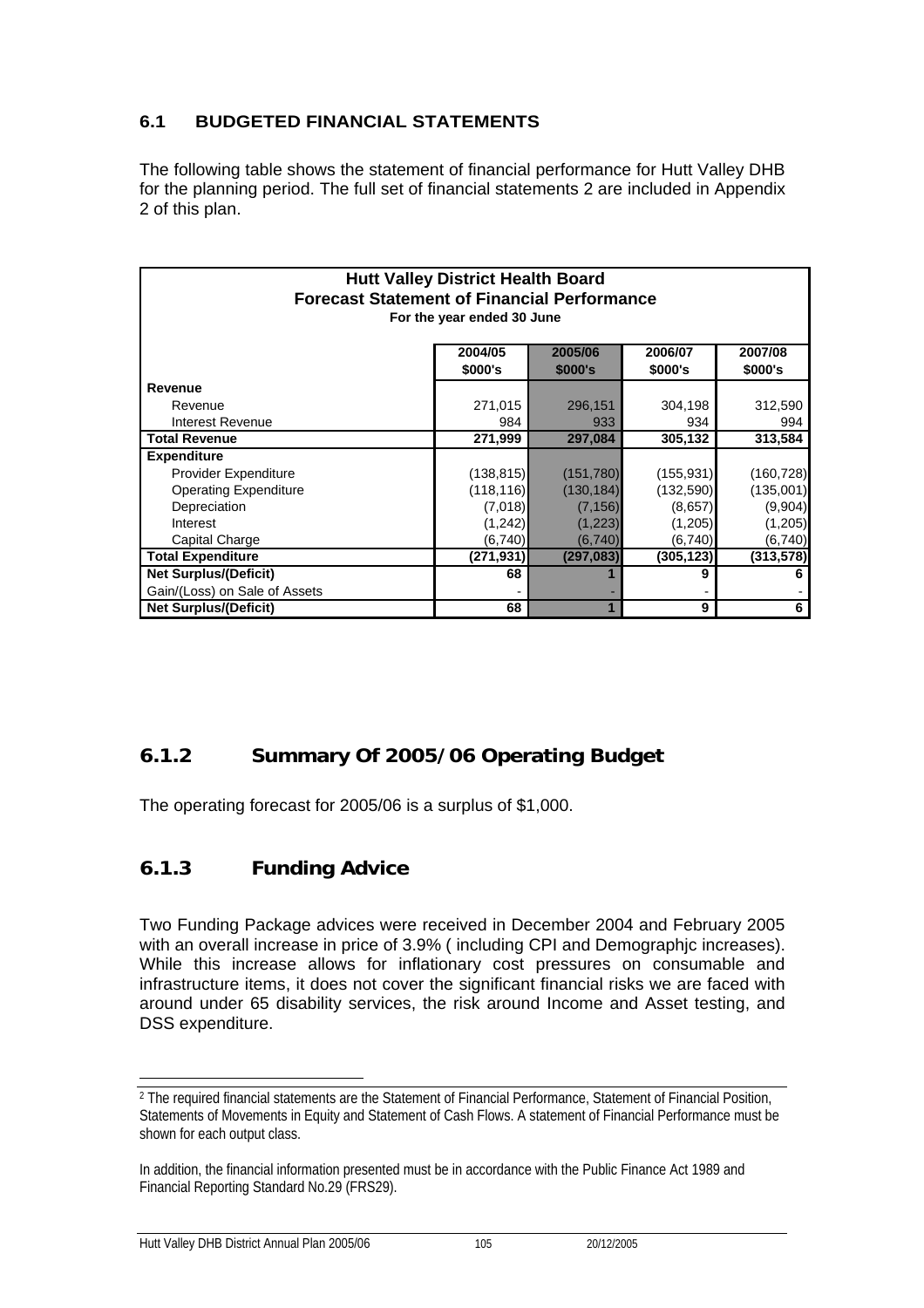### 6.1 BUDGETED FINANCIAL STATEMENTS

The following table shows the statement of financial performance for Hutt Valley DHB for the planning period. The full set of financial statements 2 are included in Appendix 2 of this plan.

| Hutt Valley District Health Board<br>Forecast Statement of Financial Performance<br>For the year ended 30 June | | | | |
|---|---|---|---|---|
| | **2004/05<br>$000's** | **2005/06<br>$000's** | **2006/07<br>$000's** | **2007/08<br>$000's** |
| **Revenue** | | | | |
| Revenue | 271,015 | 296,151 | 304,198 | 312,590 |
| Interest Revenue | 984 | 933 | 934 | 994 |
| **Total Revenue** | **271,999** | **297,084** | **305,132** | **313,584** |
| **Expenditure** | | | | |
| Provider Expenditure | (138,815) | (151,780) | (155,931) | (160,728) |
| Operating Expenditure | (118,116) | (130,184) | (132,590) | (135,001) |
| Depreciation | (7,018) | (7,156) | (8,657) | (9,904) |
| Interest | (1,242) | (1,223) | (1,205) | (1,205) |
| Capital Charge | (6,740) | (6,740) | (6,740) | (6,740) |
| **Total Expenditure** | **(271,931)** | **(297,083)** | **(305,123)** | **(313,578)** |
| **Net Surplus/(Deficit)** | **68** | **1** | **9** | **6** |
| Gain/(Loss) on Sale of Assets | - | - | - | - |
| **Net Surplus/(Deficit)** | **68** | **1** | **9** | **6** |

### 6.1.2 Summary Of 2005/06 Operating Budget

The operating forecast for 2005/06 is a surplus of $1,000.

### 6.1.3 Funding Advice

Two Funding Package advices were received in December 2004 and February 2005 with an overall increase in price of 3.9% ( including CPI and Demographjc increases). While this increase allows for inflationary cost pressures on consumable and infrastructure items, it does not cover the significant financial risks we are faced with around under 65 disability services, the risk around Income and Asset testing, and DSS expenditure.

---

[2] The required financial statements are the Statement of Financial Performance, Statement of Financial Position, Statements of Movements in Equity and Statement of Cash Flows. A statement of Financial Performance must be shown for each output class.

In addition, the financial information presented must be in accordance with the Public Finance Act 1989 and Financial Reporting Standard No.29 (FRS29).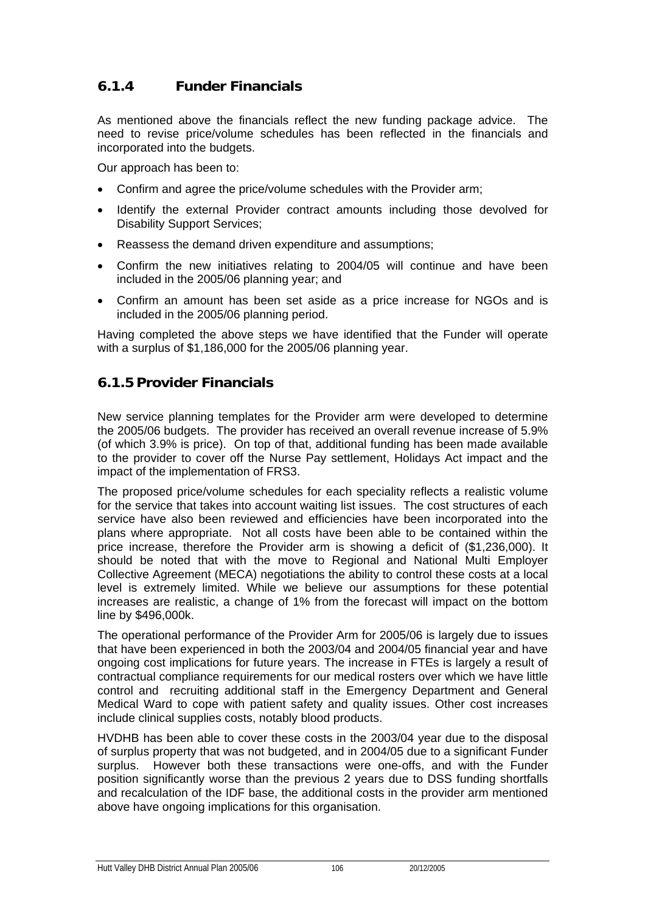### 6.1.4 Funder Financials

As mentioned above the financials reflect the new funding package advice. The need to revise price/volume schedules has been reflected in the financials and incorporated into the budgets.

Our approach has been to:

- Confirm and agree the price/volume schedules with the Provider arm;
- Identify the external Provider contract amounts including those devolved for Disability Support Services;
- Reassess the demand driven expenditure and assumptions;
- Confirm the new initiatives relating to 2004/05 will continue and have been included in the 2005/06 planning year; and
- Confirm an amount has been set aside as a price increase for NGOs and is included in the 2005/06 planning period.

Having completed the above steps we have identified that the Funder will operate with a surplus of $1,186,000 for the 2005/06 planning year.

### 6.1.5 Provider Financials

New service planning templates for the Provider arm were developed to determine the 2005/06 budgets. The provider has received an overall revenue increase of 5.9% (of which 3.9% is price). On top of that, additional funding has been made available to the provider to cover off the Nurse Pay settlement, Holidays Act impact and the impact of the implementation of FRS3.

The proposed price/volume schedules for each speciality reflects a realistic volume for the service that takes into account waiting list issues. The cost structures of each service have also been reviewed and efficiencies have been incorporated into the plans where appropriate. Not all costs have been able to be contained within the price increase, therefore the Provider arm is showing a deficit of ($1,236,000). It should be noted that with the move to Regional and National Multi Employer Collective Agreement (MECA) negotiations the ability to control these costs at a local level is extremely limited. While we believe our assumptions for these potential increases are realistic, a change of 1% from the forecast will impact on the bottom line by $496,000k.

The operational performance of the Provider Arm for 2005/06 is largely due to issues that have been experienced in both the 2003/04 and 2004/05 financial year and have ongoing cost implications for future years. The increase in FTEs is largely a result of contractual compliance requirements for our medical rosters over which we have little control and recruiting additional staff in the Emergency Department and General Medical Ward to cope with patient safety and quality issues. Other cost increases include clinical supplies costs, notably blood products.

HVDHB has been able to cover these costs in the 2003/04 year due to the disposal of surplus property that was not budgeted, and in 2004/05 due to a significant Funder surplus. However both these transactions were one-offs, and with the Funder position significantly worse than the previous 2 years due to DSS funding shortfalls and recalculation of the IDF base, the additional costs in the provider arm mentioned above have ongoing implications for this organisation.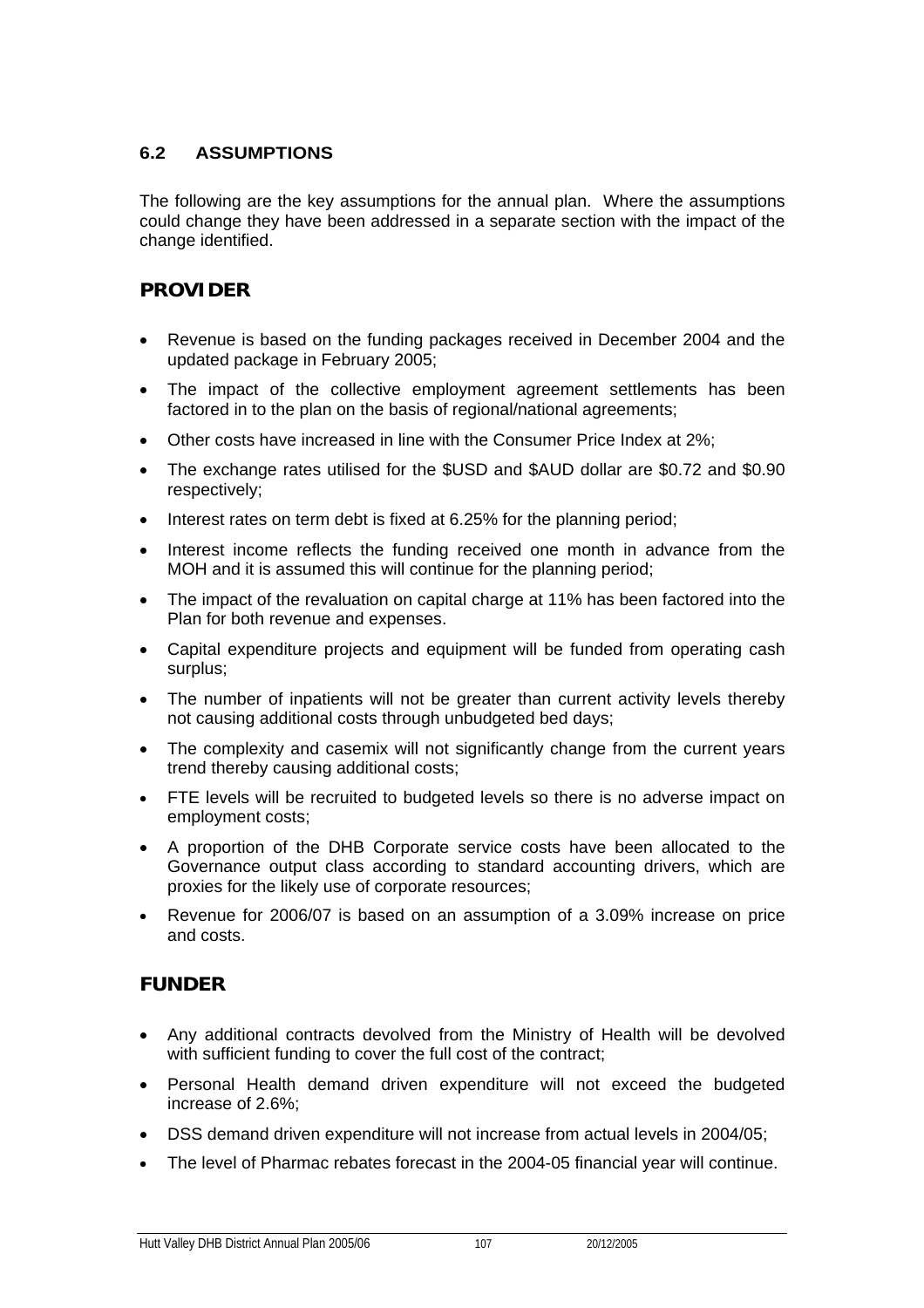## 6.2 ASSUMPTIONS

The following are the key assumptions for the annual plan. Where the assumptions could change they have been addressed in a separate section with the impact of the change identified.

### PROVIDER

- Revenue is based on the funding packages received in December 2004 and the updated package in February 2005;
- The impact of the collective employment agreement settlements has been factored in to the plan on the basis of regional/national agreements;
- Other costs have increased in line with the Consumer Price Index at 2%;
- The exchange rates utilised for the $USD and $AUD dollar are $0.72 and $0.90 respectively;
- Interest rates on term debt is fixed at 6.25% for the planning period;
- Interest income reflects the funding received one month in advance from the MOH and it is assumed this will continue for the planning period;
- The impact of the revaluation on capital charge at 11% has been factored into the Plan for both revenue and expenses.
- Capital expenditure projects and equipment will be funded from operating cash surplus;
- The number of inpatients will not be greater than current activity levels thereby not causing additional costs through unbudgeted bed days;
- The complexity and casemix will not significantly change from the current years trend thereby causing additional costs;
- FTE levels will be recruited to budgeted levels so there is no adverse impact on employment costs;
- A proportion of the DHB Corporate service costs have been allocated to the Governance output class according to standard accounting drivers, which are proxies for the likely use of corporate resources;
- Revenue for 2006/07 is based on an assumption of a 3.09% increase on price and costs.

### FUNDER

- Any additional contracts devolved from the Ministry of Health will be devolved with sufficient funding to cover the full cost of the contract;
- Personal Health demand driven expenditure will not exceed the budgeted increase of 2.6%;
- DSS demand driven expenditure will not increase from actual levels in 2004/05;
- The level of Pharmac rebates forecast in the 2004-05 financial year will continue.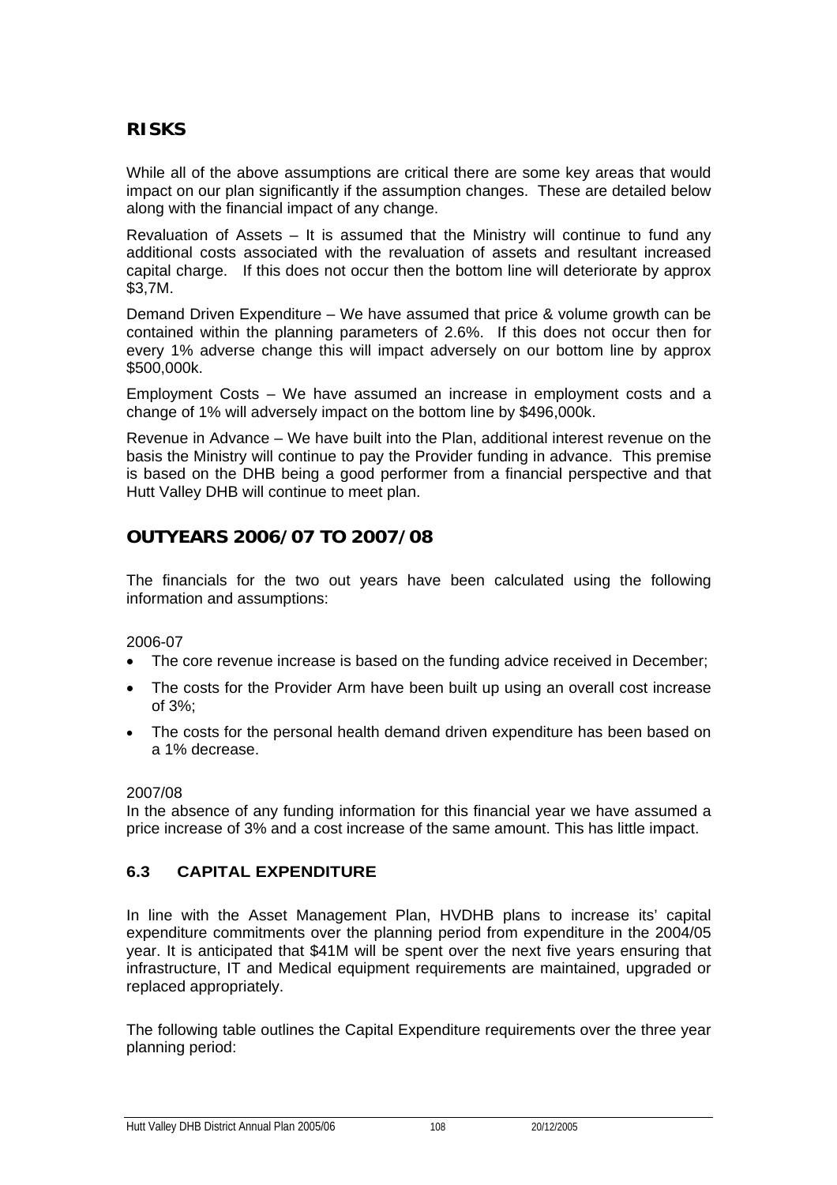## RISKS

While all of the above assumptions are critical there are some key areas that would impact on our plan significantly if the assumption changes. These are detailed below along with the financial impact of any change.

Revaluation of Assets – It is assumed that the Ministry will continue to fund any additional costs associated with the revaluation of assets and resultant increased capital charge. If this does not occur then the bottom line will deteriorate by approx $3,7M.

Demand Driven Expenditure – We have assumed that price & volume growth can be contained within the planning parameters of 2.6%. If this does not occur then for every 1% adverse change this will impact adversely on our bottom line by approx $500,000k.

Employment Costs – We have assumed an increase in employment costs and a change of 1% will adversely impact on the bottom line by $496,000k.

Revenue in Advance – We have built into the Plan, additional interest revenue on the basis the Ministry will continue to pay the Provider funding in advance. This premise is based on the DHB being a good performer from a financial perspective and that Hutt Valley DHB will continue to meet plan.

## OUTYEARS 2006/07 TO 2007/08

The financials for the two out years have been calculated using the following information and assumptions:

2006-07

- The core revenue increase is based on the funding advice received in December;
- The costs for the Provider Arm have been built up using an overall cost increase of 3%;
- The costs for the personal health demand driven expenditure has been based on a 1% decrease.

2007/08

In the absence of any funding information for this financial year we have assumed a price increase of 3% and a cost increase of the same amount. This has little impact.

### 6.3 CAPITAL EXPENDITURE

In line with the Asset Management Plan, HVDHB plans to increase its' capital expenditure commitments over the planning period from expenditure in the 2004/05 year. It is anticipated that $41M will be spent over the next five years ensuring that infrastructure, IT and Medical equipment requirements are maintained, upgraded or replaced appropriately.

The following table outlines the Capital Expenditure requirements over the three year planning period: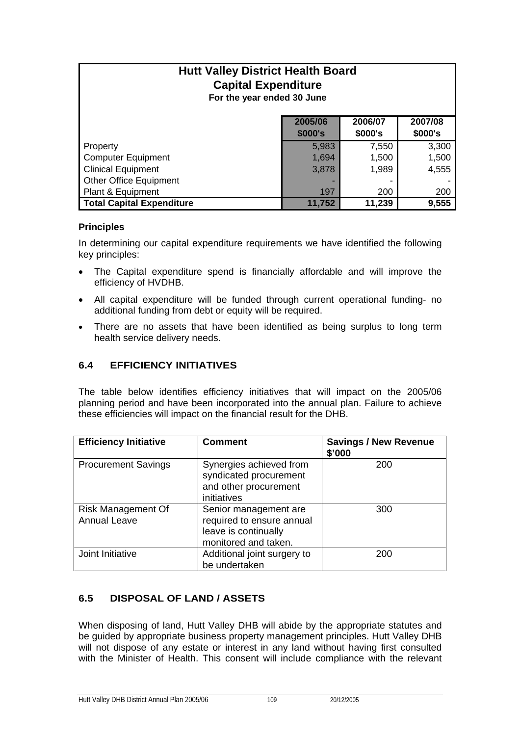| Hutt Valley District Health Board<br>Capital Expenditure<br>For the year ended 30 June | | | |
|---|---|---|---|
| | 2005/06<br>$000's | 2006/07<br>$000's | 2007/08<br>$000's |
| Property | 5,983 | 7,550 | 3,300 |
| Computer Equipment | 1,694 | 1,500 | 1,500 |
| Clinical Equipment | 3,878 | 1,989 | 4,555 |
| Other Office Equipment | - | - | - |
| Plant & Equipment | 197 | 200 | 200 |
| **Total Capital Expenditure** | **11,752** | **11,239** | **9,555** |

**Principles**

In determining our capital expenditure requirements we have identified the following key principles:

- The Capital expenditure spend is financially affordable and will improve the efficiency of HVDHB.
- All capital expenditure will be funded through current operational funding- no additional funding from debt or equity will be required.
- There are no assets that have been identified as being surplus to long term health service delivery needs.

## 6.4 EFFICIENCY INITIATIVES

The table below identifies efficiency initiatives that will impact on the 2005/06 planning period and have been incorporated into the annual plan. Failure to achieve these efficiencies will impact on the financial result for the DHB.

| Efficiency Initiative | Comment | Savings / New Revenue $'000 |
|---|---|---|
| Procurement Savings | Synergies achieved from syndicated procurement and other procurement initiatives | 200 |
| Risk Management Of Annual Leave | Senior management are required to ensure annual leave is continually monitored and taken. | 300 |
| Joint Initiative | Additional joint surgery to be undertaken | 200 |

## 6.5 DISPOSAL OF LAND / ASSETS

When disposing of land, Hutt Valley DHB will abide by the appropriate statutes and be guided by appropriate business property management principles. Hutt Valley DHB will not dispose of any estate or interest in any land without having first consulted with the Minister of Health. This consent will include compliance with the relevant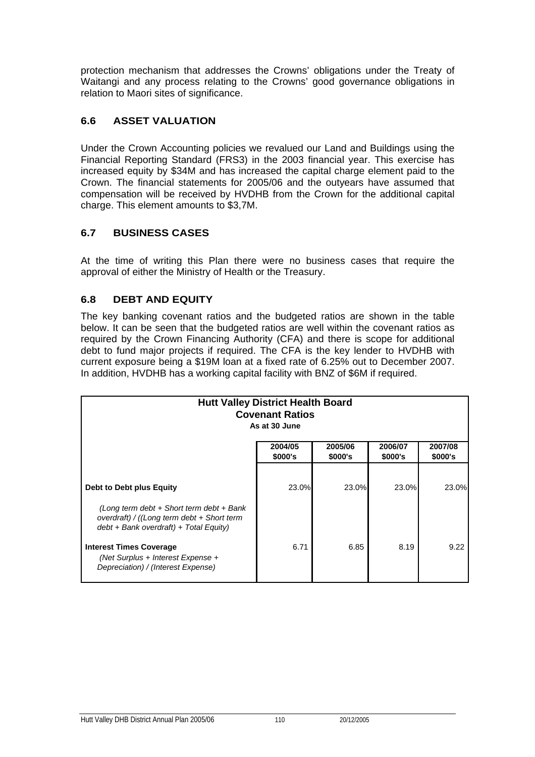protection mechanism that addresses the Crowns' obligations under the Treaty of Waitangi and any process relating to the Crowns' good governance obligations in relation to Maori sites of significance.

## 6.6 ASSET VALUATION

Under the Crown Accounting policies we revalued our Land and Buildings using the Financial Reporting Standard (FRS3) in the 2003 financial year. This exercise has increased equity by $34M and has increased the capital charge element paid to the Crown. The financial statements for 2005/06 and the outyears have assumed that compensation will be received by HVDHB from the Crown for the additional capital charge. This element amounts to $3,7M.

## 6.7 BUSINESS CASES

At the time of writing this Plan there were no business cases that require the approval of either the Ministry of Health or the Treasury.

## 6.8 DEBT AND EQUITY

The key banking covenant ratios and the budgeted ratios are shown in the table below. It can be seen that the budgeted ratios are well within the covenant ratios as required by the Crown Financing Authority (CFA) and there is scope for additional debt to fund major projects if required. The CFA is the key lender to HVDHB with current exposure being a $19M loan at a fixed rate of 6.25% out to December 2007. In addition, HVDHB has a working capital facility with BNZ of $6M if required.

**Hutt Valley District Health Board**
**Covenant Ratios**
**As at 30 June**

| | 2004/05 $000's | 2005/06 $000's | 2006/07 $000's | 2007/08 $000's |
|---|---|---|---|---|
| **Debt to Debt plus Equity** | 23.0% | 23.0% | 23.0% | 23.0% |
| *(Long term debt + Short term debt + Bank overdraft) / ((Long term debt + Short term debt + Bank overdraft) + Total Equity)* | | | | |
| **Interest Times Coverage** *(Net Surplus + Interest Expense + Depreciation) / (Interest Expense)* | 6.71 | 6.85 | 8.19 | 9.22 |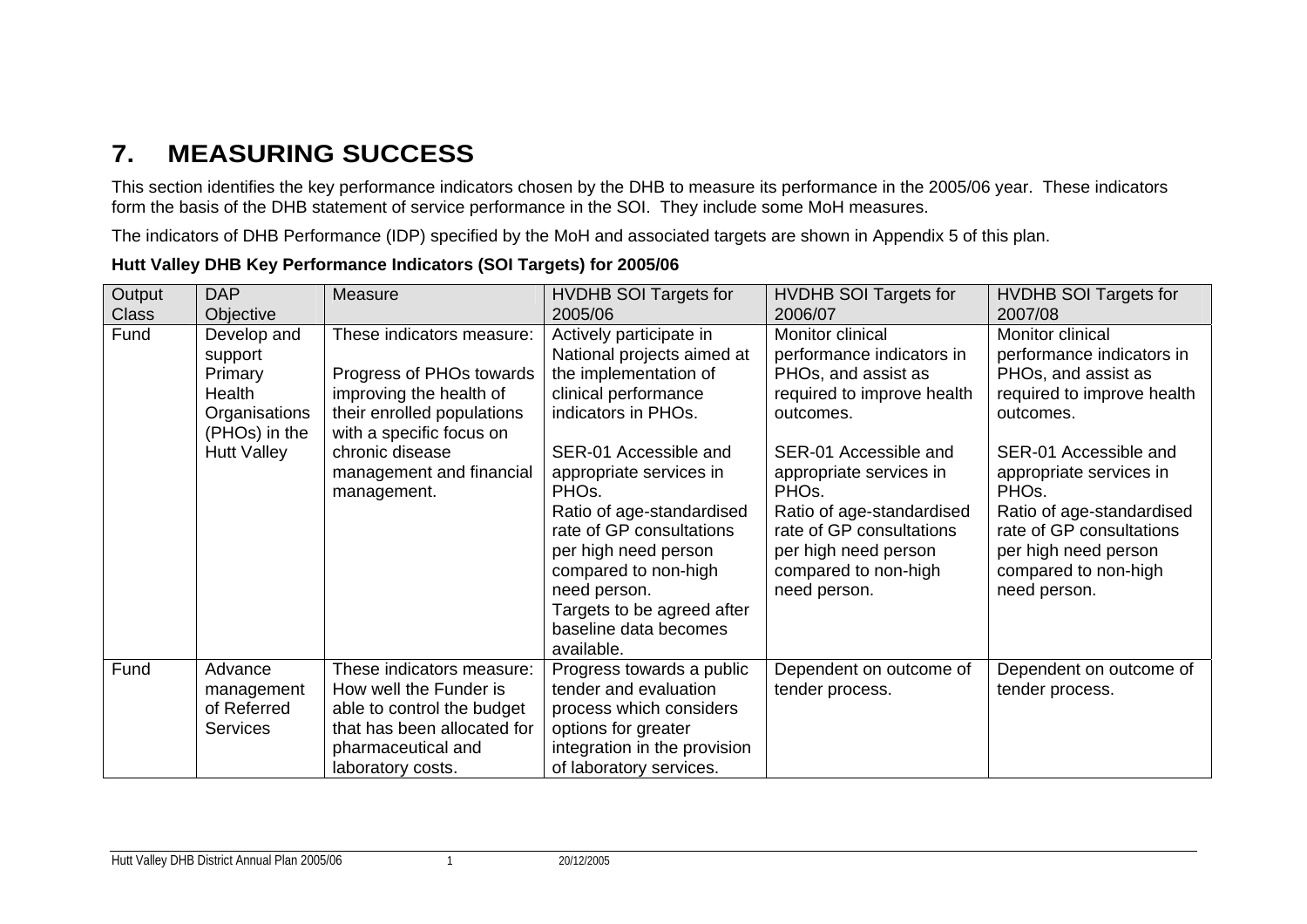# 7. MEASURING SUCCESS

This section identifies the key performance indicators chosen by the DHB to measure its performance in the 2005/06 year. These indicators form the basis of the DHB statement of service performance in the SOI. They include some MoH measures.

The indicators of DHB Performance (IDP) specified by the MoH and associated targets are shown in Appendix 5 of this plan.

**Hutt Valley DHB Key Performance Indicators (SOI Targets) for 2005/06**

| Output Class | DAP Objective | Measure | HVDHB SOI Targets for 2005/06 | HVDHB SOI Targets for 2006/07 | HVDHB SOI Targets for 2007/08 |
|---|---|---|---|---|---|
| Fund | Develop and support Primary Health Organisations (PHOs) in the Hutt Valley | These indicators measure:<br><br>Progress of PHOs towards improving the health of their enrolled populations with a specific focus on chronic disease management and financial management. | Actively participate in National projects aimed at the implementation of clinical performance indicators in PHOs.<br><br>SER-01 Accessible and appropriate services in PHOs.<br>Ratio of age-standardised rate of GP consultations per high need person compared to non-high need person.<br>Targets to be agreed after baseline data becomes available. | Monitor clinical performance indicators in PHOs, and assist as required to improve health outcomes.<br><br>SER-01 Accessible and appropriate services in PHOs.<br>Ratio of age-standardised rate of GP consultations per high need person compared to non-high need person. | Monitor clinical performance indicators in PHOs, and assist as required to improve health outcomes.<br><br>SER-01 Accessible and appropriate services in PHOs.<br>Ratio of age-standardised rate of GP consultations per high need person compared to non-high need person. |
| Fund | Advance management of Referred Services | These indicators measure: How well the Funder is able to control the budget that has been allocated for pharmaceutical and laboratory costs. | Progress towards a public tender and evaluation process which considers options for greater integration in the provision of laboratory services. | Dependent on outcome of tender process. | Dependent on outcome of tender process. |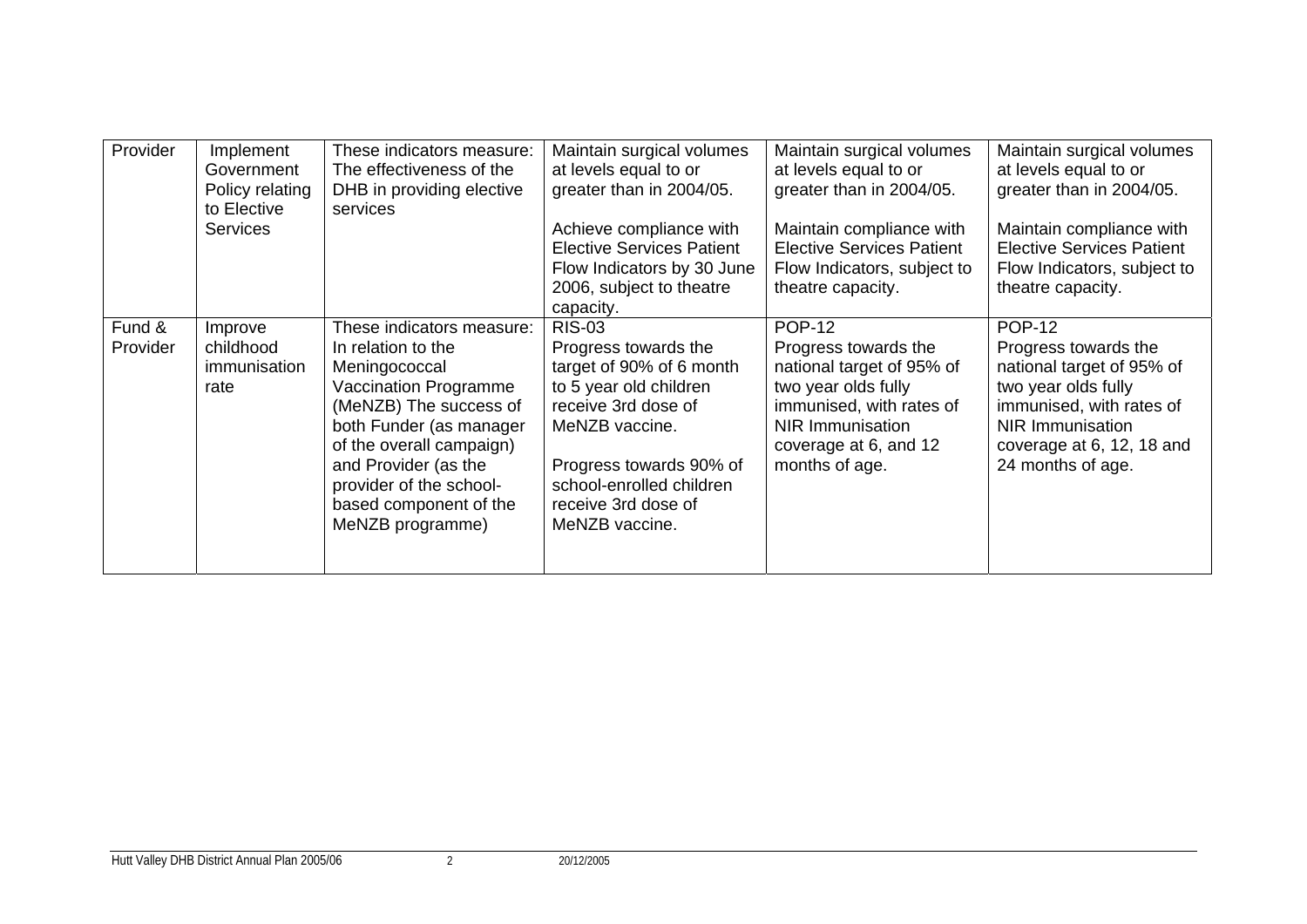| Provider | Implement Government Policy relating to Elective Services | These indicators measure: The effectiveness of the DHB in providing elective services | Maintain surgical volumes at levels equal to or greater than in 2004/05.<br><br>Achieve compliance with Elective Services Patient Flow Indicators by 30 June 2006, subject to theatre capacity. | Maintain surgical volumes at levels equal to or greater than in 2004/05.<br><br>Maintain compliance with Elective Services Patient Flow Indicators, subject to theatre capacity. | Maintain surgical volumes at levels equal to or greater than in 2004/05.<br><br>Maintain compliance with Elective Services Patient Flow Indicators, subject to theatre capacity. |
|---|---|---|---|---|---|
| Fund & Provider | Improve childhood immunisation rate | These indicators measure: In relation to the Meningococcal Vaccination Programme (MeNZB) The success of both Funder (as manager of the overall campaign) and Provider (as the provider of the school-based component of the MeNZB programme) | RIS-03<br>Progress towards the target of 90% of 6 month to 5 year old children receive 3rd dose of MeNZB vaccine.<br><br>Progress towards 90% of school-enrolled children receive 3rd dose of MeNZB vaccine. | POP-12<br>Progress towards the national target of 95% of two year olds fully immunised, with rates of NIR Immunisation coverage at 6, and 12 months of age. | POP-12<br>Progress towards the national target of 95% of two year olds fully immunised, with rates of NIR Immunisation coverage at 6, 12, 18 and 24 months of age. |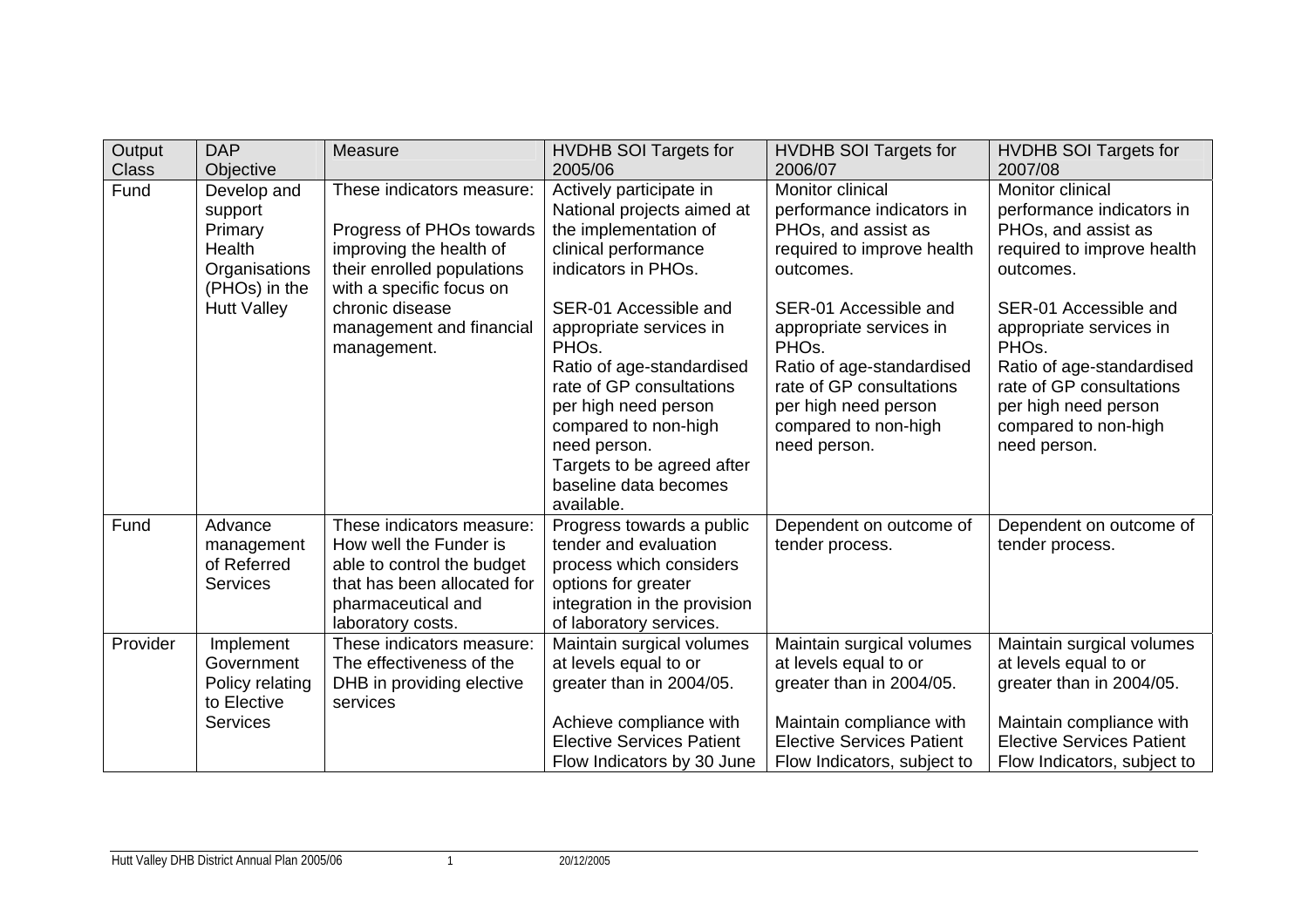| Output Class | DAP Objective | Measure | HVDHB SOI Targets for 2005/06 | HVDHB SOI Targets for 2006/07 | HVDHB SOI Targets for 2007/08 |
|---|---|---|---|---|---|
| Fund | Develop and support Primary Health Organisations (PHOs) in the Hutt Valley | These indicators measure:<br><br>Progress of PHOs towards improving the health of their enrolled populations with a specific focus on chronic disease management and financial management. | Actively participate in National projects aimed at the implementation of clinical performance indicators in PHOs.<br><br>SER-01 Accessible and appropriate services in PHOs.<br>Ratio of age-standardised rate of GP consultations per high need person compared to non-high need person.<br>Targets to be agreed after baseline data becomes available. | Monitor clinical performance indicators in PHOs, and assist as required to improve health outcomes.<br><br>SER-01 Accessible and appropriate services in PHOs.<br>Ratio of age-standardised rate of GP consultations per high need person compared to non-high need person. | Monitor clinical performance indicators in PHOs, and assist as required to improve health outcomes.<br><br>SER-01 Accessible and appropriate services in PHOs.<br>Ratio of age-standardised rate of GP consultations per high need person compared to non-high need person. |
| Fund | Advance management of Referred Services | These indicators measure: How well the Funder is able to control the budget that has been allocated for pharmaceutical and laboratory costs. | Progress towards a public tender and evaluation process which considers options for greater integration in the provision of laboratory services. | Dependent on outcome of tender process. | Dependent on outcome of tender process. |
| Provider | Implement Government Policy relating to Elective Services | These indicators measure: The effectiveness of the DHB in providing elective services | Maintain surgical volumes at levels equal to or greater than in 2004/05.<br><br>Achieve compliance with Elective Services Patient Flow Indicators by 30 June | Maintain surgical volumes at levels equal to or greater than in 2004/05.<br><br>Maintain compliance with Elective Services Patient Flow Indicators, subject to | Maintain surgical volumes at levels equal to or greater than in 2004/05.<br><br>Maintain compliance with Elective Services Patient Flow Indicators, subject to |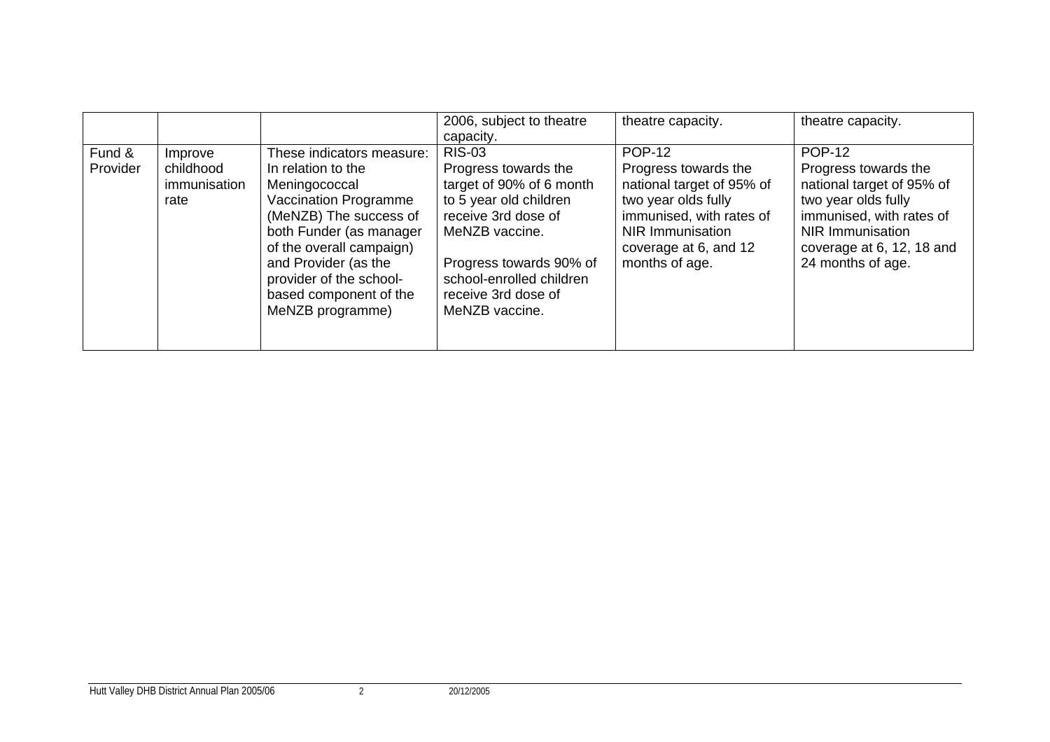|  |  |  | 2006, subject to theatre capacity. | theatre capacity. | theatre capacity. |
|---|---|---|---|---|---|
| Fund & Provider | Improve childhood immunisation rate | These indicators measure: In relation to the Meningococcal Vaccination Programme (MeNZB) The success of both Funder (as manager of the overall campaign) and Provider (as the provider of the school-based component of the MeNZB programme) | RIS-03<br>Progress towards the target of 90% of 6 month to 5 year old children receive 3rd dose of MeNZB vaccine.<br><br>Progress towards 90% of school-enrolled children receive 3rd dose of MeNZB vaccine. | POP-12<br>Progress towards the national target of 95% of two year olds fully immunised, with rates of NIR Immunisation coverage at 6, and 12 months of age. | POP-12<br>Progress towards the national target of 95% of two year olds fully immunised, with rates of NIR Immunisation coverage at 6, 12, 18 and 24 months of age. |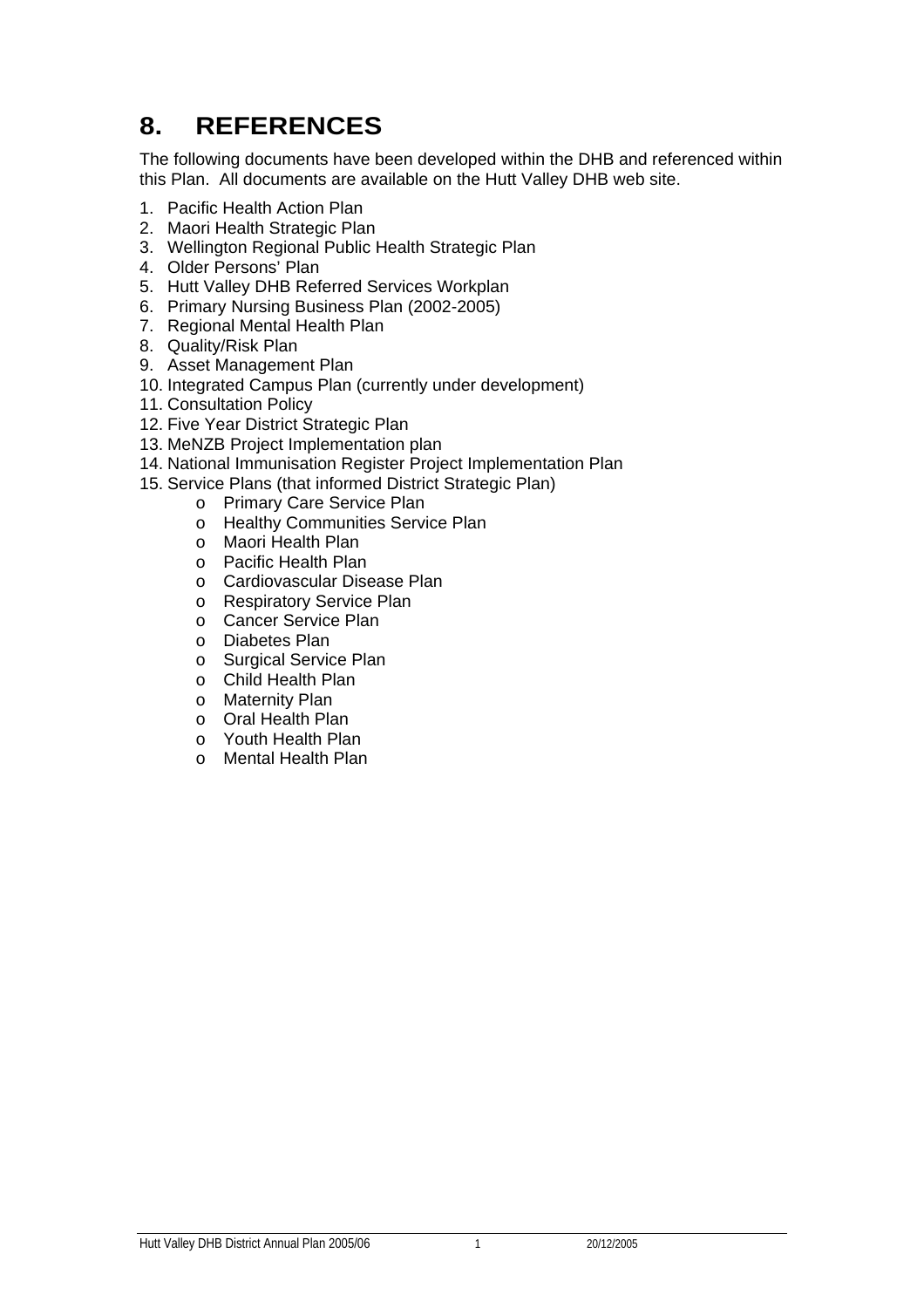# 8. REFERENCES

The following documents have been developed within the DHB and referenced within this Plan. All documents are available on the Hutt Valley DHB web site.

1. Pacific Health Action Plan
2. Maori Health Strategic Plan
3. Wellington Regional Public Health Strategic Plan
4. Older Persons' Plan
5. Hutt Valley DHB Referred Services Workplan
6. Primary Nursing Business Plan (2002-2005)
7. Regional Mental Health Plan
8. Quality/Risk Plan
9. Asset Management Plan
10. Integrated Campus Plan (currently under development)
11. Consultation Policy
12. Five Year District Strategic Plan
13. MeNZB Project Implementation plan
14. National Immunisation Register Project Implementation Plan
15. Service Plans (that informed District Strategic Plan)
    - Primary Care Service Plan
    - Healthy Communities Service Plan
    - Maori Health Plan
    - Pacific Health Plan
    - Cardiovascular Disease Plan
    - Respiratory Service Plan
    - Cancer Service Plan
    - Diabetes Plan
    - Surgical Service Plan
    - Child Health Plan
    - Maternity Plan
    - Oral Health Plan
    - Youth Health Plan
    - Mental Health Plan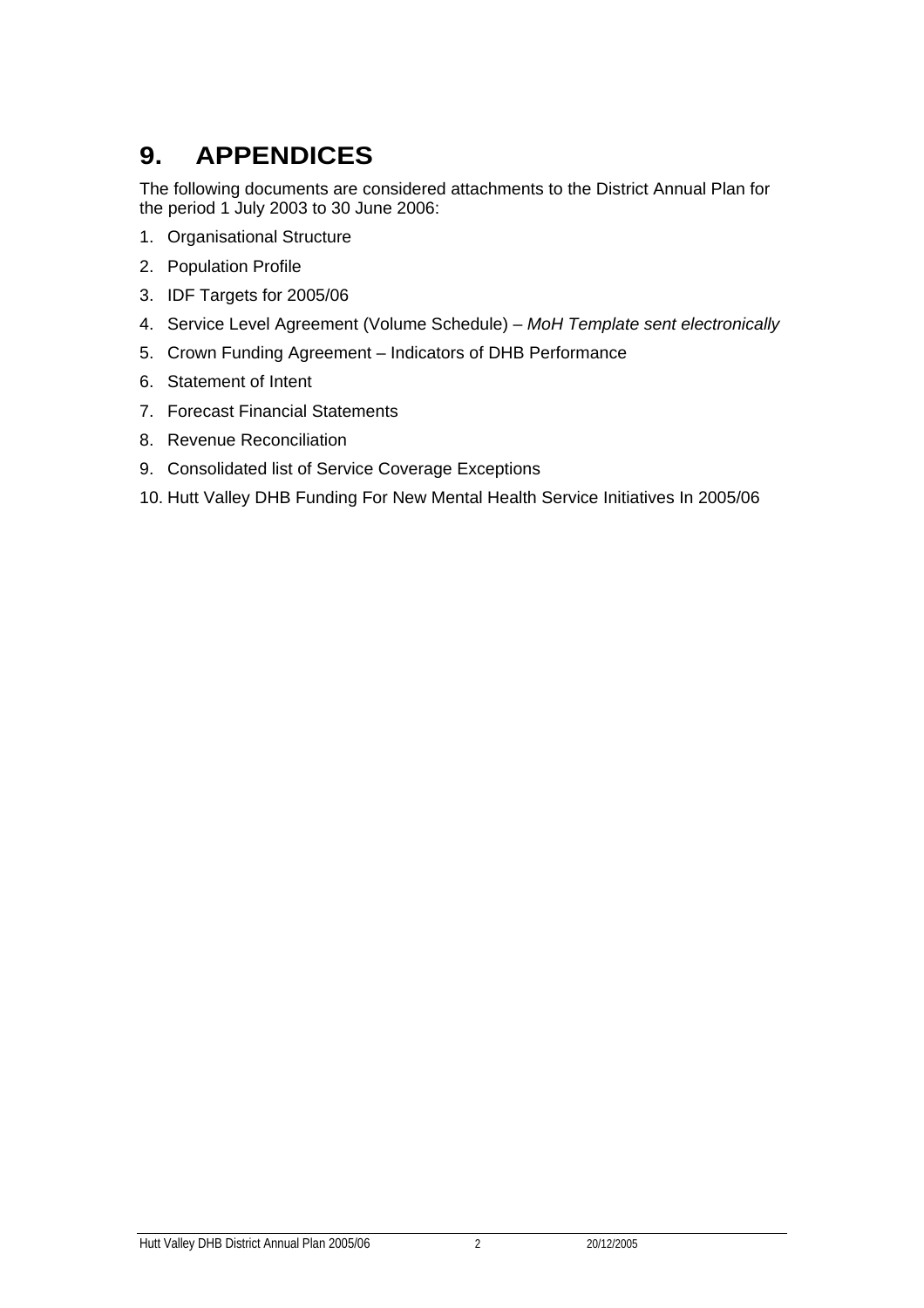# 9. APPENDICES

The following documents are considered attachments to the District Annual Plan for the period 1 July 2003 to 30 June 2006:

1. Organisational Structure
2. Population Profile
3. IDF Targets for 2005/06
4. Service Level Agreement (Volume Schedule) – *MoH Template sent electronically*
5. Crown Funding Agreement – Indicators of DHB Performance
6. Statement of Intent
7. Forecast Financial Statements
8. Revenue Reconciliation
9. Consolidated list of Service Coverage Exceptions
10. Hutt Valley DHB Funding For New Mental Health Service Initiatives In 2005/06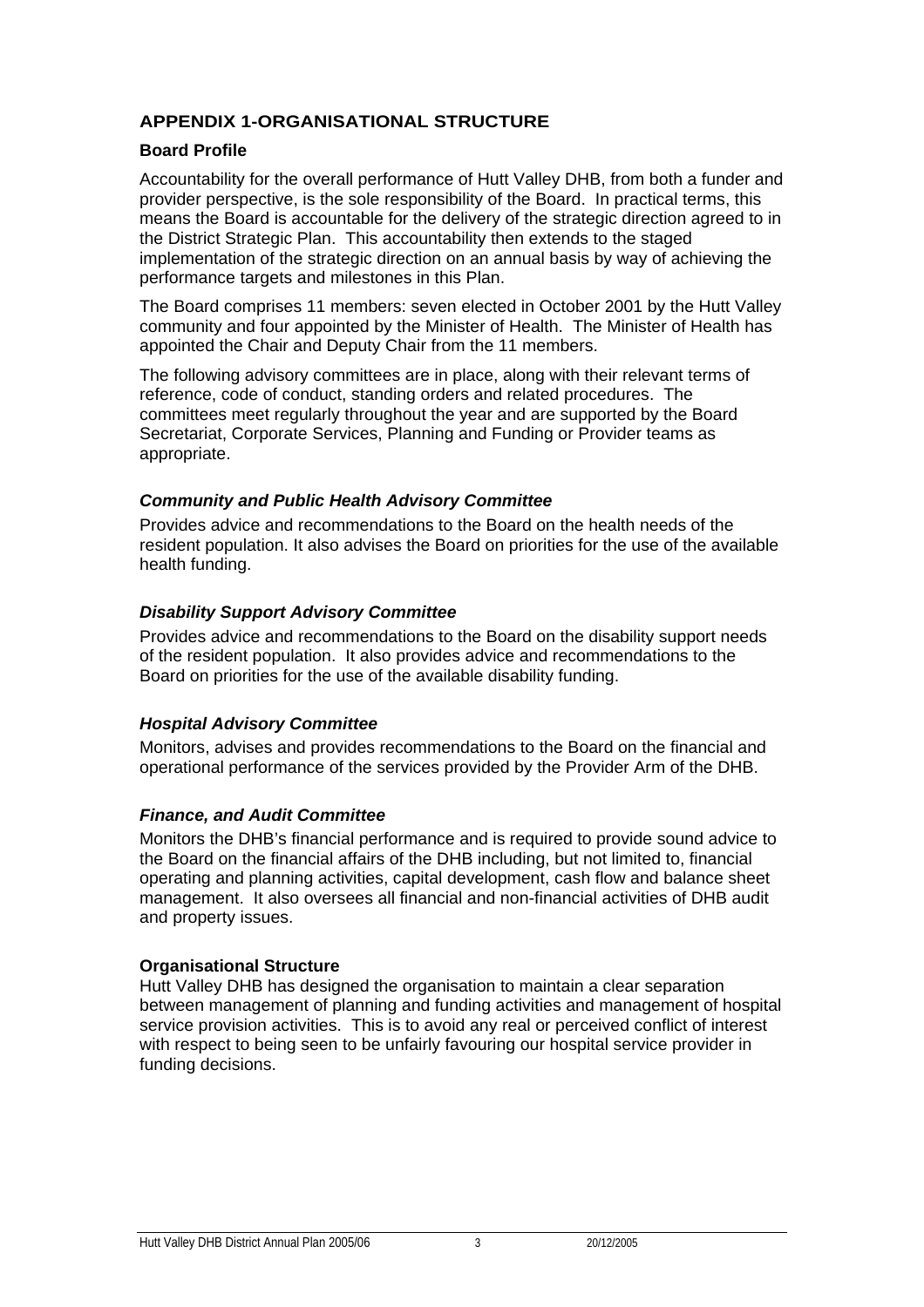## APPENDIX 1-ORGANISATIONAL STRUCTURE

### Board Profile

Accountability for the overall performance of Hutt Valley DHB, from both a funder and provider perspective, is the sole responsibility of the Board. In practical terms, this means the Board is accountable for the delivery of the strategic direction agreed to in the District Strategic Plan. This accountability then extends to the staged implementation of the strategic direction on an annual basis by way of achieving the performance targets and milestones in this Plan.

The Board comprises 11 members: seven elected in October 2001 by the Hutt Valley community and four appointed by the Minister of Health. The Minister of Health has appointed the Chair and Deputy Chair from the 11 members.

The following advisory committees are in place, along with their relevant terms of reference, code of conduct, standing orders and related procedures. The committees meet regularly throughout the year and are supported by the Board Secretariat, Corporate Services, Planning and Funding or Provider teams as appropriate.

#### *Community and Public Health Advisory Committee*

Provides advice and recommendations to the Board on the health needs of the resident population. It also advises the Board on priorities for the use of the available health funding.

#### *Disability Support Advisory Committee*

Provides advice and recommendations to the Board on the disability support needs of the resident population. It also provides advice and recommendations to the Board on priorities for the use of the available disability funding.

#### *Hospital Advisory Committee*

Monitors, advises and provides recommendations to the Board on the financial and operational performance of the services provided by the Provider Arm of the DHB.

#### *Finance, and Audit Committee*

Monitors the DHB's financial performance and is required to provide sound advice to the Board on the financial affairs of the DHB including, but not limited to, financial operating and planning activities, capital development, cash flow and balance sheet management. It also oversees all financial and non-financial activities of DHB audit and property issues.

### Organisational Structure

Hutt Valley DHB has designed the organisation to maintain a clear separation between management of planning and funding activities and management of hospital service provision activities. This is to avoid any real or perceived conflict of interest with respect to being seen to be unfairly favouring our hospital service provider in funding decisions.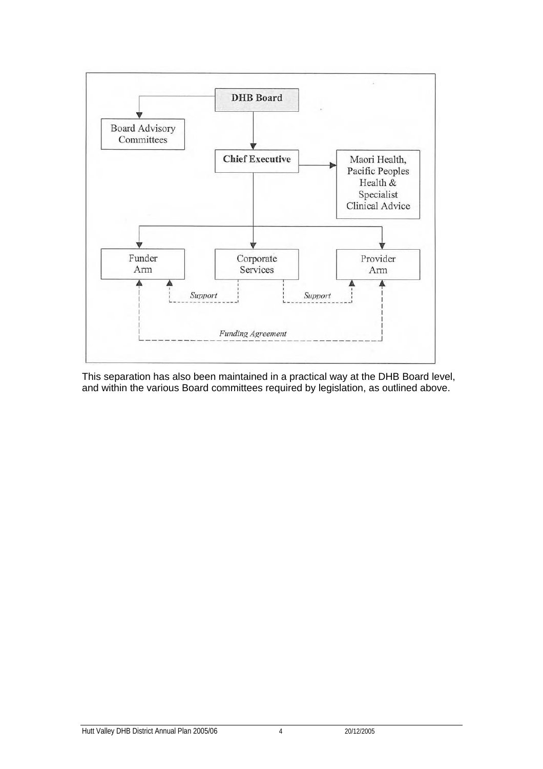DHB Board

Board Advisory Committees

Chief Executive

Maori Health, Pacific Peoples Health & Specialist Clinical Advice

Funder Arm

Corporate Services

Provider Arm

*Support*

*Support*

*Funding Agreement*

This separation has also been maintained in a practical way at the DHB Board level, and within the various Board committees required by legislation, as outlined above.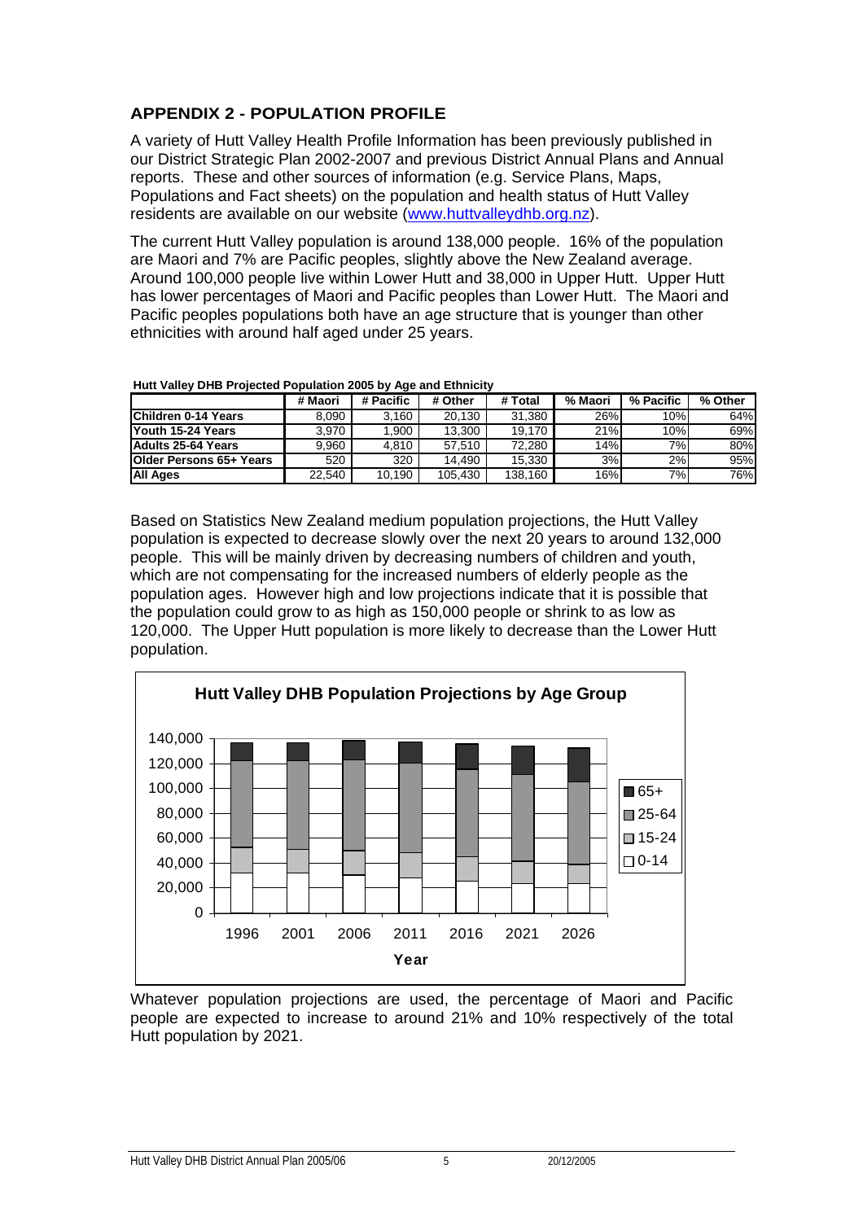## APPENDIX 2 - POPULATION PROFILE

A variety of Hutt Valley Health Profile Information has been previously published in our District Strategic Plan 2002-2007 and previous District Annual Plans and Annual reports. These and other sources of information (e.g. Service Plans, Maps, Populations and Fact sheets) on the population and health status of Hutt Valley residents are available on our website (www.huttvalleydhb.org.nz).

The current Hutt Valley population is around 138,000 people. 16% of the population are Maori and 7% are Pacific peoples, slightly above the New Zealand average. Around 100,000 people live within Lower Hutt and 38,000 in Upper Hutt. Upper Hutt has lower percentages of Maori and Pacific peoples than Lower Hutt. The Maori and Pacific peoples populations both have an age structure that is younger than other ethnicities with around half aged under 25 years.

**Hutt Valley DHB Projected Population 2005 by Age and Ethnicity**

| | # Maori | # Pacific | # Other | # Total | % Maori | % Pacific | % Other |
|---|---|---|---|---|---|---|---|
| **Children 0-14 Years** | 8,090 | 3,160 | 20,130 | 31,380 | 26% | 10% | 64% |
| **Youth 15-24 Years** | 3,970 | 1,900 | 13,300 | 19,170 | 21% | 10% | 69% |
| **Adults 25-64 Years** | 9,960 | 4,810 | 57,510 | 72,280 | 14% | 7% | 80% |
| **Older Persons 65+ Years** | 520 | 320 | 14,490 | 15,330 | 3% | 2% | 95% |
| **All Ages** | 22,540 | 10,190 | 105,430 | 138,160 | 16% | 7% | 76% |

Based on Statistics New Zealand medium population projections, the Hutt Valley population is expected to decrease slowly over the next 20 years to around 132,000 people. This will be mainly driven by decreasing numbers of children and youth, which are not compensating for the increased numbers of elderly people as the population ages. However high and low projections indicate that it is possible that the population could grow to as high as 150,000 people or shrink to as low as 120,000. The Upper Hutt population is more likely to decrease than the Lower Hutt population.

**Hutt Valley DHB Population Projections by Age Group**

Whatever population projections are used, the percentage of Maori and Pacific people are expected to increase to around 21% and 10% respectively of the total Hutt population by 2021.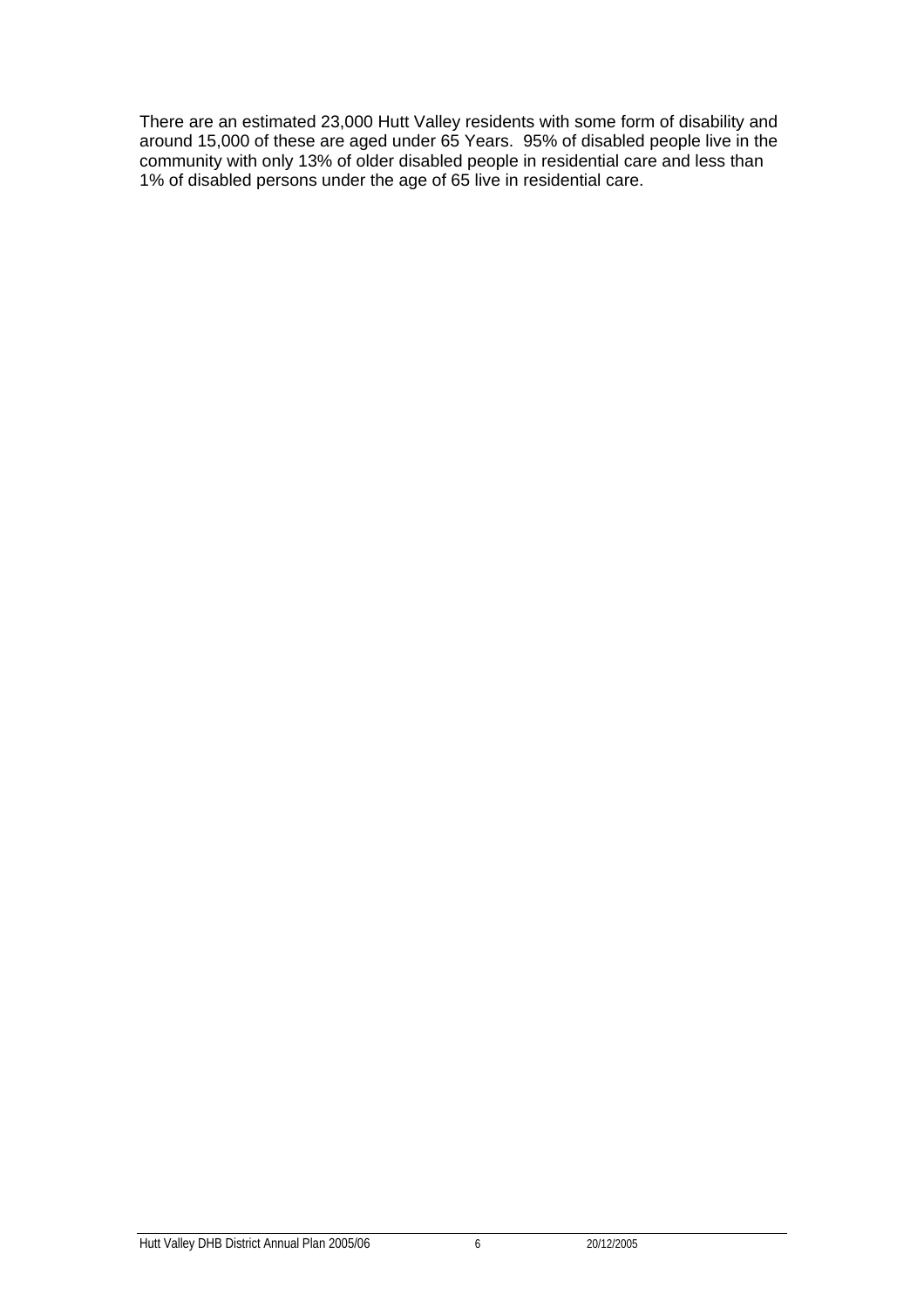There are an estimated 23,000 Hutt Valley residents with some form of disability and around 15,000 of these are aged under 65 Years. 95% of disabled people live in the community with only 13% of older disabled people in residential care and less than 1% of disabled persons under the age of 65 live in residential care.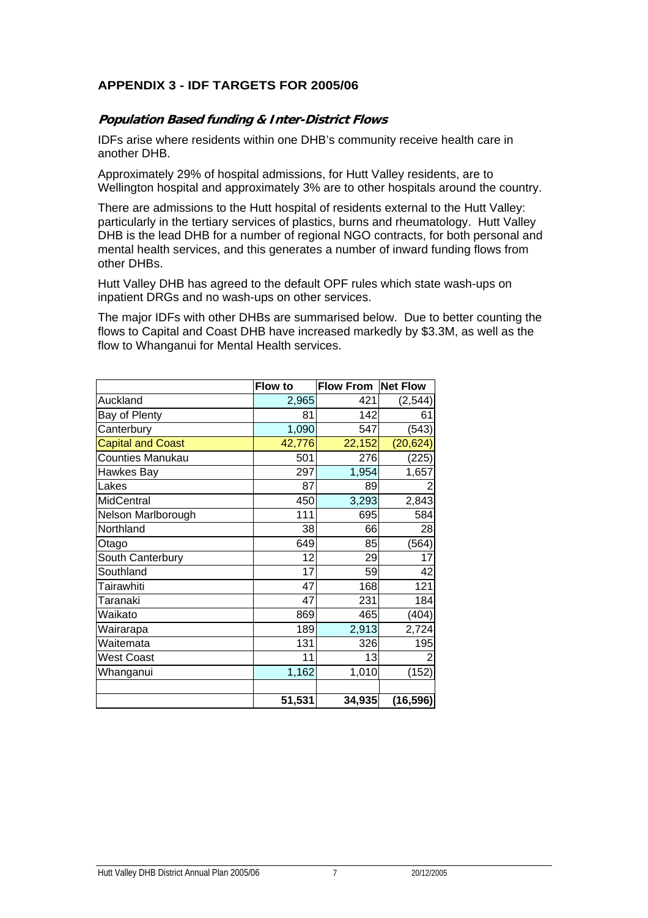## APPENDIX 3 - IDF TARGETS FOR 2005/06

### *Population Based funding & Inter-District Flows*

IDFs arise where residents within one DHB's community receive health care in another DHB.

Approximately 29% of hospital admissions, for Hutt Valley residents, are to Wellington hospital and approximately 3% are to other hospitals around the country.

There are admissions to the Hutt hospital of residents external to the Hutt Valley: particularly in the tertiary services of plastics, burns and rheumatology. Hutt Valley DHB is the lead DHB for a number of regional NGO contracts, for both personal and mental health services, and this generates a number of inward funding flows from other DHBs.

Hutt Valley DHB has agreed to the default OPF rules which state wash-ups on inpatient DRGs and no wash-ups on other services.

The major IDFs with other DHBs are summarised below. Due to better counting the flows to Capital and Coast DHB have increased markedly by $3.3M, as well as the flow to Whanganui for Mental Health services.

| | Flow to | Flow From | Net Flow |
|---|---|---|---|
| Auckland | 2,965 | 421 | (2,544) |
| Bay of Plenty | 81 | 142 | 61 |
| Canterbury | 1,090 | 547 | (543) |
| Capital and Coast | 42,776 | 22,152 | (20,624) |
| Counties Manukau | 501 | 276 | (225) |
| Hawkes Bay | 297 | 1,954 | 1,657 |
| Lakes | 87 | 89 | 2 |
| MidCentral | 450 | 3,293 | 2,843 |
| Nelson Marlborough | 111 | 695 | 584 |
| Northland | 38 | 66 | 28 |
| Otago | 649 | 85 | (564) |
| South Canterbury | 12 | 29 | 17 |
| Southland | 17 | 59 | 42 |
| Tairawhiti | 47 | 168 | 121 |
| Taranaki | 47 | 231 | 184 |
| Waikato | 869 | 465 | (404) |
| Wairarapa | 189 | 2,913 | 2,724 |
| Waitemata | 131 | 326 | 195 |
| West Coast | 11 | 13 | 2 |
| Whanganui | 1,162 | 1,010 | (152) |
| | | | |
| | **51,531** | **34,935** | **(16,596)** |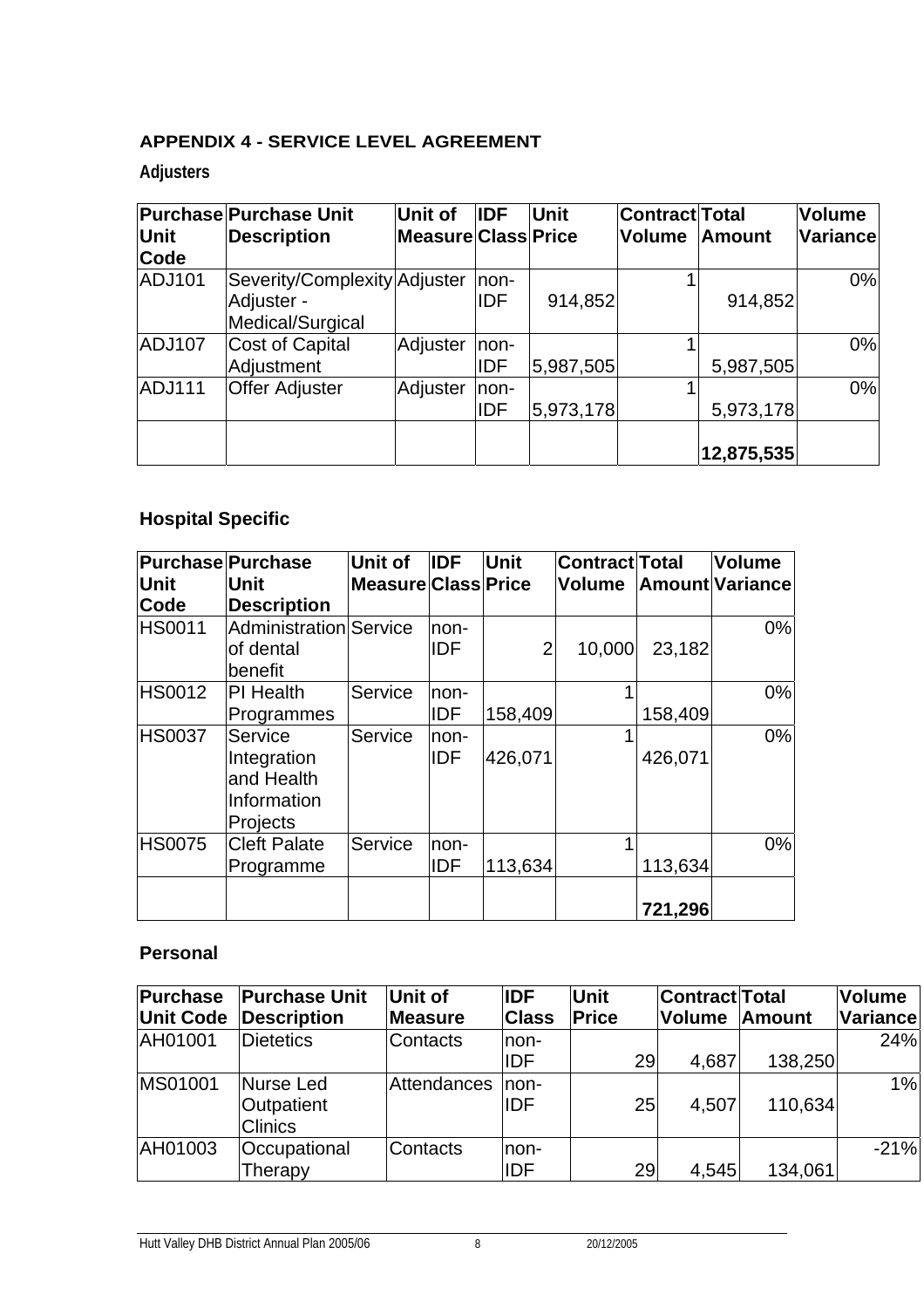## APPENDIX 4 - SERVICE LEVEL AGREEMENT

### Adjusters

| Purchase Unit Code | Purchase Unit Description | Unit of Measure | IDF Class | Unit Price | Contract Volume | Total Amount | Volume Variance |
|---|---|---|---|---|---|---|---|
| ADJ101 | Severity/Complexity Adjuster - Medical/Surgical | Adjuster | non-IDF | 914,852 | 1 | 914,852 | 0% |
| ADJ107 | Cost of Capital Adjustment | Adjuster | non-IDF | 5,987,505 | 1 | 5,987,505 | 0% |
| ADJ111 | Offer Adjuster | Adjuster | non-IDF | 5,973,178 | 1 | 5,973,178 | 0% |
| | | | | | | **12,875,535** | |

### Hospital Specific

| Purchase Unit Code | Purchase Unit Description | Unit of Measure | IDF Class | Unit Price | Contract Volume | Total Amount | Volume Variance |
|---|---|---|---|---|---|---|---|
| HS0011 | Administration of dental benefit | Service | non-IDF | 2 | 10,000 | 23,182 | 0% |
| HS0012 | PI Health Programmes | Service | non-IDF | 158,409 | 1 | 158,409 | 0% |
| HS0037 | Service Integration and Health Information Projects | Service | non-IDF | 426,071 | 1 | 426,071 | 0% |
| HS0075 | Cleft Palate Programme | Service | non-IDF | 113,634 | 1 | 113,634 | 0% |
| | | | | | | **721,296** | |

### Personal

| Purchase Unit Code | Purchase Unit Description | Unit of Measure | IDF Class | Unit Price | Contract Volume | Total Amount | Volume Variance |
|---|---|---|---|---|---|---|---|
| AH01001 | Dietetics | Contacts | non-IDF | 29 | 4,687 | 138,250 | 24% |
| MS01001 | Nurse Led Outpatient Clinics | Attendances | non-IDF | 25 | 4,507 | 110,634 | 1% |
| AH01003 | Occupational Therapy | Contacts | non-IDF | 29 | 4,545 | 134,061 | -21% |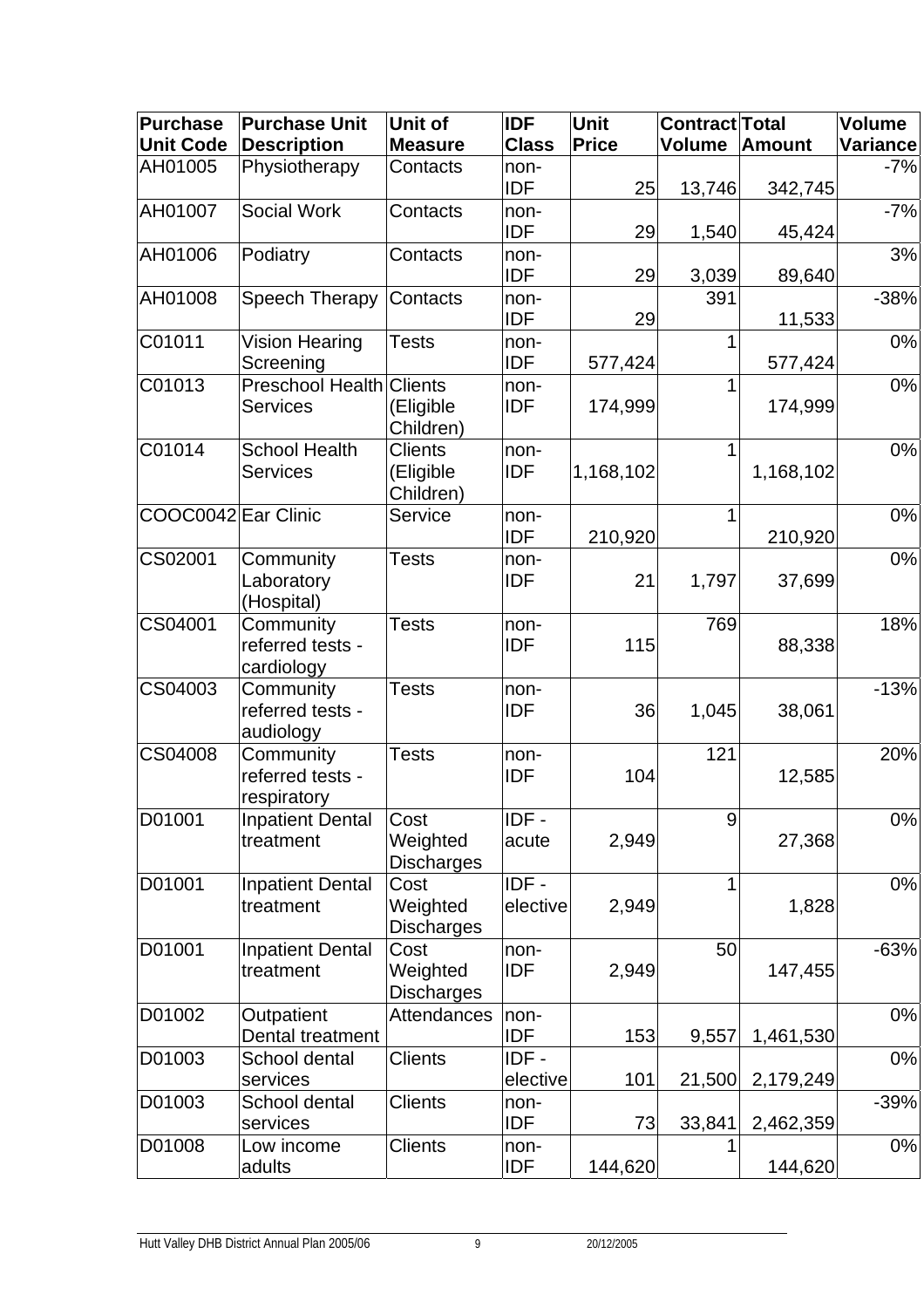| Purchase Unit Code | Purchase Unit Description | Unit of Measure | IDF Class | Unit Price | Contract Volume | Total Amount | Volume Variance |
|---|---|---|---|---|---|---|---|
| AH01005 | Physiotherapy | Contacts | non-IDF | 25 | 13,746 | 342,745 | -7% |
| AH01007 | Social Work | Contacts | non-IDF | 29 | 1,540 | 45,424 | -7% |
| AH01006 | Podiatry | Contacts | non-IDF | 29 | 3,039 | 89,640 | 3% |
| AH01008 | Speech Therapy | Contacts | non-IDF | 29 | 391 | 11,533 | -38% |
| C01011 | Vision Hearing Screening | Tests | non-IDF | 577,424 | 1 | 577,424 | 0% |
| C01013 | Preschool Health Services | Clients (Eligible Children) | non-IDF | 174,999 | 1 | 174,999 | 0% |
| C01014 | School Health Services | Clients (Eligible Children) | non-IDF | 1,168,102 | 1 | 1,168,102 | 0% |
| COOC0042 | Ear Clinic | Service | non-IDF | 210,920 | 1 | 210,920 | 0% |
| CS02001 | Community Laboratory (Hospital) | Tests | non-IDF | 21 | 1,797 | 37,699 | 0% |
| CS04001 | Community referred tests - cardiology | Tests | non-IDF | 115 | 769 | 88,338 | 18% |
| CS04003 | Community referred tests - audiology | Tests | non-IDF | 36 | 1,045 | 38,061 | -13% |
| CS04008 | Community referred tests - respiratory | Tests | non-IDF | 104 | 121 | 12,585 | 20% |
| D01001 | Inpatient Dental treatment | Cost Weighted Discharges | IDF - acute | 2,949 | 9 | 27,368 | 0% |
| D01001 | Inpatient Dental treatment | Cost Weighted Discharges | IDF - elective | 2,949 | 1 | 1,828 | 0% |
| D01001 | Inpatient Dental treatment | Cost Weighted Discharges | non-IDF | 2,949 | 50 | 147,455 | -63% |
| D01002 | Outpatient Dental treatment | Attendances | non-IDF | 153 | 9,557 | 1,461,530 | 0% |
| D01003 | School dental services | Clients | IDF - elective | 101 | 21,500 | 2,179,249 | 0% |
| D01003 | School dental services | Clients | non-IDF | 73 | 33,841 | 2,462,359 | -39% |
| D01008 | Low income adults | Clients | non-IDF | 144,620 | 1 | 144,620 | 0% |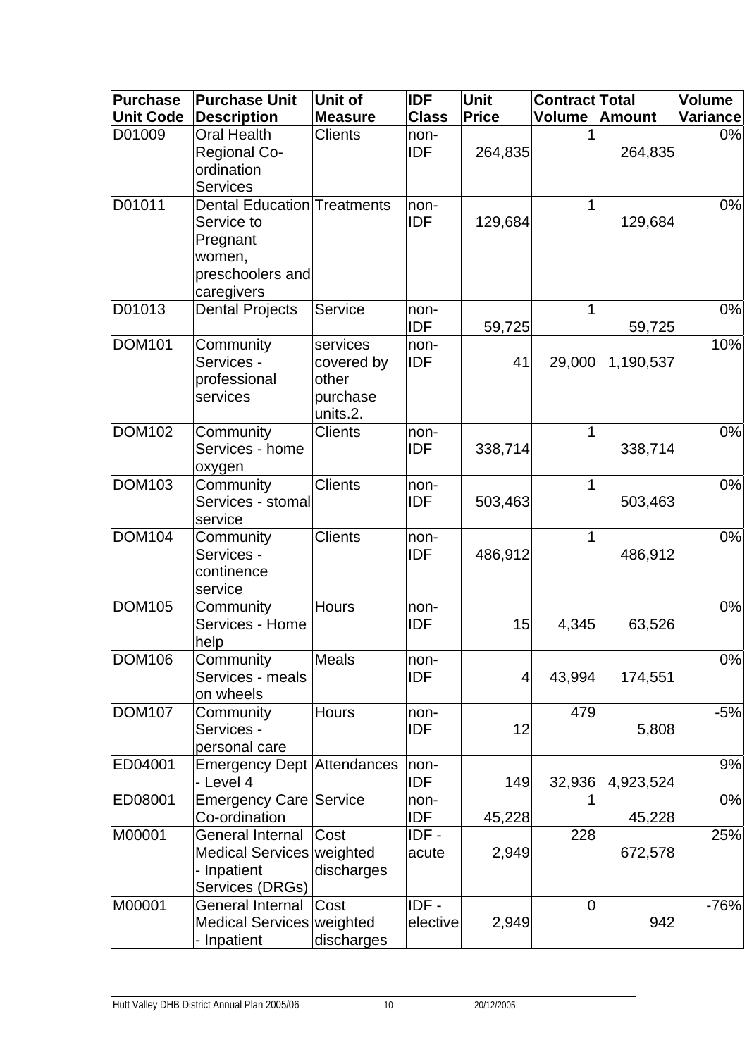| Purchase Unit Code | Purchase Unit Description | Unit of Measure | IDF Class | Unit Price | Contract Volume | Total Amount | Volume Variance |
|---|---|---|---|---|---|---|---|
| D01009 | Oral Health Regional Co-ordination Services | Clients | non-IDF | 264,835 | 1 | 264,835 | 0% |
| D01011 | Dental Education Service to Pregnant women, preschoolers and caregivers | Treatments | non-IDF | 129,684 | 1 | 129,684 | 0% |
| D01013 | Dental Projects | Service | non-IDF | 59,725 | 1 | 59,725 | 0% |
| DOM101 | Community Services - professional services | services covered by other purchase units.2. | non-IDF | 41 | 29,000 | 1,190,537 | 10% |
| DOM102 | Community Services - home oxygen | Clients | non-IDF | 338,714 | 1 | 338,714 | 0% |
| DOM103 | Community Services - stomal service | Clients | non-IDF | 503,463 | 1 | 503,463 | 0% |
| DOM104 | Community Services - continence service | Clients | non-IDF | 486,912 | 1 | 486,912 | 0% |
| DOM105 | Community Services - Home help | Hours | non-IDF | 15 | 4,345 | 63,526 | 0% |
| DOM106 | Community Services - meals on wheels | Meals | non-IDF | 4 | 43,994 | 174,551 | 0% |
| DOM107 | Community Services - personal care | Hours | non-IDF | 12 | 479 | 5,808 | -5% |
| ED04001 | Emergency Dept - Level 4 | Attendances | non-IDF | 149 | 32,936 | 4,923,524 | 9% |
| ED08001 | Emergency Care Co-ordination | Service | non-IDF | 45,228 | 1 | 45,228 | 0% |
| M00001 | General Internal Medical Services - Inpatient Services (DRGs) | Cost weighted discharges | IDF - acute | 2,949 | 228 | 672,578 | 25% |
| M00001 | General Internal Medical Services - Inpatient | Cost weighted discharges | IDF - elective | 2,949 | 0 | 942 | -76% |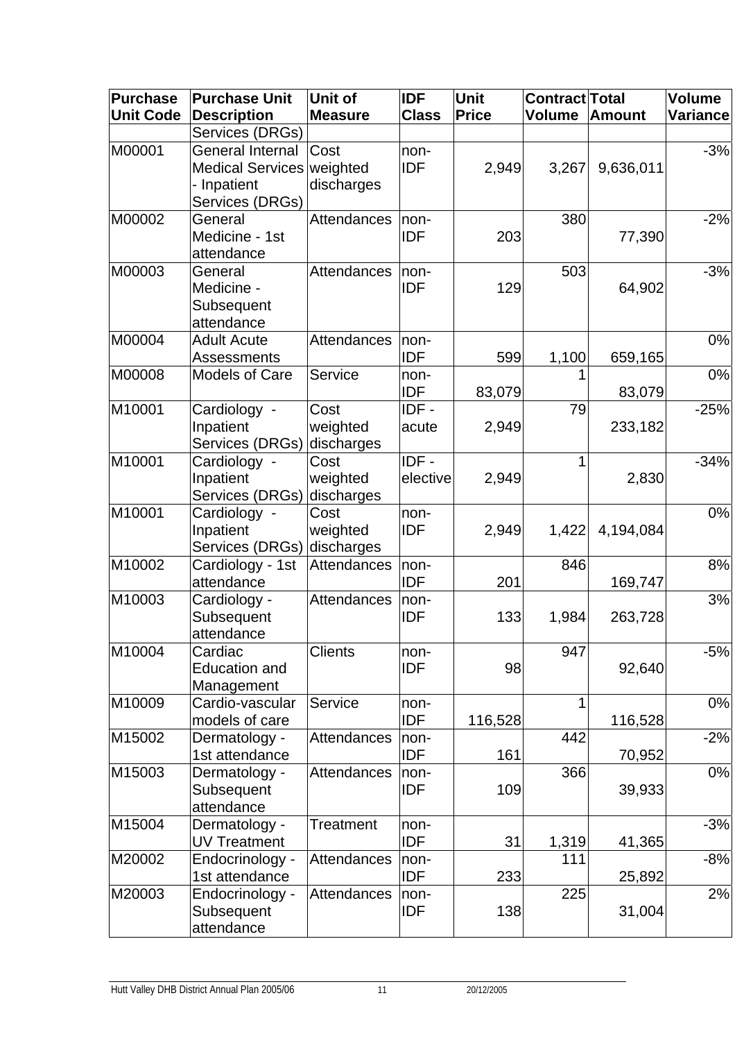| Purchase Unit Code | Purchase Unit Description | Unit of Measure | IDF Class | Unit Price | Contract Volume | Total Amount | Volume Variance |
|---|---|---|---|---|---|---|---|
| | Services (DRGs) | | | | | | |
| M00001 | General Internal Medical Services - Inpatient Services (DRGs) | Cost weighted discharges | non-IDF | 2,949 | 3,267 | 9,636,011 | -3% |
| M00002 | General Medicine - 1st attendance | Attendances | non-IDF | 203 | 380 | 77,390 | -2% |
| M00003 | General Medicine - Subsequent attendance | Attendances | non-IDF | 129 | 503 | 64,902 | -3% |
| M00004 | Adult Acute Assessments | Attendances | non-IDF | 599 | 1,100 | 659,165 | 0% |
| M00008 | Models of Care | Service | non-IDF | 83,079 | 1 | 83,079 | 0% |
| M10001 | Cardiology - Inpatient Services (DRGs) | Cost weighted discharges | IDF - acute | 2,949 | 79 | 233,182 | -25% |
| M10001 | Cardiology - Inpatient Services (DRGs) | Cost weighted discharges | IDF - elective | 2,949 | 1 | 2,830 | -34% |
| M10001 | Cardiology - Inpatient Services (DRGs) | Cost weighted discharges | non-IDF | 2,949 | 1,422 | 4,194,084 | 0% |
| M10002 | Cardiology - 1st attendance | Attendances | non-IDF | 201 | 846 | 169,747 | 8% |
| M10003 | Cardiology - Subsequent attendance | Attendances | non-IDF | 133 | 1,984 | 263,728 | 3% |
| M10004 | Cardiac Education and Management | Clients | non-IDF | 98 | 947 | 92,640 | -5% |
| M10009 | Cardio-vascular models of care | Service | non-IDF | 116,528 | 1 | 116,528 | 0% |
| M15002 | Dermatology - 1st attendance | Attendances | non-IDF | 161 | 442 | 70,952 | -2% |
| M15003 | Dermatology - Subsequent attendance | Attendances | non-IDF | 109 | 366 | 39,933 | 0% |
| M15004 | Dermatology - UV Treatment | Treatment | non-IDF | 31 | 1,319 | 41,365 | -3% |
| M20002 | Endocrinology - 1st attendance | Attendances | non-IDF | 233 | 111 | 25,892 | -8% |
| M20003 | Endocrinology - Subsequent attendance | Attendances | non-IDF | 138 | 225 | 31,004 | 2% |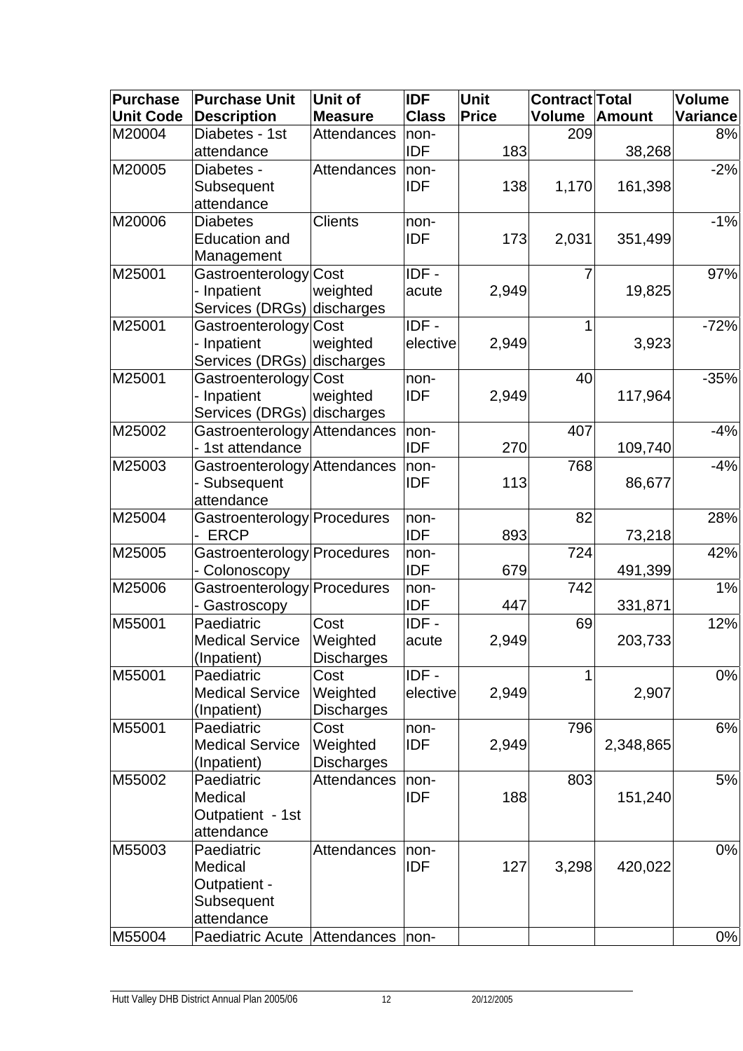| Purchase Unit Code | Purchase Unit Description | Unit of Measure | IDF Class | Unit Price | Contract Volume | Total Amount | Volume Variance |
|---|---|---|---|---|---|---|---|
| M20004 | Diabetes - 1st attendance | Attendances | non-IDF | 183 | 209 | 38,268 | 8% |
| M20005 | Diabetes - Subsequent attendance | Attendances | non-IDF | 138 | 1,170 | 161,398 | -2% |
| M20006 | Diabetes Education and Management | Clients | non-IDF | 173 | 2,031 | 351,499 | -1% |
| M25001 | Gastroenterology - Inpatient Services (DRGs) | Cost weighted discharges | IDF - acute | 2,949 | 7 | 19,825 | 97% |
| M25001 | Gastroenterology - Inpatient Services (DRGs) | Cost weighted discharges | IDF - elective | 2,949 | 1 | 3,923 | -72% |
| M25001 | Gastroenterology - Inpatient Services (DRGs) | Cost weighted discharges | non-IDF | 2,949 | 40 | 117,964 | -35% |
| M25002 | Gastroenterology - 1st attendance | Attendances | non-IDF | 270 | 407 | 109,740 | -4% |
| M25003 | Gastroenterology - Subsequent attendance | Attendances | non-IDF | 113 | 768 | 86,677 | -4% |
| M25004 | Gastroenterology - ERCP | Procedures | non-IDF | 893 | 82 | 73,218 | 28% |
| M25005 | Gastroenterology - Colonoscopy | Procedures | non-IDF | 679 | 724 | 491,399 | 42% |
| M25006 | Gastroenterology - Gastroscopy | Procedures | non-IDF | 447 | 742 | 331,871 | 1% |
| M55001 | Paediatric Medical Service (Inpatient) | Cost Weighted Discharges | IDF - acute | 2,949 | 69 | 203,733 | 12% |
| M55001 | Paediatric Medical Service (Inpatient) | Cost Weighted Discharges | IDF - elective | 2,949 | 1 | 2,907 | 0% |
| M55001 | Paediatric Medical Service (Inpatient) | Cost Weighted Discharges | non-IDF | 2,949 | 796 | 2,348,865 | 6% |
| M55002 | Paediatric Medical Outpatient - 1st attendance | Attendances | non-IDF | 188 | 803 | 151,240 | 5% |
| M55003 | Paediatric Medical Outpatient - Subsequent attendance | Attendances | non-IDF | 127 | 3,298 | 420,022 | 0% |
| M55004 | Paediatric Acute | Attendances | non- | | | | 0% |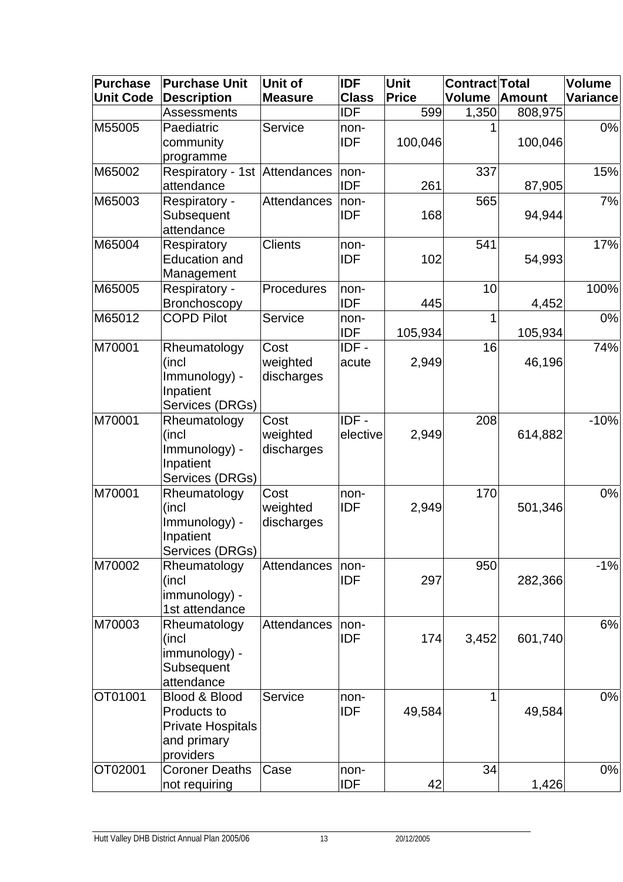| Purchase Unit Code | Purchase Unit Description | Unit of Measure | IDF Class | Unit Price | Contract Volume | Total Amount | Volume Variance |
|---|---|---|---|---|---|---|---|
| | Assessments | | IDF | 599 | 1,350 | 808,975 | |
| M55005 | Paediatric community programme | Service | non-IDF | 100,046 | 1 | 100,046 | 0% |
| M65002 | Respiratory - 1st attendance | Attendances | non-IDF | 261 | 337 | 87,905 | 15% |
| M65003 | Respiratory - Subsequent attendance | Attendances | non-IDF | 168 | 565 | 94,944 | 7% |
| M65004 | Respiratory Education and Management | Clients | non-IDF | 102 | 541 | 54,993 | 17% |
| M65005 | Respiratory - Bronchoscopy | Procedures | non-IDF | 445 | 10 | 4,452 | 100% |
| M65012 | COPD Pilot | Service | non-IDF | 105,934 | 1 | 105,934 | 0% |
| M70001 | Rheumatology (incl Immunology) - Inpatient Services (DRGs) | Cost weighted discharges | IDF - acute | 2,949 | 16 | 46,196 | 74% |
| M70001 | Rheumatology (incl Immunology) - Inpatient Services (DRGs) | Cost weighted discharges | IDF - elective | 2,949 | 208 | 614,882 | -10% |
| M70001 | Rheumatology (incl Immunology) - Inpatient Services (DRGs) | Cost weighted discharges | non-IDF | 2,949 | 170 | 501,346 | 0% |
| M70002 | Rheumatology (incl immunology) - 1st attendance | Attendances | non-IDF | 297 | 950 | 282,366 | -1% |
| M70003 | Rheumatology (incl immunology) - Subsequent attendance | Attendances | non-IDF | 174 | 3,452 | 601,740 | 6% |
| OT01001 | Blood & Blood Products to Private Hospitals and primary providers | Service | non-IDF | 49,584 | 1 | 49,584 | 0% |
| OT02001 | Coroner Deaths not requiring | Case | non-IDF | 42 | 34 | 1,426 | 0% |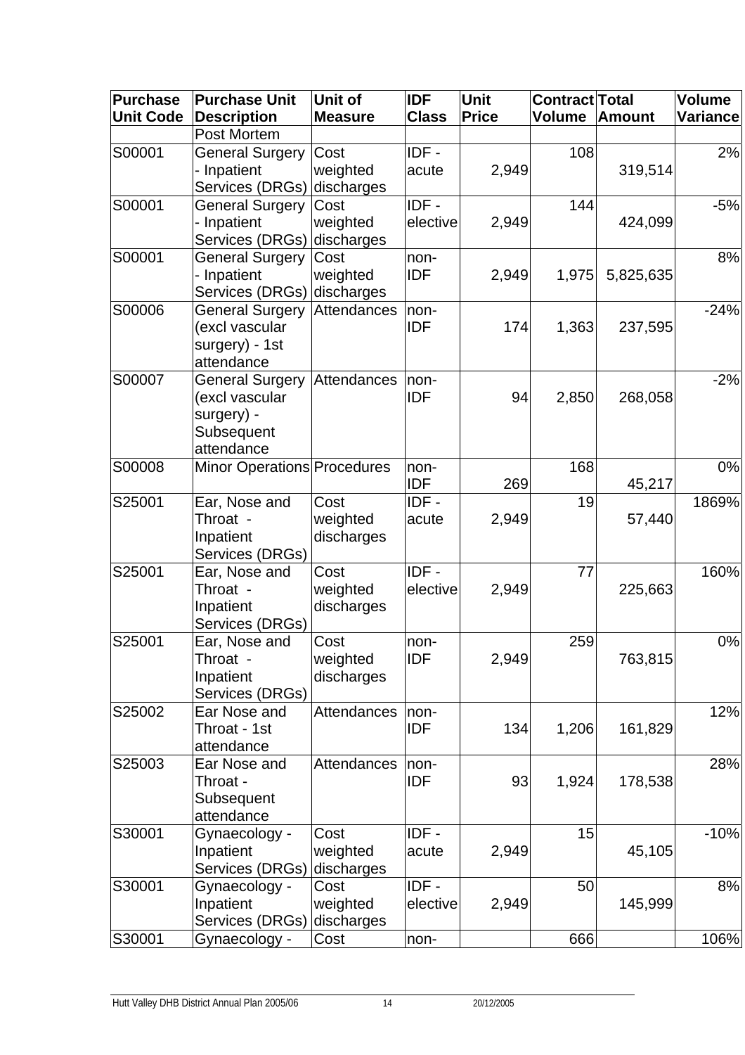| Purchase Unit Code | Purchase Unit Description | Unit of Measure | IDF Class | Unit Price | Contract Volume | Total Amount | Volume Variance |
|---|---|---|---|---|---|---|---|
| | Post Mortem | | | | | | |
| S00001 | General Surgery - Inpatient Services (DRGs) | Cost weighted discharges | IDF - acute | 2,949 | 108 | 319,514 | 2% |
| S00001 | General Surgery - Inpatient Services (DRGs) | Cost weighted discharges | IDF - elective | 2,949 | 144 | 424,099 | -5% |
| S00001 | General Surgery - Inpatient Services (DRGs) | Cost weighted discharges | non-IDF | 2,949 | 1,975 | 5,825,635 | 8% |
| S00006 | General Surgery (excl vascular surgery) - 1st attendance | Attendances | non-IDF | 174 | 1,363 | 237,595 | -24% |
| S00007 | General Surgery (excl vascular surgery) - Subsequent attendance | Attendances | non-IDF | 94 | 2,850 | 268,058 | -2% |
| S00008 | Minor Operations | Procedures | non-IDF | 269 | 168 | 45,217 | 0% |
| S25001 | Ear, Nose and Throat - Inpatient Services (DRGs) | Cost weighted discharges | IDF - acute | 2,949 | 19 | 57,440 | 1869% |
| S25001 | Ear, Nose and Throat - Inpatient Services (DRGs) | Cost weighted discharges | IDF - elective | 2,949 | 77 | 225,663 | 160% |
| S25001 | Ear, Nose and Throat - Inpatient Services (DRGs) | Cost weighted discharges | non-IDF | 2,949 | 259 | 763,815 | 0% |
| S25002 | Ear Nose and Throat - 1st attendance | Attendances | non-IDF | 134 | 1,206 | 161,829 | 12% |
| S25003 | Ear Nose and Throat - Subsequent attendance | Attendances | non-IDF | 93 | 1,924 | 178,538 | 28% |
| S30001 | Gynaecology - Inpatient Services (DRGs) | Cost weighted discharges | IDF - acute | 2,949 | 15 | 45,105 | -10% |
| S30001 | Gynaecology - Inpatient Services (DRGs) | Cost weighted discharges | IDF - elective | 2,949 | 50 | 145,999 | 8% |
| S30001 | Gynaecology - | Cost | non- | | 666 | | 106% |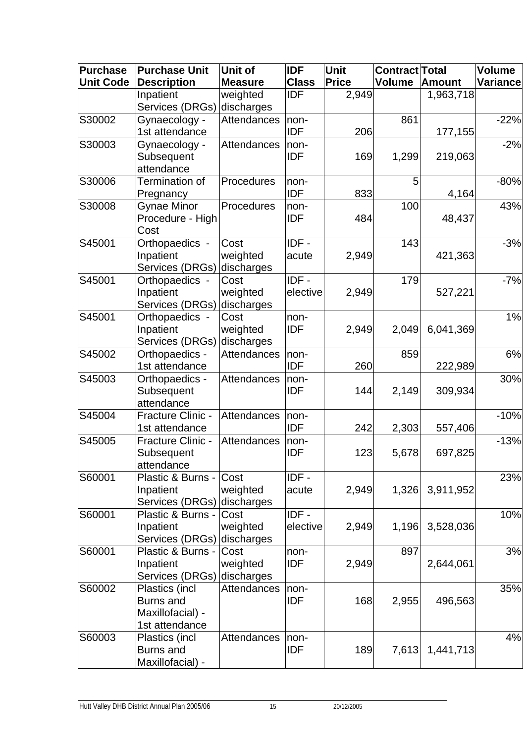| Purchase Unit Code | Purchase Unit Description | Unit of Measure | IDF Class | Unit Price | Contract Volume | Total Amount | Volume Variance |
|---|---|---|---|---|---|---|---|
| | Inpatient Services (DRGs) | weighted discharges | IDF | 2,949 | | 1,963,718 | |
| S30002 | Gynaecology - 1st attendance | Attendances | non-IDF | 206 | 861 | 177,155 | -22% |
| S30003 | Gynaecology - Subsequent attendance | Attendances | non-IDF | 169 | 1,299 | 219,063 | -2% |
| S30006 | Termination of Pregnancy | Procedures | non-IDF | 833 | 5 | 4,164 | -80% |
| S30008 | Gynae Minor Procedure - High Cost | Procedures | non-IDF | 484 | 100 | 48,437 | 43% |
| S45001 | Orthopaedics - Inpatient Services (DRGs) | Cost weighted discharges | IDF - acute | 2,949 | 143 | 421,363 | -3% |
| S45001 | Orthopaedics - Inpatient Services (DRGs) | Cost weighted discharges | IDF - elective | 2,949 | 179 | 527,221 | -7% |
| S45001 | Orthopaedics - Inpatient Services (DRGs) | Cost weighted discharges | non-IDF | 2,949 | 2,049 | 6,041,369 | 1% |
| S45002 | Orthopaedics - 1st attendance | Attendances | non-IDF | 260 | 859 | 222,989 | 6% |
| S45003 | Orthopaedics - Subsequent attendance | Attendances | non-IDF | 144 | 2,149 | 309,934 | 30% |
| S45004 | Fracture Clinic - 1st attendance | Attendances | non-IDF | 242 | 2,303 | 557,406 | -10% |
| S45005 | Fracture Clinic - Subsequent attendance | Attendances | non-IDF | 123 | 5,678 | 697,825 | -13% |
| S60001 | Plastic & Burns - Inpatient Services (DRGs) | Cost weighted discharges | IDF - acute | 2,949 | 1,326 | 3,911,952 | 23% |
| S60001 | Plastic & Burns - Inpatient Services (DRGs) | Cost weighted discharges | IDF - elective | 2,949 | 1,196 | 3,528,036 | 10% |
| S60001 | Plastic & Burns - Inpatient Services (DRGs) | Cost weighted discharges | non-IDF | 2,949 | 897 | 2,644,061 | 3% |
| S60002 | Plastics (incl Burns and Maxillofacial) - 1st attendance | Attendances | non-IDF | 168 | 2,955 | 496,563 | 35% |
| S60003 | Plastics (incl Burns and Maxillofacial) - | Attendances | non-IDF | 189 | 7,613 | 1,441,713 | 4% |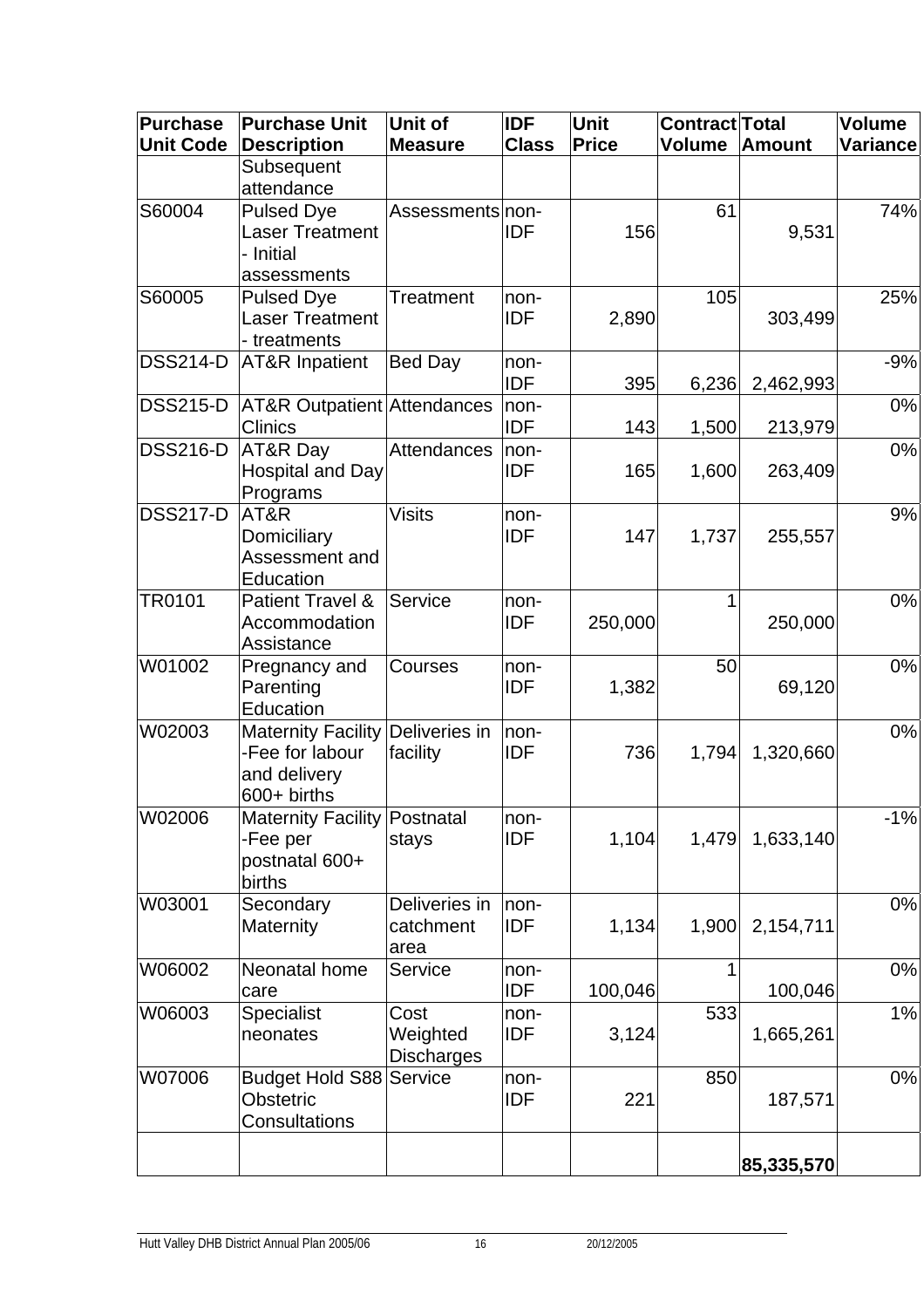| Purchase Unit Code | Purchase Unit Description | Unit of Measure | IDF Class | Unit Price | Contract Volume | Total Amount | Volume Variance |
|---|---|---|---|---|---|---|---|
| | Subsequent attendance | | | | | | |
| S60004 | Pulsed Dye Laser Treatment - Initial assessments | Assessments | non-IDF | 156 | 61 | 9,531 | 74% |
| S60005 | Pulsed Dye Laser Treatment - treatments | Treatment | non-IDF | 2,890 | 105 | 303,499 | 25% |
| DSS214-D | AT&R Inpatient | Bed Day | non-IDF | 395 | 6,236 | 2,462,993 | -9% |
| DSS215-D | AT&R Outpatient Clinics | Attendances | non-IDF | 143 | 1,500 | 213,979 | 0% |
| DSS216-D | AT&R Day Hospital and Day Programs | Attendances | non-IDF | 165 | 1,600 | 263,409 | 0% |
| DSS217-D | AT&R Domiciliary Assessment and Education | Visits | non-IDF | 147 | 1,737 | 255,557 | 9% |
| TR0101 | Patient Travel & Accommodation Assistance | Service | non-IDF | 250,000 | 1 | 250,000 | 0% |
| W01002 | Pregnancy and Parenting Education | Courses | non-IDF | 1,382 | 50 | 69,120 | 0% |
| W02003 | Maternity Facility -Fee for labour and delivery 600+ births | Deliveries in facility | non-IDF | 736 | 1,794 | 1,320,660 | 0% |
| W02006 | Maternity Facility -Fee per postnatal 600+ births | Postnatal stays | non-IDF | 1,104 | 1,479 | 1,633,140 | -1% |
| W03001 | Secondary Maternity | Deliveries in catchment area | non-IDF | 1,134 | 1,900 | 2,154,711 | 0% |
| W06002 | Neonatal home care | Service | non-IDF | 100,046 | 1 | 100,046 | 0% |
| W06003 | Specialist neonates | Cost Weighted Discharges | non-IDF | 3,124 | 533 | 1,665,261 | 1% |
| W07006 | Budget Hold S88 Obstetric Consultations | Service | non-IDF | 221 | 850 | 187,571 | 0% |
| | | | | | | **85,335,570** | |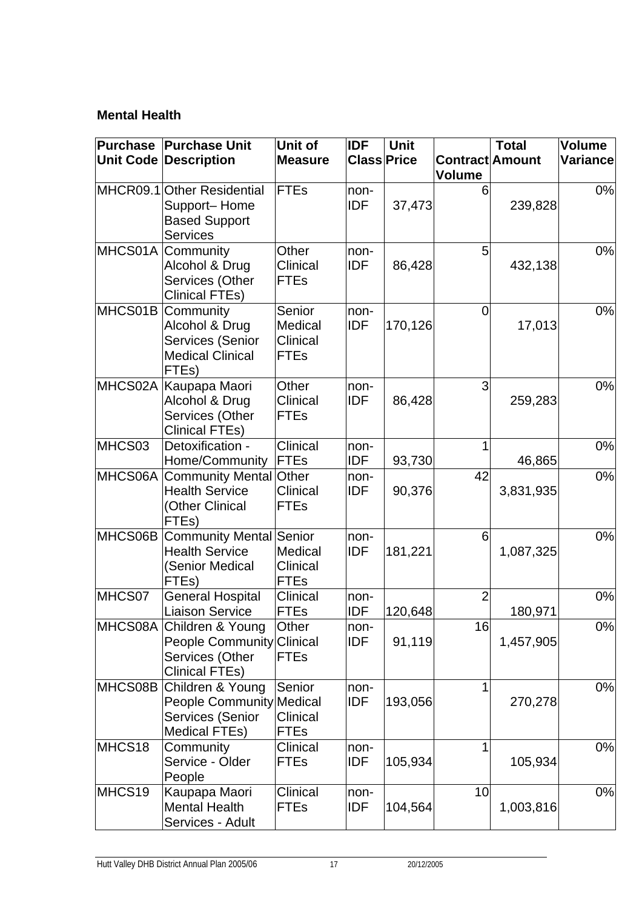**Mental Health**

| Purchase Unit Code | Purchase Unit Description | Unit of Measure | IDF Class | Unit Price | Contract Volume | Total Amount | Volume Variance |
|---|---|---|---|---|---|---|---|
| MHCR09.1 | Other Residential Support– Home Based Support Services | FTEs | non-IDF | 37,473 | 6 | 239,828 | 0% |
| MHCS01A | Community Alcohol & Drug Services (Other Clinical FTEs) | Other Clinical FTEs | non-IDF | 86,428 | 5 | 432,138 | 0% |
| MHCS01B | Community Alcohol & Drug Services (Senior Medical Clinical FTEs) | Senior Medical Clinical FTEs | non-IDF | 170,126 | 0 | 17,013 | 0% |
| MHCS02A | Kaupapa Maori Alcohol & Drug Services (Other Clinical FTEs) | Other Clinical FTEs | non-IDF | 86,428 | 3 | 259,283 | 0% |
| MHCS03 | Detoxification - Home/Community | Clinical FTEs | non-IDF | 93,730 | 1 | 46,865 | 0% |
| MHCS06A | Community Mental Health Service (Other Clinical FTEs) | Other Clinical FTEs | non-IDF | 90,376 | 42 | 3,831,935 | 0% |
| MHCS06B | Community Mental Health Service (Senior Medical FTEs) | Senior Medical Clinical FTEs | non-IDF | 181,221 | 6 | 1,087,325 | 0% |
| MHCS07 | General Hospital Liaison Service | Clinical FTEs | non-IDF | 120,648 | 2 | 180,971 | 0% |
| MHCS08A | Children & Young People Community Services (Other Clinical FTEs) | Other Clinical FTEs | non-IDF | 91,119 | 16 | 1,457,905 | 0% |
| MHCS08B | Children & Young People Community Services (Senior Medical FTEs) | Senior Medical Clinical FTEs | non-IDF | 193,056 | 1 | 270,278 | 0% |
| MHCS18 | Community Service - Older People | Clinical FTEs | non-IDF | 105,934 | 1 | 105,934 | 0% |
| MHCS19 | Kaupapa Maori Mental Health Services - Adult | Clinical FTEs | non-IDF | 104,564 | 10 | 1,003,816 | 0% |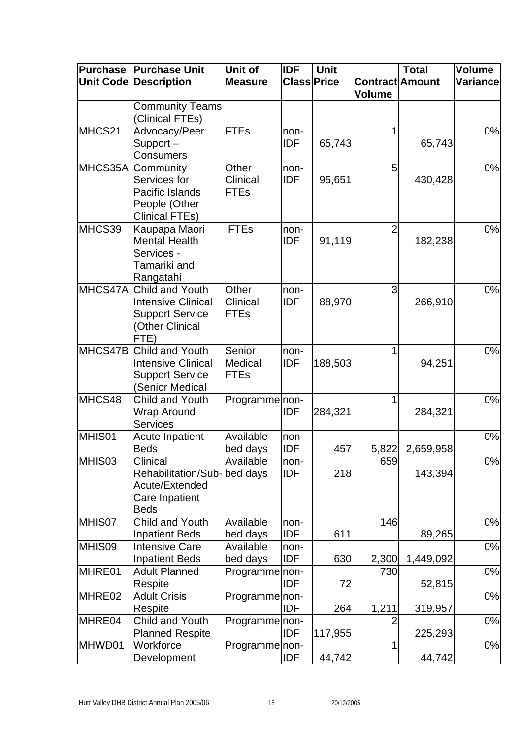| Purchase Unit Code | Purchase Unit Description | Unit of Measure | IDF Class | Unit Price | Contract Volume | Total Amount | Volume Variance |
|---|---|---|---|---|---|---|---|
| | Community Teams (Clinical FTEs) | | | | | | |
| MHCS21 | Advocacy/Peer Support – Consumers | FTEs | non-IDF | 65,743 | 1 | 65,743 | 0% |
| MHCS35A | Community Services for Pacific Islands People (Other Clinical FTEs) | Other Clinical FTEs | non-IDF | 95,651 | 5 | 430,428 | 0% |
| MHCS39 | Kaupapa Maori Mental Health Services - Tamariki and Rangatahi | FTEs | non-IDF | 91,119 | 2 | 182,238 | 0% |
| MHCS47A | Child and Youth Intensive Clinical Support Service (Other Clinical FTE) | Other Clinical FTEs | non-IDF | 88,970 | 3 | 266,910 | 0% |
| MHCS47B | Child and Youth Intensive Clinical Support Service (Senior Medical | Senior Medical FTEs | non-IDF | 188,503 | 1 | 94,251 | 0% |
| MHCS48 | Child and Youth Wrap Around Services | Programme | non-IDF | 284,321 | 1 | 284,321 | 0% |
| MHIS01 | Acute Inpatient Beds | Available bed days | non-IDF | 457 | 5,822 | 2,659,958 | 0% |
| MHIS03 | Clinical Rehabilitation/Sub-Acute/Extended Care Inpatient Beds | Available bed days | non-IDF | 218 | 659 | 143,394 | 0% |
| MHIS07 | Child and Youth Inpatient Beds | Available bed days | non-IDF | 611 | 146 | 89,265 | 0% |
| MHIS09 | Intensive Care Inpatient Beds | Available bed days | non-IDF | 630 | 2,300 | 1,449,092 | 0% |
| MHRE01 | Adult Planned Respite | Programme | non-IDF | 72 | 730 | 52,815 | 0% |
| MHRE02 | Adult Crisis Respite | Programme | non-IDF | 264 | 1,211 | 319,957 | 0% |
| MHRE04 | Child and Youth Planned Respite | Programme | non-IDF | 117,955 | 2 | 225,293 | 0% |
| MHWD01 | Workforce Development | Programme | non-IDF | 44,742 | 1 | 44,742 | 0% |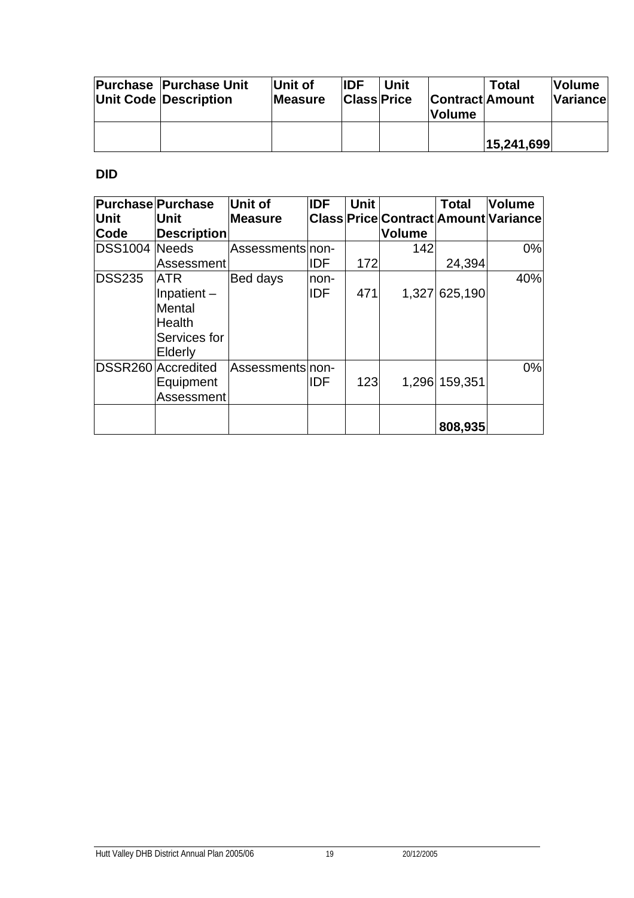| Purchase Unit Code | Purchase Unit Description | Unit of Measure | IDF Class | Unit Price | Contract Volume | Total Amount | Volume Variance |
|---|---|---|---|---|---|---|---|
| | | | | | | **15,241,699** | |

**DID**

| Purchase Unit Code | Purchase Unit Description | Unit of Measure | IDF Class | Unit Price | Contract Volume | Total Amount | Volume Variance |
|---|---|---|---|---|---|---|---|
| DSS1004 | Needs Assessment | Assessments | non-IDF | 172 | 142 | 24,394 | 0% |
| DSS235 | ATR Inpatient – Mental Health Services for Elderly | Bed days | non-IDF | 471 | 1,327 | 625,190 | 40% |
| DSSR260 | Accredited Equipment Assessment | Assessments | non-IDF | 123 | 1,296 | 159,351 | 0% |
| | | | | | | **808,935** | |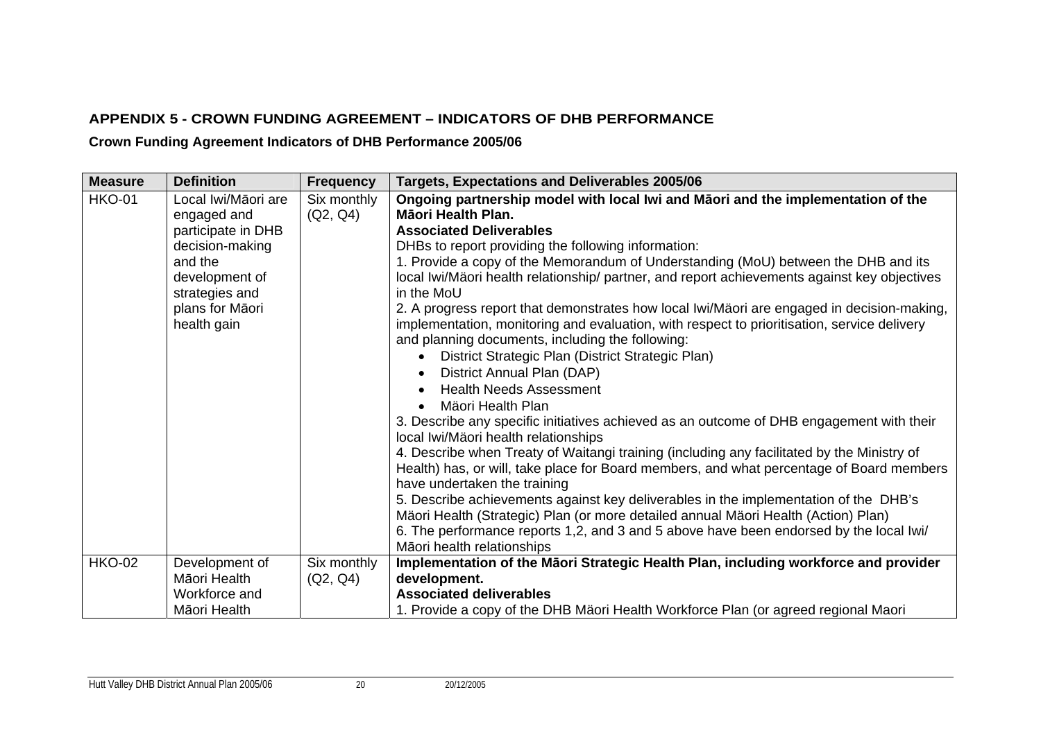## APPENDIX 5 - CROWN FUNDING AGREEMENT – INDICATORS OF DHB PERFORMANCE

### Crown Funding Agreement Indicators of DHB Performance 2005/06

| Measure | Definition | Frequency | Targets, Expectations and Deliverables 2005/06 |
|---|---|---|---|
| HKO-01 | Local Iwi/Māori are engaged and participate in DHB decision-making and the development of strategies and plans for Māori health gain | Six monthly (Q2, Q4) | **Ongoing partnership model with local Iwi and Māori and the implementation of the Māori Health Plan.** <br> **Associated Deliverables** <br> DHBs to report providing the following information: <br> 1. Provide a copy of the Memorandum of Understanding (MoU) between the DHB and its local Iwi/Mäori health relationship/ partner, and report achievements against key objectives in the MoU <br> 2. A progress report that demonstrates how local Iwi/Mäori are engaged in decision-making, implementation, monitoring and evaluation, with respect to prioritisation, service delivery and planning documents, including the following: <br> • District Strategic Plan (District Strategic Plan) <br> • District Annual Plan (DAP) <br> • Health Needs Assessment <br> • Mäori Health Plan <br> 3. Describe any specific initiatives achieved as an outcome of DHB engagement with their local Iwi/Mäori health relationships <br> 4. Describe when Treaty of Waitangi training (including any facilitated by the Ministry of Health) has, or will, take place for Board members, and what percentage of Board members have undertaken the training <br> 5. Describe achievements against key deliverables in the implementation of the DHB's Mäori Health (Strategic) Plan (or more detailed annual Mäori Health (Action) Plan) <br> 6. The performance reports 1,2, and 3 and 5 above have been endorsed by the local Iwi/ Māori health relationships |
| HKO-02 | Development of Māori Health Workforce and Māori Health | Six monthly (Q2, Q4) | **Implementation of the Māori Strategic Health Plan, including workforce and provider development.** <br> **Associated deliverables** <br> 1. Provide a copy of the DHB Mäori Health Workforce Plan (or agreed regional Maori |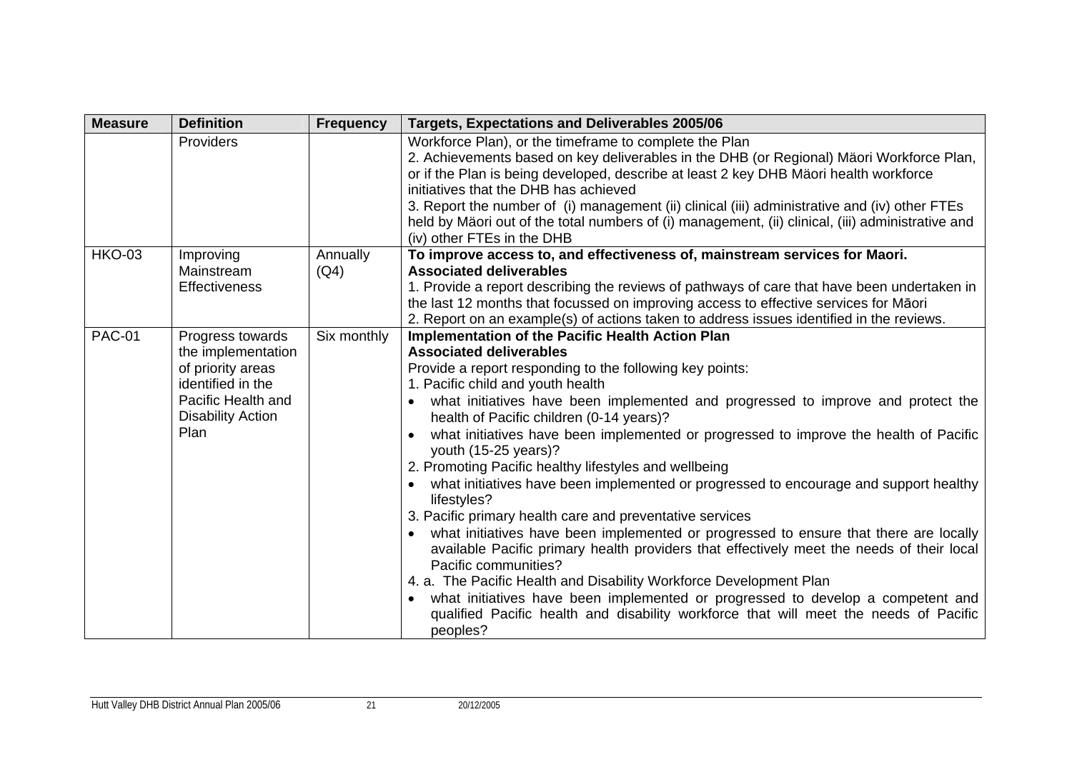| Measure | Definition | Frequency | Targets, Expectations and Deliverables 2005/06 |
|---|---|---|---|
| | Providers | | Workforce Plan), or the timeframe to complete the Plan<br>2. Achievements based on key deliverables in the DHB (or Regional) Mäori Workforce Plan, or if the Plan is being developed, describe at least 2 key DHB Mäori health workforce initiatives that the DHB has achieved<br>3. Report the number of (i) management (ii) clinical (iii) administrative and (iv) other FTEs held by Mäori out of the total numbers of (i) management, (ii) clinical, (iii) administrative and (iv) other FTEs in the DHB |
| HKO-03 | Improving Mainstream Effectiveness | Annually (Q4) | **To improve access to, and effectiveness of, mainstream services for Maori.**<br>**Associated deliverables**<br>1. Provide a report describing the reviews of pathways of care that have been undertaken in the last 12 months that focussed on improving access to effective services for Māori<br>2. Report on an example(s) of actions taken to address issues identified in the reviews. |
| PAC-01 | Progress towards the implementation of priority areas identified in the Pacific Health and Disability Action Plan | Six monthly | **Implementation of the Pacific Health Action Plan**<br>**Associated deliverables**<br>Provide a report responding to the following key points:<br>1. Pacific child and youth health<br>• what initiatives have been implemented and progressed to improve and protect the health of Pacific children (0-14 years)?<br>• what initiatives have been implemented or progressed to improve the health of Pacific youth (15-25 years)?<br>2. Promoting Pacific healthy lifestyles and wellbeing<br>• what initiatives have been implemented or progressed to encourage and support healthy lifestyles?<br>3. Pacific primary health care and preventative services<br>• what initiatives have been implemented or progressed to ensure that there are locally available Pacific primary health providers that effectively meet the needs of their local Pacific communities?<br>4. a. The Pacific Health and Disability Workforce Development Plan<br>• what initiatives have been implemented or progressed to develop a competent and qualified Pacific health and disability workforce that will meet the needs of Pacific peoples? |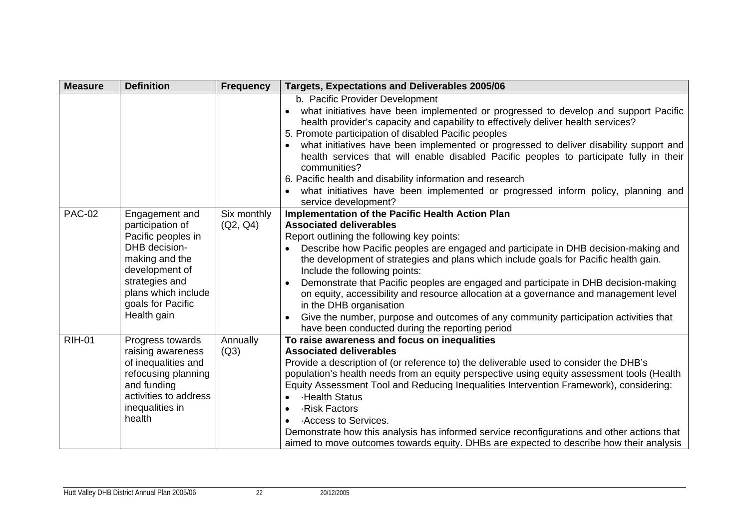| Measure | Definition | Frequency | Targets, Expectations and Deliverables 2005/06 |
|---|---|---|---|
| | | | b. Pacific Provider Development<br>• what initiatives have been implemented or progressed to develop and support Pacific health provider's capacity and capability to effectively deliver health services?<br>5. Promote participation of disabled Pacific peoples<br>• what initiatives have been implemented or progressed to deliver disability support and health services that will enable disabled Pacific peoples to participate fully in their communities?<br>6. Pacific health and disability information and research<br>• what initiatives have been implemented or progressed inform policy, planning and service development? |
| PAC-02 | Engagement and participation of Pacific peoples in DHB decision-making and the development of strategies and plans which include goals for Pacific Health gain | Six monthly (Q2, Q4) | **Implementation of the Pacific Health Action Plan**<br>**Associated deliverables**<br>Report outlining the following key points:<br>• Describe how Pacific peoples are engaged and participate in DHB decision-making and the development of strategies and plans which include goals for Pacific health gain. Include the following points:<br>• Demonstrate that Pacific peoples are engaged and participate in DHB decision-making on equity, accessibility and resource allocation at a governance and management level in the DHB organisation<br>• Give the number, purpose and outcomes of any community participation activities that have been conducted during the reporting period |
| RIH-01 | Progress towards raising awareness of inequalities and refocusing planning and funding activities to address inequalities in health | Annually (Q3) | **To raise awareness and focus on inequalities**<br>**Associated deliverables**<br>Provide a description of (or reference to) the deliverable used to consider the DHB's population's health needs from an equity perspective using equity assessment tools (Health Equity Assessment Tool and Reducing Inequalities Intervention Framework), considering:<br>• ·Health Status<br>• ·Risk Factors<br>• ·Access to Services.<br>Demonstrate how this analysis has informed service reconfigurations and other actions that aimed to move outcomes towards equity. DHBs are expected to describe how their analysis |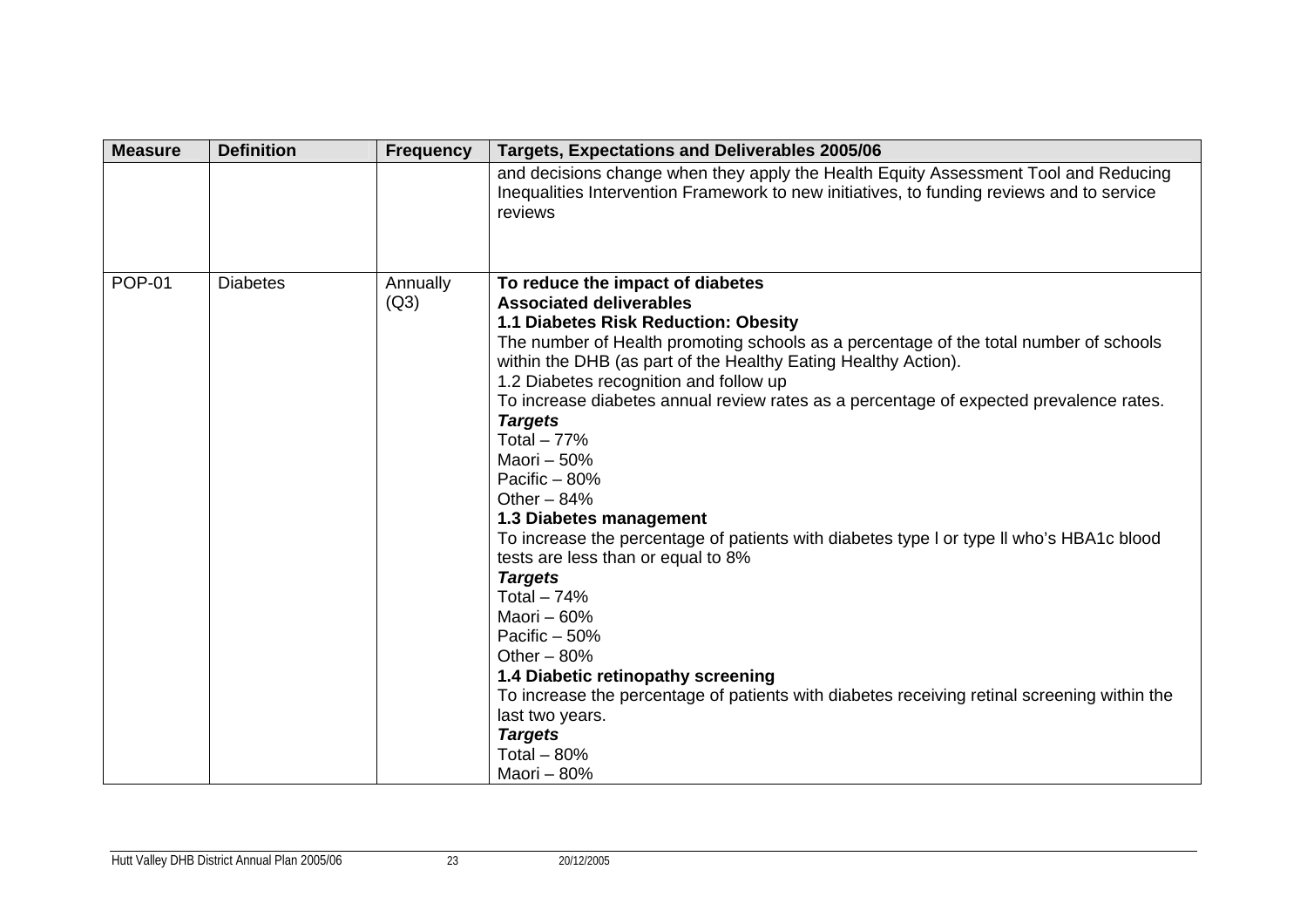| Measure | Definition | Frequency | Targets, Expectations and Deliverables 2005/06 |
|---|---|---|---|
| | | | and decisions change when they apply the Health Equity Assessment Tool and Reducing Inequalities Intervention Framework to new initiatives, to funding reviews and to service reviews |
| POP-01 | Diabetes | Annually (Q3) | **To reduce the impact of diabetes**<br>**Associated deliverables**<br>**1.1 Diabetes Risk Reduction: Obesity**<br>The number of Health promoting schools as a percentage of the total number of schools within the DHB (as part of the Healthy Eating Healthy Action).<br>1.2 Diabetes recognition and follow up<br>To increase diabetes annual review rates as a percentage of expected prevalence rates.<br>***Targets***<br>Total – 77%<br>Maori – 50%<br>Pacific – 80%<br>Other – 84%<br>**1.3 Diabetes management**<br>To increase the percentage of patients with diabetes type l or type ll who's HBA1c blood tests are less than or equal to 8%<br>***Targets***<br>Total – 74%<br>Maori – 60%<br>Pacific – 50%<br>Other – 80%<br>**1.4 Diabetic retinopathy screening**<br>To increase the percentage of patients with diabetes receiving retinal screening within the last two years.<br>***Targets***<br>Total – 80%<br>Maori – 80% |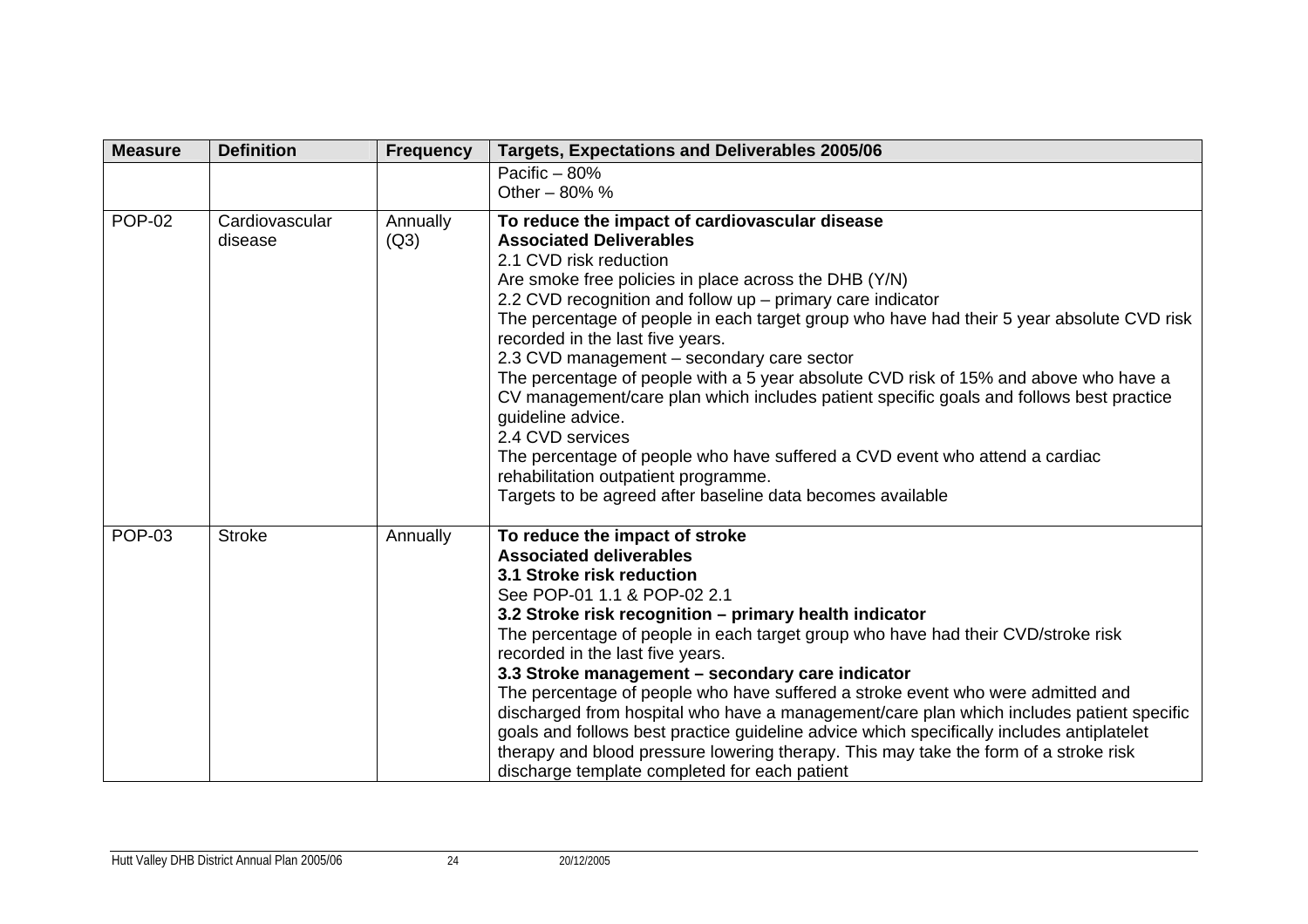| Measure | Definition | Frequency | Targets, Expectations and Deliverables 2005/06 |
|---|---|---|---|
| | | | Pacific – 80%<br>Other – 80% % |
| POP-02 | Cardiovascular disease | Annually (Q3) | **To reduce the impact of cardiovascular disease**<br>**Associated Deliverables**<br>2.1 CVD risk reduction<br>Are smoke free policies in place across the DHB (Y/N)<br>2.2 CVD recognition and follow up – primary care indicator<br>The percentage of people in each target group who have had their 5 year absolute CVD risk recorded in the last five years.<br>2.3 CVD management – secondary care sector<br>The percentage of people with a 5 year absolute CVD risk of 15% and above who have a CV management/care plan which includes patient specific goals and follows best practice guideline advice.<br>2.4 CVD services<br>The percentage of people who have suffered a CVD event who attend a cardiac rehabilitation outpatient programme.<br>Targets to be agreed after baseline data becomes available |
| POP-03 | Stroke | Annually | **To reduce the impact of stroke**<br>**Associated deliverables**<br>**3.1 Stroke risk reduction**<br>See POP-01 1.1 & POP-02 2.1<br>**3.2 Stroke risk recognition – primary health indicator**<br>The percentage of people in each target group who have had their CVD/stroke risk recorded in the last five years.<br>**3.3 Stroke management – secondary care indicator**<br>The percentage of people who have suffered a stroke event who were admitted and discharged from hospital who have a management/care plan which includes patient specific goals and follows best practice guideline advice which specifically includes antiplatelet therapy and blood pressure lowering therapy. This may take the form of a stroke risk discharge template completed for each patient |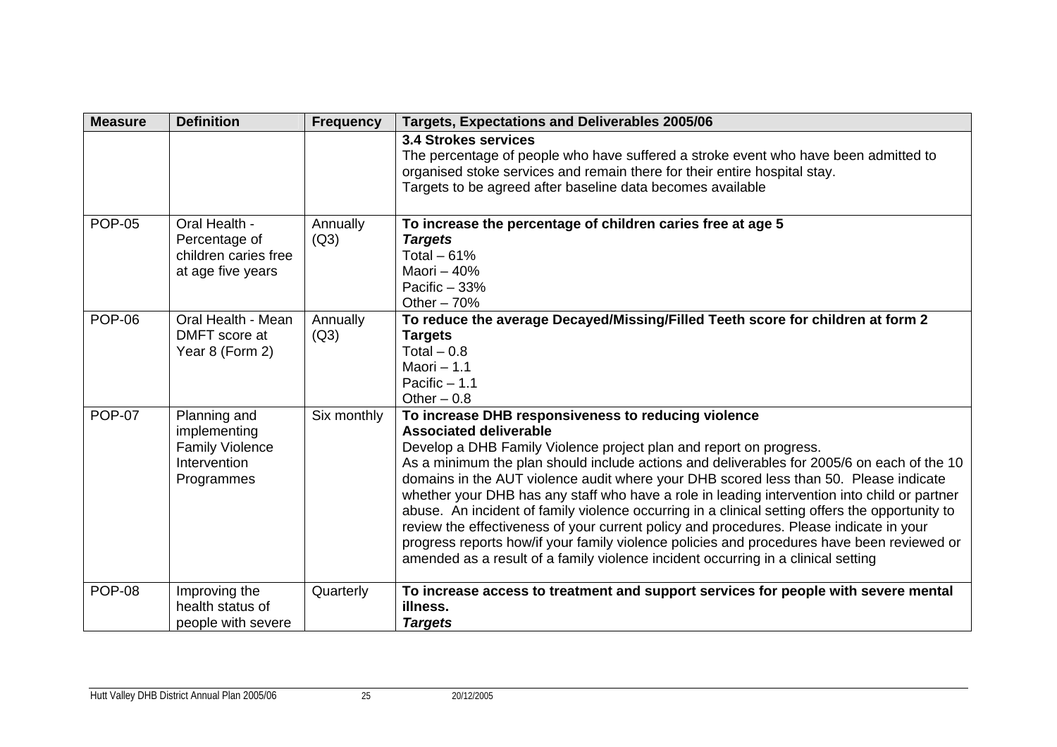| Measure | Definition | Frequency | Targets, Expectations and Deliverables 2005/06 |
|---|---|---|---|
| | | | **3.4 Strokes services**<br>The percentage of people who have suffered a stroke event who have been admitted to organised stoke services and remain there for their entire hospital stay.<br>Targets to be agreed after baseline data becomes available |
| POP-05 | Oral Health - Percentage of children caries free at age five years | Annually (Q3) | **To increase the percentage of children caries free at age 5**<br>***Targets***<br>Total – 61%<br>Maori – 40%<br>Pacific – 33%<br>Other – 70% |
| POP-06 | Oral Health - Mean DMFT score at Year 8 (Form 2) | Annually (Q3) | **To reduce the average Decayed/Missing/Filled Teeth score for children at form 2**<br>**Targets**<br>Total – 0.8<br>Maori – 1.1<br>Pacific – 1.1<br>Other – 0.8 |
| POP-07 | Planning and implementing Family Violence Intervention Programmes | Six monthly | **To increase DHB responsiveness to reducing violence**<br>**Associated deliverable**<br>Develop a DHB Family Violence project plan and report on progress.<br>As a minimum the plan should include actions and deliverables for 2005/6 on each of the 10 domains in the AUT violence audit where your DHB scored less than 50. Please indicate whether your DHB has any staff who have a role in leading intervention into child or partner abuse. An incident of family violence occurring in a clinical setting offers the opportunity to review the effectiveness of your current policy and procedures. Please indicate in your progress reports how/if your family violence policies and procedures have been reviewed or amended as a result of a family violence incident occurring in a clinical setting |
| POP-08 | Improving the health status of people with severe | Quarterly | **To increase access to treatment and support services for people with severe mental illness.**<br>***Targets*** |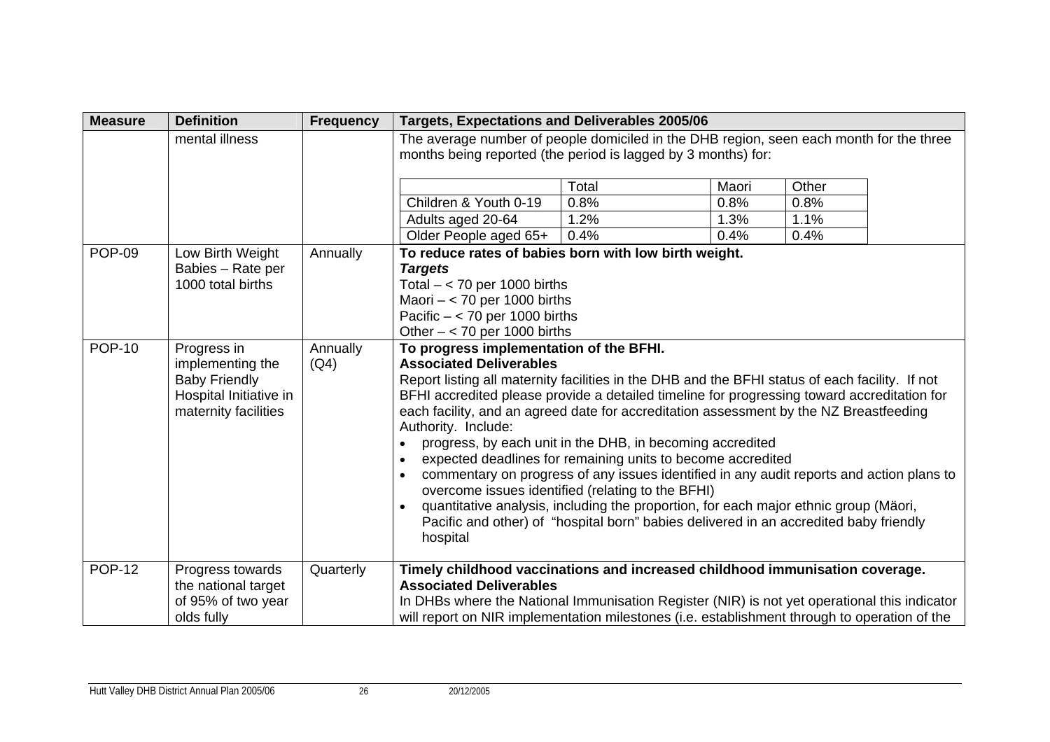| Measure | Definition | Frequency | Targets, Expectations and Deliverables 2005/06 |
|---|---|---|---|
| | mental illness | | The average number of people domiciled in the DHB region, seen each month for the three months being reported (the period is lagged by 3 months) for:<br><br>\| \| Total \| Maori \| Other \|<br>\| Children & Youth 0-19 \| 0.8% \| 0.8% \| 0.8% \|<br>\| Adults aged 20-64 \| 1.2% \| 1.3% \| 1.1% \|<br>\| Older People aged 65+ \| 0.4% \| 0.4% \| 0.4% \| |
| POP-09 | Low Birth Weight Babies – Rate per 1000 total births | Annually | **To reduce rates of babies born with low birth weight.**<br>***Targets***<br>Total – < 70 per 1000 births<br>Maori – < 70 per 1000 births<br>Pacific – < 70 per 1000 births<br>Other – < 70 per 1000 births |
| POP-10 | Progress in implementing the Baby Friendly Hospital Initiative in maternity facilities | Annually (Q4) | **To progress implementation of the BFHI.**<br>**Associated Deliverables**<br>Report listing all maternity facilities in the DHB and the BFHI status of each facility. If not BFHI accredited please provide a detailed timeline for progressing toward accreditation for each facility, and an agreed date for accreditation assessment by the NZ Breastfeeding Authority. Include:<br>• progress, by each unit in the DHB, in becoming accredited<br>• expected deadlines for remaining units to become accredited<br>• commentary on progress of any issues identified in any audit reports and action plans to overcome issues identified (relating to the BFHI)<br>• quantitative analysis, including the proportion, for each major ethnic group (Mäori, Pacific and other) of "hospital born" babies delivered in an accredited baby friendly hospital |
| POP-12 | Progress towards the national target of 95% of two year olds fully | Quarterly | **Timely childhood vaccinations and increased childhood immunisation coverage.**<br>**Associated Deliverables**<br>In DHBs where the National Immunisation Register (NIR) is not yet operational this indicator will report on NIR implementation milestones (i.e. establishment through to operation of the |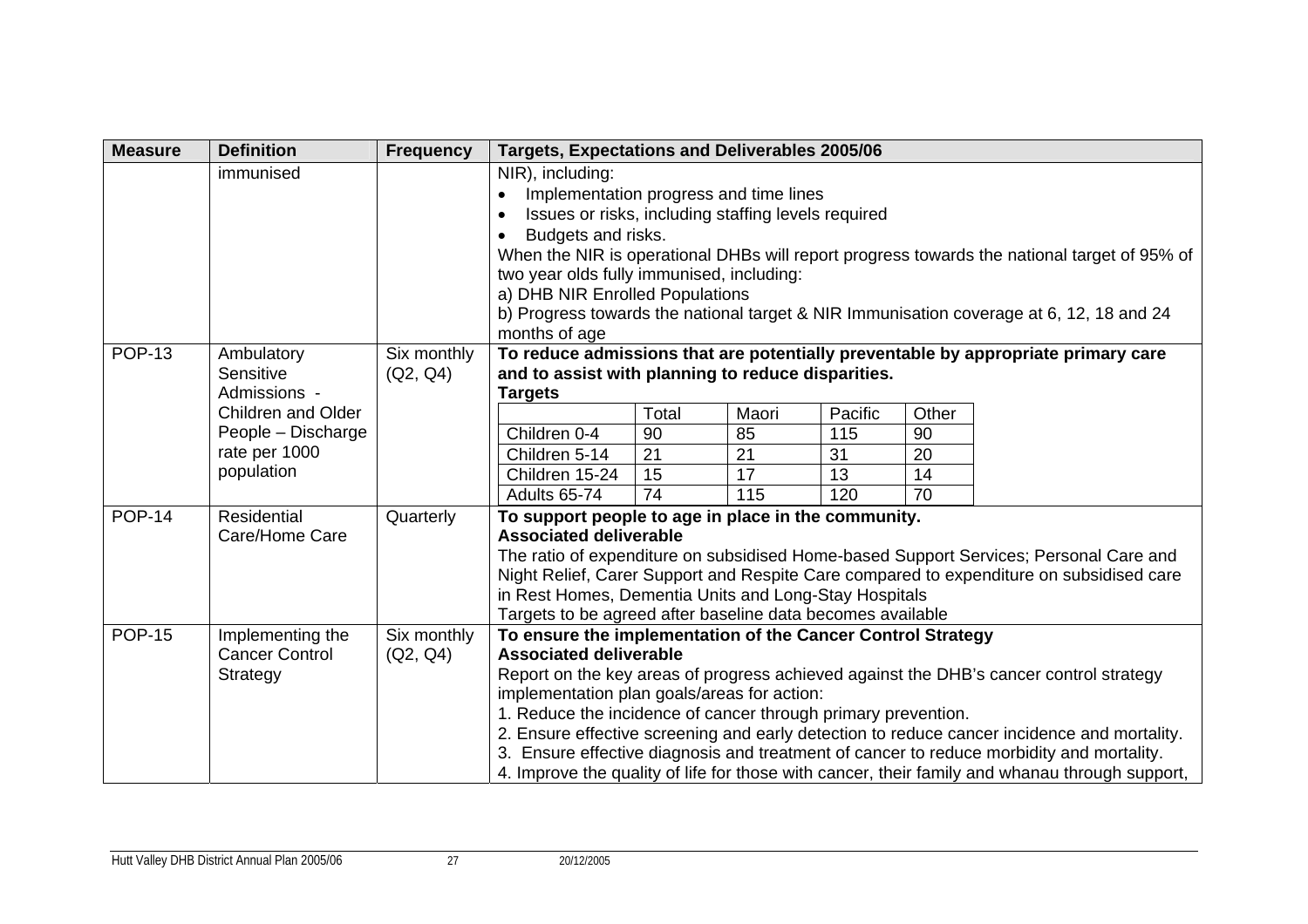| Measure | Definition | Frequency | Targets, Expectations and Deliverables 2005/06 |
|---|---|---|---|
| | immunised | | NIR), including:<br>• Implementation progress and time lines<br>• Issues or risks, including staffing levels required<br>• Budgets and risks.<br>When the NIR is operational DHBs will report progress towards the national target of 95% of two year olds fully immunised, including:<br>a) DHB NIR Enrolled Populations<br>b) Progress towards the national target & NIR Immunisation coverage at 6, 12, 18 and 24 months of age |
| POP-13 | Ambulatory Sensitive Admissions - Children and Older People – Discharge rate per 1000 population | Six monthly (Q2, Q4) | **To reduce admissions that are potentially preventable by appropriate primary care and to assist with planning to reduce disparities.**<br>**Targets**<br>(see targets table below) |
| POP-14 | Residential Care/Home Care | Quarterly | **To support people to age in place in the community.**<br>**Associated deliverable**<br>The ratio of expenditure on subsidised Home-based Support Services; Personal Care and Night Relief, Carer Support and Respite Care compared to expenditure on subsidised care in Rest Homes, Dementia Units and Long-Stay Hospitals<br>Targets to be agreed after baseline data becomes available |
| POP-15 | Implementing the Cancer Control Strategy | Six monthly (Q2, Q4) | **To ensure the implementation of the Cancer Control Strategy**<br>**Associated deliverable**<br>Report on the key areas of progress achieved against the DHB's cancer control strategy implementation plan goals/areas for action:<br>1. Reduce the incidence of cancer through primary prevention.<br>2. Ensure effective screening and early detection to reduce cancer incidence and mortality.<br>3. Ensure effective diagnosis and treatment of cancer to reduce morbidity and mortality.<br>4. Improve the quality of life for those with cancer, their family and whanau through support, |

POP-13 Targets:

| | Total | Maori | Pacific | Other |
|---|---|---|---|---|
| Children 0-4 | 90 | 85 | 115 | 90 |
| Children 5-14 | 21 | 21 | 31 | 20 |
| Children 15-24 | 15 | 17 | 13 | 14 |
| Adults 65-74 | 74 | 115 | 120 | 70 |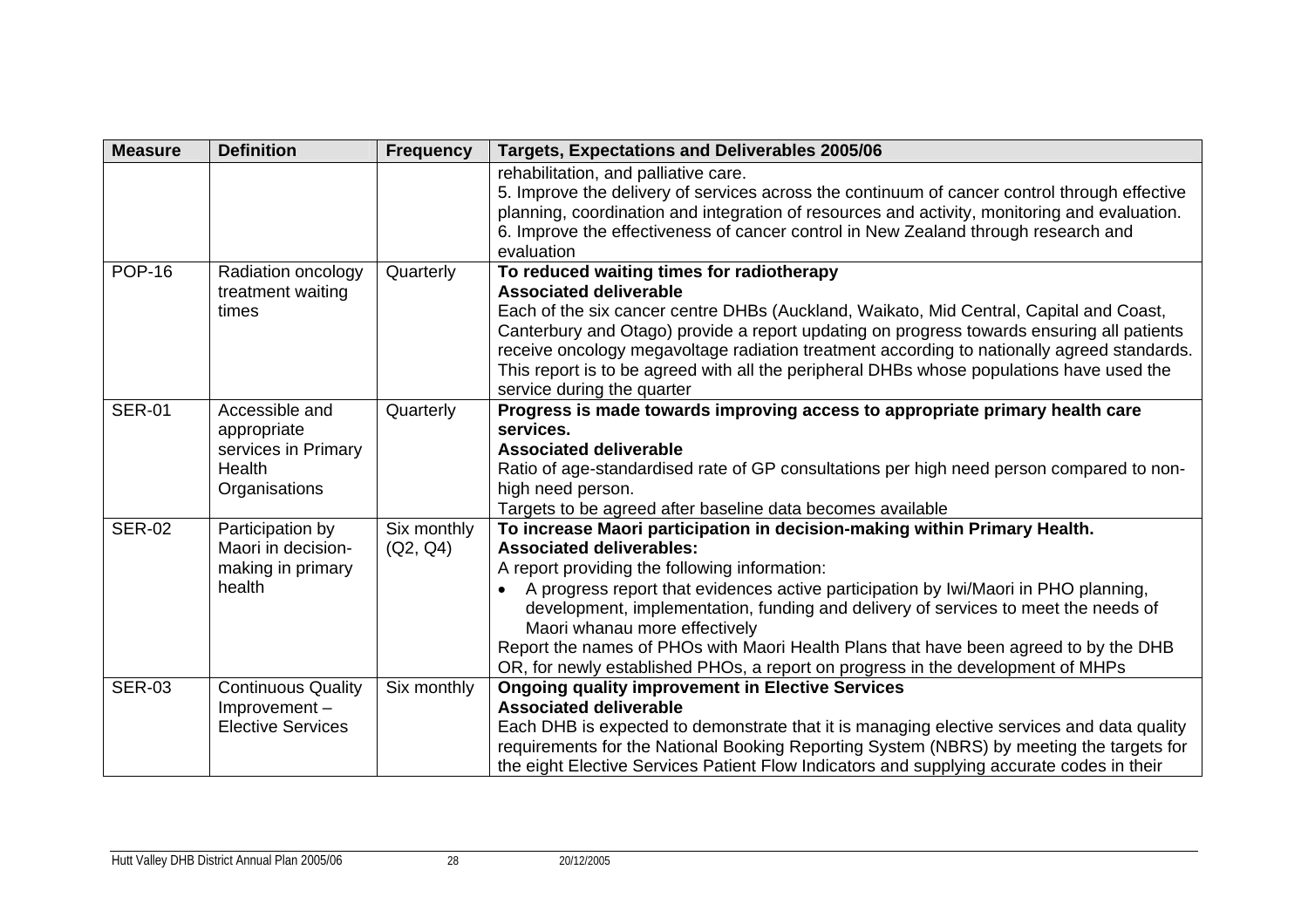| Measure | Definition | Frequency | Targets, Expectations and Deliverables 2005/06 |
|---|---|---|---|
| | | | rehabilitation, and palliative care.<br>5. Improve the delivery of services across the continuum of cancer control through effective planning, coordination and integration of resources and activity, monitoring and evaluation.<br>6. Improve the effectiveness of cancer control in New Zealand through research and evaluation |
| POP-16 | Radiation oncology treatment waiting times | Quarterly | **To reduced waiting times for radiotherapy**<br>**Associated deliverable**<br>Each of the six cancer centre DHBs (Auckland, Waikato, Mid Central, Capital and Coast, Canterbury and Otago) provide a report updating on progress towards ensuring all patients receive oncology megavoltage radiation treatment according to nationally agreed standards. This report is to be agreed with all the peripheral DHBs whose populations have used the service during the quarter |
| SER-01 | Accessible and appropriate services in Primary Health Organisations | Quarterly | **Progress is made towards improving access to appropriate primary health care services.**<br>**Associated deliverable**<br>Ratio of age-standardised rate of GP consultations per high need person compared to non-high need person.<br>Targets to be agreed after baseline data becomes available |
| SER-02 | Participation by Maori in decision-making in primary health | Six monthly (Q2, Q4) | **To increase Maori participation in decision-making within Primary Health.**<br>**Associated deliverables:**<br>A report providing the following information:<br>• A progress report that evidences active participation by Iwi/Maori in PHO planning, development, implementation, funding and delivery of services to meet the needs of Maori whanau more effectively<br>Report the names of PHOs with Maori Health Plans that have been agreed to by the DHB OR, for newly established PHOs, a report on progress in the development of MHPs |
| SER-03 | Continuous Quality Improvement – Elective Services | Six monthly | **Ongoing quality improvement in Elective Services**<br>**Associated deliverable**<br>Each DHB is expected to demonstrate that it is managing elective services and data quality requirements for the National Booking Reporting System (NBRS) by meeting the targets for the eight Elective Services Patient Flow Indicators and supplying accurate codes in their |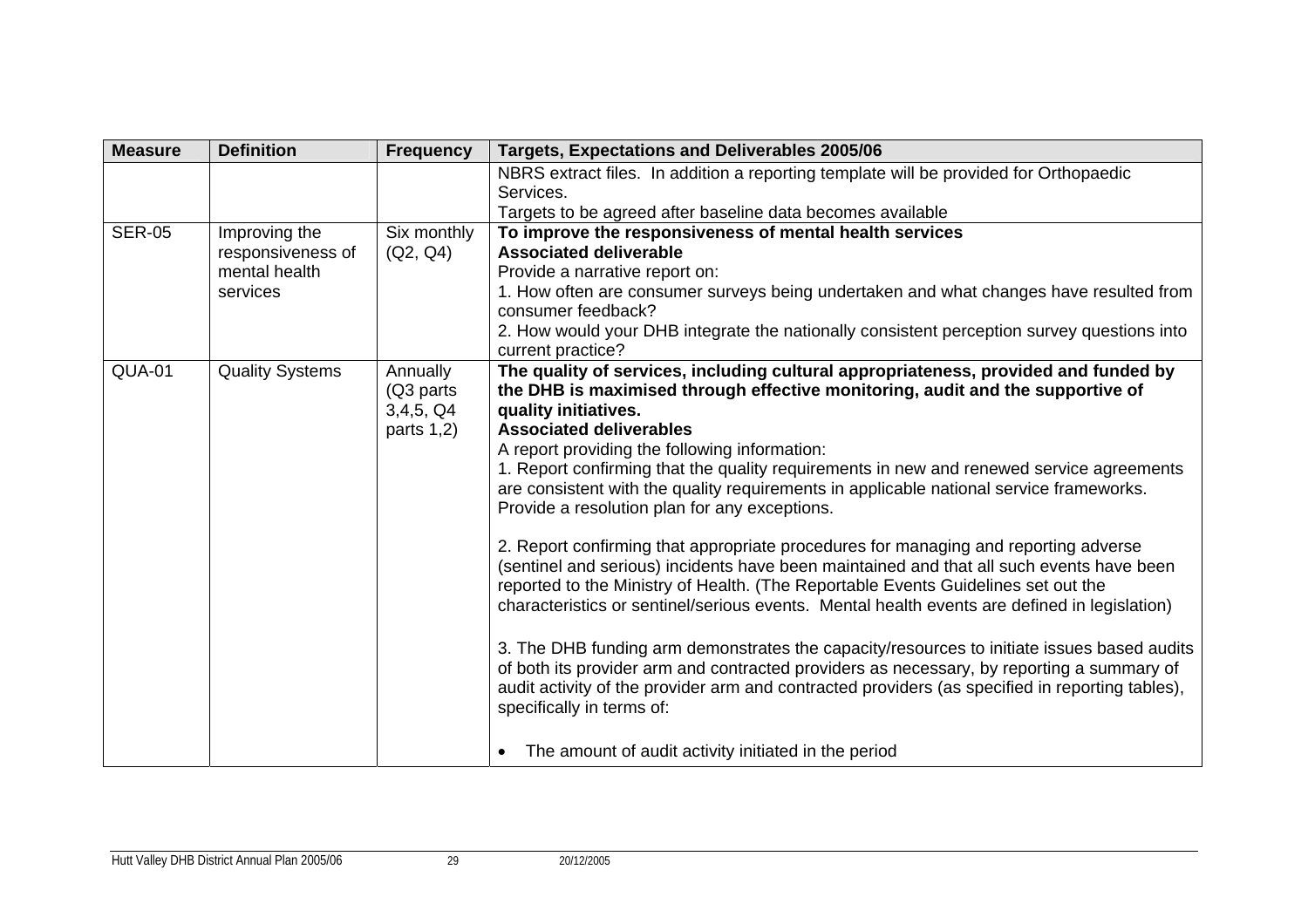| Measure | Definition | Frequency | Targets, Expectations and Deliverables 2005/06 |
|---|---|---|---|
| | | | NBRS extract files. In addition a reporting template will be provided for Orthopaedic Services.<br>Targets to be agreed after baseline data becomes available |
| SER-05 | Improving the responsiveness of mental health services | Six monthly (Q2, Q4) | **To improve the responsiveness of mental health services**<br>**Associated deliverable**<br>Provide a narrative report on:<br>1. How often are consumer surveys being undertaken and what changes have resulted from consumer feedback?<br>2. How would your DHB integrate the nationally consistent perception survey questions into current practice? |
| QUA-01 | Quality Systems | Annually (Q3 parts 3,4,5, Q4 parts 1,2) | **The quality of services, including cultural appropriateness, provided and funded by the DHB is maximised through effective monitoring, audit and the supportive of quality initiatives.**<br>**Associated deliverables**<br>A report providing the following information:<br>1. Report confirming that the quality requirements in new and renewed service agreements are consistent with the quality requirements in applicable national service frameworks. Provide a resolution plan for any exceptions.<br><br>2. Report confirming that appropriate procedures for managing and reporting adverse (sentinel and serious) incidents have been maintained and that all such events have been reported to the Ministry of Health. (The Reportable Events Guidelines set out the characteristics or sentinel/serious events. Mental health events are defined in legislation)<br><br>3. The DHB funding arm demonstrates the capacity/resources to initiate issues based audits of both its provider arm and contracted providers as necessary, by reporting a summary of audit activity of the provider arm and contracted providers (as specified in reporting tables), specifically in terms of:<br><br>• The amount of audit activity initiated in the period |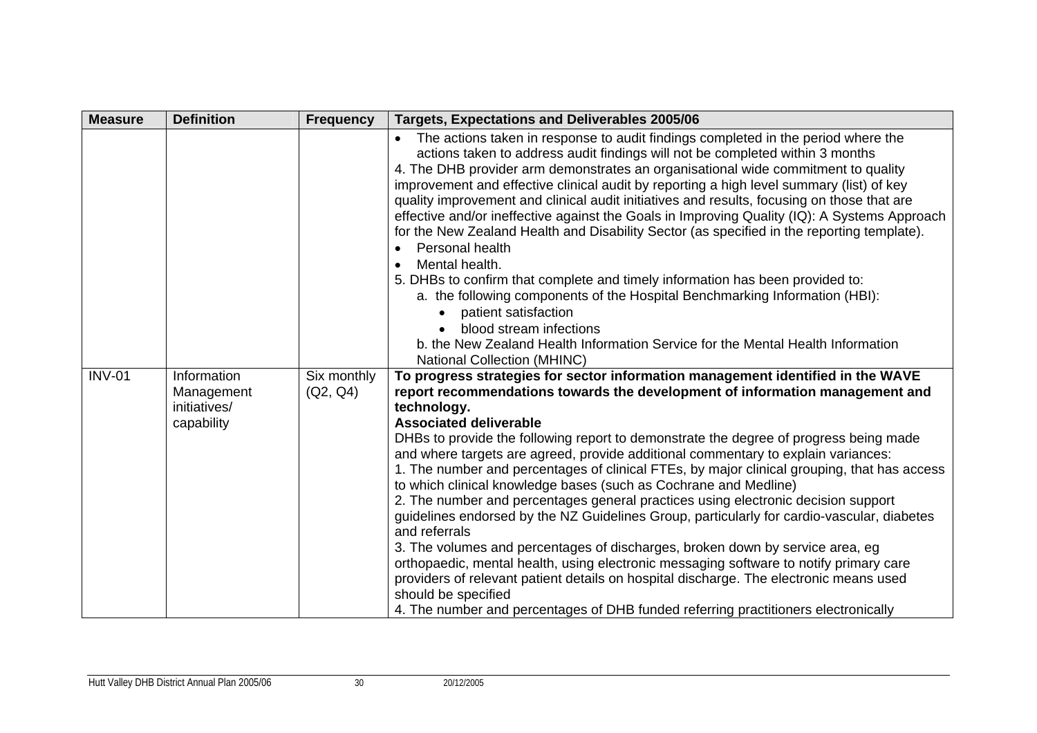| Measure | Definition | Frequency | Targets, Expectations and Deliverables 2005/06 |
|---|---|---|---|
| | | | • The actions taken in response to audit findings completed in the period where the actions taken to address audit findings will not be completed within 3 months<br>4. The DHB provider arm demonstrates an organisational wide commitment to quality improvement and effective clinical audit by reporting a high level summary (list) of key quality improvement and clinical audit initiatives and results, focusing on those that are effective and/or ineffective against the Goals in Improving Quality (IQ): A Systems Approach for the New Zealand Health and Disability Sector (as specified in the reporting template).<br>• Personal health<br>• Mental health.<br>5. DHBs to confirm that complete and timely information has been provided to:<br>a. the following components of the Hospital Benchmarking Information (HBI):<br>• patient satisfaction<br>• blood stream infections<br>b. the New Zealand Health Information Service for the Mental Health Information National Collection (MHINC) |
| INV-01 | Information Management initiatives/ capability | Six monthly (Q2, Q4) | **To progress strategies for sector information management identified in the WAVE report recommendations towards the development of information management and technology.**<br>**Associated deliverable**<br>DHBs to provide the following report to demonstrate the degree of progress being made and where targets are agreed, provide additional commentary to explain variances:<br>1. The number and percentages of clinical FTEs, by major clinical grouping, that has access to which clinical knowledge bases (such as Cochrane and Medline)<br>2. The number and percentages general practices using electronic decision support guidelines endorsed by the NZ Guidelines Group, particularly for cardio-vascular, diabetes and referrals<br>3. The volumes and percentages of discharges, broken down by service area, eg orthopaedic, mental health, using electronic messaging software to notify primary care providers of relevant patient details on hospital discharge. The electronic means used should be specified<br>4. The number and percentages of DHB funded referring practitioners electronically |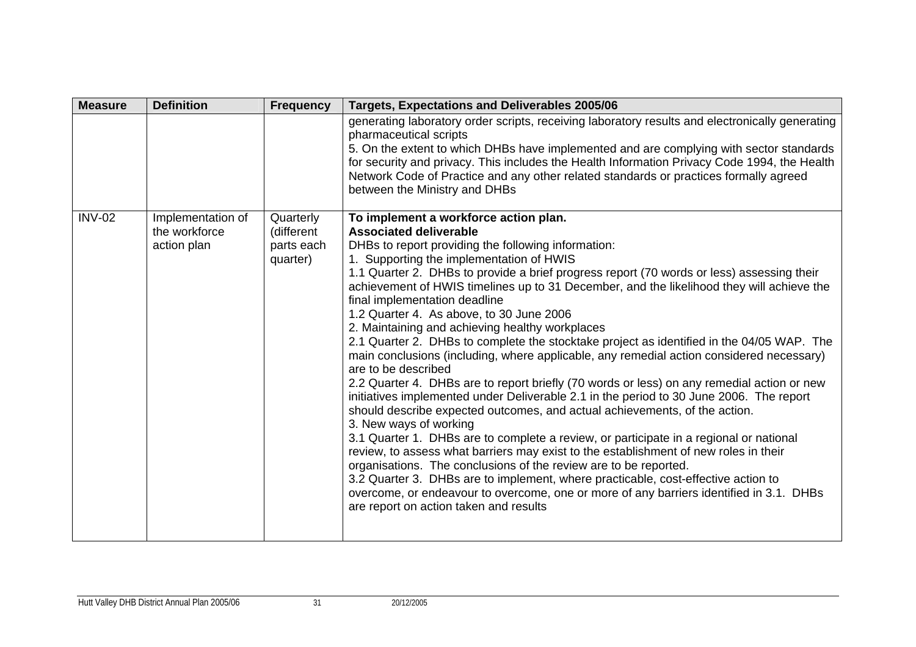| Measure | Definition | Frequency | Targets, Expectations and Deliverables 2005/06 |
|---|---|---|---|
| | | | generating laboratory order scripts, receiving laboratory results and electronically generating pharmaceutical scripts<br>5. On the extent to which DHBs have implemented and are complying with sector standards for security and privacy. This includes the Health Information Privacy Code 1994, the Health Network Code of Practice and any other related standards or practices formally agreed between the Ministry and DHBs |
| INV-02 | Implementation of the workforce action plan | Quarterly (different parts each quarter) | **To implement a workforce action plan.**<br>**Associated deliverable**<br>DHBs to report providing the following information:<br>1. Supporting the implementation of HWIS<br>1.1 Quarter 2. DHBs to provide a brief progress report (70 words or less) assessing their achievement of HWIS timelines up to 31 December, and the likelihood they will achieve the final implementation deadline<br>1.2 Quarter 4. As above, to 30 June 2006<br>2. Maintaining and achieving healthy workplaces<br>2.1 Quarter 2. DHBs to complete the stocktake project as identified in the 04/05 WAP. The main conclusions (including, where applicable, any remedial action considered necessary) are to be described<br>2.2 Quarter 4. DHBs are to report briefly (70 words or less) on any remedial action or new initiatives implemented under Deliverable 2.1 in the period to 30 June 2006. The report should describe expected outcomes, and actual achievements, of the action.<br>3. New ways of working<br>3.1 Quarter 1. DHBs are to complete a review, or participate in a regional or national review, to assess what barriers may exist to the establishment of new roles in their organisations. The conclusions of the review are to be reported.<br>3.2 Quarter 3. DHBs are to implement, where practicable, cost-effective action to overcome, or endeavour to overcome, one or more of any barriers identified in 3.1. DHBs are report on action taken and results |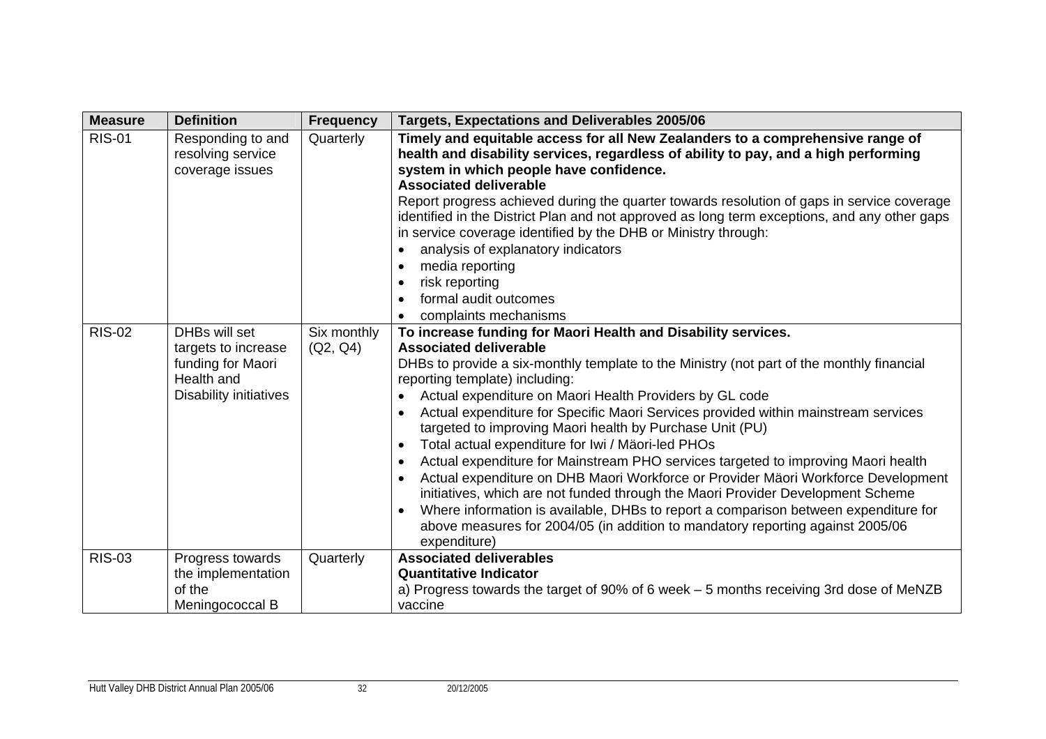| Measure | Definition | Frequency | Targets, Expectations and Deliverables 2005/06 |
|---|---|---|---|
| RIS-01 | Responding to and resolving service coverage issues | Quarterly | **Timely and equitable access for all New Zealanders to a comprehensive range of health and disability services, regardless of ability to pay, and a high performing system in which people have confidence.**<br>**Associated deliverable**<br>Report progress achieved during the quarter towards resolution of gaps in service coverage identified in the District Plan and not approved as long term exceptions, and any other gaps in service coverage identified by the DHB or Ministry through:<br>• analysis of explanatory indicators<br>• media reporting<br>• risk reporting<br>• formal audit outcomes<br>• complaints mechanisms |
| RIS-02 | DHBs will set targets to increase funding for Maori Health and Disability initiatives | Six monthly (Q2, Q4) | **To increase funding for Maori Health and Disability services.**<br>**Associated deliverable**<br>DHBs to provide a six-monthly template to the Ministry (not part of the monthly financial reporting template) including:<br>• Actual expenditure on Maori Health Providers by GL code<br>• Actual expenditure for Specific Maori Services provided within mainstream services targeted to improving Maori health by Purchase Unit (PU)<br>• Total actual expenditure for Iwi / Mäori-led PHOs<br>• Actual expenditure for Mainstream PHO services targeted to improving Maori health<br>• Actual expenditure on DHB Maori Workforce or Provider Mäori Workforce Development initiatives, which are not funded through the Maori Provider Development Scheme<br>• Where information is available, DHBs to report a comparison between expenditure for above measures for 2004/05 (in addition to mandatory reporting against 2005/06 expenditure) |
| RIS-03 | Progress towards the implementation of the Meningococcal B | Quarterly | **Associated deliverables**<br>**Quantitative Indicator**<br>a) Progress towards the target of 90% of 6 week – 5 months receiving 3rd dose of MeNZB vaccine |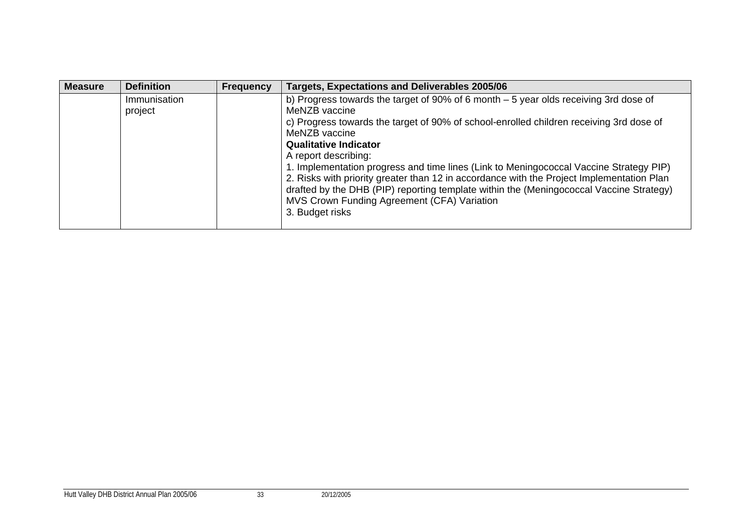| Measure | Definition | Frequency | Targets, Expectations and Deliverables 2005/06 |
|---|---|---|---|
| | Immunisation project | | b) Progress towards the target of 90% of 6 month – 5 year olds receiving 3rd dose of MeNZB vaccine<br>c) Progress towards the target of 90% of school-enrolled children receiving 3rd dose of MeNZB vaccine<br>**Qualitative Indicator**<br>A report describing:<br>1. Implementation progress and time lines (Link to Meningococcal Vaccine Strategy PIP)<br>2. Risks with priority greater than 12 in accordance with the Project Implementation Plan drafted by the DHB (PIP) reporting template within the (Meningococcal Vaccine Strategy) MVS Crown Funding Agreement (CFA) Variation<br>3. Budget risks |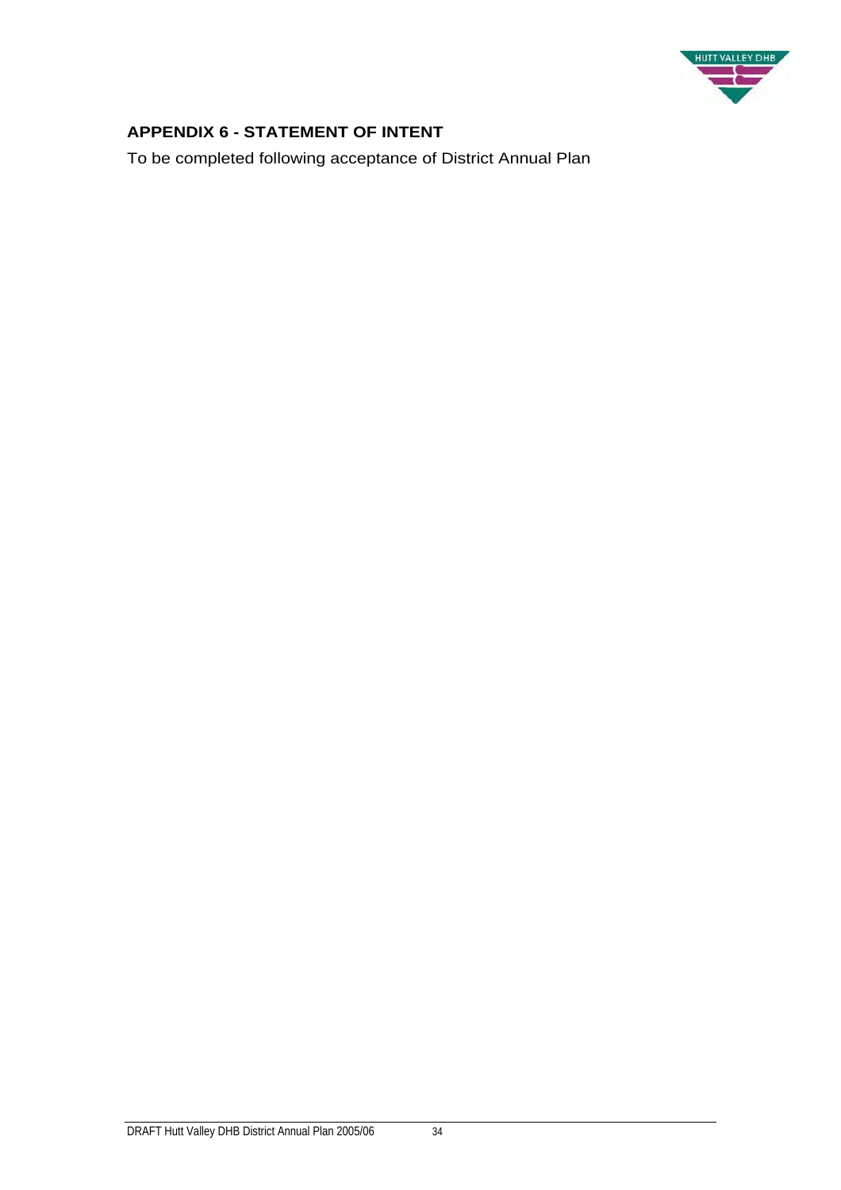## APPENDIX 6 - STATEMENT OF INTENT

To be completed following acceptance of District Annual Plan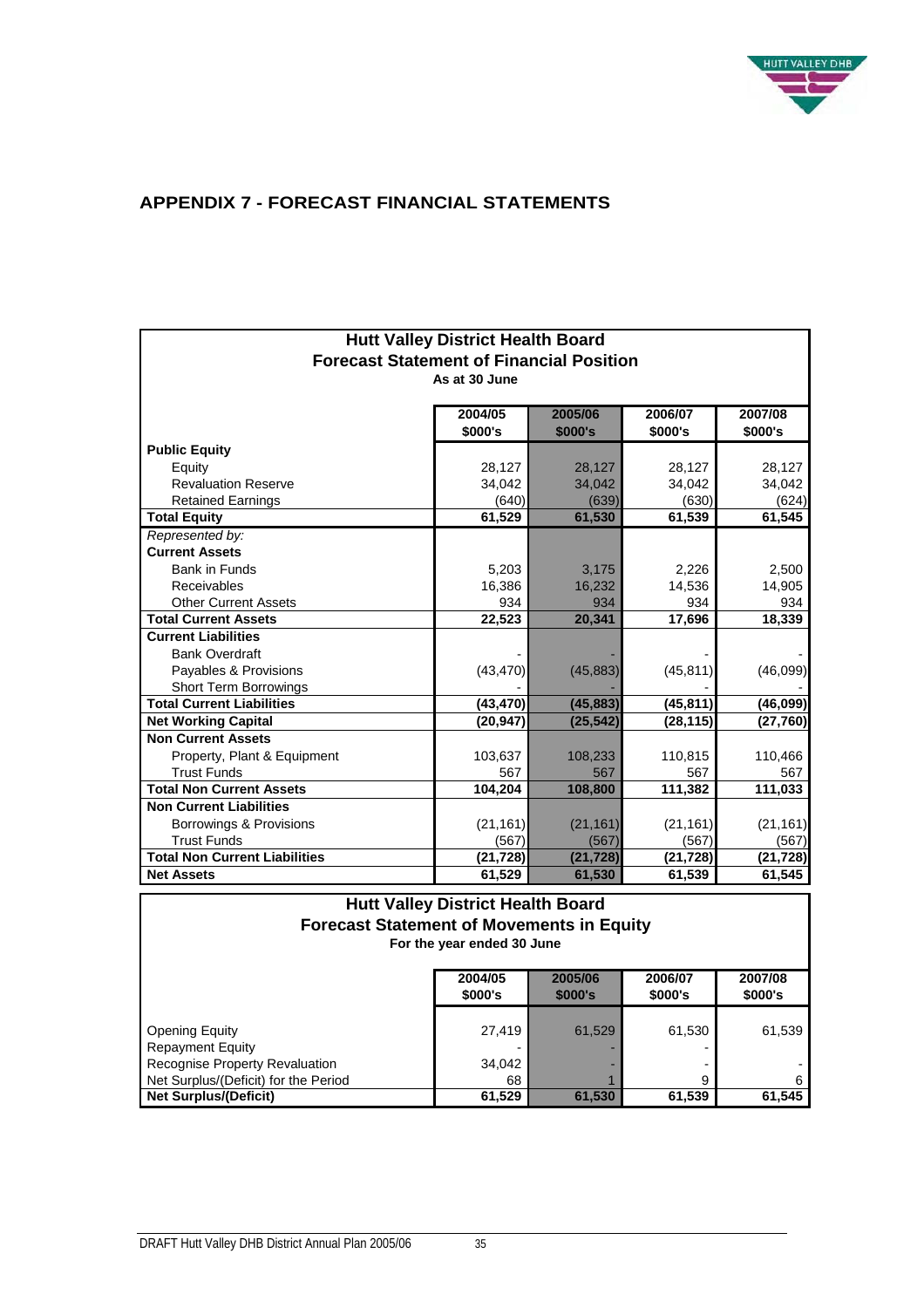## APPENDIX 7 - FORECAST FINANCIAL STATEMENTS

**Hutt Valley District Health Board**
**Forecast Statement of Financial Position**
**As at 30 June**

| | 2004/05 $000's | 2005/06 $000's | 2006/07 $000's | 2007/08 $000's |
|---|---|---|---|---|
| **Public Equity** | | | | |
| Equity | 28,127 | 28,127 | 28,127 | 28,127 |
| Revaluation Reserve | 34,042 | 34,042 | 34,042 | 34,042 |
| Retained Earnings | (640) | (639) | (630) | (624) |
| **Total Equity** | **61,529** | **61,530** | **61,539** | **61,545** |
| *Represented by:* | | | | |
| **Current Assets** | | | | |
| Bank in Funds | 5,203 | 3,175 | 2,226 | 2,500 |
| Receivables | 16,386 | 16,232 | 14,536 | 14,905 |
| Other Current Assets | 934 | 934 | 934 | 934 |
| **Total Current Assets** | **22,523** | **20,341** | **17,696** | **18,339** |
| **Current Liabilities** | | | | |
| Bank Overdraft | - | - | - | - |
| Payables & Provisions | (43,470) | (45,883) | (45,811) | (46,099) |
| Short Term Borrowings | - | - | - | - |
| **Total Current Liabilities** | **(43,470)** | **(45,883)** | **(45,811)** | **(46,099)** |
| **Net Working Capital** | **(20,947)** | **(25,542)** | **(28,115)** | **(27,760)** |
| **Non Current Assets** | | | | |
| Property, Plant & Equipment | 103,637 | 108,233 | 110,815 | 110,466 |
| Trust Funds | 567 | 567 | 567 | 567 |
| **Total Non Current Assets** | **104,204** | **108,800** | **111,382** | **111,033** |
| **Non Current Liabilities** | | | | |
| Borrowings & Provisions | (21,161) | (21,161) | (21,161) | (21,161) |
| Trust Funds | (567) | (567) | (567) | (567) |
| **Total Non Current Liabilities** | **(21,728)** | **(21,728)** | **(21,728)** | **(21,728)** |
| **Net Assets** | **61,529** | **61,530** | **61,539** | **61,545** |

**Hutt Valley District Health Board**
**Forecast Statement of Movements in Equity**
**For the year ended 30 June**

| | 2004/05 $000's | 2005/06 $000's | 2006/07 $000's | 2007/08 $000's |
|---|---|---|---|---|
| Opening Equity | 27,419 | 61,529 | 61,530 | 61,539 |
| Repayment Equity | - | - | - | |
| Recognise Property Revaluation | 34,042 | - | - | - |
| Net Surplus/(Deficit) for the Period | 68 | 1 | 9 | 6 |
| **Net Surplus/(Deficit)** | **61,529** | **61,530** | **61,539** | **61,545** |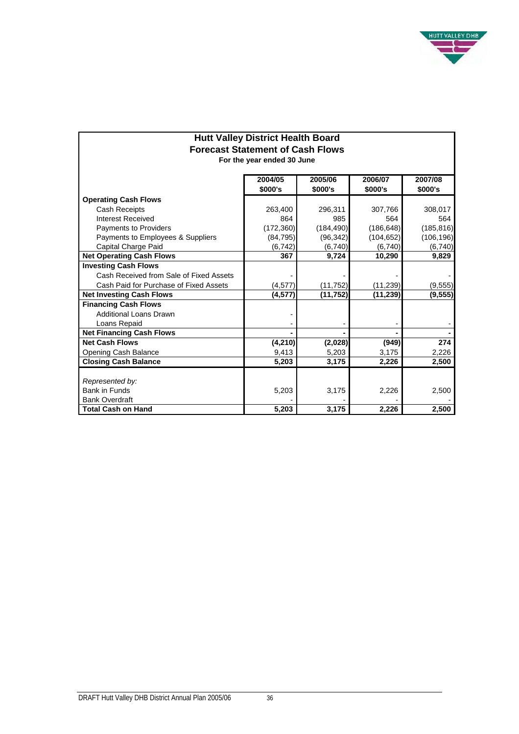## Hutt Valley District Health Board
## Forecast Statement of Cash Flows
**For the year ended 30 June**

| | 2004/05 $000's | 2005/06 $000's | 2006/07 $000's | 2007/08 $000's |
|---|---|---|---|---|
| **Operating Cash Flows** | | | | |
| Cash Receipts | 263,400 | 296,311 | 307,766 | 308,017 |
| Interest Received | 864 | 985 | 564 | 564 |
| Payments to Providers | (172,360) | (184,490) | (186,648) | (185,816) |
| Payments to Employees & Suppliers | (84,795) | (96,342) | (104,652) | (106,196) |
| Capital Charge Paid | (6,742) | (6,740) | (6,740) | (6,740) |
| **Net Operating Cash Flows** | **367** | **9,724** | **10,290** | **9,829** |
| **Investing Cash Flows** | | | | |
| Cash Received from Sale of Fixed Assets | - | - | - | - |
| Cash Paid for Purchase of Fixed Assets | (4,577) | (11,752) | (11,239) | (9,555) |
| **Net Investing Cash Flows** | **(4,577)** | **(11,752)** | **(11,239)** | **(9,555)** |
| **Financing Cash Flows** | | | | |
| Additional Loans Drawn | - | | | |
| Loans Repaid | - | - | - | - |
| **Net Financing Cash Flows** | **-** | **-** | **-** | **-** |
| **Net Cash Flows** | **(4,210)** | **(2,028)** | **(949)** | **274** |
| Opening Cash Balance | 9,413 | 5,203 | 3,175 | 2,226 |
| **Closing Cash Balance** | **5,203** | **3,175** | **2,226** | **2,500** |
| | | | | |
| *Represented by:* | | | | |
| Bank in Funds | 5,203 | 3,175 | 2,226 | 2,500 |
| Bank Overdraft | - | - | - | - |
| **Total Cash on Hand** | **5,203** | **3,175** | **2,226** | **2,500** |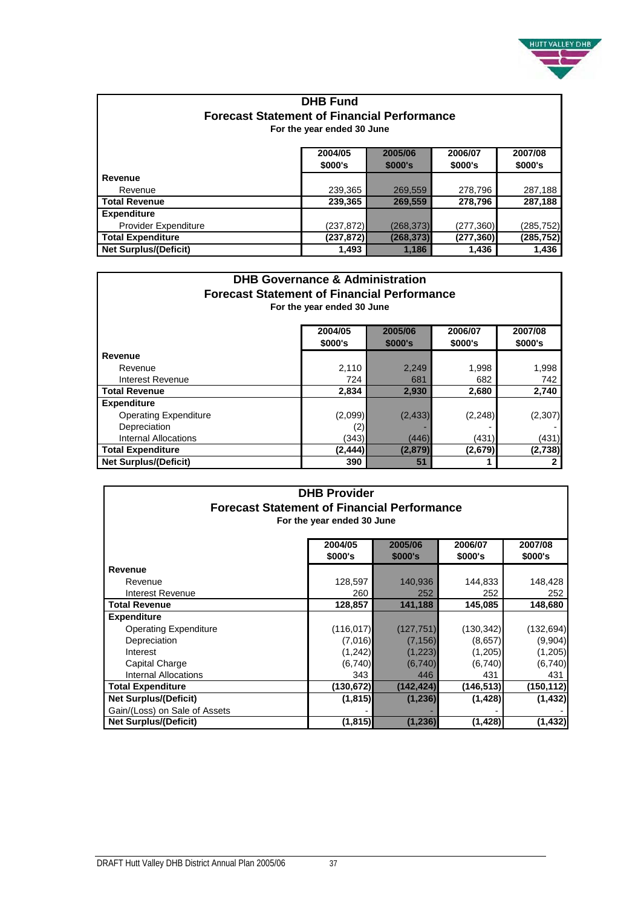## DHB Fund

### Forecast Statement of Financial Performance

**For the year ended 30 June**

| | 2004/05 $000's | 2005/06 $000's | 2006/07 $000's | 2007/08 $000's |
|---|---|---|---|---|
| **Revenue** | | | | |
| Revenue | 239,365 | 269,559 | 278,796 | 287,188 |
| **Total Revenue** | **239,365** | **269,559** | **278,796** | **287,188** |
| **Expenditure** | | | | |
| Provider Expenditure | (237,872) | (268,373) | (277,360) | (285,752) |
| **Total Expenditure** | **(237,872)** | **(268,373)** | **(277,360)** | **(285,752)** |
| **Net Surplus/(Deficit)** | **1,493** | **1,186** | **1,436** | **1,436** |

## DHB Governance & Administration

### Forecast Statement of Financial Performance

**For the year ended 30 June**

| | 2004/05 $000's | 2005/06 $000's | 2006/07 $000's | 2007/08 $000's |
|---|---|---|---|---|
| **Revenue** | | | | |
| Revenue | 2,110 | 2,249 | 1,998 | 1,998 |
| Interest Revenue | 724 | 681 | 682 | 742 |
| **Total Revenue** | **2,834** | **2,930** | **2,680** | **2,740** |
| **Expenditure** | | | | |
| Operating Expenditure | (2,099) | (2,433) | (2,248) | (2,307) |
| Depreciation | (2) | - | - | - |
| Internal Allocations | (343) | (446) | (431) | (431) |
| **Total Expenditure** | **(2,444)** | **(2,879)** | **(2,679)** | **(2,738)** |
| **Net Surplus/(Deficit)** | **390** | **51** | **1** | **2** |

## DHB Provider

### Forecast Statement of Financial Performance

**For the year ended 30 June**

| | 2004/05 $000's | 2005/06 $000's | 2006/07 $000's | 2007/08 $000's |
|---|---|---|---|---|
| **Revenue** | | | | |
| Revenue | 128,597 | 140,936 | 144,833 | 148,428 |
| Interest Revenue | 260 | 252 | 252 | 252 |
| **Total Revenue** | **128,857** | **141,188** | **145,085** | **148,680** |
| **Expenditure** | | | | |
| Operating Expenditure | (116,017) | (127,751) | (130,342) | (132,694) |
| Depreciation | (7,016) | (7,156) | (8,657) | (9,904) |
| Interest | (1,242) | (1,223) | (1,205) | (1,205) |
| Capital Charge | (6,740) | (6,740) | (6,740) | (6,740) |
| Internal Allocations | 343 | 446 | 431 | 431 |
| **Total Expenditure** | **(130,672)** | **(142,424)** | **(146,513)** | **(150,112)** |
| **Net Surplus/(Deficit)** | **(1,815)** | **(1,236)** | **(1,428)** | **(1,432)** |
| Gain/(Loss) on Sale of Assets | - | - | - | - |
| **Net Surplus/(Deficit)** | **(1,815)** | **(1,236)** | **(1,428)** | **(1,432)** |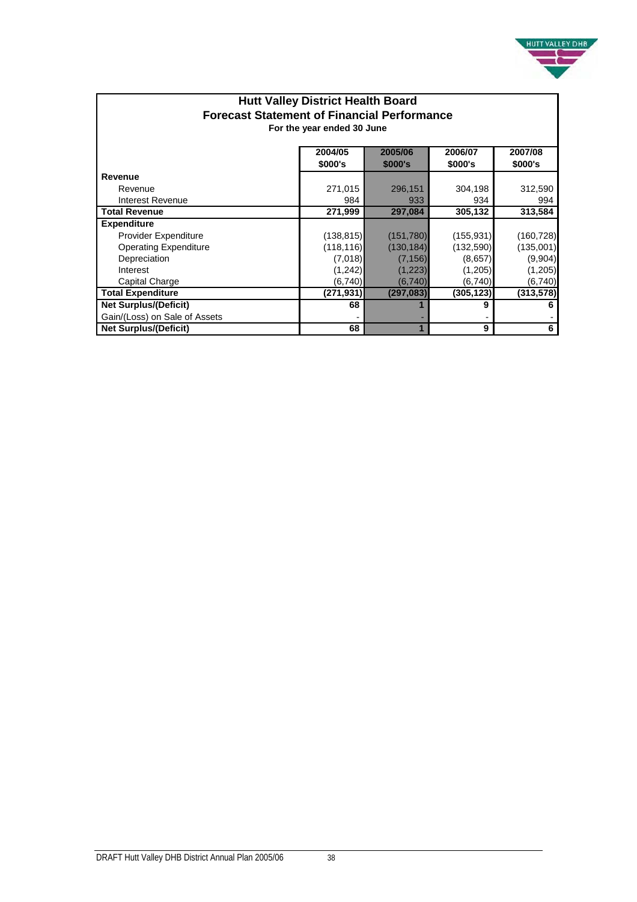# Hutt Valley District Health Board

## Forecast Statement of Financial Performance

**For the year ended 30 June**

| | 2004/05<br>$000's | 2005/06<br>$000's | 2006/07<br>$000's | 2007/08<br>$000's |
|---|---|---|---|---|
| **Revenue** | | | | |
| Revenue | 271,015 | 296,151 | 304,198 | 312,590 |
| Interest Revenue | 984 | 933 | 934 | 994 |
| **Total Revenue** | **271,999** | **297,084** | **305,132** | **313,584** |
| **Expenditure** | | | | |
| Provider Expenditure | (138,815) | (151,780) | (155,931) | (160,728) |
| Operating Expenditure | (118,116) | (130,184) | (132,590) | (135,001) |
| Depreciation | (7,018) | (7,156) | (8,657) | (9,904) |
| Interest | (1,242) | (1,223) | (1,205) | (1,205) |
| Capital Charge | (6,740) | (6,740) | (6,740) | (6,740) |
| **Total Expenditure** | **(271,931)** | **(297,083)** | **(305,123)** | **(313,578)** |
| **Net Surplus/(Deficit)** | **68** | **1** | **9** | **6** |
| Gain/(Loss) on Sale of Assets | - | - | - | - |
| **Net Surplus/(Deficit)** | **68** | **1** | **9** | **6** |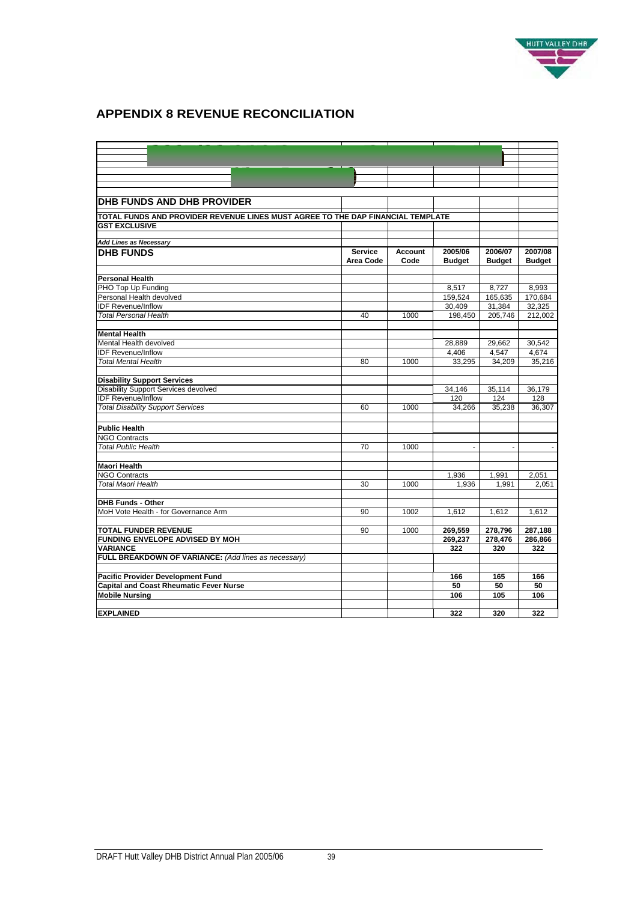## APPENDIX 8 REVENUE RECONCILIATION

**DHB FUNDS AND DHB PROVIDER**

**TOTAL FUNDS AND PROVIDER REVENUE LINES MUST AGREE TO THE DAP FINANCIAL TEMPLATE**

**GST EXCLUSIVE**

***Add Lines as Necessary***

| **DHB FUNDS** | **Service Area Code** | **Account Code** | **2005/06 Budget** | **2006/07 Budget** | **2007/08 Budget** |
|---|---|---|---|---|---|
| **Personal Health** | | | | | |
| PHO Top Up Funding | | | 8,517 | 8,727 | 8,993 |
| Personal Health devolved | | | 159,524 | 165,635 | 170,684 |
| IDF Revenue/Inflow | | | 30,409 | 31,384 | 32,325 |
| *Total Personal Health* | 40 | 1000 | 198,450 | 205,746 | 212,002 |
| **Mental Health** | | | | | |
| Mental Health devolved | | | 28,889 | 29,662 | 30,542 |
| IDF Revenue/Inflow | | | 4,406 | 4,547 | 4,674 |
| *Total Mental Health* | 80 | 1000 | 33,295 | 34,209 | 35,216 |
| **Disability Support Services** | | | | | |
| Disability Support Services devolved | | | 34,146 | 35,114 | 36,179 |
| IDF Revenue/Inflow | | | 120 | 124 | 128 |
| *Total Disability Support Services* | 60 | 1000 | 34,266 | 35,238 | 36,307 |
| **Public Health** | | | | | |
| NGO Contracts | | | | | |
| *Total Public Health* | 70 | 1000 | - | - | - |
| **Maori Health** | | | | | |
| NGO Contracts | | | 1,936 | 1,991 | 2,051 |
| *Total Maori Health* | 30 | 1000 | 1,936 | 1,991 | 2,051 |
| **DHB Funds - Other** | | | | | |
| MoH Vote Health - for Governance Arm | 90 | 1002 | 1,612 | 1,612 | 1,612 |
| **TOTAL FUNDER REVENUE** | 90 | 1000 | **269,559** | **278,796** | **287,188** |
| **FUNDING ENVELOPE ADVISED BY MOH** | | | **269,237** | **278,476** | **286,866** |
| **VARIANCE** | | | **322** | **320** | **322** |
| **FULL BREAKDOWN OF VARIANCE:** *(Add lines as necessary)* | | | | | |
| **Pacific Provider Development Fund** | | | **166** | **165** | **166** |
| **Capital and Coast Rheumatic Fever Nurse** | | | **50** | **50** | **50** |
| **Mobile Nursing** | | | **106** | **105** | **106** |
| **EXPLAINED** | | | **322** | **320** | **322** |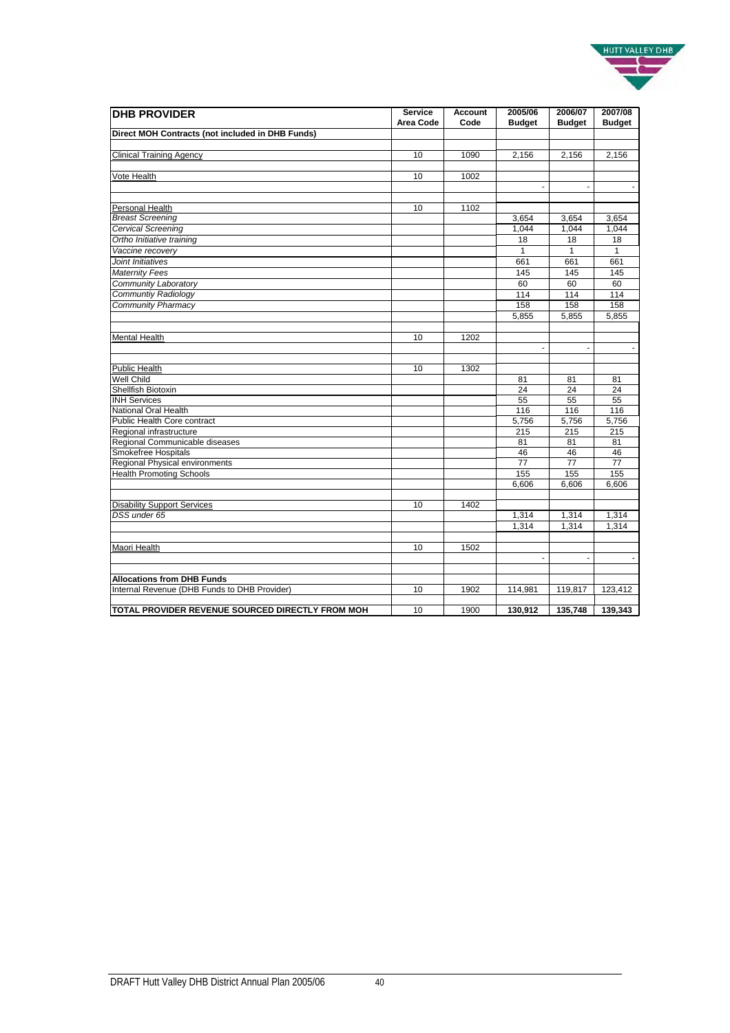| DHB PROVIDER | Service Area Code | Account Code | 2005/06 Budget | 2006/07 Budget | 2007/08 Budget |
|---|---|---|---|---|---|
| **Direct MOH Contracts (not included in DHB Funds)** | | | | | |
| | | | | | |
| Clinical Training Agency | 10 | 1090 | 2,156 | 2,156 | 2,156 |
| | | | | | |
| Vote Health | 10 | 1002 | | | |
| | | | - | - | - |
| | | | | | |
| Personal Health | 10 | 1102 | | | |
| *Breast Screening* | | | 3,654 | 3,654 | 3,654 |
| *Cervical Screening* | | | 1,044 | 1,044 | 1,044 |
| *Ortho Initiative training* | | | 18 | 18 | 18 |
| *Vaccine recovery* | | | 1 | 1 | 1 |
| *Joint Initiatives* | | | 661 | 661 | 661 |
| *Maternity Fees* | | | 145 | 145 | 145 |
| *Community Laboratory* | | | 60 | 60 | 60 |
| *Communtiy Radiology* | | | 114 | 114 | 114 |
| *Community Pharmacy* | | | 158 | 158 | 158 |
| | | | 5,855 | 5,855 | 5,855 |
| | | | | | |
| Mental Health | 10 | 1202 | | | |
| | | | - | - | - |
| | | | | | |
| Public Health | 10 | 1302 | | | |
| Well Child | | | 81 | 81 | 81 |
| Shellfish Biotoxin | | | 24 | 24 | 24 |
| INH Services | | | 55 | 55 | 55 |
| National Oral Health | | | 116 | 116 | 116 |
| Public Health Core contract | | | 5,756 | 5,756 | 5,756 |
| Regional infrastructure | | | 215 | 215 | 215 |
| Regional Communicable diseases | | | 81 | 81 | 81 |
| Smokefree Hospitals | | | 46 | 46 | 46 |
| Regional Physical environments | | | 77 | 77 | 77 |
| Health Promoting Schools | | | 155 | 155 | 155 |
| | | | 6,606 | 6,606 | 6,606 |
| | | | | | |
| Disability Support Services | 10 | 1402 | | | |
| *DSS under 65* | | | 1,314 | 1,314 | 1,314 |
| | | | 1,314 | 1,314 | 1,314 |
| | | | | | |
| Maori Health | 10 | 1502 | | | |
| | | | - | - | - |
| | | | | | |
| **Allocations from DHB Funds** | | | | | |
| Internal Revenue (DHB Funds to DHB Provider) | 10 | 1902 | 114,981 | 119,817 | 123,412 |
| | | | | | |
| **TOTAL PROVIDER REVENUE SOURCED DIRECTLY FROM MOH** | 10 | 1900 | **130,912** | **135,748** | **139,343** |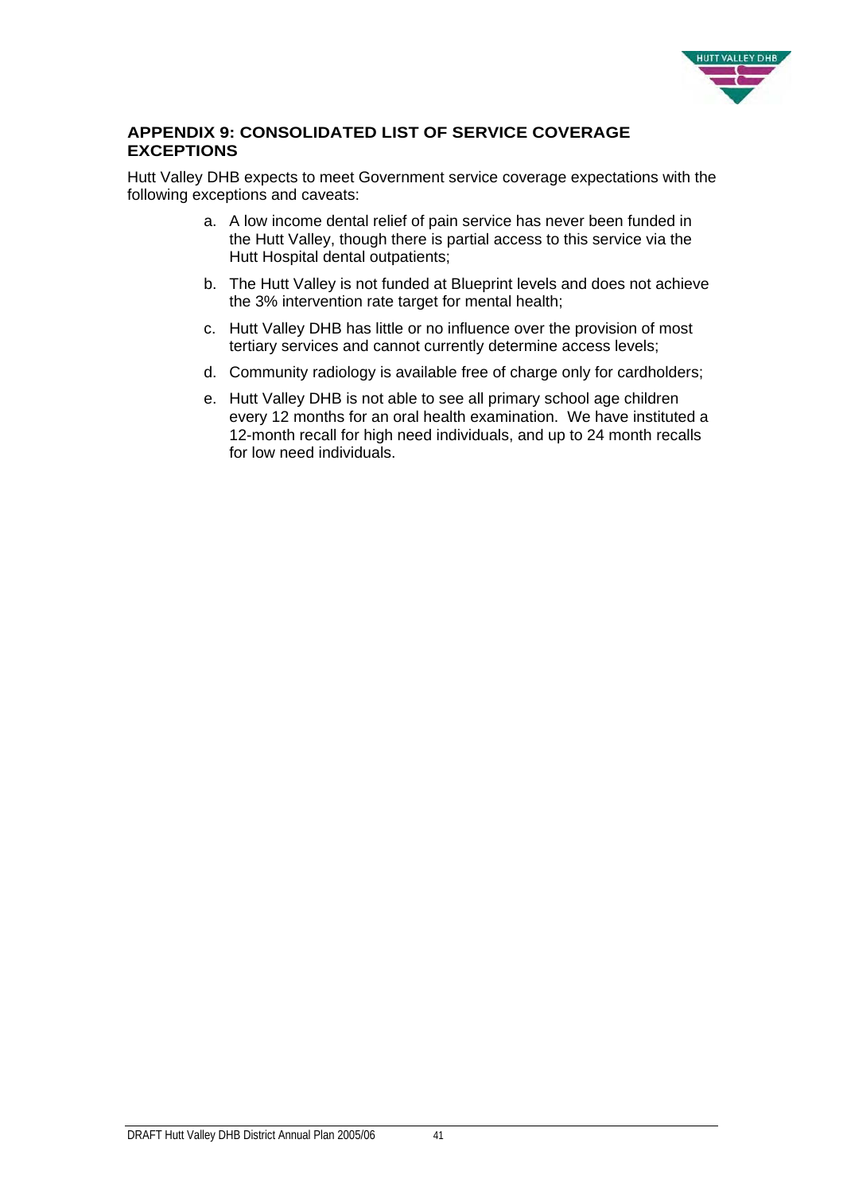## APPENDIX 9: CONSOLIDATED LIST OF SERVICE COVERAGE EXCEPTIONS

Hutt Valley DHB expects to meet Government service coverage expectations with the following exceptions and caveats:

a. A low income dental relief of pain service has never been funded in the Hutt Valley, though there is partial access to this service via the Hutt Hospital dental outpatients;

b. The Hutt Valley is not funded at Blueprint levels and does not achieve the 3% intervention rate target for mental health;

c. Hutt Valley DHB has little or no influence over the provision of most tertiary services and cannot currently determine access levels;

d. Community radiology is available free of charge only for cardholders;

e. Hutt Valley DHB is not able to see all primary school age children every 12 months for an oral health examination. We have instituted a 12-month recall for high need individuals, and up to 24 month recalls for low need individuals.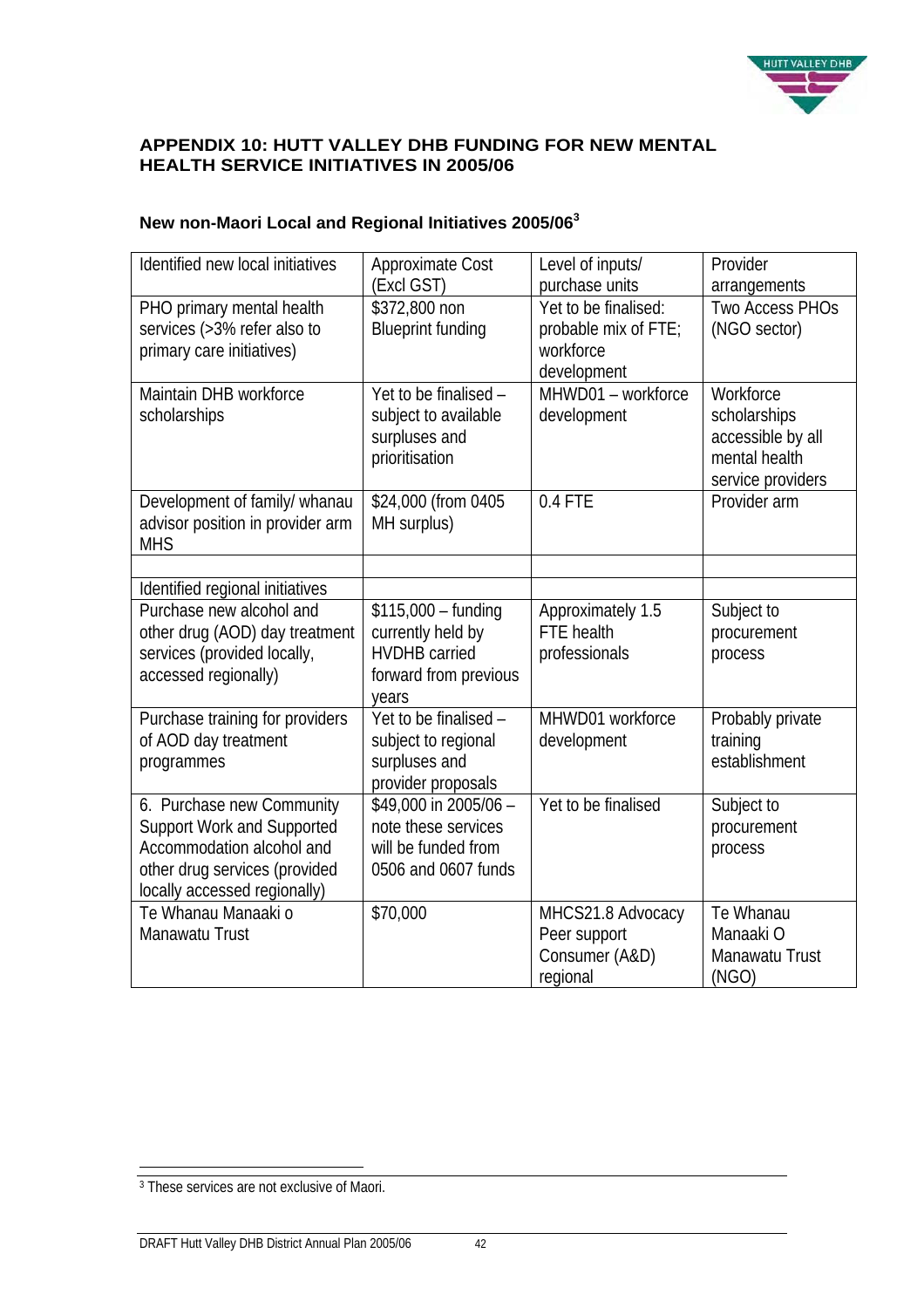## APPENDIX 10: HUTT VALLEY DHB FUNDING FOR NEW MENTAL HEALTH SERVICE INITIATIVES IN 2005/06

### New non-Maori Local and Regional Initiatives 2005/06[3]

| Identified new local initiatives | Approximate Cost (Excl GST) | Level of inputs/ purchase units | Provider arrangements |
|---|---|---|---|
| PHO primary mental health services (>3% refer also to primary care initiatives) | $372,800 non Blueprint funding | Yet to be finalised: probable mix of FTE; workforce development | Two Access PHOs (NGO sector) |
| Maintain DHB workforce scholarships | Yet to be finalised – subject to available surpluses and prioritisation | MHWD01 – workforce development | Workforce scholarships accessible by all mental health service providers |
| Development of family/ whanau advisor position in provider arm MHS | $24,000 (from 0405 MH surplus) | 0.4 FTE | Provider arm |
| | | | |
| Identified regional initiatives | | | |
| Purchase new alcohol and other drug (AOD) day treatment services (provided locally, accessed regionally) | $115,000 – funding currently held by HVDHB carried forward from previous years | Approximately 1.5 FTE health professionals | Subject to procurement process |
| Purchase training for providers of AOD day treatment programmes | Yet to be finalised – subject to regional surpluses and provider proposals | MHWD01 workforce development | Probably private training establishment |
| 6. Purchase new Community Support Work and Supported Accommodation alcohol and other drug services (provided locally accessed regionally) | $49,000 in 2005/06 – note these services will be funded from 0506 and 0607 funds | Yet to be finalised | Subject to procurement process |
| Te Whanau Manaaki o Manawatu Trust | $70,000 | MHCS21.8 Advocacy Peer support Consumer (A&D) regional | Te Whanau Manaaki O Manawatu Trust (NGO) |

[3] These services are not exclusive of Maori.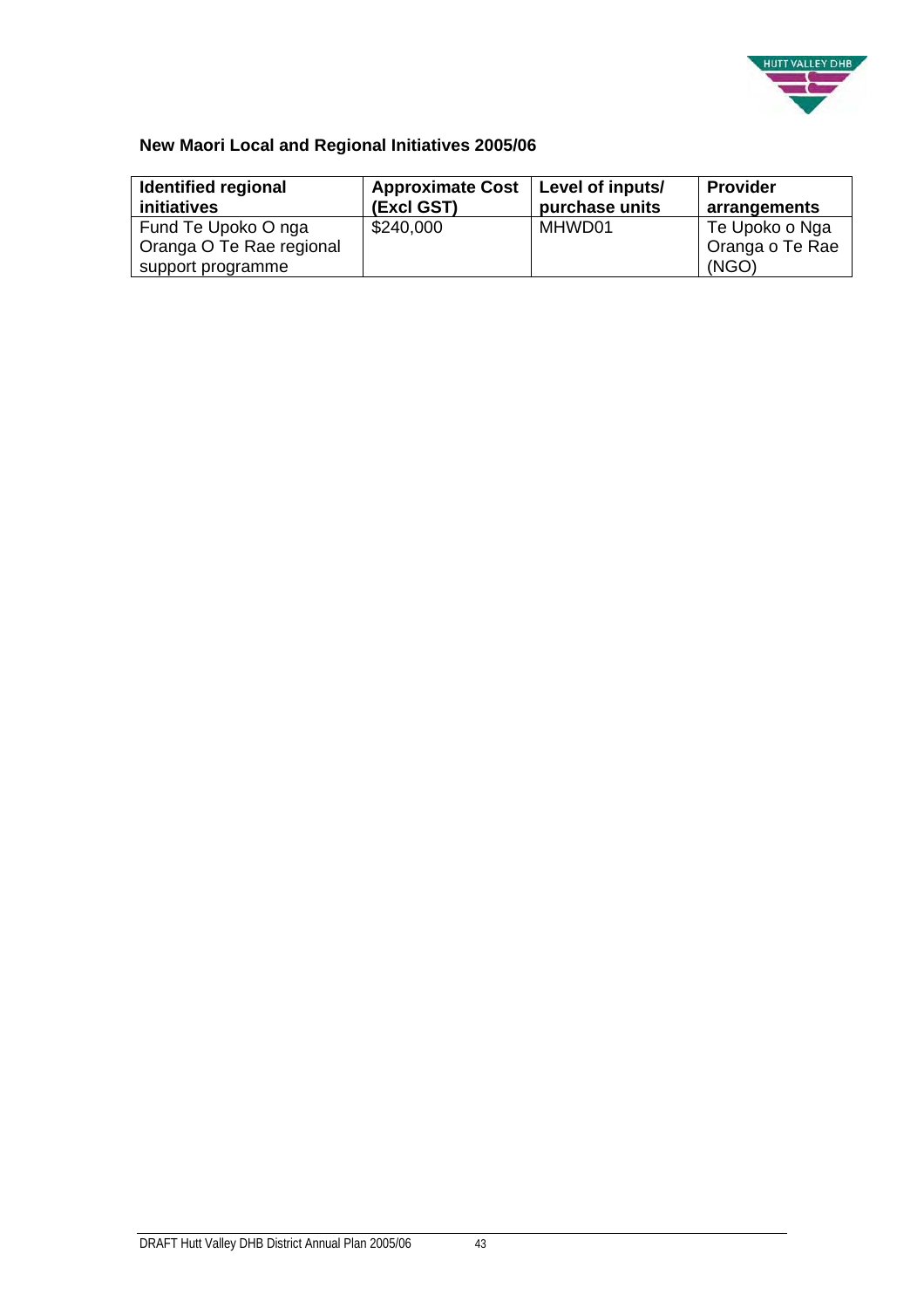### New Maori Local and Regional Initiatives 2005/06

| Identified regional initiatives | Approximate Cost (Excl GST) | Level of inputs/ purchase units | Provider arrangements |
|---|---|---|---|
| Fund Te Upoko O nga Oranga O Te Rae regional support programme | $240,000 | MHWD01 | Te Upoko o Nga Oranga o Te Rae (NGO) |